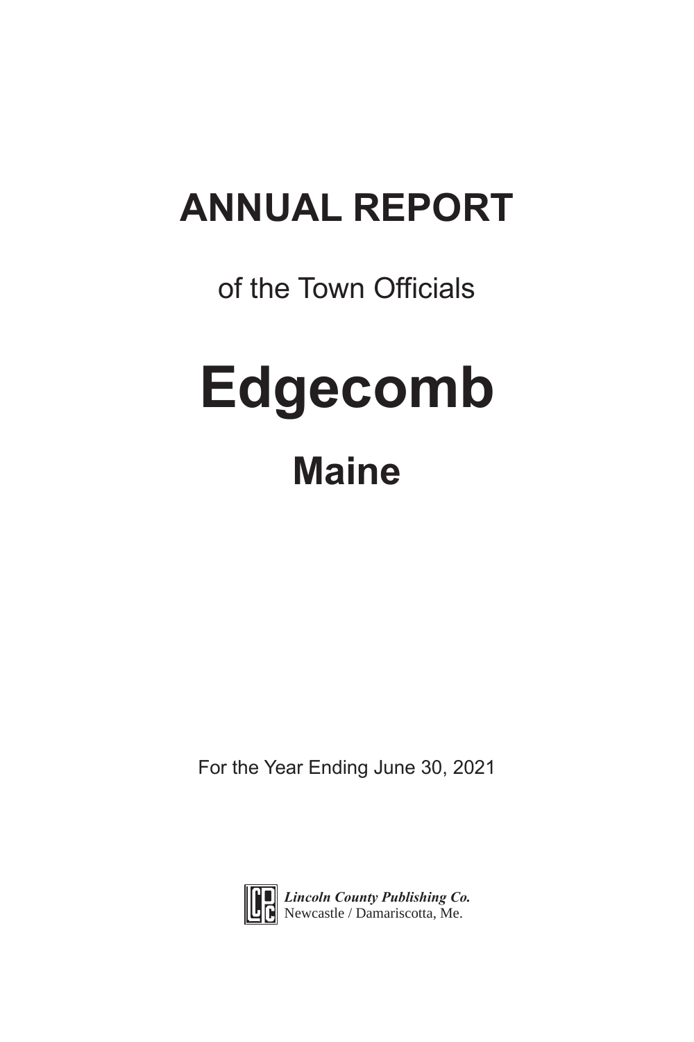# ANNUAL REPORT

of the Town Officials

# Edgecomb

## Maine

For the Year Ending June 30, 2021

***Lincoln County Publishing Co.***
Newcastle / Damariscotta, Me.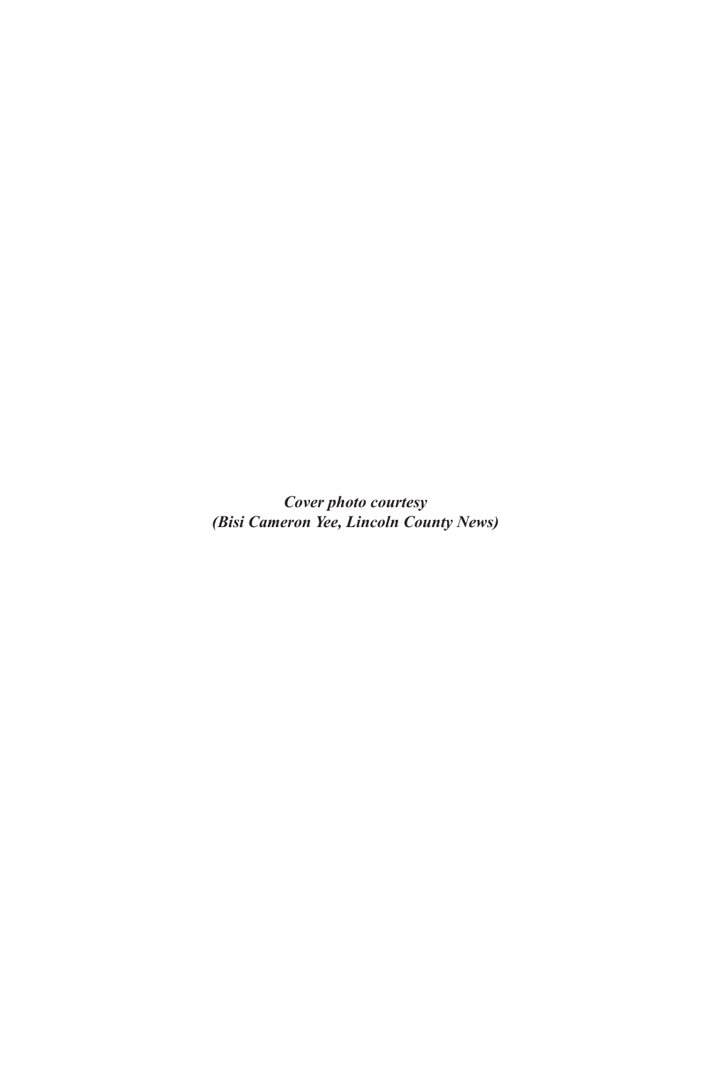***Cover photo courtesy***
***(Bisi Cameron Yee, Lincoln County News)***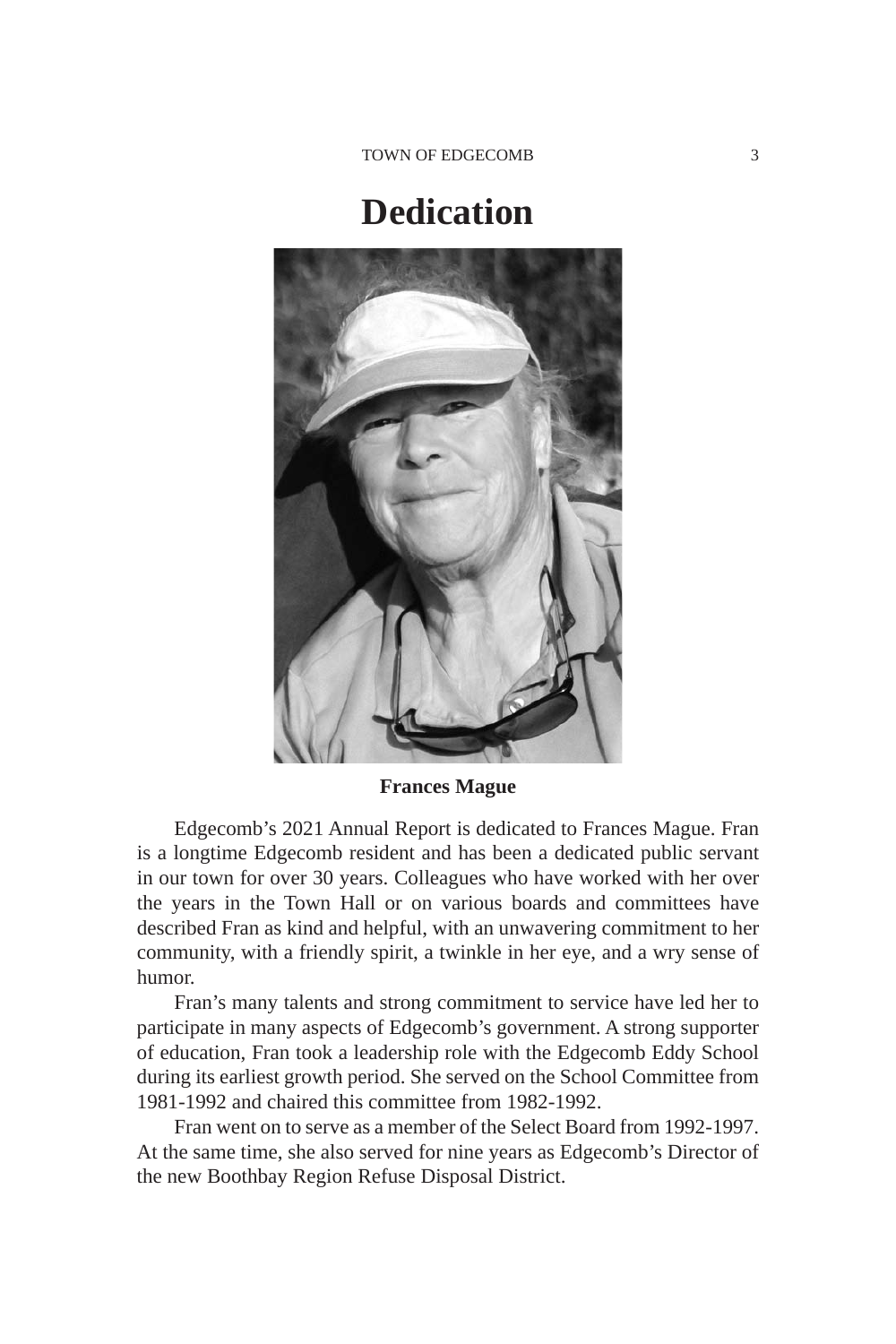# Dedication

**Frances Mague**

Edgecomb's 2021 Annual Report is dedicated to Frances Mague. Fran is a longtime Edgecomb resident and has been a dedicated public servant in our town for over 30 years. Colleagues who have worked with her over the years in the Town Hall or on various boards and committees have described Fran as kind and helpful, with an unwavering commitment to her community, with a friendly spirit, a twinkle in her eye, and a wry sense of humor.

Fran's many talents and strong commitment to service have led her to participate in many aspects of Edgecomb's government. A strong supporter of education, Fran took a leadership role with the Edgecomb Eddy School during its earliest growth period. She served on the School Committee from 1981-1992 and chaired this committee from 1982-1992.

Fran went on to serve as a member of the Select Board from 1992-1997. At the same time, she also served for nine years as Edgecomb's Director of the new Boothbay Region Refuse Disposal District.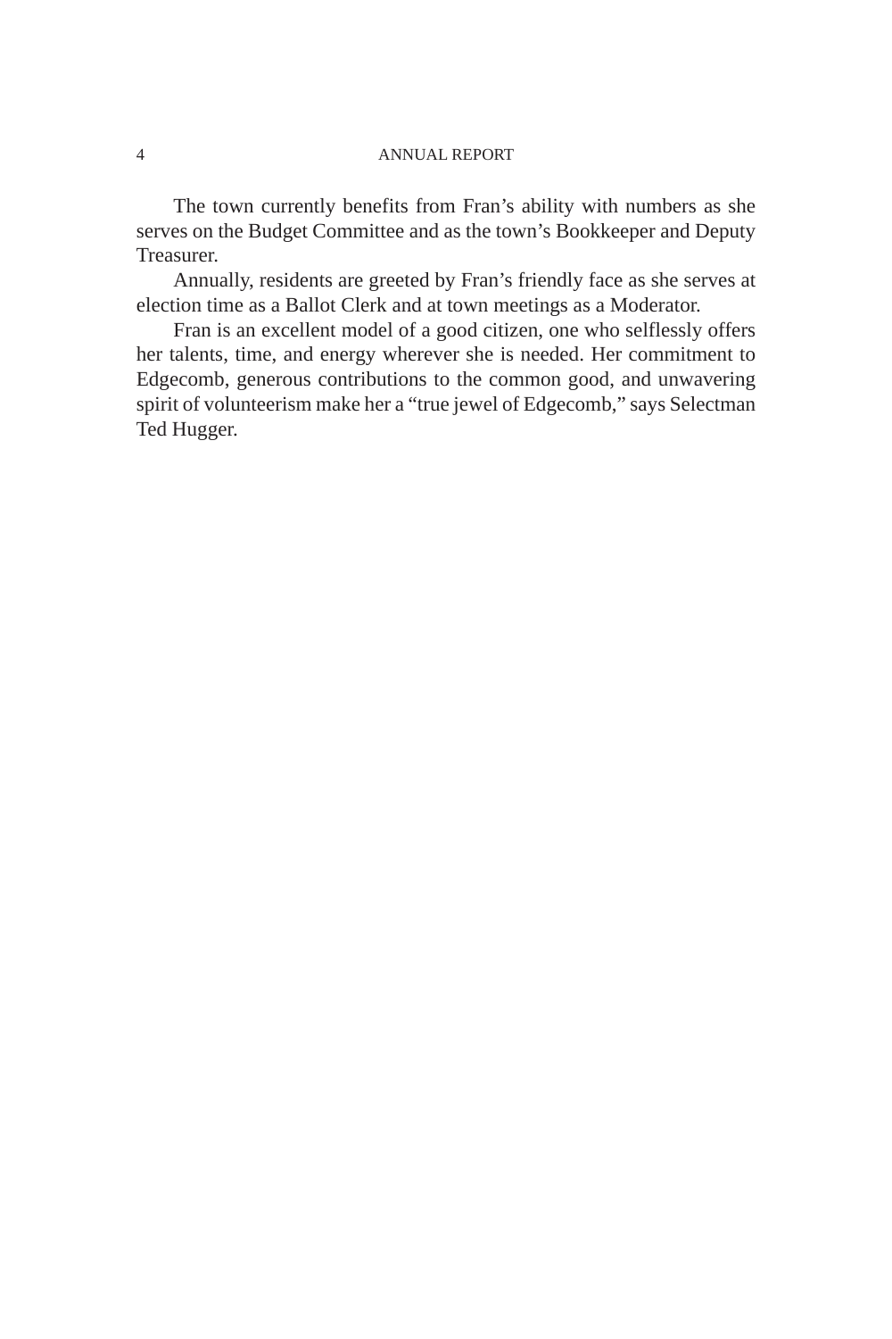The town currently benefits from Fran's ability with numbers as she serves on the Budget Committee and as the town's Bookkeeper and Deputy Treasurer.

Annually, residents are greeted by Fran's friendly face as she serves at election time as a Ballot Clerk and at town meetings as a Moderator.

Fran is an excellent model of a good citizen, one who selflessly offers her talents, time, and energy wherever she is needed. Her commitment to Edgecomb, generous contributions to the common good, and unwavering spirit of volunteerism make her a "true jewel of Edgecomb," says Selectman Ted Hugger.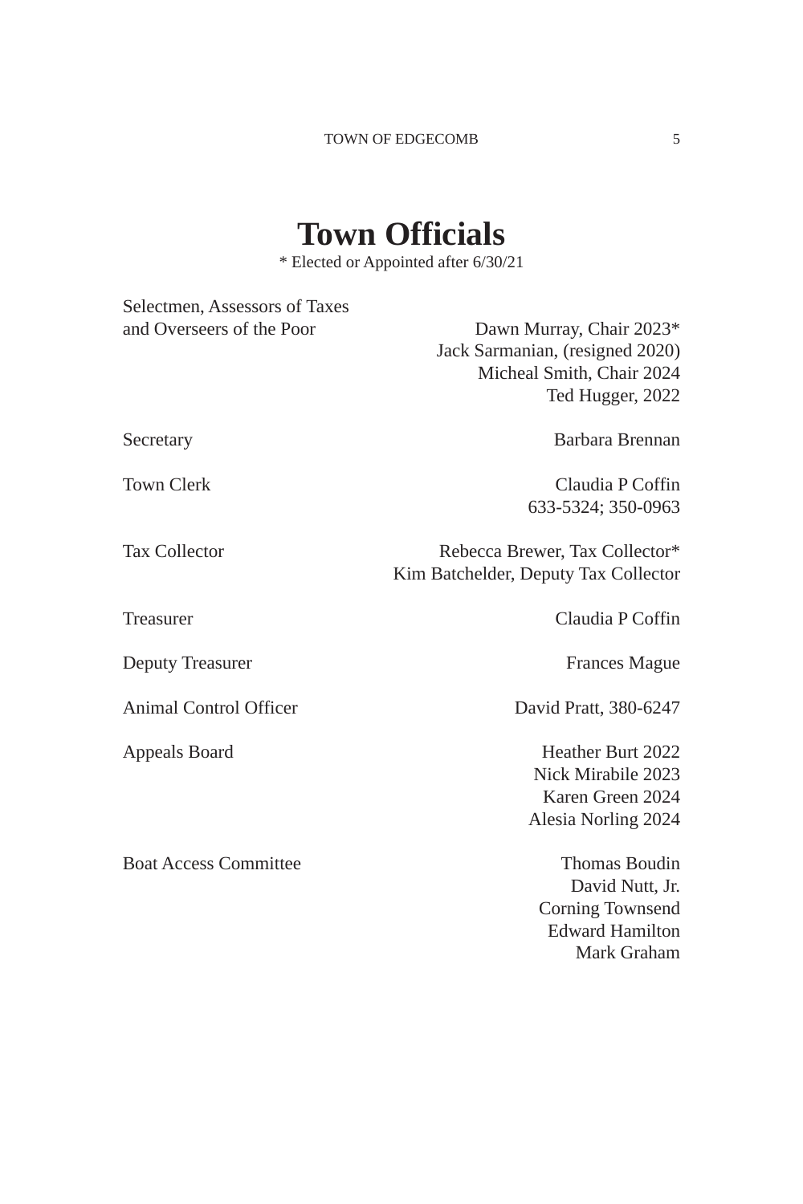# Town Officials

\* Elected or Appointed after 6/30/21

| | |
|---|---|
| Selectmen, Assessors of Taxes and Overseers of the Poor | Dawn Murray, Chair 2023*<br>Jack Sarmanian, (resigned 2020)<br>Micheal Smith, Chair 2024<br>Ted Hugger, 2022 |
| Secretary | Barbara Brennan |
| Town Clerk | Claudia P Coffin<br>633-5324; 350-0963 |
| Tax Collector | Rebecca Brewer, Tax Collector*<br>Kim Batchelder, Deputy Tax Collector |
| Treasurer | Claudia P Coffin |
| Deputy Treasurer | Frances Mague |
| Animal Control Officer | David Pratt, 380-6247 |
| Appeals Board | Heather Burt 2022<br>Nick Mirabile 2023<br>Karen Green 2024<br>Alesia Norling 2024 |
| Boat Access Committee | Thomas Boudin<br>David Nutt, Jr.<br>Corning Townsend<br>Edward Hamilton<br>Mark Graham |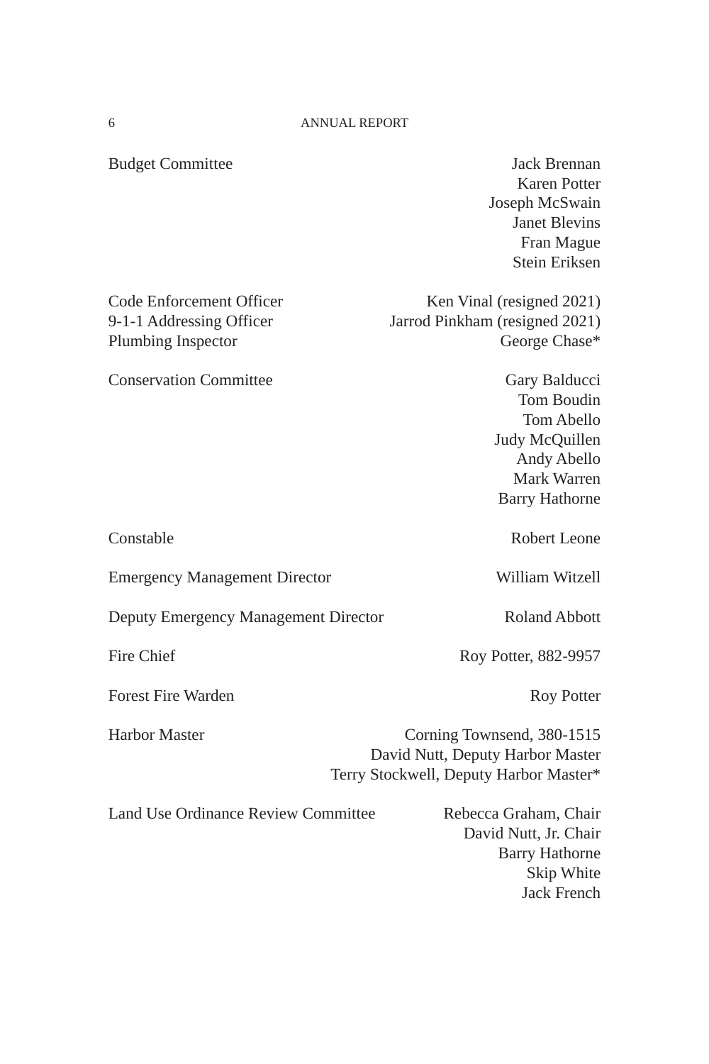| Position | Name(s) |
| --- | --- |
| Budget Committee | Jack Brennan<br>Karen Potter<br>Joseph McSwain<br>Janet Blevins<br>Fran Mague<br>Stein Eriksen |
| Code Enforcement Officer | Ken Vinal (resigned 2021) |
| 9-1-1 Addressing Officer | Jarrod Pinkham (resigned 2021) |
| Plumbing Inspector | George Chase* |
| Conservation Committee | Gary Balducci<br>Tom Boudin<br>Tom Abello<br>Judy McQuillen<br>Andy Abello<br>Mark Warren<br>Barry Hathorne |
| Constable | Robert Leone |
| Emergency Management Director | William Witzell |
| Deputy Emergency Management Director | Roland Abbott |
| Fire Chief | Roy Potter, 882-9957 |
| Forest Fire Warden | Roy Potter |
| Harbor Master | Corning Townsend, 380-1515<br>David Nutt, Deputy Harbor Master<br>Terry Stockwell, Deputy Harbor Master* |
| Land Use Ordinance Review Committee | Rebecca Graham, Chair<br>David Nutt, Jr. Chair<br>Barry Hathorne<br>Skip White<br>Jack French |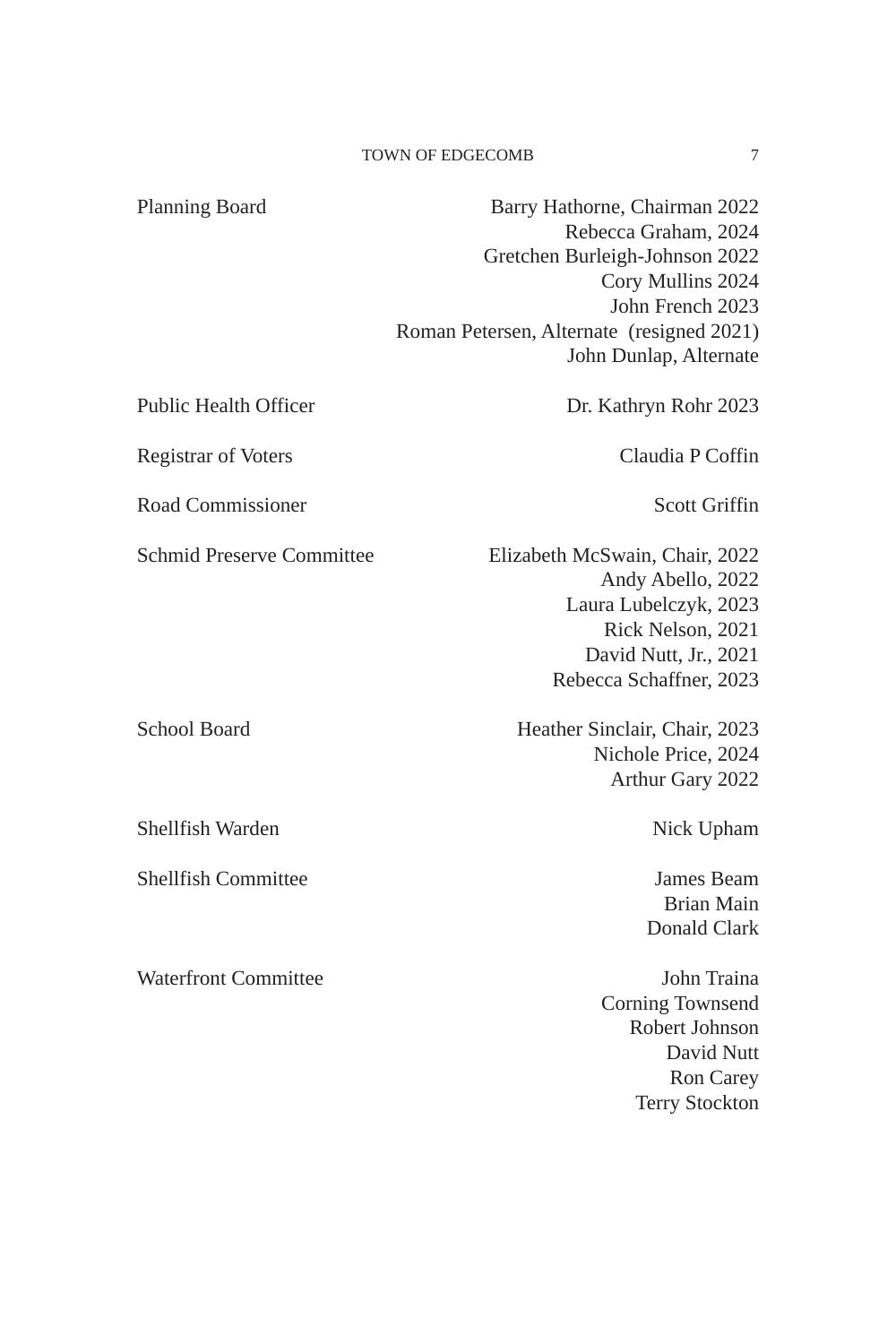| | |
|---|---|
| Planning Board | Barry Hathorne, Chairman 2022 |
| | Rebecca Graham, 2024 |
| | Gretchen Burleigh-Johnson 2022 |
| | Cory Mullins 2024 |
| | John French 2023 |
| | Roman Petersen, Alternate (resigned 2021) |
| | John Dunlap, Alternate |
| Public Health Officer | Dr. Kathryn Rohr 2023 |
| Registrar of Voters | Claudia P Coffin |
| Road Commissioner | Scott Griffin |
| Schmid Preserve Committee | Elizabeth McSwain, Chair, 2022 |
| | Andy Abello, 2022 |
| | Laura Lubelczyk, 2023 |
| | Rick Nelson, 2021 |
| | David Nutt, Jr., 2021 |
| | Rebecca Schaffner, 2023 |
| School Board | Heather Sinclair, Chair, 2023 |
| | Nichole Price, 2024 |
| | Arthur Gary 2022 |
| Shellfish Warden | Nick Upham |
| Shellfish Committee | James Beam |
| | Brian Main |
| | Donald Clark |
| Waterfront Committee | John Traina |
| | Corning Townsend |
| | Robert Johnson |
| | David Nutt |
| | Ron Carey |
| | Terry Stockton |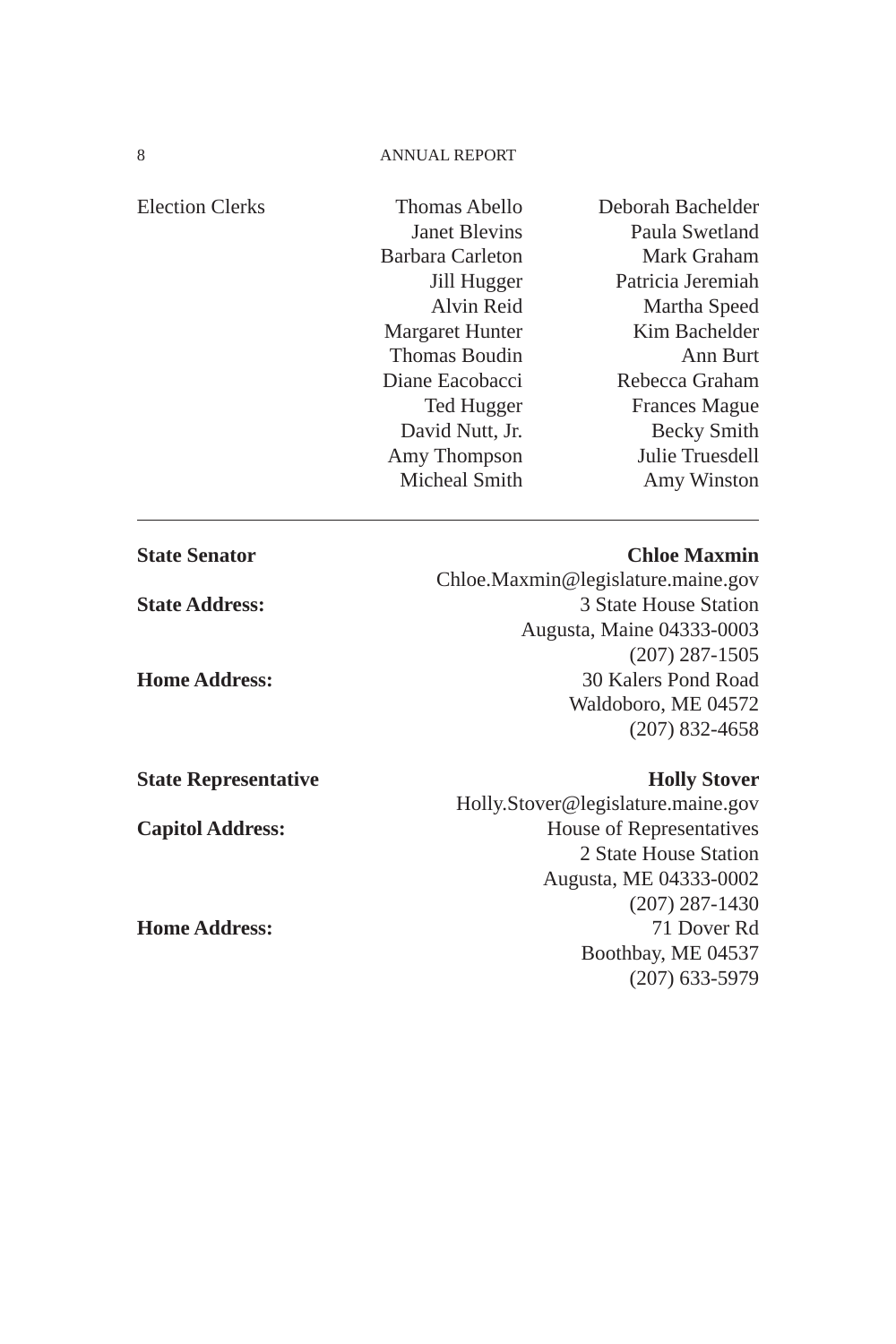Election Clerks

| Thomas Abello | Deborah Bachelder |
|---|---|
| Janet Blevins | Paula Swetland |
| Barbara Carleton | Mark Graham |
| Jill Hugger | Patricia Jeremiah |
| Alvin Reid | Martha Speed |
| Margaret Hunter | Kim Bachelder |
| Thomas Boudin | Ann Burt |
| Diane Eacobacci | Rebecca Graham |
| Ted Hugger | Frances Mague |
| David Nutt, Jr. | Becky Smith |
| Amy Thompson | Julie Truesdell |
| Micheal Smith | Amy Winston |

---

**State Senator** **Chloe Maxmin**
Chloe.Maxmin@legislature.maine.gov

**State Address:**
3 State House Station
Augusta, Maine 04333-0003
(207) 287-1505

**Home Address:**
30 Kalers Pond Road
Waldoboro, ME 04572
(207) 832-4658

**State Representative** **Holly Stover**
Holly.Stover@legislature.maine.gov

**Capitol Address:**
House of Representatives
2 State House Station
Augusta, ME 04333-0002
(207) 287-1430

**Home Address:**
71 Dover Rd
Boothbay, ME 04537
(207) 633-5979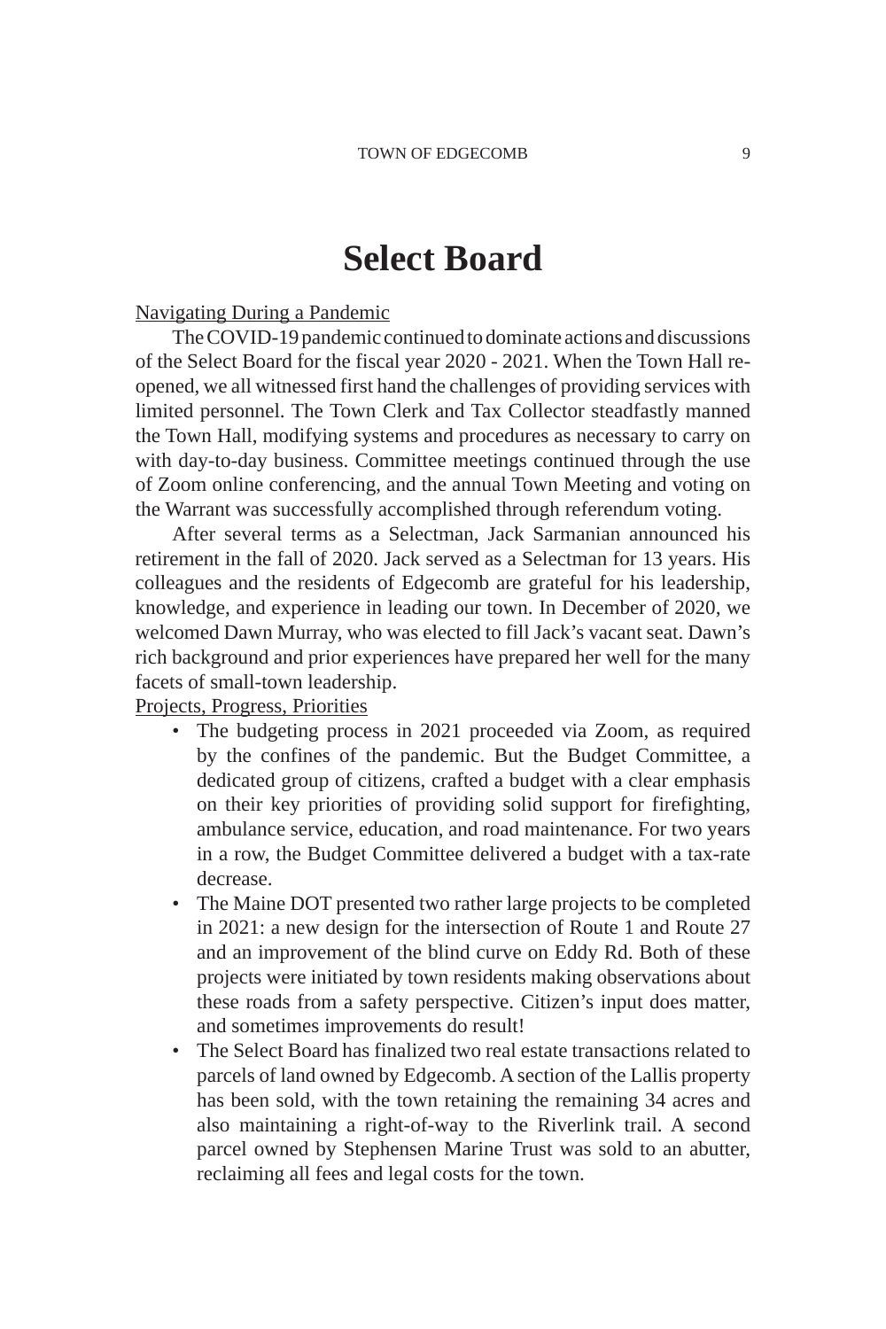# Select Board

<u>Navigating During a Pandemic</u>

The COVID-19 pandemic continued to dominate actions and discussions of the Select Board for the fiscal year 2020 - 2021. When the Town Hall re-opened, we all witnessed first hand the challenges of providing services with limited personnel. The Town Clerk and Tax Collector steadfastly manned the Town Hall, modifying systems and procedures as necessary to carry on with day-to-day business. Committee meetings continued through the use of Zoom online conferencing, and the annual Town Meeting and voting on the Warrant was successfully accomplished through referendum voting.

After several terms as a Selectman, Jack Sarmanian announced his retirement in the fall of 2020. Jack served as a Selectman for 13 years. His colleagues and the residents of Edgecomb are grateful for his leadership, knowledge, and experience in leading our town. In December of 2020, we welcomed Dawn Murray, who was elected to fill Jack's vacant seat. Dawn's rich background and prior experiences have prepared her well for the many facets of small-town leadership.

<u>Projects, Progress, Priorities</u>

- The budgeting process in 2021 proceeded via Zoom, as required by the confines of the pandemic. But the Budget Committee, a dedicated group of citizens, crafted a budget with a clear emphasis on their key priorities of providing solid support for firefighting, ambulance service, education, and road maintenance. For two years in a row, the Budget Committee delivered a budget with a tax-rate decrease.
- The Maine DOT presented two rather large projects to be completed in 2021: a new design for the intersection of Route 1 and Route 27 and an improvement of the blind curve on Eddy Rd. Both of these projects were initiated by town residents making observations about these roads from a safety perspective. Citizen's input does matter, and sometimes improvements do result!
- The Select Board has finalized two real estate transactions related to parcels of land owned by Edgecomb. A section of the Lallis property has been sold, with the town retaining the remaining 34 acres and also maintaining a right-of-way to the Riverlink trail. A second parcel owned by Stephensen Marine Trust was sold to an abutter, reclaiming all fees and legal costs for the town.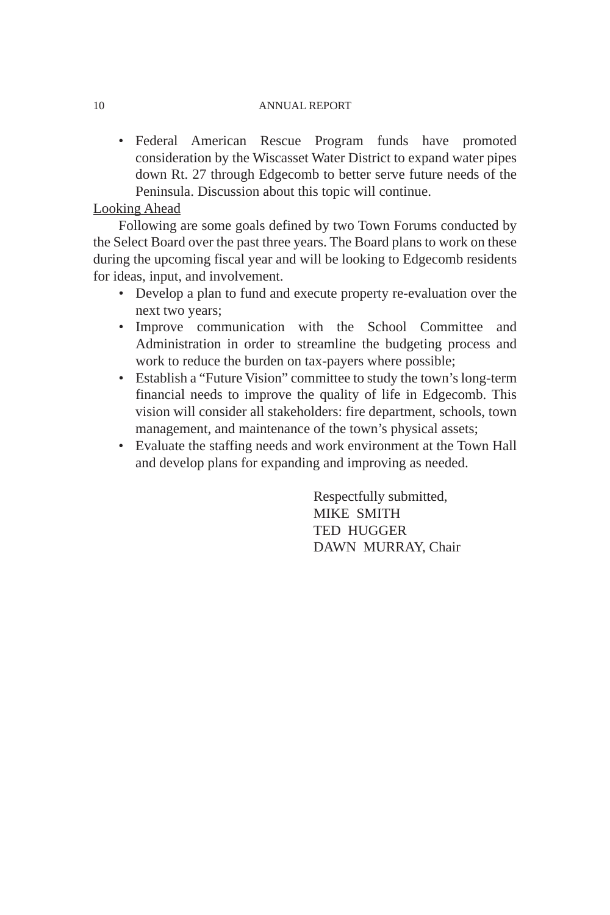- Federal American Rescue Program funds have promoted consideration by the Wiscasset Water District to expand water pipes down Rt. 27 through Edgecomb to better serve future needs of the Peninsula. Discussion about this topic will continue.

<u>Looking Ahead</u>

Following are some goals defined by two Town Forums conducted by the Select Board over the past three years. The Board plans to work on these during the upcoming fiscal year and will be looking to Edgecomb residents for ideas, input, and involvement.

- Develop a plan to fund and execute property re-evaluation over the next two years;
- Improve communication with the School Committee and Administration in order to streamline the budgeting process and work to reduce the burden on tax-payers where possible;
- Establish a "Future Vision" committee to study the town's long-term financial needs to improve the quality of life in Edgecomb. This vision will consider all stakeholders: fire department, schools, town management, and maintenance of the town's physical assets;
- Evaluate the staffing needs and work environment at the Town Hall and develop plans for expanding and improving as needed.

Respectfully submitted,
MIKE SMITH
TED HUGGER
DAWN MURRAY, Chair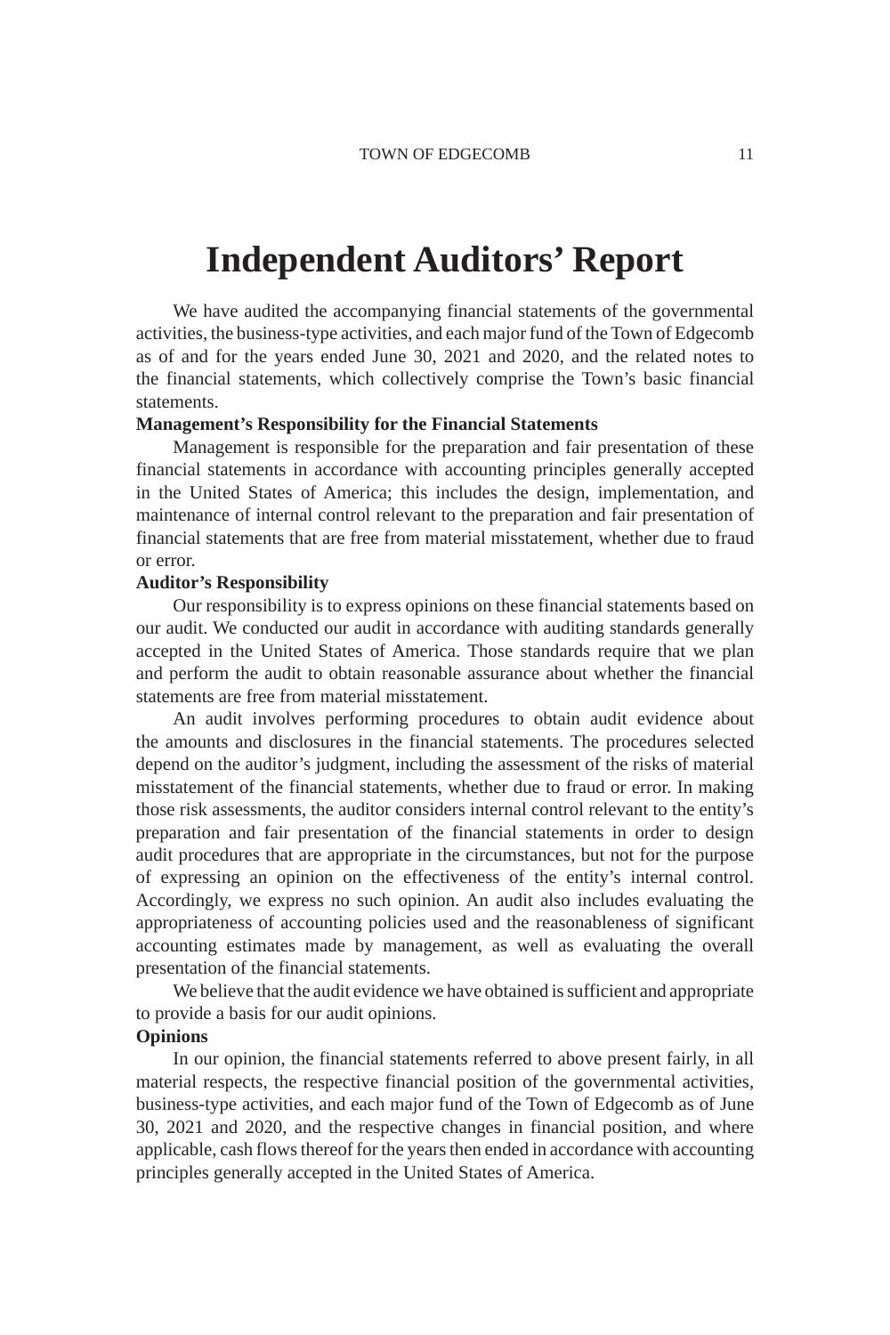# Independent Auditors' Report

We have audited the accompanying financial statements of the governmental activities, the business-type activities, and each major fund of the Town of Edgecomb as of and for the years ended June 30, 2021 and 2020, and the related notes to the financial statements, which collectively comprise the Town's basic financial statements.

**Management's Responsibility for the Financial Statements**

Management is responsible for the preparation and fair presentation of these financial statements in accordance with accounting principles generally accepted in the United States of America; this includes the design, implementation, and maintenance of internal control relevant to the preparation and fair presentation of financial statements that are free from material misstatement, whether due to fraud or error.

**Auditor's Responsibility**

Our responsibility is to express opinions on these financial statements based on our audit. We conducted our audit in accordance with auditing standards generally accepted in the United States of America. Those standards require that we plan and perform the audit to obtain reasonable assurance about whether the financial statements are free from material misstatement.

An audit involves performing procedures to obtain audit evidence about the amounts and disclosures in the financial statements. The procedures selected depend on the auditor's judgment, including the assessment of the risks of material misstatement of the financial statements, whether due to fraud or error. In making those risk assessments, the auditor considers internal control relevant to the entity's preparation and fair presentation of the financial statements in order to design audit procedures that are appropriate in the circumstances, but not for the purpose of expressing an opinion on the effectiveness of the entity's internal control. Accordingly, we express no such opinion. An audit also includes evaluating the appropriateness of accounting policies used and the reasonableness of significant accounting estimates made by management, as well as evaluating the overall presentation of the financial statements.

We believe that the audit evidence we have obtained is sufficient and appropriate to provide a basis for our audit opinions.

**Opinions**

In our opinion, the financial statements referred to above present fairly, in all material respects, the respective financial position of the governmental activities, business-type activities, and each major fund of the Town of Edgecomb as of June 30, 2021 and 2020, and the respective changes in financial position, and where applicable, cash flows thereof for the years then ended in accordance with accounting principles generally accepted in the United States of America.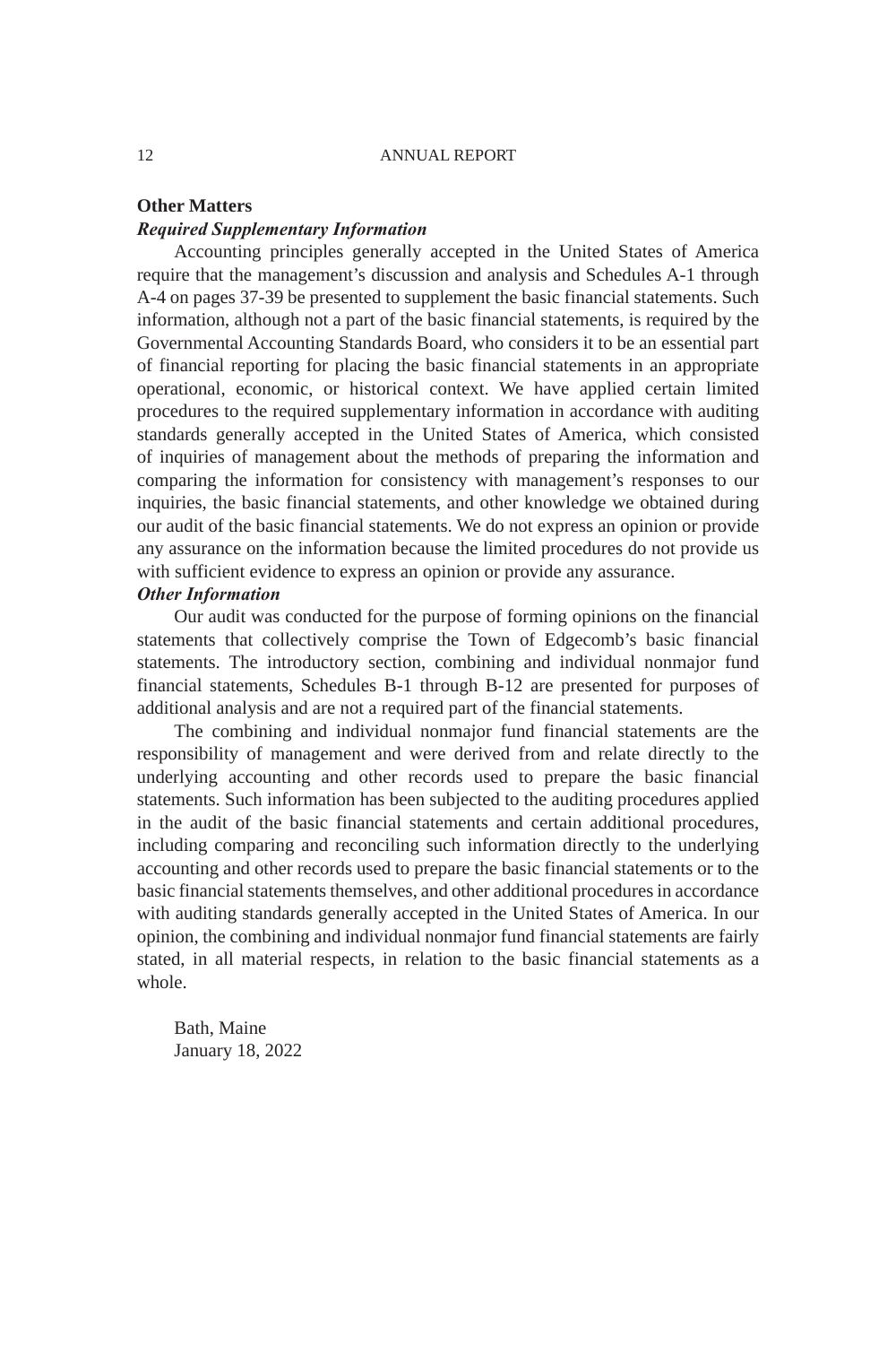**Other Matters**

***Required Supplementary Information***

Accounting principles generally accepted in the United States of America require that the management's discussion and analysis and Schedules A-1 through A-4 on pages 37-39 be presented to supplement the basic financial statements. Such information, although not a part of the basic financial statements, is required by the Governmental Accounting Standards Board, who considers it to be an essential part of financial reporting for placing the basic financial statements in an appropriate operational, economic, or historical context. We have applied certain limited procedures to the required supplementary information in accordance with auditing standards generally accepted in the United States of America, which consisted of inquiries of management about the methods of preparing the information and comparing the information for consistency with management's responses to our inquiries, the basic financial statements, and other knowledge we obtained during our audit of the basic financial statements. We do not express an opinion or provide any assurance on the information because the limited procedures do not provide us with sufficient evidence to express an opinion or provide any assurance.

***Other Information***

Our audit was conducted for the purpose of forming opinions on the financial statements that collectively comprise the Town of Edgecomb's basic financial statements. The introductory section, combining and individual nonmajor fund financial statements, Schedules B-1 through B-12 are presented for purposes of additional analysis and are not a required part of the financial statements.

The combining and individual nonmajor fund financial statements are the responsibility of management and were derived from and relate directly to the underlying accounting and other records used to prepare the basic financial statements. Such information has been subjected to the auditing procedures applied in the audit of the basic financial statements and certain additional procedures, including comparing and reconciling such information directly to the underlying accounting and other records used to prepare the basic financial statements or to the basic financial statements themselves, and other additional procedures in accordance with auditing standards generally accepted in the United States of America. In our opinion, the combining and individual nonmajor fund financial statements are fairly stated, in all material respects, in relation to the basic financial statements as a whole.

Bath, Maine
January 18, 2022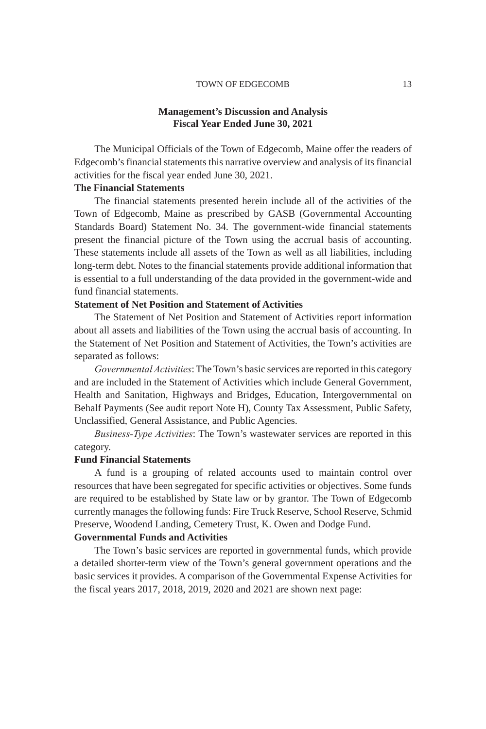## Management's Discussion and Analysis
## Fiscal Year Ended June 30, 2021

The Municipal Officials of the Town of Edgecomb, Maine offer the readers of Edgecomb's financial statements this narrative overview and analysis of its financial activities for the fiscal year ended June 30, 2021.

**The Financial Statements**

The financial statements presented herein include all of the activities of the Town of Edgecomb, Maine as prescribed by GASB (Governmental Accounting Standards Board) Statement No. 34. The government-wide financial statements present the financial picture of the Town using the accrual basis of accounting. These statements include all assets of the Town as well as all liabilities, including long-term debt. Notes to the financial statements provide additional information that is essential to a full understanding of the data provided in the government-wide and fund financial statements.

**Statement of Net Position and Statement of Activities**

The Statement of Net Position and Statement of Activities report information about all assets and liabilities of the Town using the accrual basis of accounting. In the Statement of Net Position and Statement of Activities, the Town's activities are separated as follows:

*Governmental Activities*: The Town's basic services are reported in this category and are included in the Statement of Activities which include General Government, Health and Sanitation, Highways and Bridges, Education, Intergovernmental on Behalf Payments (See audit report Note H), County Tax Assessment, Public Safety, Unclassified, General Assistance, and Public Agencies.

*Business-Type Activities*: The Town's wastewater services are reported in this category.

**Fund Financial Statements**

A fund is a grouping of related accounts used to maintain control over resources that have been segregated for specific activities or objectives. Some funds are required to be established by State law or by grantor. The Town of Edgecomb currently manages the following funds: Fire Truck Reserve, School Reserve, Schmid Preserve, Woodend Landing, Cemetery Trust, K. Owen and Dodge Fund.

**Governmental Funds and Activities**

The Town's basic services are reported in governmental funds, which provide a detailed shorter-term view of the Town's general government operations and the basic services it provides. A comparison of the Governmental Expense Activities for the fiscal years 2017, 2018, 2019, 2020 and 2021 are shown next page: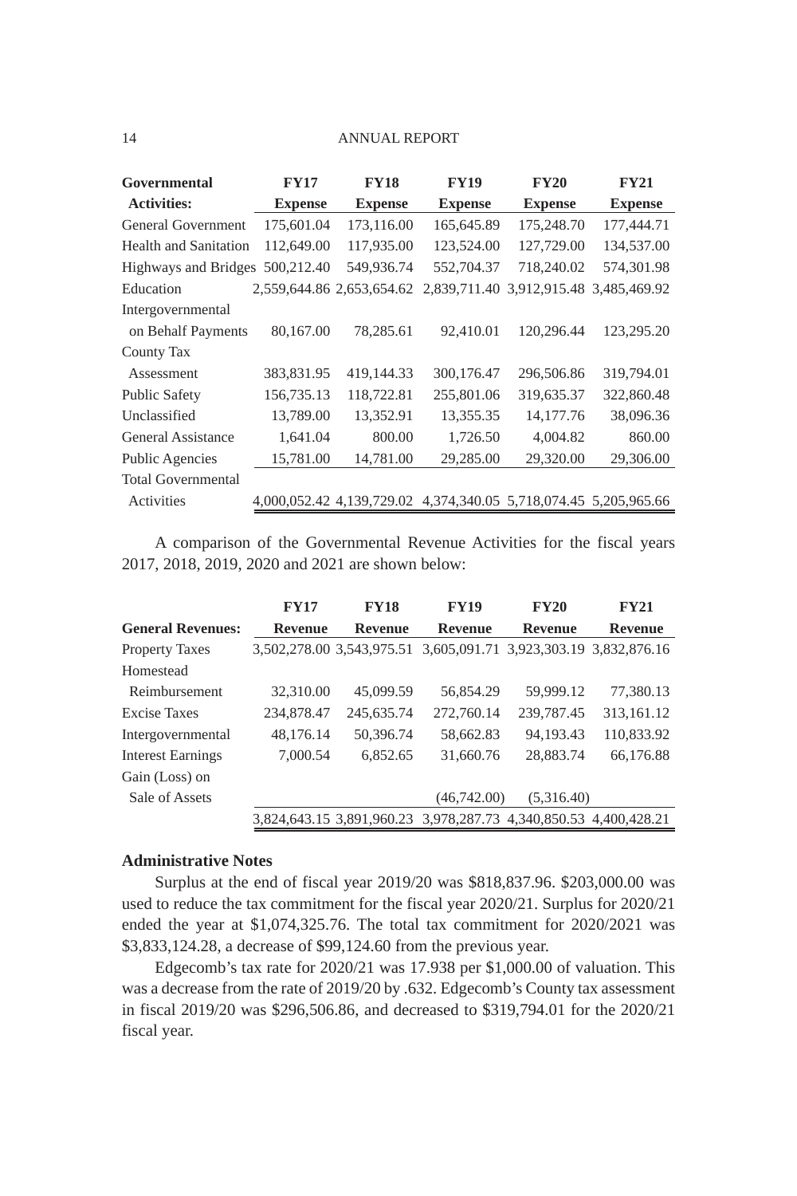| Governmental Activities: | FY17 Expense | FY18 Expense | FY19 Expense | FY20 Expense | FY21 Expense |
|---|---|---|---|---|---|
| General Government | 175,601.04 | 173,116.00 | 165,645.89 | 175,248.70 | 177,444.71 |
| Health and Sanitation | 112,649.00 | 117,935.00 | 123,524.00 | 127,729.00 | 134,537.00 |
| Highways and Bridges | 500,212.40 | 549,936.74 | 552,704.37 | 718,240.02 | 574,301.98 |
| Education | 2,559,644.86 | 2,653,654.62 | 2,839,711.40 | 3,912,915.48 | 3,485,469.92 |
| Intergovernmental on Behalf Payments | 80,167.00 | 78,285.61 | 92,410.01 | 120,296.44 | 123,295.20 |
| County Tax Assessment | 383,831.95 | 419,144.33 | 300,176.47 | 296,506.86 | 319,794.01 |
| Public Safety | 156,735.13 | 118,722.81 | 255,801.06 | 319,635.37 | 322,860.48 |
| Unclassified | 13,789.00 | 13,352.91 | 13,355.35 | 14,177.76 | 38,096.36 |
| General Assistance | 1,641.04 | 800.00 | 1,726.50 | 4,004.82 | 860.00 |
| Public Agencies | 15,781.00 | 14,781.00 | 29,285.00 | 29,320.00 | 29,306.00 |
| Total Governmental Activities | 4,000,052.42 | 4,139,729.02 | 4,374,340.05 | 5,718,074.45 | 5,205,965.66 |

A comparison of the Governmental Revenue Activities for the fiscal years 2017, 2018, 2019, 2020 and 2021 are shown below:

| General Revenues: | FY17 Revenue | FY18 Revenue | FY19 Revenue | FY20 Revenue | FY21 Revenue |
|---|---|---|---|---|---|
| Property Taxes | 3,502,278.00 | 3,543,975.51 | 3,605,091.71 | 3,923,303.19 | 3,832,876.16 |
| Homestead Reimbursement | 32,310.00 | 45,099.59 | 56,854.29 | 59,999.12 | 77,380.13 |
| Excise Taxes | 234,878.47 | 245,635.74 | 272,760.14 | 239,787.45 | 313,161.12 |
| Intergovernmental | 48,176.14 | 50,396.74 | 58,662.83 | 94,193.43 | 110,833.92 |
| Interest Earnings | 7,000.54 | 6,852.65 | 31,660.76 | 28,883.74 | 66,176.88 |
| Gain (Loss) on Sale of Assets | | | (46,742.00) | (5,316.40) | |
| | 3,824,643.15 | 3,891,960.23 | 3,978,287.73 | 4,340,850.53 | 4,400,428.21 |

### Administrative Notes

Surplus at the end of fiscal year 2019/20 was $818,837.96. $203,000.00 was used to reduce the tax commitment for the fiscal year 2020/21. Surplus for 2020/21 ended the year at $1,074,325.76. The total tax commitment for 2020/2021 was $3,833,124.28, a decrease of $99,124.60 from the previous year.

Edgecomb's tax rate for 2020/21 was 17.938 per $1,000.00 of valuation. This was a decrease from the rate of 2019/20 by .632. Edgecomb's County tax assessment in fiscal 2019/20 was $296,506.86, and decreased to $319,794.01 for the 2020/21 fiscal year.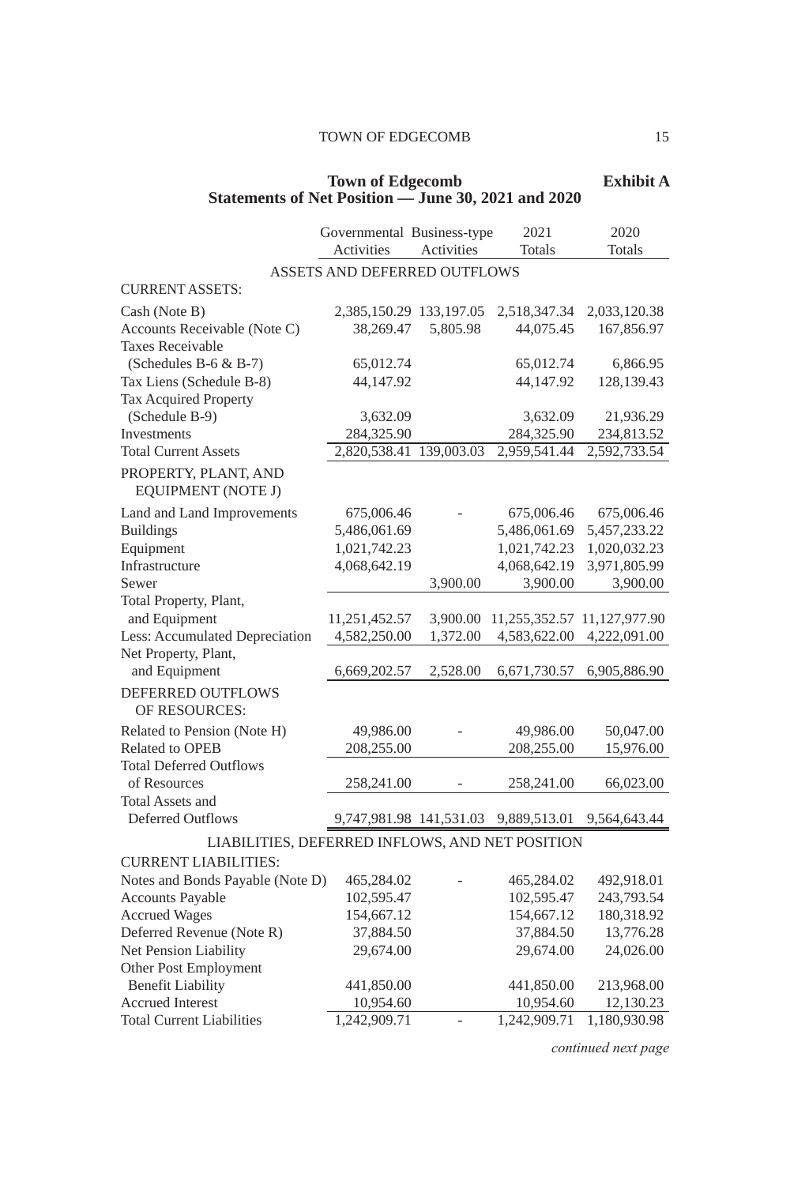## Town of Edgecomb — Exhibit A

### Statements of Net Position — June 30, 2021 and 2020

| | Governmental Activities | Business-type Activities | 2021 Totals | 2020 Totals |
|---|---|---|---|---|
| **ASSETS AND DEFERRED OUTFLOWS** | | | | |
| CURRENT ASSETS: | | | | |
| Cash (Note B) | 2,385,150.29 | 133,197.05 | 2,518,347.34 | 2,033,120.38 |
| Accounts Receivable (Note C) | 38,269.47 | 5,805.98 | 44,075.45 | 167,856.97 |
| Taxes Receivable (Schedules B-6 & B-7) | 65,012.74 | | 65,012.74 | 6,866.95 |
| Tax Liens (Schedule B-8) | 44,147.92 | | 44,147.92 | 128,139.43 |
| Tax Acquired Property (Schedule B-9) | 3,632.09 | | 3,632.09 | 21,936.29 |
| Investments | 284,325.90 | | 284,325.90 | 234,813.52 |
| Total Current Assets | 2,820,538.41 | 139,003.03 | 2,959,541.44 | 2,592,733.54 |
| PROPERTY, PLANT, AND EQUIPMENT (NOTE J) | | | | |
| Land and Land Improvements | 675,006.46 | - | 675,006.46 | 675,006.46 |
| Buildings | 5,486,061.69 | | 5,486,061.69 | 5,457,233.22 |
| Equipment | 1,021,742.23 | | 1,021,742.23 | 1,020,032.23 |
| Infrastructure | 4,068,642.19 | | 4,068,642.19 | 3,971,805.99 |
| Sewer | | 3,900.00 | 3,900.00 | 3,900.00 |
| Total Property, Plant, and Equipment | 11,251,452.57 | 3,900.00 | 11,255,352.57 | 11,127,977.90 |
| Less: Accumulated Depreciation | 4,582,250.00 | 1,372.00 | 4,583,622.00 | 4,222,091.00 |
| Net Property, Plant, and Equipment | 6,669,202.57 | 2,528.00 | 6,671,730.57 | 6,905,886.90 |
| DEFERRED OUTFLOWS OF RESOURCES: | | | | |
| Related to Pension (Note H) | 49,986.00 | - | 49,986.00 | 50,047.00 |
| Related to OPEB | 208,255.00 | | 208,255.00 | 15,976.00 |
| Total Deferred Outflows of Resources | 258,241.00 | - | 258,241.00 | 66,023.00 |
| Total Assets and Deferred Outflows | 9,747,981.98 | 141,531.03 | 9,889,513.01 | 9,564,643.44 |
| **LIABILITIES, DEFERRED INFLOWS, AND NET POSITION** | | | | |
| CURRENT LIABILITIES: | | | | |
| Notes and Bonds Payable (Note D) | 465,284.02 | - | 465,284.02 | 492,918.01 |
| Accounts Payable | 102,595.47 | | 102,595.47 | 243,793.54 |
| Accrued Wages | 154,667.12 | | 154,667.12 | 180,318.92 |
| Deferred Revenue (Note R) | 37,884.50 | | 37,884.50 | 13,776.28 |
| Net Pension Liability | 29,674.00 | | 29,674.00 | 24,026.00 |
| Other Post Employment Benefit Liability | 441,850.00 | | 441,850.00 | 213,968.00 |
| Accrued Interest | 10,954.60 | | 10,954.60 | 12,130.23 |
| Total Current Liabilities | 1,242,909.71 | - | 1,242,909.71 | 1,180,930.98 |

*continued next page*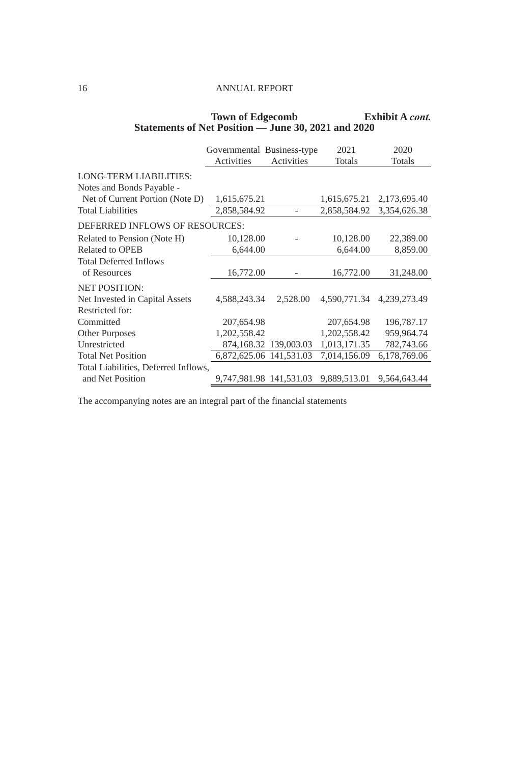**Town of Edgecomb** **Exhibit A *cont.***

**Statements of Net Position — June 30, 2021 and 2020**

| | Governmental Activities | Business-type Activities | 2021 Totals | 2020 Totals |
|---|---|---|---|---|
| LONG-TERM LIABILITIES: | | | | |
| Notes and Bonds Payable - | | | | |
| Net of Current Portion (Note D) | 1,615,675.21 | | 1,615,675.21 | 2,173,695.40 |
| Total Liabilities | 2,858,584.92 | - | 2,858,584.92 | 3,354,626.38 |
| DEFERRED INFLOWS OF RESOURCES: | | | | |
| Related to Pension (Note H) | 10,128.00 | - | 10,128.00 | 22,389.00 |
| Related to OPEB | 6,644.00 | | 6,644.00 | 8,859.00 |
| Total Deferred Inflows of Resources | 16,772.00 | - | 16,772.00 | 31,248.00 |
| NET POSITION: | | | | |
| Net Invested in Capital Assets | 4,588,243.34 | 2,528.00 | 4,590,771.34 | 4,239,273.49 |
| Restricted for: | | | | |
| Committed | 207,654.98 | | 207,654.98 | 196,787.17 |
| Other Purposes | 1,202,558.42 | | 1,202,558.42 | 959,964.74 |
| Unrestricted | 874,168.32 | 139,003.03 | 1,013,171.35 | 782,743.66 |
| Total Net Position | 6,872,625.06 | 141,531.03 | 7,014,156.09 | 6,178,769.06 |
| Total Liabilities, Deferred Inflows, and Net Position | 9,747,981.98 | 141,531.03 | 9,889,513.01 | 9,564,643.44 |

The accompanying notes are an integral part of the financial statements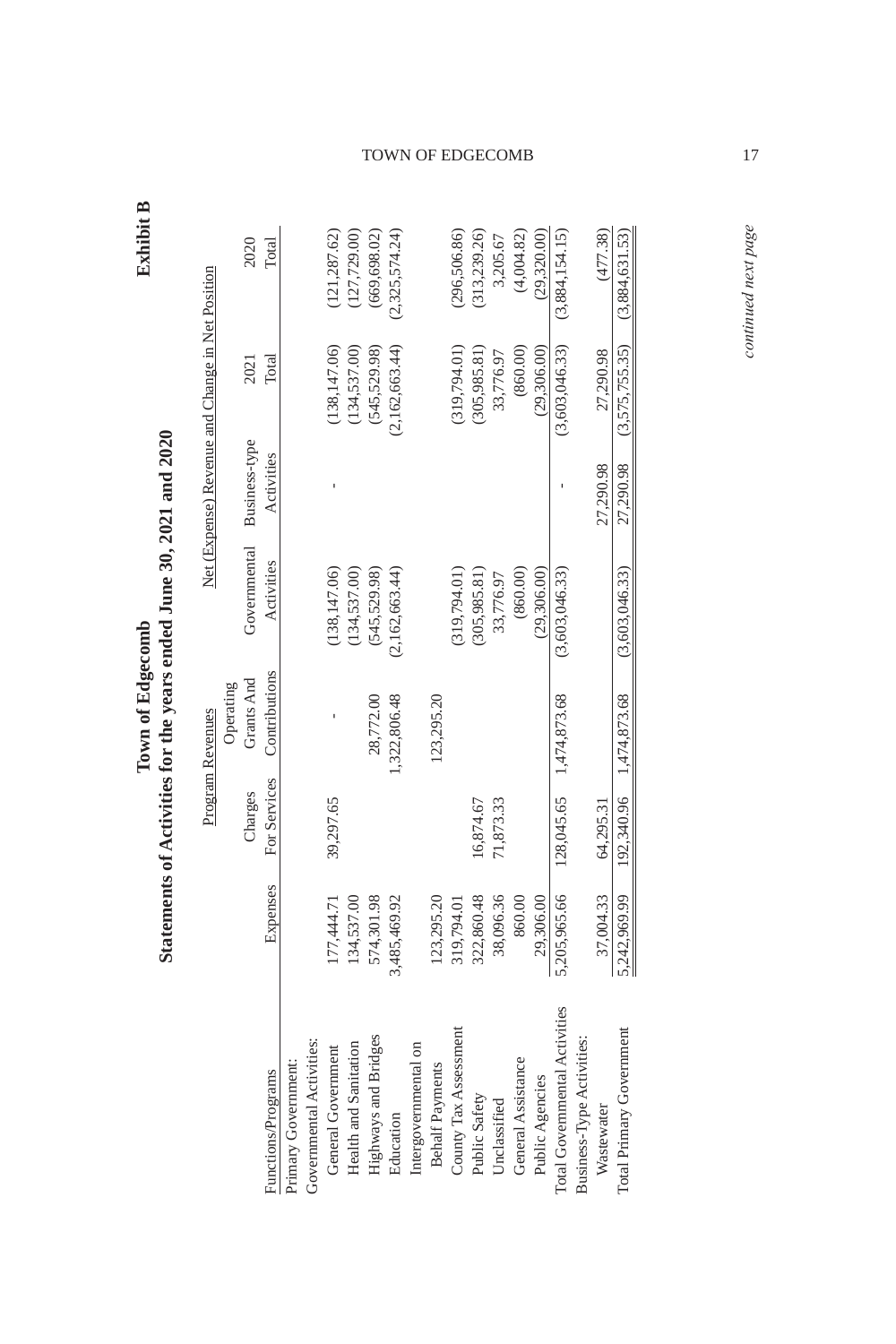**Exhibit B**

## Town of Edgecomb
### Statements of Activities for the years ended June 30, 2021 and 2020

| | | Program Revenues | | Net (Expense) Revenue and Change in Net Position | | | |
|---|---|---|---|---|---|---|---|
| Functions/Programs | Expenses | Charges For Services | Operating Grants And Contributions | Governmental Activities | Business-type Activities | 2021 Total | 2020 Total |
| Primary Government: | | | | | | | |
| Governmental Activities: | | | | | | | |
| General Government | 177,444.71 | 39,297.65 | - | (138,147.06) | - | (138,147.06) | (121,287.62) |
| Health and Sanitation | 134,537.00 | | | (134,537.00) | | (134,537.00) | (127,729.00) |
| Highways and Bridges | 574,301.98 | | 28,772.00 | (545,529.98) | | (545,529.98) | (669,698.02) |
| Education | 3,485,469.92 | | 1,322,806.48 | (2,162,663.44) | | (2,162,663.44) | (2,325,574.24) |
| Intergovernmental on Behalf Payments | 123,295.20 | | 123,295.20 | | | | |
| County Tax Assessment | 319,794.01 | | | (319,794.01) | | (319,794.01) | (296,506.86) |
| Public Safety | 322,860.48 | 16,874.67 | | (305,985.81) | | (305,985.81) | (313,239.26) |
| Unclassified | 38,096.36 | 71,873.33 | | 33,776.97 | | 33,776.97 | 3,205.67 |
| General Assistance | 860.00 | | | (860.00) | | (860.00) | (4,004.82) |
| Public Agencies | 29,306.00 | | | (29,306.00) | | (29,306.00) | (29,320.00) |
| Total Governmental Activities | 5,205,965.66 | 128,045.65 | 1,474,873.68 | (3,603,046.33) | - | (3,603,046.33) | (3,884,154.15) |
| Business-Type Activities: | | | | | | | |
| Wastewater | 37,004.33 | 64,295.31 | | | 27,290.98 | 27,290.98 | (477.38) |
| Total Primary Government | 5,242,969.99 | 192,340.96 | 1,474,873.68 | (3,603,046.33) | 27,290.98 | (3,575,755.35) | (3,884,631.53) |

*continued next page*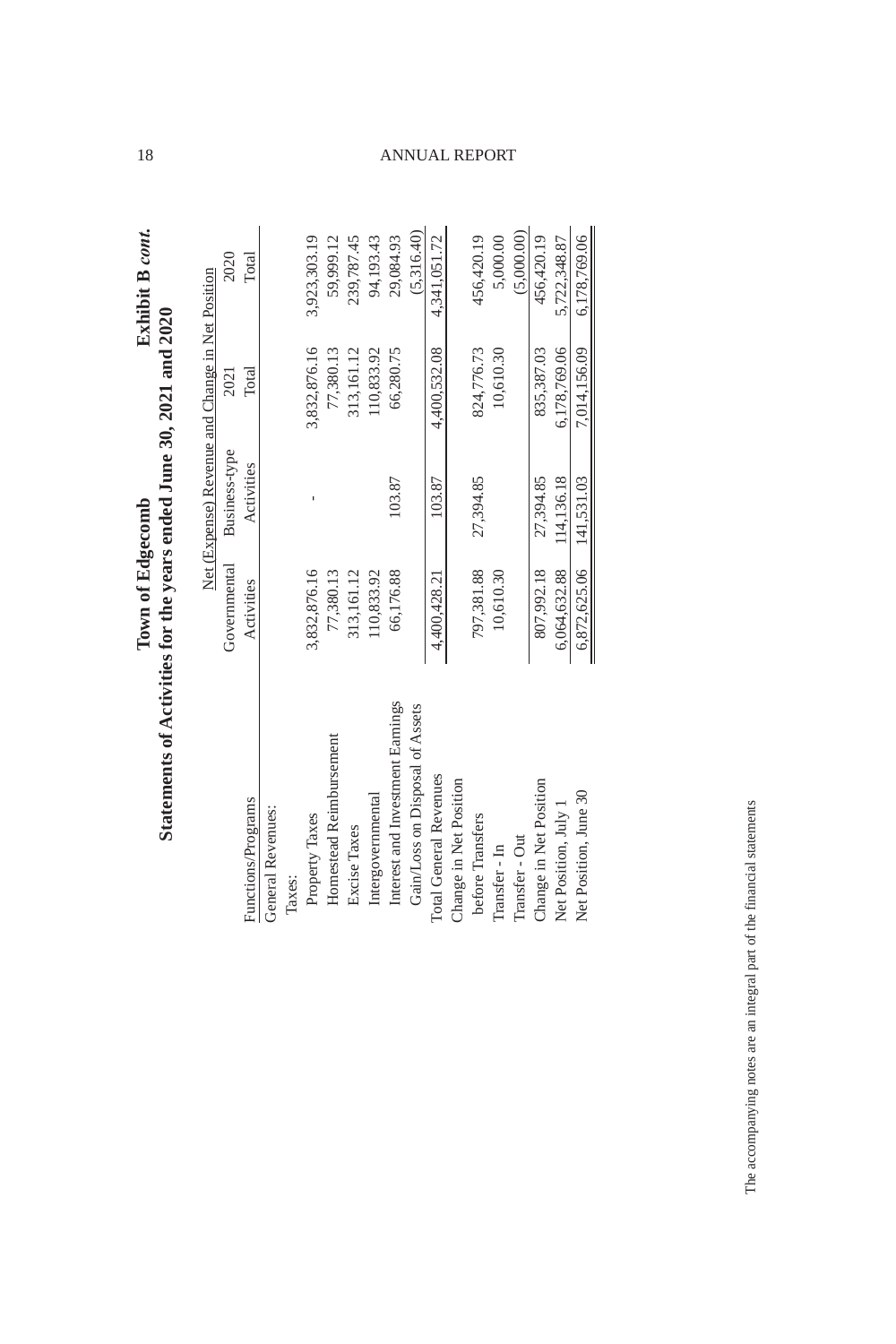# Town of Edgecomb

## Statements of Activities for the years ended June 30, 2021 and 2020

**Exhibit B *cont.***

| | Net (Expense) Revenue and Change in Net Position | | | |
|---|---|---|---|---|
| Functions/Programs | Governmental Activities | Business-type Activities | 2021 Total | 2020 Total |
| General Revenues: | | | | |
| Taxes: | | | | |
| Property Taxes | 3,832,876.16 | - | 3,832,876.16 | 3,923,303.19 |
| Homestead Reimbursement | 77,380.13 | | 77,380.13 | 59,999.12 |
| Excise Taxes | 313,161.12 | | 313,161.12 | 239,787.45 |
| Intergovernmental | 110,833.92 | | 110,833.92 | 94,193.43 |
| Interest and Investment Earnings | 66,176.88 | 103.87 | 66,280.75 | 29,084.93 |
| Gain/Loss on Disposal of Assets | | | | (5,316.40) |
| Total General Revenues | 4,400,428.21 | 103.87 | 4,400,532.08 | 4,341,051.72 |
| Change in Net Position before Transfers | 797,381.88 | 27,394.85 | 824,776.73 | 456,420.19 |
| Transfer - In | 10,610.30 | | 10,610.30 | 5,000.00 |
| Transfer - Out | | | | (5,000.00) |
| Change in Net Position | 807,992.18 | 27,394.85 | 835,387.03 | 456,420.19 |
| Net Position, July 1 | 6,064,632.88 | 114,136.18 | 6,178,769.06 | 5,722,348.87 |
| Net Position, June 30 | 6,872,625.06 | 141,531.03 | 7,014,156.09 | 6,178,769.06 |

The accompanying notes are an integral part of the financial statements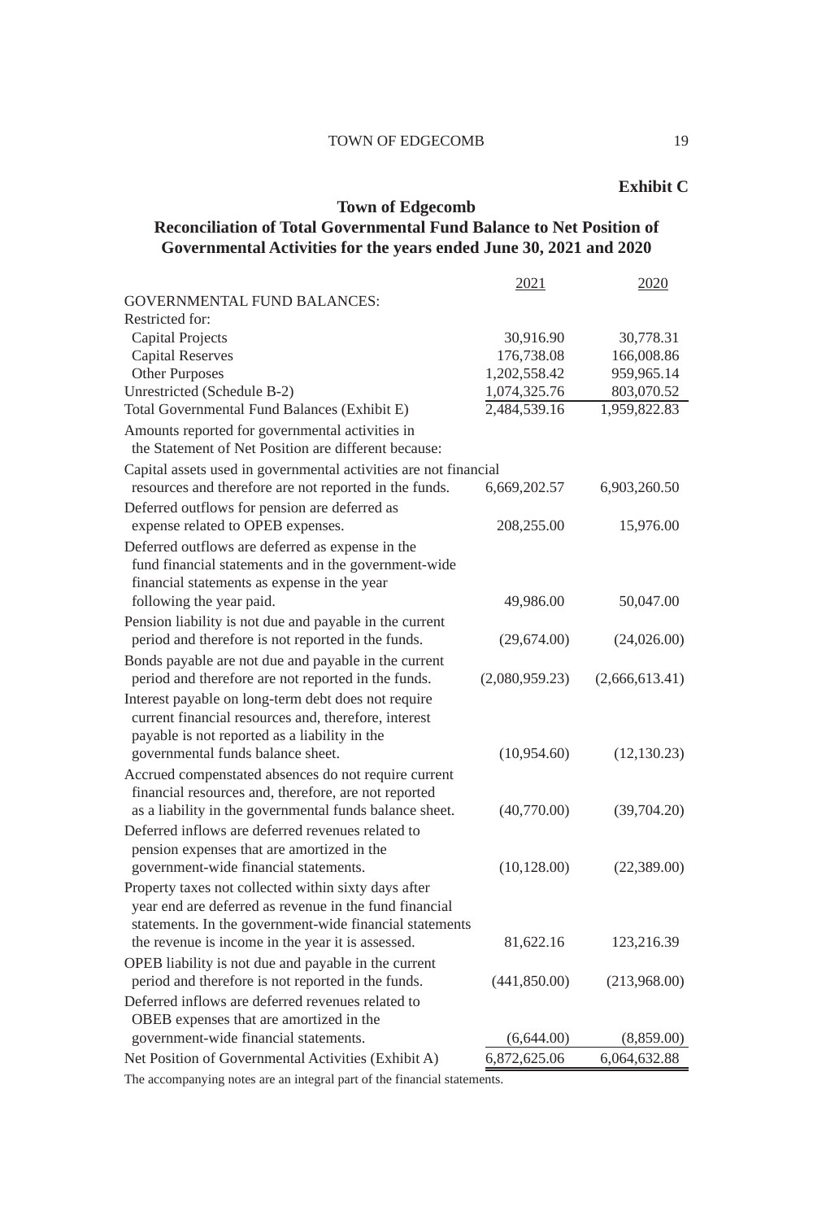**Exhibit C**

## Town of Edgecomb

## Reconciliation of Total Governmental Fund Balance to Net Position of Governmental Activities for the years ended June 30, 2021 and 2020

| | 2021 | 2020 |
|---|---|---|
| GOVERNMENTAL FUND BALANCES: | | |
| Restricted for: | | |
| Capital Projects | 30,916.90 | 30,778.31 |
| Capital Reserves | 176,738.08 | 166,008.86 |
| Other Purposes | 1,202,558.42 | 959,965.14 |
| Unrestricted (Schedule B-2) | 1,074,325.76 | 803,070.52 |
| Total Governmental Fund Balances (Exhibit E) | 2,484,539.16 | 1,959,822.83 |
| Amounts reported for governmental activities in the Statement of Net Position are different because: | | |
| Capital assets used in governmental activities are not financial resources and therefore are not reported in the funds. | 6,669,202.57 | 6,903,260.50 |
| Deferred outflows for pension are deferred as expense related to OPEB expenses. | 208,255.00 | 15,976.00 |
| Deferred outflows are deferred as expense in the fund financial statements and in the government-wide financial statements as expense in the year following the year paid. | 49,986.00 | 50,047.00 |
| Pension liability is not due and payable in the current period and therefore is not reported in the funds. | (29,674.00) | (24,026.00) |
| Bonds payable are not due and payable in the current period and therefore are not reported in the funds. | (2,080,959.23) | (2,666,613.41) |
| Interest payable on long-term debt does not require current financial resources and, therefore, interest payable is not reported as a liability in the governmental funds balance sheet. | (10,954.60) | (12,130.23) |
| Accrued compenstated absences do not require current financial resources and, therefore, are not reported as a liability in the governmental funds balance sheet. | (40,770.00) | (39,704.20) |
| Deferred inflows are deferred revenues related to pension expenses that are amortized in the government-wide financial statements. | (10,128.00) | (22,389.00) |
| Property taxes not collected within sixty days after year end are deferred as revenue in the fund financial statements. In the government-wide financial statements the revenue is income in the year it is assessed. | 81,622.16 | 123,216.39 |
| OPEB liability is not due and payable in the current period and therefore is not reported in the funds. | (441,850.00) | (213,968.00) |
| Deferred inflows are deferred revenues related to OBEB expenses that are amortized in the government-wide financial statements. | (6,644.00) | (8,859.00) |
| Net Position of Governmental Activities (Exhibit A) | 6,872,625.06 | 6,064,632.88 |

The accompanying notes are an integral part of the financial statements.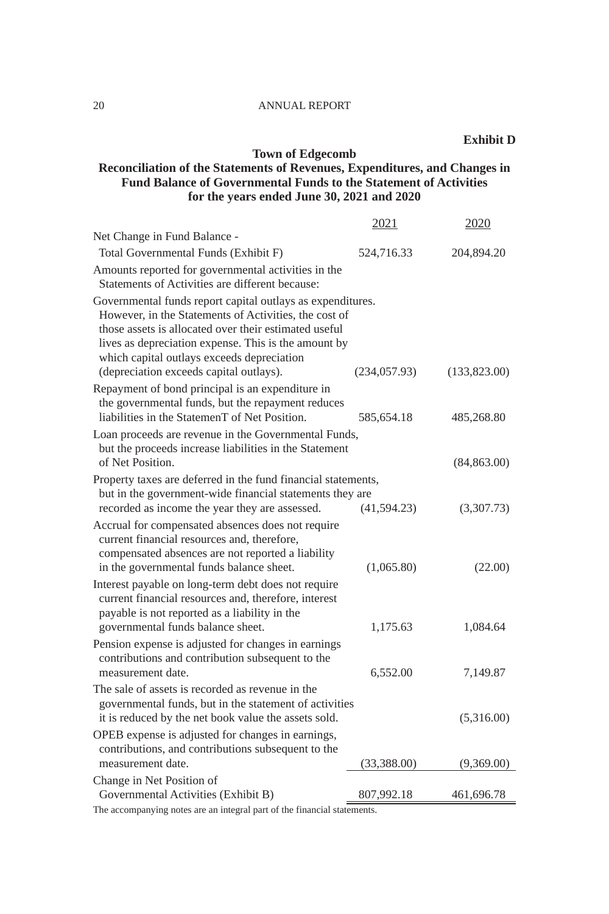**Exhibit D**

## Town of Edgecomb

### Reconciliation of the Statements of Revenues, Expenditures, and Changes in Fund Balance of Governmental Funds to the Statement of Activities for the years ended June 30, 2021 and 2020

| | 2021 | 2020 |
|---|---|---|
| Net Change in Fund Balance - Total Governmental Funds (Exhibit F) | 524,716.33 | 204,894.20 |
| Amounts reported for governmental activities in the Statements of Activities are different because: | | |
| Governmental funds report capital outlays as expenditures. However, in the Statements of Activities, the cost of those assets is allocated over their estimated useful lives as depreciation expense. This is the amount by which capital outlays exceeds depreciation (depreciation exceeds capital outlays). | (234,057.93) | (133,823.00) |
| Repayment of bond principal is an expenditure in the governmental funds, but the repayment reduces liabilities in the StatemenT of Net Position. | 585,654.18 | 485,268.80 |
| Loan proceeds are revenue in the Governmental Funds, but the proceeds increase liabilities in the Statement of Net Position. | | (84,863.00) |
| Property taxes are deferred in the fund financial statements, but in the government-wide financial statements they are recorded as income the year they are assessed. | (41,594.23) | (3,307.73) |
| Accrual for compensated absences does not require current financial resources and, therefore, compensated absences are not reported a liability in the governmental funds balance sheet. | (1,065.80) | (22.00) |
| Interest payable on long-term debt does not require current financial resources and, therefore, interest payable is not reported as a liability in the governmental funds balance sheet. | 1,175.63 | 1,084.64 |
| Pension expense is adjusted for changes in earnings contributions and contribution subsequent to the measurement date. | 6,552.00 | 7,149.87 |
| The sale of assets is recorded as revenue in the governmental funds, but in the statement of activities it is reduced by the net book value the assets sold. | | (5,316.00) |
| OPEB expense is adjusted for changes in earnings, contributions, and contributions subsequent to the measurement date. | (33,388.00) | (9,369.00) |
| Change in Net Position of Governmental Activities (Exhibit B) | 807,992.18 | 461,696.78 |

The accompanying notes are an integral part of the financial statements.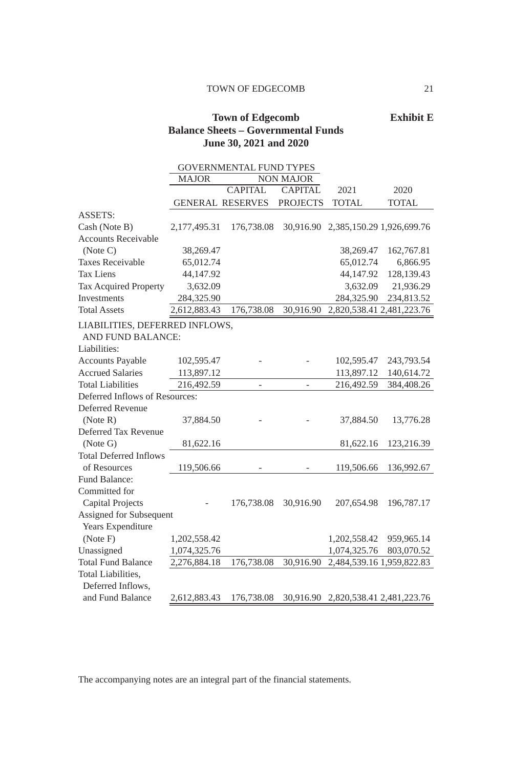# Town of Edgecomb

**Exhibit E**

## Balance Sheets – Governmental Funds

### June 30, 2021 and 2020

| | GOVERNMENTAL FUND TYPES | | | | |
|---|---|---|---|---|---|
| | MAJOR | NON MAJOR | | | |
| | | CAPITAL | CAPITAL | 2021 | 2020 |
| | GENERAL | RESERVES | PROJECTS | TOTAL | TOTAL |
| ASSETS: | | | | | |
| Cash (Note B) | 2,177,495.31 | 176,738.08 | 30,916.90 | 2,385,150.29 | 1,926,699.76 |
| Accounts Receivable (Note C) | 38,269.47 | | | 38,269.47 | 162,767.81 |
| Taxes Receivable | 65,012.74 | | | 65,012.74 | 6,866.95 |
| Tax Liens | 44,147.92 | | | 44,147.92 | 128,139.43 |
| Tax Acquired Property | 3,632.09 | | | 3,632.09 | 21,936.29 |
| Investments | 284,325.90 | | | 284,325.90 | 234,813.52 |
| Total Assets | 2,612,883.43 | 176,738.08 | 30,916.90 | 2,820,538.41 | 2,481,223.76 |
| LIABILITIES, DEFERRED INFLOWS, AND FUND BALANCE: | | | | | |
| Liabilities: | | | | | |
| Accounts Payable | 102,595.47 | - | - | 102,595.47 | 243,793.54 |
| Accrued Salaries | 113,897.12 | | | 113,897.12 | 140,614.72 |
| Total Liabilities | 216,492.59 | - | - | 216,492.59 | 384,408.26 |
| Deferred Inflows of Resources: | | | | | |
| Deferred Revenue (Note R) | 37,884.50 | - | - | 37,884.50 | 13,776.28 |
| Deferred Tax Revenue (Note G) | 81,622.16 | | | 81,622.16 | 123,216.39 |
| Total Deferred Inflows of Resources | 119,506.66 | - | - | 119,506.66 | 136,992.67 |
| Fund Balance: | | | | | |
| Committed for Capital Projects | - | 176,738.08 | 30,916.90 | 207,654.98 | 196,787.17 |
| Assigned for Subsequent Years Expenditure (Note F) | 1,202,558.42 | | | 1,202,558.42 | 959,965.14 |
| Unassigned | 1,074,325.76 | | | 1,074,325.76 | 803,070.52 |
| Total Fund Balance | 2,276,884.18 | 176,738.08 | 30,916.90 | 2,484,539.16 | 1,959,822.83 |
| Total Liabilities, Deferred Inflows, and Fund Balance | 2,612,883.43 | 176,738.08 | 30,916.90 | 2,820,538.41 | 2,481,223.76 |

The accompanying notes are an integral part of the financial statements.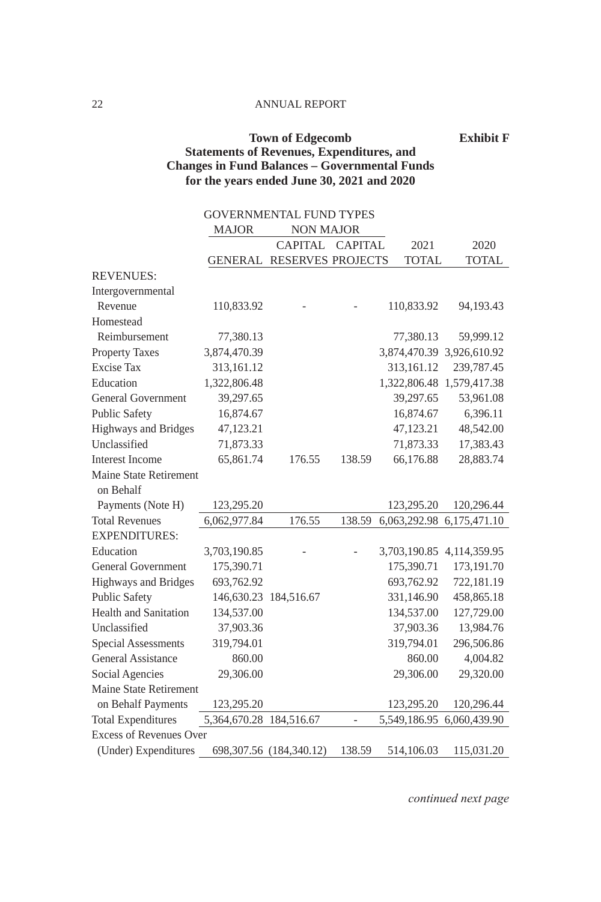**Town of Edgecomb** **Exhibit F**

**Statements of Revenues, Expenditures, and Changes in Fund Balances – Governmental Funds for the years ended June 30, 2021 and 2020**

| | GOVERNMENTAL FUND TYPES | | | | |
|---|---|---|---|---|---|
| | MAJOR | NON MAJOR | | | |
| | | CAPITAL | CAPITAL | 2021 | 2020 |
| | GENERAL | RESERVES | PROJECTS | TOTAL | TOTAL |
| REVENUES: | | | | | |
| Intergovernmental Revenue | 110,833.92 | - | - | 110,833.92 | 94,193.43 |
| Homestead Reimbursement | 77,380.13 | | | 77,380.13 | 59,999.12 |
| Property Taxes | 3,874,470.39 | | | 3,874,470.39 | 3,926,610.92 |
| Excise Tax | 313,161.12 | | | 313,161.12 | 239,787.45 |
| Education | 1,322,806.48 | | | 1,322,806.48 | 1,579,417.38 |
| General Government | 39,297.65 | | | 39,297.65 | 53,961.08 |
| Public Safety | 16,874.67 | | | 16,874.67 | 6,396.11 |
| Highways and Bridges | 47,123.21 | | | 47,123.21 | 48,542.00 |
| Unclassified | 71,873.33 | | | 71,873.33 | 17,383.43 |
| Interest Income | 65,861.74 | 176.55 | 138.59 | 66,176.88 | 28,883.74 |
| Maine State Retirement on Behalf Payments (Note H) | 123,295.20 | | | 123,295.20 | 120,296.44 |
| Total Revenues | 6,062,977.84 | 176.55 | 138.59 | 6,063,292.98 | 6,175,471.10 |
| EXPENDITURES: | | | | | |
| Education | 3,703,190.85 | - | - | 3,703,190.85 | 4,114,359.95 |
| General Government | 175,390.71 | | | 175,390.71 | 173,191.70 |
| Highways and Bridges | 693,762.92 | | | 693,762.92 | 722,181.19 |
| Public Safety | 146,630.23 | 184,516.67 | | 331,146.90 | 458,865.18 |
| Health and Sanitation | 134,537.00 | | | 134,537.00 | 127,729.00 |
| Unclassified | 37,903.36 | | | 37,903.36 | 13,984.76 |
| Special Assessments | 319,794.01 | | | 319,794.01 | 296,506.86 |
| General Assistance | 860.00 | | | 860.00 | 4,004.82 |
| Social Agencies | 29,306.00 | | | 29,306.00 | 29,320.00 |
| Maine State Retirement on Behalf Payments | 123,295.20 | | | 123,295.20 | 120,296.44 |
| Total Expenditures | 5,364,670.28 | 184,516.67 | - | 5,549,186.95 | 6,060,439.90 |
| Excess of Revenues Over (Under) Expenditures | 698,307.56 | (184,340.12) | 138.59 | 514,106.03 | 115,031.20 |

*continued next page*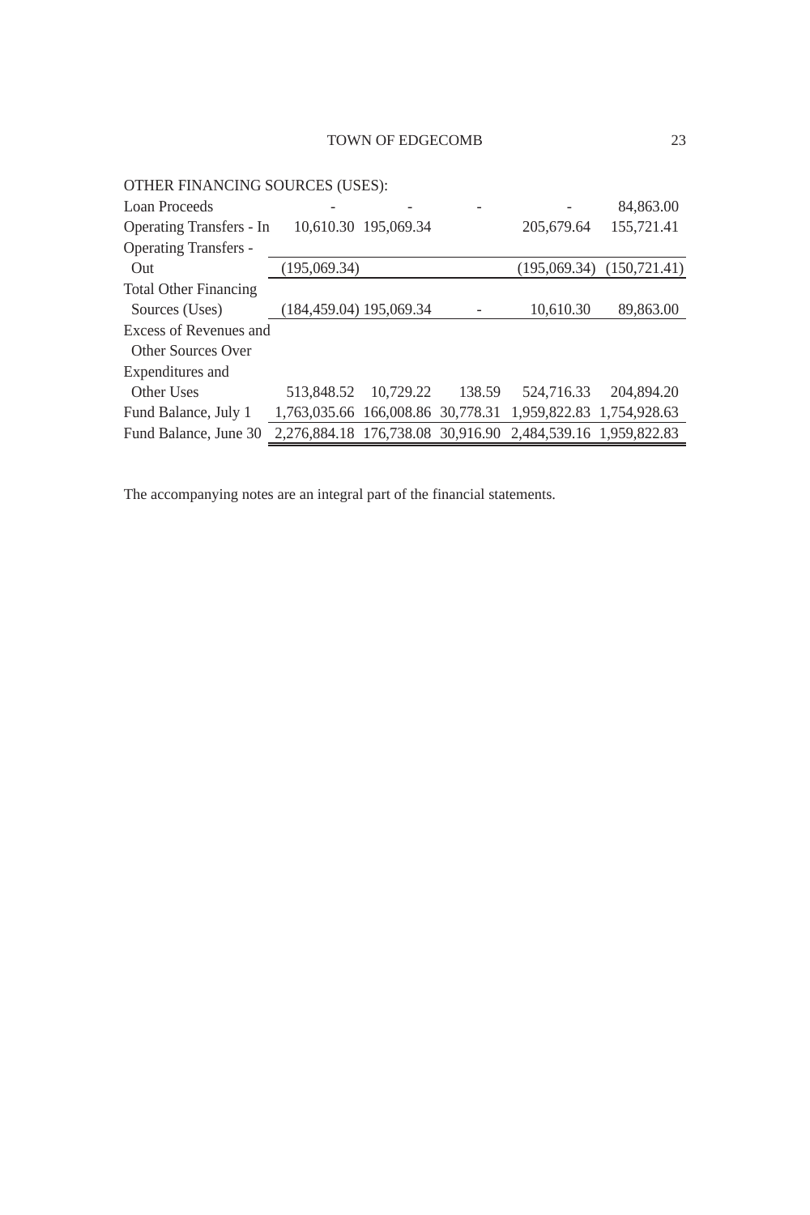| OTHER FINANCING SOURCES (USES): | | | | | |
|---|---|---|---|---|---|
| Loan Proceeds | - | - | - | - | 84,863.00 |
| Operating Transfers - In | 10,610.30 | 195,069.34 | | 205,679.64 | 155,721.41 |
| Operating Transfers - Out | (195,069.34) | | | (195,069.34) | (150,721.41) |
| Total Other Financing Sources (Uses) | (184,459.04) | 195,069.34 | - | 10,610.30 | 89,863.00 |
| Excess of Revenues and Other Sources Over Expenditures and Other Uses | 513,848.52 | 10,729.22 | 138.59 | 524,716.33 | 204,894.20 |
| Fund Balance, July 1 | 1,763,035.66 | 166,008.86 | 30,778.31 | 1,959,822.83 | 1,754,928.63 |
| Fund Balance, June 30 | 2,276,884.18 | 176,738.08 | 30,916.90 | 2,484,539.16 | 1,959,822.83 |

The accompanying notes are an integral part of the financial statements.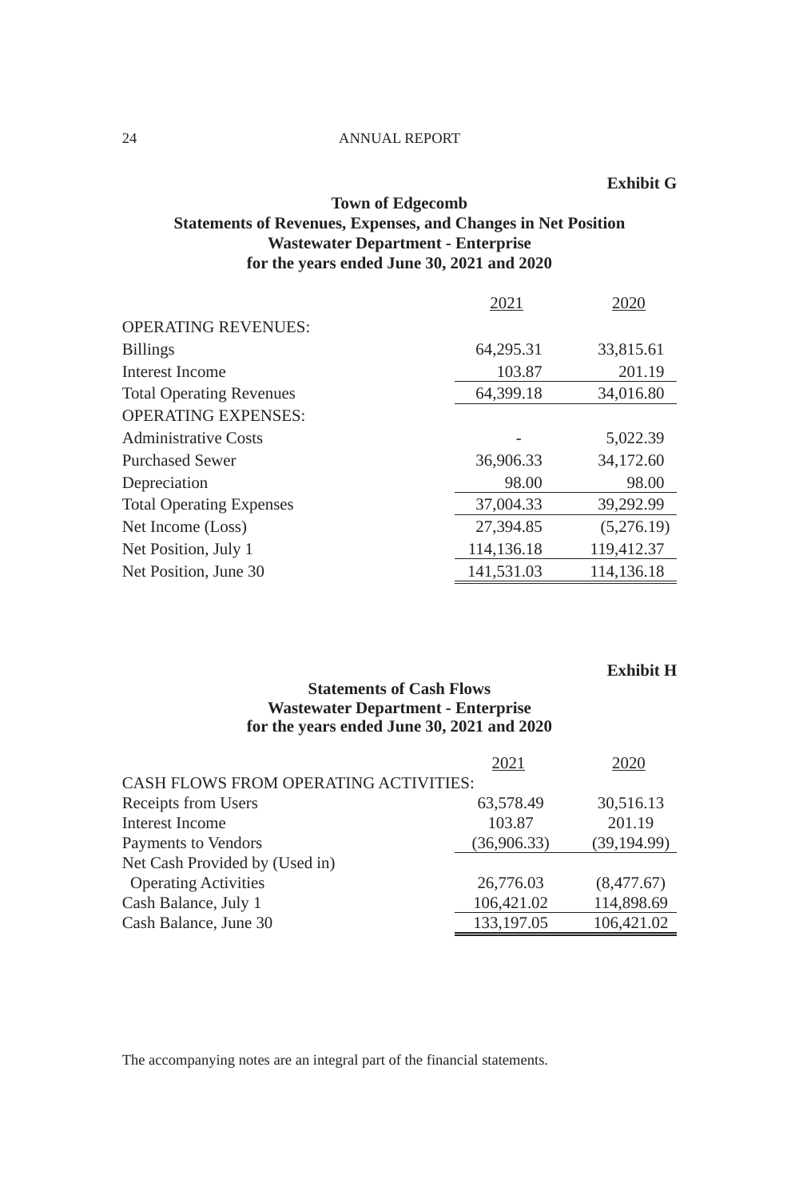**Exhibit G**

## Town of Edgecomb
## Statements of Revenues, Expenses, and Changes in Net Position
## Wastewater Department - Enterprise
## for the years ended June 30, 2021 and 2020

| | 2021 | 2020 |
|---|---|---|
| OPERATING REVENUES: | | |
| Billings | 64,295.31 | 33,815.61 |
| Interest Income | 103.87 | 201.19 |
| Total Operating Revenues | 64,399.18 | 34,016.80 |
| OPERATING EXPENSES: | | |
| Administrative Costs | - | 5,022.39 |
| Purchased Sewer | 36,906.33 | 34,172.60 |
| Depreciation | 98.00 | 98.00 |
| Total Operating Expenses | 37,004.33 | 39,292.99 |
| Net Income (Loss) | 27,394.85 | (5,276.19) |
| Net Position, July 1 | 114,136.18 | 119,412.37 |
| Net Position, June 30 | 141,531.03 | 114,136.18 |

**Exhibit H**

## Statements of Cash Flows
## Wastewater Department - Enterprise
## for the years ended June 30, 2021 and 2020

| | 2021 | 2020 |
|---|---|---|
| CASH FLOWS FROM OPERATING ACTIVITIES: | | |
| Receipts from Users | 63,578.49 | 30,516.13 |
| Interest Income | 103.87 | 201.19 |
| Payments to Vendors | (36,906.33) | (39,194.99) |
| Net Cash Provided by (Used in) Operating Activities | 26,776.03 | (8,477.67) |
| Cash Balance, July 1 | 106,421.02 | 114,898.69 |
| Cash Balance, June 30 | 133,197.05 | 106,421.02 |

The accompanying notes are an integral part of the financial statements.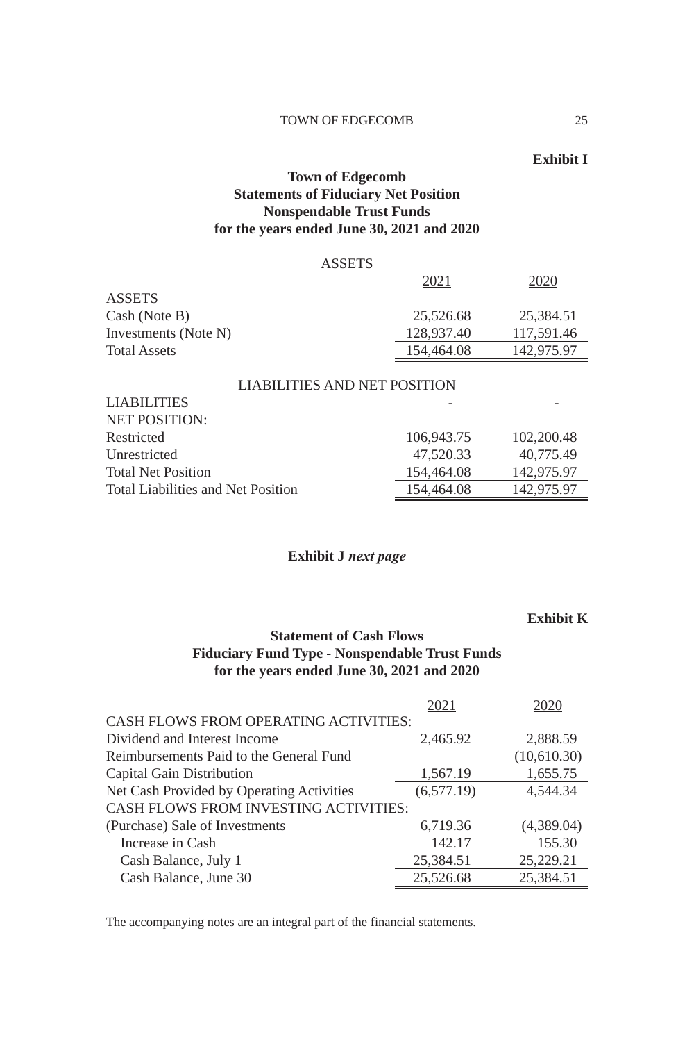**Exhibit I**

**Town of Edgecomb**
**Statements of Fiduciary Net Position**
**Nonspendable Trust Funds**
**for the years ended June 30, 2021 and 2020**

| ASSETS | 2021 | 2020 |
|---|---|---|
| ASSETS | | |
| Cash (Note B) | 25,526.68 | 25,384.51 |
| Investments (Note N) | 128,937.40 | 117,591.46 |
| Total Assets | 154,464.08 | 142,975.97 |
| LIABILITIES AND NET POSITION | | |
| LIABILITIES | - | - |
| NET POSITION: | | |
| Restricted | 106,943.75 | 102,200.48 |
| Unrestricted | 47,520.33 | 40,775.49 |
| Total Net Position | 154,464.08 | 142,975.97 |
| Total Liabilities and Net Position | 154,464.08 | 142,975.97 |

**Exhibit J** ***next page***

**Exhibit K**

**Statement of Cash Flows**
**Fiduciary Fund Type - Nonspendable Trust Funds**
**for the years ended June 30, 2021 and 2020**

| | 2021 | 2020 |
|---|---|---|
| CASH FLOWS FROM OPERATING ACTIVITIES: | | |
| Dividend and Interest Income | 2,465.92 | 2,888.59 |
| Reimbursements Paid to the General Fund | | (10,610.30) |
| Capital Gain Distribution | 1,567.19 | 1,655.75 |
| Net Cash Provided by Operating Activities | (6,577.19) | 4,544.34 |
| CASH FLOWS FROM INVESTING ACTIVITIES: | | |
| (Purchase) Sale of Investments | 6,719.36 | (4,389.04) |
| Increase in Cash | 142.17 | 155.30 |
| Cash Balance, July 1 | 25,384.51 | 25,229.21 |
| Cash Balance, June 30 | 25,526.68 | 25,384.51 |

The accompanying notes are an integral part of the financial statements.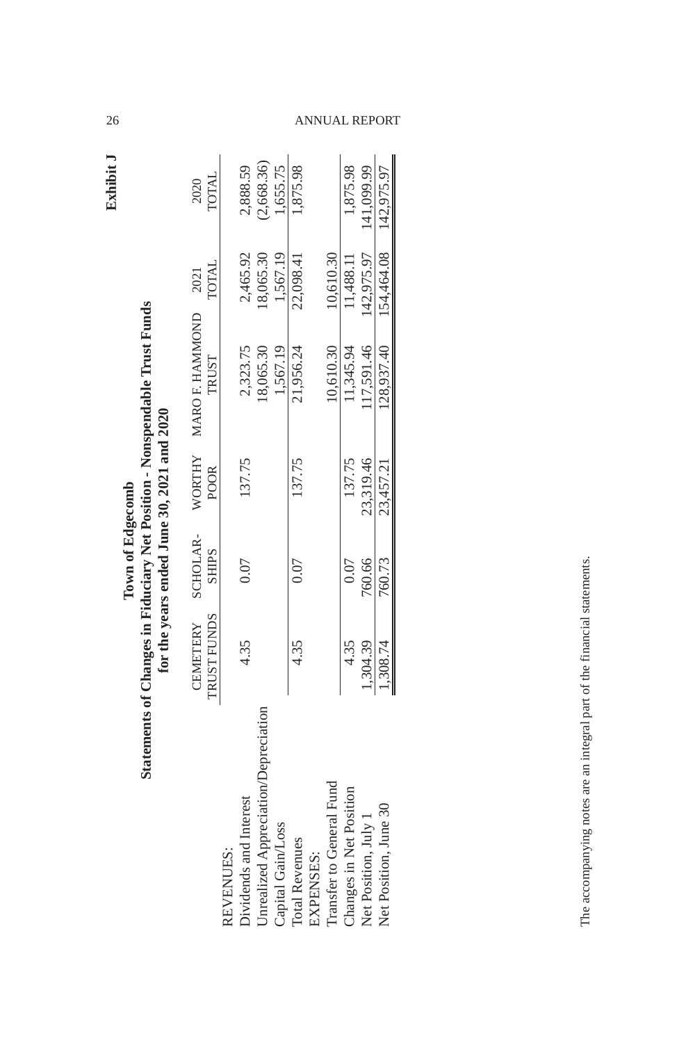**Exhibit J**

## Town of Edgecomb
### Statements of Changes in Fiduciary Net Position - Nonspendable Trust Funds
### for the years ended June 30, 2021 and 2020

| | CEMETERY TRUST FUNDS | SCHOLAR-SHIPS | WORTHY POOR | MARO F. HAMMOND TRUST | 2021 TOTAL | 2020 TOTAL |
|---|---|---|---|---|---|---|
| REVENUES: | | | | | | |
| Dividends and Interest | 4.35 | 0.07 | 137.75 | 2,323.75 | 2,465.92 | 2,888.59 |
| Unrealized Appreciation/Depreciation | | | | 18,065.30 | 18,065.30 | (2,668.36) |
| Capital Gain/Loss | | | | 1,567.19 | 1,567.19 | 1,655.75 |
| Total Revenues | 4.35 | 0.07 | 137.75 | 21,956.24 | 22,098.41 | 1,875.98 |
| EXPENSES: | | | | | | |
| Transfer to General Fund | | | | 10,610.30 | 10,610.30 | |
| Changes in Net Position | 4.35 | 0.07 | 137.75 | 11,345.94 | 11,488.11 | 1,875.98 |
| Net Position, July 1 | 1,304.39 | 760.66 | 23,319.46 | 117,591.46 | 142,975.97 | 141,099.99 |
| Net Position, June 30 | 1,308.74 | 760.73 | 23,457.21 | 128,937.40 | 154,464.08 | 142,975.97 |

The accompanying notes are an integral part of the financial statements.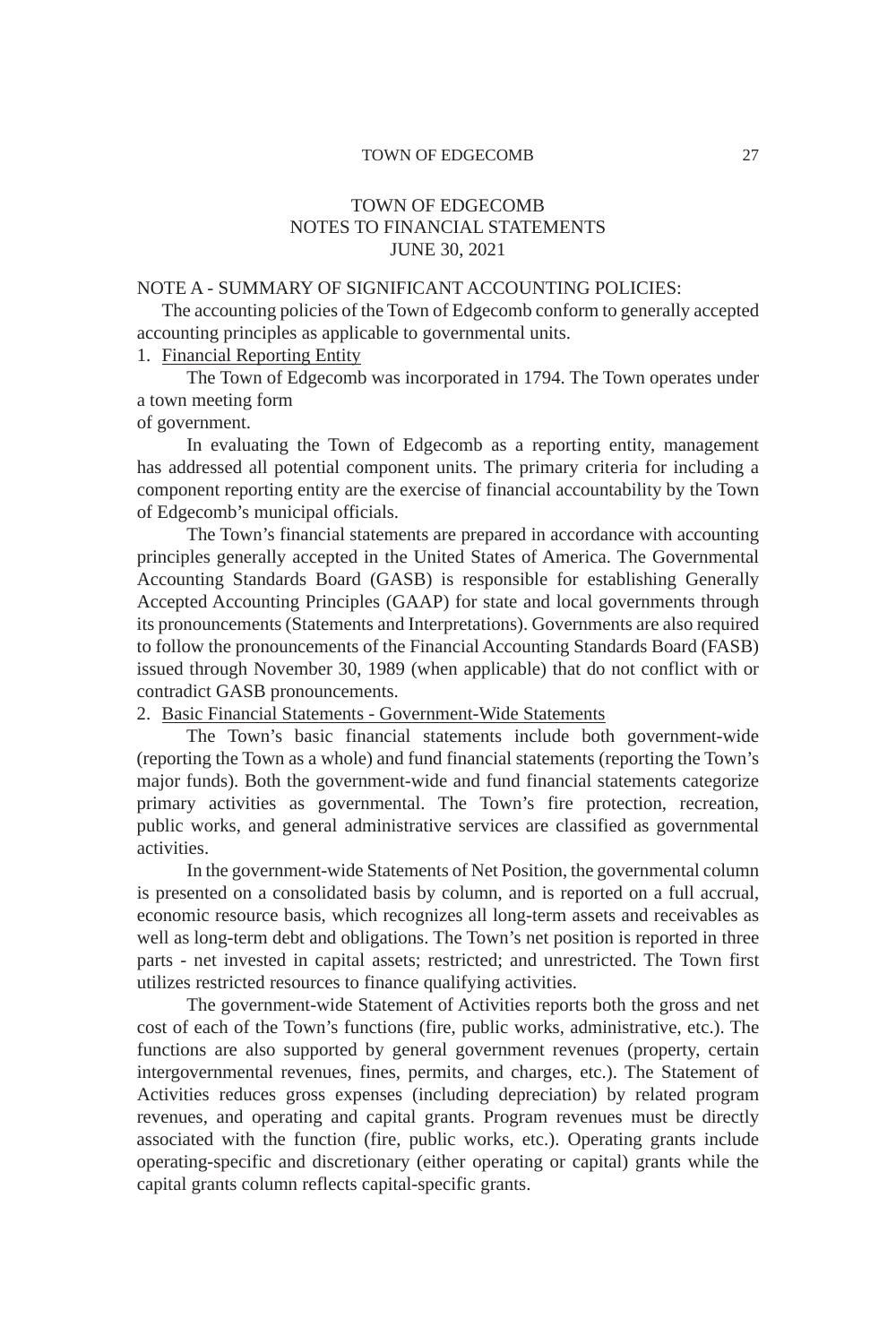# TOWN OF EDGECOMB
# NOTES TO FINANCIAL STATEMENTS
# JUNE 30, 2021

## NOTE A - SUMMARY OF SIGNIFICANT ACCOUNTING POLICIES:

The accounting policies of the Town of Edgecomb conform to generally accepted accounting principles as applicable to governmental units.

1. Financial Reporting Entity

The Town of Edgecomb was incorporated in 1794. The Town operates under a town meeting form of government.

In evaluating the Town of Edgecomb as a reporting entity, management has addressed all potential component units. The primary criteria for including a component reporting entity are the exercise of financial accountability by the Town of Edgecomb's municipal officials.

The Town's financial statements are prepared in accordance with accounting principles generally accepted in the United States of America. The Governmental Accounting Standards Board (GASB) is responsible for establishing Generally Accepted Accounting Principles (GAAP) for state and local governments through its pronouncements (Statements and Interpretations). Governments are also required to follow the pronouncements of the Financial Accounting Standards Board (FASB) issued through November 30, 1989 (when applicable) that do not conflict with or contradict GASB pronouncements.

2. Basic Financial Statements - Government-Wide Statements

The Town's basic financial statements include both government-wide (reporting the Town as a whole) and fund financial statements (reporting the Town's major funds). Both the government-wide and fund financial statements categorize primary activities as governmental. The Town's fire protection, recreation, public works, and general administrative services are classified as governmental activities.

In the government-wide Statements of Net Position, the governmental column is presented on a consolidated basis by column, and is reported on a full accrual, economic resource basis, which recognizes all long-term assets and receivables as well as long-term debt and obligations. The Town's net position is reported in three parts - net invested in capital assets; restricted; and unrestricted. The Town first utilizes restricted resources to finance qualifying activities.

The government-wide Statement of Activities reports both the gross and net cost of each of the Town's functions (fire, public works, administrative, etc.). The functions are also supported by general government revenues (property, certain intergovernmental revenues, fines, permits, and charges, etc.). The Statement of Activities reduces gross expenses (including depreciation) by related program revenues, and operating and capital grants. Program revenues must be directly associated with the function (fire, public works, etc.). Operating grants include operating-specific and discretionary (either operating or capital) grants while the capital grants column reflects capital-specific grants.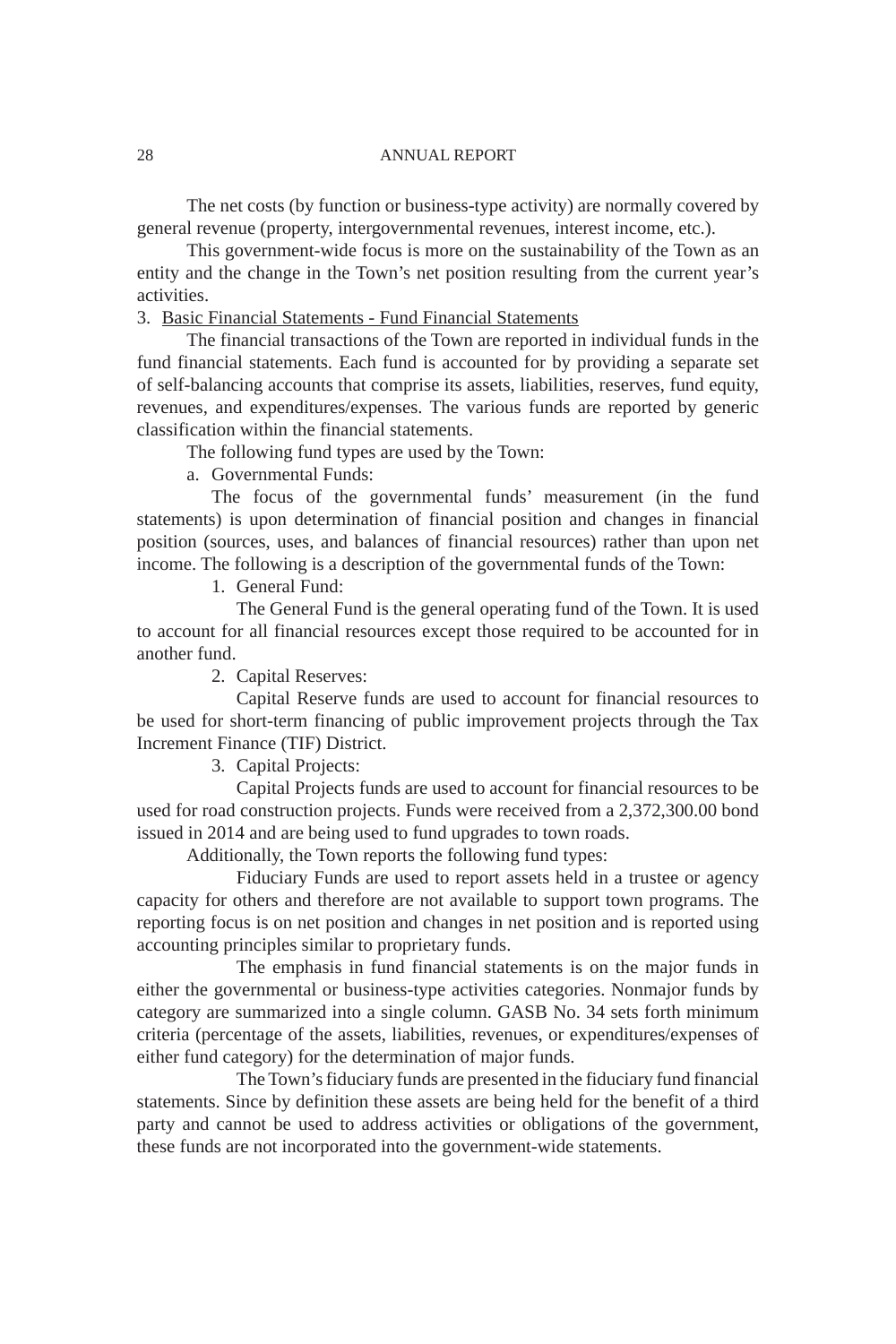The net costs (by function or business-type activity) are normally covered by general revenue (property, intergovernmental revenues, interest income, etc.).

This government-wide focus is more on the sustainability of the Town as an entity and the change in the Town's net position resulting from the current year's activities.

3. Basic Financial Statements - Fund Financial Statements

The financial transactions of the Town are reported in individual funds in the fund financial statements. Each fund is accounted for by providing a separate set of self-balancing accounts that comprise its assets, liabilities, reserves, fund equity, revenues, and expenditures/expenses. The various funds are reported by generic classification within the financial statements.

The following fund types are used by the Town:

a. Governmental Funds:

The focus of the governmental funds' measurement (in the fund statements) is upon determination of financial position and changes in financial position (sources, uses, and balances of financial resources) rather than upon net income. The following is a description of the governmental funds of the Town:

1. General Fund:

The General Fund is the general operating fund of the Town. It is used to account for all financial resources except those required to be accounted for in another fund.

2. Capital Reserves:

Capital Reserve funds are used to account for financial resources to be used for short-term financing of public improvement projects through the Tax Increment Finance (TIF) District.

3. Capital Projects:

Capital Projects funds are used to account for financial resources to be used for road construction projects. Funds were received from a 2,372,300.00 bond issued in 2014 and are being used to fund upgrades to town roads.

Additionally, the Town reports the following fund types:

Fiduciary Funds are used to report assets held in a trustee or agency capacity for others and therefore are not available to support town programs. The reporting focus is on net position and changes in net position and is reported using accounting principles similar to proprietary funds.

The emphasis in fund financial statements is on the major funds in either the governmental or business-type activities categories. Nonmajor funds by category are summarized into a single column. GASB No. 34 sets forth minimum criteria (percentage of the assets, liabilities, revenues, or expenditures/expenses of either fund category) for the determination of major funds.

The Town's fiduciary funds are presented in the fiduciary fund financial statements. Since by definition these assets are being held for the benefit of a third party and cannot be used to address activities or obligations of the government, these funds are not incorporated into the government-wide statements.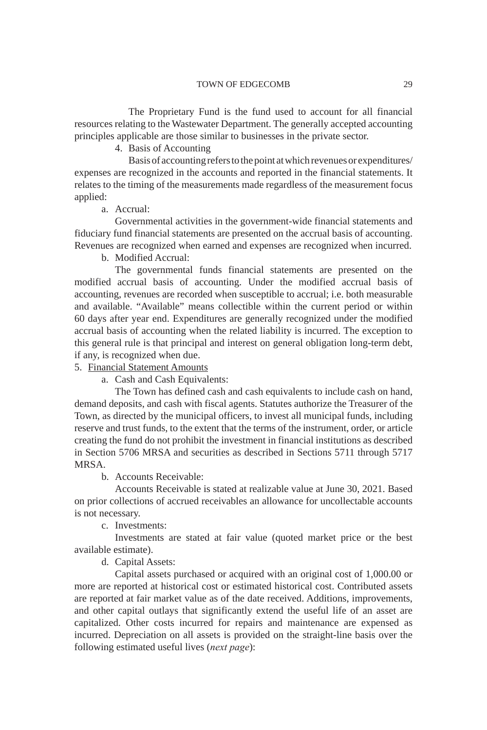The Proprietary Fund is the fund used to account for all financial resources relating to the Wastewater Department. The generally accepted accounting principles applicable are those similar to businesses in the private sector.

4. Basis of Accounting

Basis of accounting refers to the point at which revenues or expenditures/ expenses are recognized in the accounts and reported in the financial statements. It relates to the timing of the measurements made regardless of the measurement focus applied:

a. Accrual:

Governmental activities in the government-wide financial statements and fiduciary fund financial statements are presented on the accrual basis of accounting. Revenues are recognized when earned and expenses are recognized when incurred.

b. Modified Accrual:

The governmental funds financial statements are presented on the modified accrual basis of accounting. Under the modified accrual basis of accounting, revenues are recorded when susceptible to accrual; i.e. both measurable and available. "Available" means collectible within the current period or within 60 days after year end. Expenditures are generally recognized under the modified accrual basis of accounting when the related liability is incurred. The exception to this general rule is that principal and interest on general obligation long-term debt, if any, is recognized when due.

5. <u>Financial Statement Amounts</u>

a. Cash and Cash Equivalents:

The Town has defined cash and cash equivalents to include cash on hand, demand deposits, and cash with fiscal agents. Statutes authorize the Treasurer of the Town, as directed by the municipal officers, to invest all municipal funds, including reserve and trust funds, to the extent that the terms of the instrument, order, or article creating the fund do not prohibit the investment in financial institutions as described in Section 5706 MRSA and securities as described in Sections 5711 through 5717 MRSA.

b. Accounts Receivable:

Accounts Receivable is stated at realizable value at June 30, 2021. Based on prior collections of accrued receivables an allowance for uncollectable accounts is not necessary.

c. Investments:

Investments are stated at fair value (quoted market price or the best available estimate).

d. Capital Assets:

Capital assets purchased or acquired with an original cost of 1,000.00 or more are reported at historical cost or estimated historical cost. Contributed assets are reported at fair market value as of the date received. Additions, improvements, and other capital outlays that significantly extend the useful life of an asset are capitalized. Other costs incurred for repairs and maintenance are expensed as incurred. Depreciation on all assets is provided on the straight-line basis over the following estimated useful lives (*next page*):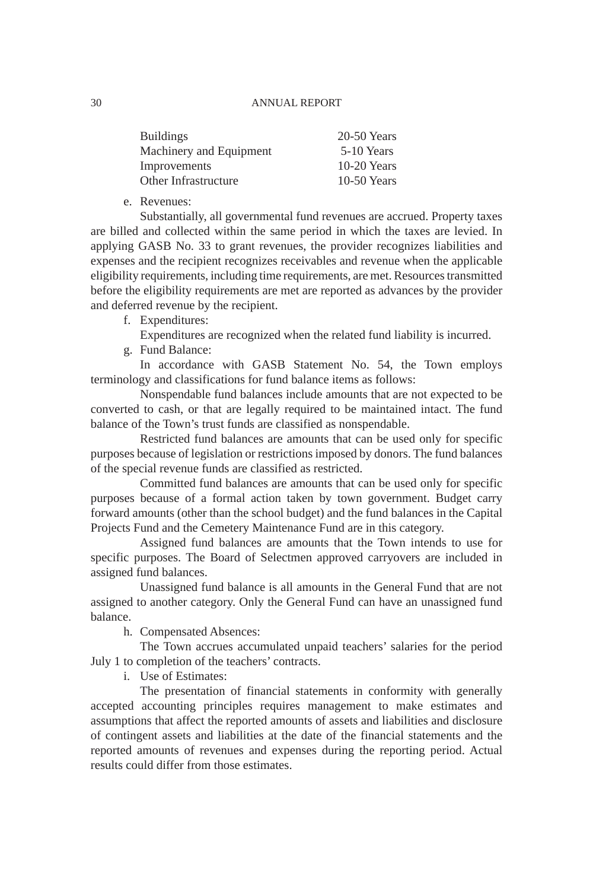| | |
|---|---|
| Buildings | 20-50 Years |
| Machinery and Equipment | 5-10 Years |
| Improvements | 10-20 Years |
| Other Infrastructure | 10-50 Years |

e. Revenues:

Substantially, all governmental fund revenues are accrued. Property taxes are billed and collected within the same period in which the taxes are levied. In applying GASB No. 33 to grant revenues, the provider recognizes liabilities and expenses and the recipient recognizes receivables and revenue when the applicable eligibility requirements, including time requirements, are met. Resources transmitted before the eligibility requirements are met are reported as advances by the provider and deferred revenue by the recipient.

f. Expenditures:

Expenditures are recognized when the related fund liability is incurred.

g. Fund Balance:

In accordance with GASB Statement No. 54, the Town employs terminology and classifications for fund balance items as follows:

Nonspendable fund balances include amounts that are not expected to be converted to cash, or that are legally required to be maintained intact. The fund balance of the Town's trust funds are classified as nonspendable.

Restricted fund balances are amounts that can be used only for specific purposes because of legislation or restrictions imposed by donors. The fund balances of the special revenue funds are classified as restricted.

Committed fund balances are amounts that can be used only for specific purposes because of a formal action taken by town government. Budget carry forward amounts (other than the school budget) and the fund balances in the Capital Projects Fund and the Cemetery Maintenance Fund are in this category.

Assigned fund balances are amounts that the Town intends to use for specific purposes. The Board of Selectmen approved carryovers are included in assigned fund balances.

Unassigned fund balance is all amounts in the General Fund that are not assigned to another category. Only the General Fund can have an unassigned fund balance.

h. Compensated Absences:

The Town accrues accumulated unpaid teachers' salaries for the period July 1 to completion of the teachers' contracts.

i. Use of Estimates:

The presentation of financial statements in conformity with generally accepted accounting principles requires management to make estimates and assumptions that affect the reported amounts of assets and liabilities and disclosure of contingent assets and liabilities at the date of the financial statements and the reported amounts of revenues and expenses during the reporting period. Actual results could differ from those estimates.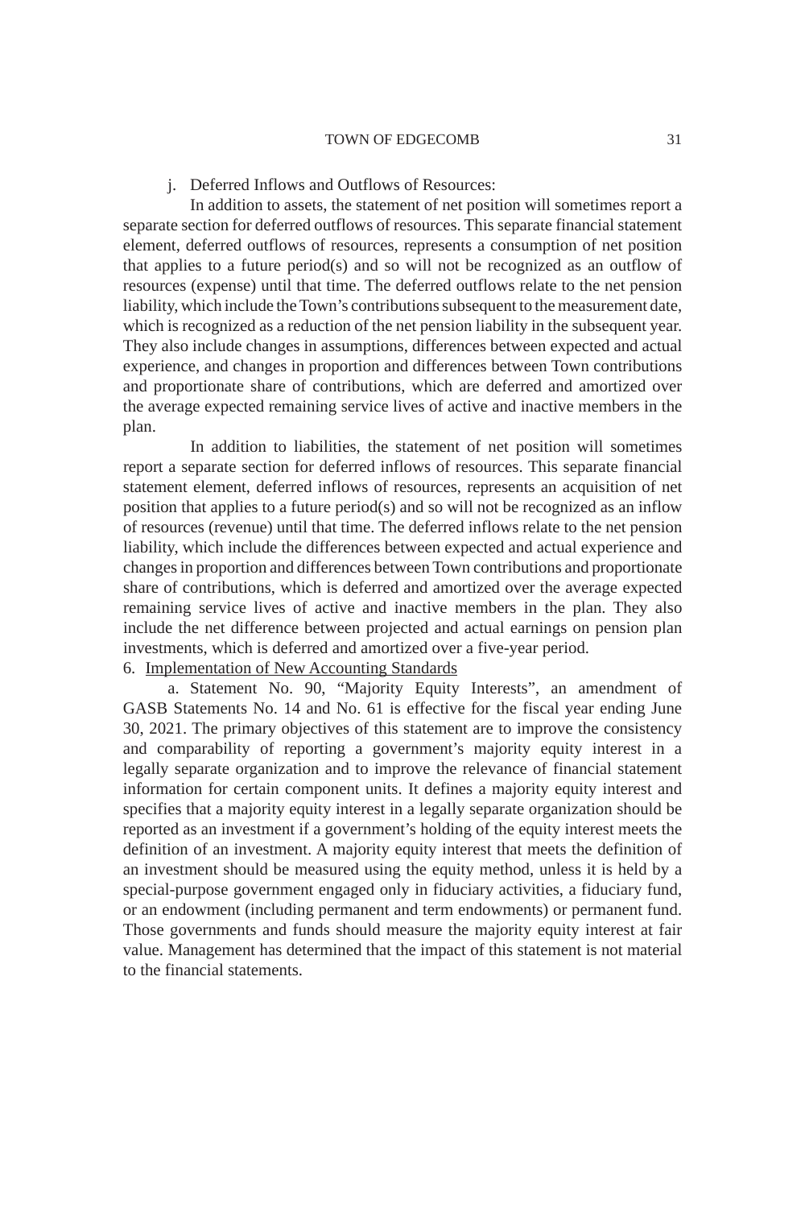j. Deferred Inflows and Outflows of Resources:

In addition to assets, the statement of net position will sometimes report a separate section for deferred outflows of resources. This separate financial statement element, deferred outflows of resources, represents a consumption of net position that applies to a future period(s) and so will not be recognized as an outflow of resources (expense) until that time. The deferred outflows relate to the net pension liability, which include the Town's contributions subsequent to the measurement date, which is recognized as a reduction of the net pension liability in the subsequent year. They also include changes in assumptions, differences between expected and actual experience, and changes in proportion and differences between Town contributions and proportionate share of contributions, which are deferred and amortized over the average expected remaining service lives of active and inactive members in the plan.

In addition to liabilities, the statement of net position will sometimes report a separate section for deferred inflows of resources. This separate financial statement element, deferred inflows of resources, represents an acquisition of net position that applies to a future period(s) and so will not be recognized as an inflow of resources (revenue) until that time. The deferred inflows relate to the net pension liability, which include the differences between expected and actual experience and changes in proportion and differences between Town contributions and proportionate share of contributions, which is deferred and amortized over the average expected remaining service lives of active and inactive members in the plan. They also include the net difference between projected and actual earnings on pension plan investments, which is deferred and amortized over a five-year period.

6. Implementation of New Accounting Standards

a. Statement No. 90, "Majority Equity Interests", an amendment of GASB Statements No. 14 and No. 61 is effective for the fiscal year ending June 30, 2021. The primary objectives of this statement are to improve the consistency and comparability of reporting a government's majority equity interest in a legally separate organization and to improve the relevance of financial statement information for certain component units. It defines a majority equity interest and specifies that a majority equity interest in a legally separate organization should be reported as an investment if a government's holding of the equity interest meets the definition of an investment. A majority equity interest that meets the definition of an investment should be measured using the equity method, unless it is held by a special-purpose government engaged only in fiduciary activities, a fiduciary fund, or an endowment (including permanent and term endowments) or permanent fund. Those governments and funds should measure the majority equity interest at fair value. Management has determined that the impact of this statement is not material to the financial statements.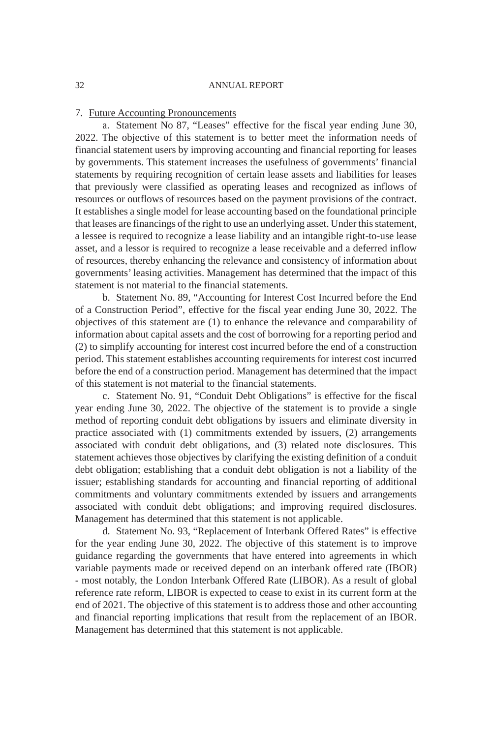7. Future Accounting Pronouncements

a. Statement No 87, "Leases" effective for the fiscal year ending June 30, 2022. The objective of this statement is to better meet the information needs of financial statement users by improving accounting and financial reporting for leases by governments. This statement increases the usefulness of governments' financial statements by requiring recognition of certain lease assets and liabilities for leases that previously were classified as operating leases and recognized as inflows of resources or outflows of resources based on the payment provisions of the contract. It establishes a single model for lease accounting based on the foundational principle that leases are financings of the right to use an underlying asset. Under this statement, a lessee is required to recognize a lease liability and an intangible right-to-use lease asset, and a lessor is required to recognize a lease receivable and a deferred inflow of resources, thereby enhancing the relevance and consistency of information about governments' leasing activities. Management has determined that the impact of this statement is not material to the financial statements.

b. Statement No. 89, "Accounting for Interest Cost Incurred before the End of a Construction Period", effective for the fiscal year ending June 30, 2022. The objectives of this statement are (1) to enhance the relevance and comparability of information about capital assets and the cost of borrowing for a reporting period and (2) to simplify accounting for interest cost incurred before the end of a construction period. This statement establishes accounting requirements for interest cost incurred before the end of a construction period. Management has determined that the impact of this statement is not material to the financial statements.

c. Statement No. 91, "Conduit Debt Obligations" is effective for the fiscal year ending June 30, 2022. The objective of the statement is to provide a single method of reporting conduit debt obligations by issuers and eliminate diversity in practice associated with (1) commitments extended by issuers, (2) arrangements associated with conduit debt obligations, and (3) related note disclosures. This statement achieves those objectives by clarifying the existing definition of a conduit debt obligation; establishing that a conduit debt obligation is not a liability of the issuer; establishing standards for accounting and financial reporting of additional commitments and voluntary commitments extended by issuers and arrangements associated with conduit debt obligations; and improving required disclosures. Management has determined that this statement is not applicable.

d. Statement No. 93, "Replacement of Interbank Offered Rates" is effective for the year ending June 30, 2022. The objective of this statement is to improve guidance regarding the governments that have entered into agreements in which variable payments made or received depend on an interbank offered rate (IBOR) - most notably, the London Interbank Offered Rate (LIBOR). As a result of global reference rate reform, LIBOR is expected to cease to exist in its current form at the end of 2021. The objective of this statement is to address those and other accounting and financial reporting implications that result from the replacement of an IBOR. Management has determined that this statement is not applicable.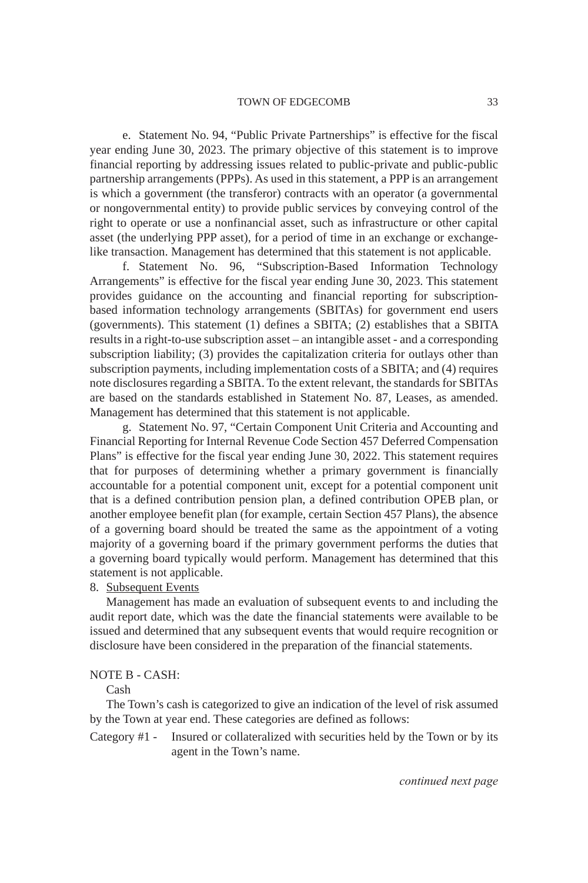e. Statement No. 94, "Public Private Partnerships" is effective for the fiscal year ending June 30, 2023. The primary objective of this statement is to improve financial reporting by addressing issues related to public-private and public-public partnership arrangements (PPPs). As used in this statement, a PPP is an arrangement is which a government (the transferor) contracts with an operator (a governmental or nongovernmental entity) to provide public services by conveying control of the right to operate or use a nonfinancial asset, such as infrastructure or other capital asset (the underlying PPP asset), for a period of time in an exchange or exchange-like transaction. Management has determined that this statement is not applicable.

f. Statement No. 96, "Subscription-Based Information Technology Arrangements" is effective for the fiscal year ending June 30, 2023. This statement provides guidance on the accounting and financial reporting for subscription-based information technology arrangements (SBITAs) for government end users (governments). This statement (1) defines a SBITA; (2) establishes that a SBITA results in a right-to-use subscription asset – an intangible asset - and a corresponding subscription liability; (3) provides the capitalization criteria for outlays other than subscription payments, including implementation costs of a SBITA; and (4) requires note disclosures regarding a SBITA. To the extent relevant, the standards for SBITAs are based on the standards established in Statement No. 87, Leases, as amended. Management has determined that this statement is not applicable.

g. Statement No. 97, "Certain Component Unit Criteria and Accounting and Financial Reporting for Internal Revenue Code Section 457 Deferred Compensation Plans" is effective for the fiscal year ending June 30, 2022. This statement requires that for purposes of determining whether a primary government is financially accountable for a potential component unit, except for a potential component unit that is a defined contribution pension plan, a defined contribution OPEB plan, or another employee benefit plan (for example, certain Section 457 Plans), the absence of a governing board should be treated the same as the appointment of a voting majority of a governing board if the primary government performs the duties that a governing board typically would perform. Management has determined that this statement is not applicable.

8. Subsequent Events

Management has made an evaluation of subsequent events to and including the audit report date, which was the date the financial statements were available to be issued and determined that any subsequent events that would require recognition or disclosure have been considered in the preparation of the financial statements.

NOTE B - CASH:

Cash

The Town's cash is categorized to give an indication of the level of risk assumed by the Town at year end. These categories are defined as follows:

Category #1 - Insured or collateralized with securities held by the Town or by its agent in the Town's name.

*continued next page*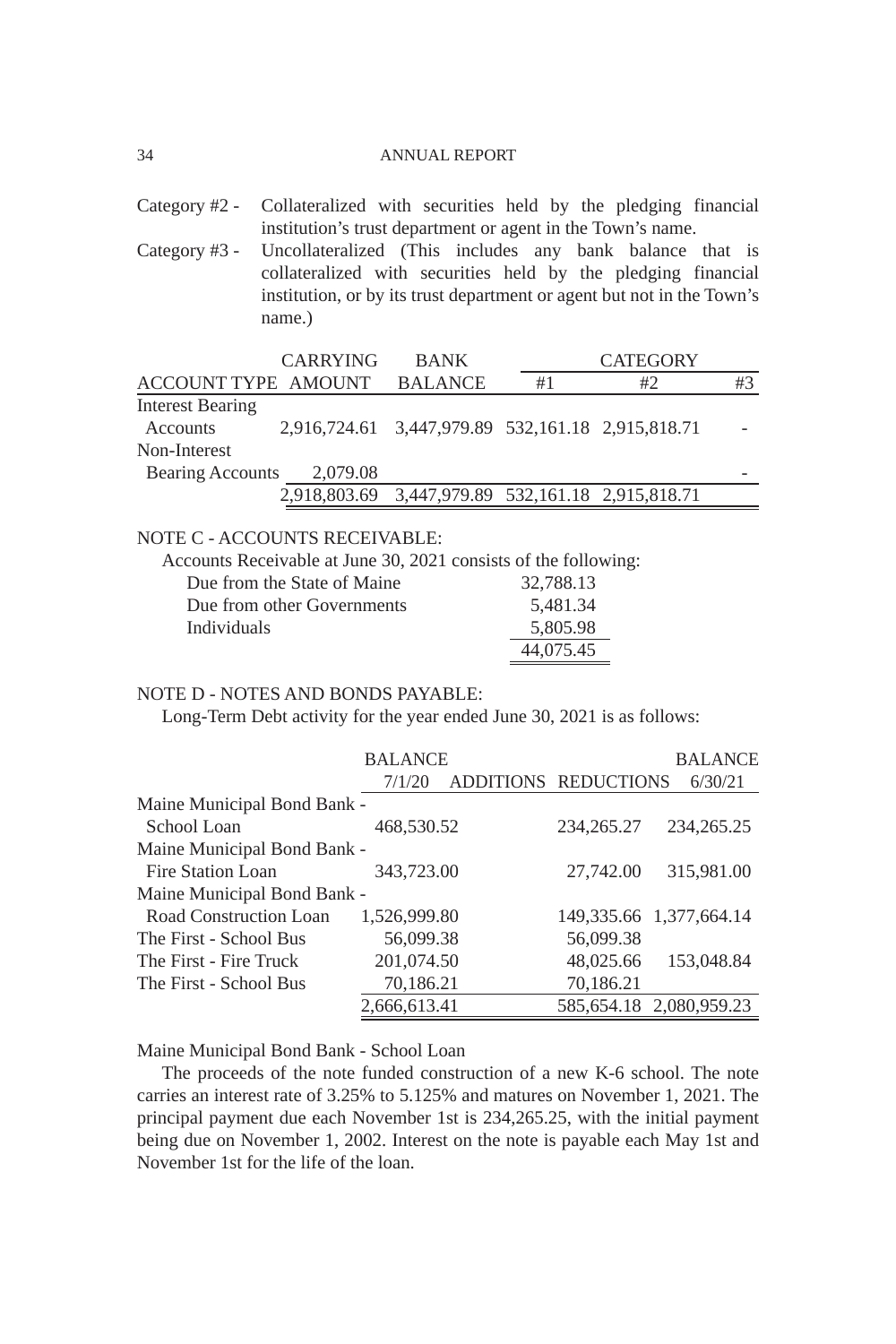Category #2 - Collateralized with securities held by the pledging financial institution's trust department or agent in the Town's name.

Category #3 - Uncollateralized (This includes any bank balance that is collateralized with securities held by the pledging financial institution, or by its trust department or agent but not in the Town's name.)

| ACCOUNT TYPE | CARRYING AMOUNT | BANK BALANCE | CATEGORY #1 | CATEGORY #2 | CATEGORY #3 |
|---|---|---|---|---|---|
| Interest Bearing Accounts | 2,916,724.61 | 3,447,979.89 | 532,161.18 | 2,915,818.71 | - |
| Non-Interest Bearing Accounts | 2,079.08 | | | | - |
| | 2,918,803.69 | 3,447,979.89 | 532,161.18 | 2,915,818.71 | |

NOTE C - ACCOUNTS RECEIVABLE:

Accounts Receivable at June 30, 2021 consists of the following:

| | |
|---|---|
| Due from the State of Maine | 32,788.13 |
| Due from other Governments | 5,481.34 |
| Individuals | 5,805.98 |
| | 44,075.45 |

NOTE D - NOTES AND BONDS PAYABLE:

Long-Term Debt activity for the year ended June 30, 2021 is as follows:

| | BALANCE 7/1/20 | ADDITIONS | REDUCTIONS | BALANCE 6/30/21 |
|---|---|---|---|---|
| Maine Municipal Bond Bank - School Loan | 468,530.52 | | 234,265.27 | 234,265.25 |
| Maine Municipal Bond Bank - Fire Station Loan | 343,723.00 | | 27,742.00 | 315,981.00 |
| Maine Municipal Bond Bank - Road Construction Loan | 1,526,999.80 | | 149,335.66 | 1,377,664.14 |
| The First - School Bus | 56,099.38 | | 56,099.38 | |
| The First - Fire Truck | 201,074.50 | | 48,025.66 | 153,048.84 |
| The First - School Bus | 70,186.21 | | 70,186.21 | |
| | 2,666,613.41 | | 585,654.18 | 2,080,959.23 |

Maine Municipal Bond Bank - School Loan

The proceeds of the note funded construction of a new K-6 school. The note carries an interest rate of 3.25% to 5.125% and matures on November 1, 2021. The principal payment due each November 1st is 234,265.25, with the initial payment being due on November 1, 2002. Interest on the note is payable each May 1st and November 1st for the life of the loan.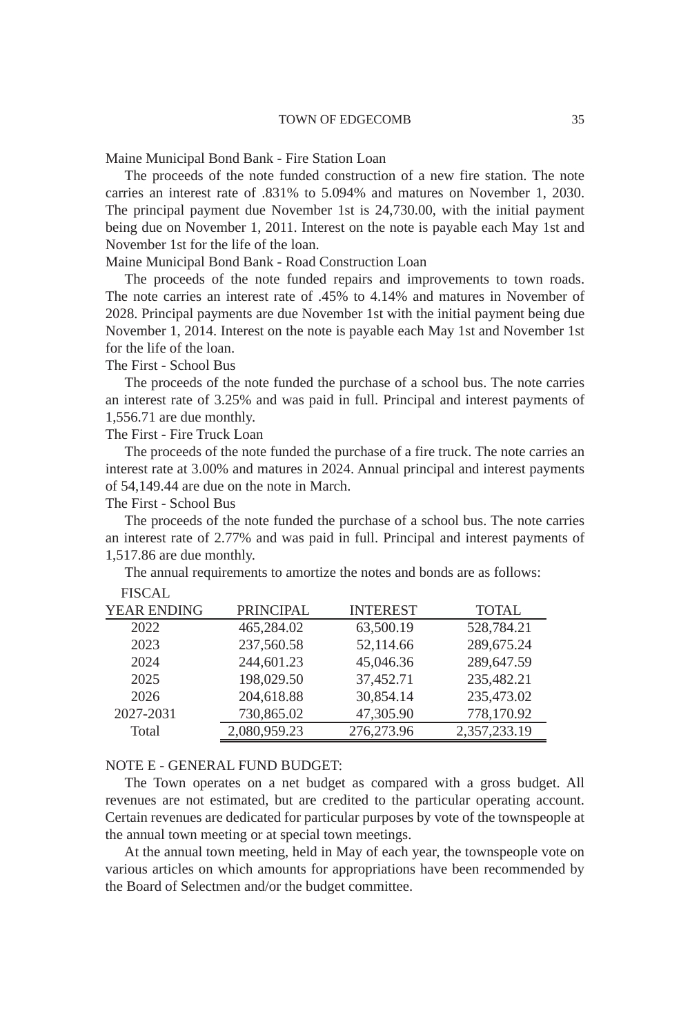Maine Municipal Bond Bank - Fire Station Loan

The proceeds of the note funded construction of a new fire station. The note carries an interest rate of .831% to 5.094% and matures on November 1, 2030. The principal payment due November 1st is 24,730.00, with the initial payment being due on November 1, 2011. Interest on the note is payable each May 1st and November 1st for the life of the loan.

Maine Municipal Bond Bank - Road Construction Loan

The proceeds of the note funded repairs and improvements to town roads. The note carries an interest rate of .45% to 4.14% and matures in November of 2028. Principal payments are due November 1st with the initial payment being due November 1, 2014. Interest on the note is payable each May 1st and November 1st for the life of the loan.

The First - School Bus

The proceeds of the note funded the purchase of a school bus. The note carries an interest rate of 3.25% and was paid in full. Principal and interest payments of 1,556.71 are due monthly.

The First - Fire Truck Loan

The proceeds of the note funded the purchase of a fire truck. The note carries an interest rate at 3.00% and matures in 2024. Annual principal and interest payments of 54,149.44 are due on the note in March.

The First - School Bus

The proceeds of the note funded the purchase of a school bus. The note carries an interest rate of 2.77% and was paid in full. Principal and interest payments of 1,517.86 are due monthly.

The annual requirements to amortize the notes and bonds are as follows:

| FISCAL YEAR ENDING | PRINCIPAL | INTEREST | TOTAL |
|---|---|---|---|
| 2022 | 465,284.02 | 63,500.19 | 528,784.21 |
| 2023 | 237,560.58 | 52,114.66 | 289,675.24 |
| 2024 | 244,601.23 | 45,046.36 | 289,647.59 |
| 2025 | 198,029.50 | 37,452.71 | 235,482.21 |
| 2026 | 204,618.88 | 30,854.14 | 235,473.02 |
| 2027-2031 | 730,865.02 | 47,305.90 | 778,170.92 |
| Total | 2,080,959.23 | 276,273.96 | 2,357,233.19 |

NOTE E - GENERAL FUND BUDGET:

The Town operates on a net budget as compared with a gross budget. All revenues are not estimated, but are credited to the particular operating account. Certain revenues are dedicated for particular purposes by vote of the townspeople at the annual town meeting or at special town meetings.

At the annual town meeting, held in May of each year, the townspeople vote on various articles on which amounts for appropriations have been recommended by the Board of Selectmen and/or the budget committee.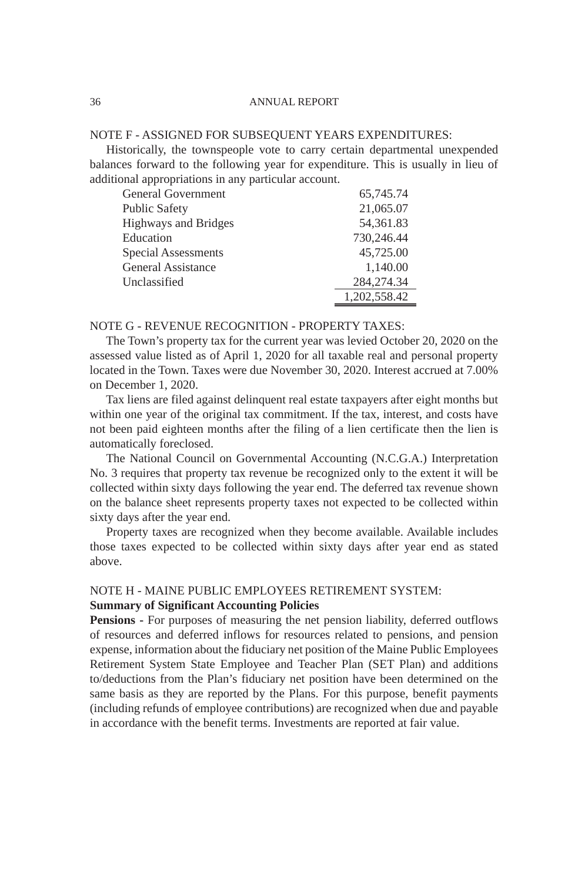## NOTE F - ASSIGNED FOR SUBSEQUENT YEARS EXPENDITURES:

Historically, the townspeople vote to carry certain departmental unexpended balances forward to the following year for expenditure. This is usually in lieu of additional appropriations in any particular account.

| | |
|---|---|
| General Government | 65,745.74 |
| Public Safety | 21,065.07 |
| Highways and Bridges | 54,361.83 |
| Education | 730,246.44 |
| Special Assessments | 45,725.00 |
| General Assistance | 1,140.00 |
| Unclassified | 284,274.34 |
| | 1,202,558.42 |

## NOTE G - REVENUE RECOGNITION - PROPERTY TAXES:

The Town's property tax for the current year was levied October 20, 2020 on the assessed value listed as of April 1, 2020 for all taxable real and personal property located in the Town. Taxes were due November 30, 2020. Interest accrued at 7.00% on December 1, 2020.

Tax liens are filed against delinquent real estate taxpayers after eight months but within one year of the original tax commitment. If the tax, interest, and costs have not been paid eighteen months after the filing of a lien certificate then the lien is automatically foreclosed.

The National Council on Governmental Accounting (N.C.G.A.) Interpretation No. 3 requires that property tax revenue be recognized only to the extent it will be collected within sixty days following the year end. The deferred tax revenue shown on the balance sheet represents property taxes not expected to be collected within sixty days after the year end.

Property taxes are recognized when they become available. Available includes those taxes expected to be collected within sixty days after year end as stated above.

## NOTE H - MAINE PUBLIC EMPLOYEES RETIREMENT SYSTEM:

**Summary of Significant Accounting Policies**

**Pensions -** For purposes of measuring the net pension liability, deferred outflows of resources and deferred inflows for resources related to pensions, and pension expense, information about the fiduciary net position of the Maine Public Employees Retirement System State Employee and Teacher Plan (SET Plan) and additions to/deductions from the Plan's fiduciary net position have been determined on the same basis as they are reported by the Plans. For this purpose, benefit payments (including refunds of employee contributions) are recognized when due and payable in accordance with the benefit terms. Investments are reported at fair value.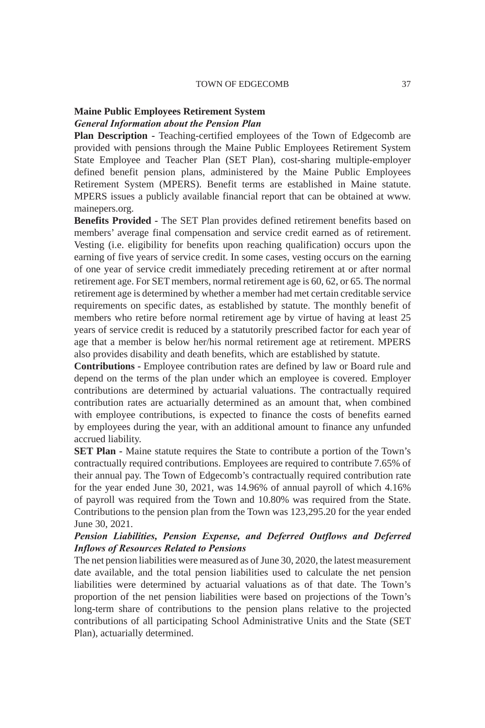## Maine Public Employees Retirement System

### *General Information about the Pension Plan*

**Plan Description -** Teaching-certified employees of the Town of Edgecomb are provided with pensions through the Maine Public Employees Retirement System State Employee and Teacher Plan (SET Plan), cost-sharing multiple-employer defined benefit pension plans, administered by the Maine Public Employees Retirement System (MPERS). Benefit terms are established in Maine statute. MPERS issues a publicly available financial report that can be obtained at www.mainepers.org.

**Benefits Provided -** The SET Plan provides defined retirement benefits based on members' average final compensation and service credit earned as of retirement. Vesting (i.e. eligibility for benefits upon reaching qualification) occurs upon the earning of five years of service credit. In some cases, vesting occurs on the earning of one year of service credit immediately preceding retirement at or after normal retirement age. For SET members, normal retirement age is 60, 62, or 65. The normal retirement age is determined by whether a member had met certain creditable service requirements on specific dates, as established by statute. The monthly benefit of members who retire before normal retirement age by virtue of having at least 25 years of service credit is reduced by a statutorily prescribed factor for each year of age that a member is below her/his normal retirement age at retirement. MPERS also provides disability and death benefits, which are established by statute.

**Contributions -** Employee contribution rates are defined by law or Board rule and depend on the terms of the plan under which an employee is covered. Employer contributions are determined by actuarial valuations. The contractually required contribution rates are actuarially determined as an amount that, when combined with employee contributions, is expected to finance the costs of benefits earned by employees during the year, with an additional amount to finance any unfunded accrued liability.

**SET Plan -** Maine statute requires the State to contribute a portion of the Town's contractually required contributions. Employees are required to contribute 7.65% of their annual pay. The Town of Edgecomb's contractually required contribution rate for the year ended June 30, 2021, was 14.96% of annual payroll of which 4.16% of payroll was required from the Town and 10.80% was required from the State. Contributions to the pension plan from the Town was 123,295.20 for the year ended June 30, 2021.

### *Pension Liabilities, Pension Expense, and Deferred Outflows and Deferred Inflows of Resources Related to Pensions*

The net pension liabilities were measured as of June 30, 2020, the latest measurement date available, and the total pension liabilities used to calculate the net pension liabilities were determined by actuarial valuations as of that date. The Town's proportion of the net pension liabilities were based on projections of the Town's long-term share of contributions to the pension plans relative to the projected contributions of all participating School Administrative Units and the State (SET Plan), actuarially determined.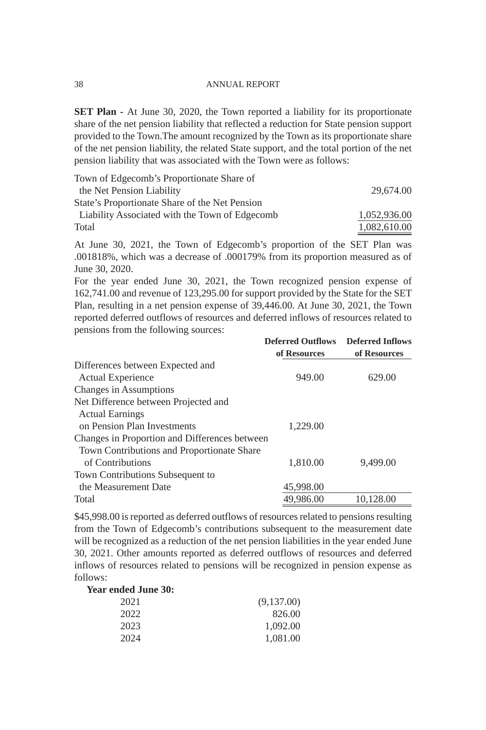**SET Plan -** At June 30, 2020, the Town reported a liability for its proportionate share of the net pension liability that reflected a reduction for State pension support provided to the Town.The amount recognized by the Town as its proportionate share of the net pension liability, the related State support, and the total portion of the net pension liability that was associated with the Town were as follows:

| | |
|---|---|
| Town of Edgecomb's Proportionate Share of the Net Pension Liability | 29,674.00 |
| State's Proportionate Share of the Net Pension Liability Associated with the Town of Edgecomb | 1,052,936.00 |
| Total | 1,082,610.00 |

At June 30, 2021, the Town of Edgecomb's proportion of the SET Plan was .001818%, which was a decrease of .000179% from its proportion measured as of June 30, 2020.

For the year ended June 30, 2021, the Town recognized pension expense of 162,741.00 and revenue of 123,295.00 for support provided by the State for the SET Plan, resulting in a net pension expense of 39,446.00. At June 30, 2021, the Town reported deferred outflows of resources and deferred inflows of resources related to pensions from the following sources:

| | Deferred Outflows of Resources | Deferred Inflows of Resources |
|---|---|---|
| Differences between Expected and Actual Experience | 949.00 | 629.00 |
| Changes in Assumptions | | |
| Net Difference between Projected and Actual Earnings on Pension Plan Investments | 1,229.00 | |
| Changes in Proportion and Differences between Town Contributions and Proportionate Share of Contributions | 1,810.00 | 9,499.00 |
| Town Contributions Subsequent to the Measurement Date | 45,998.00 | |
| Total | 49,986.00 | 10,128.00 |

$45,998.00 is reported as deferred outflows of resources related to pensions resulting from the Town of Edgecomb's contributions subsequent to the measurement date will be recognized as a reduction of the net pension liabilities in the year ended June 30, 2021. Other amounts reported as deferred outflows of resources and deferred inflows of resources related to pensions will be recognized in pension expense as follows:

| Year ended June 30: | |
|---|---|
| 2021 | (9,137.00) |
| 2022 | 826.00 |
| 2023 | 1,092.00 |
| 2024 | 1,081.00 |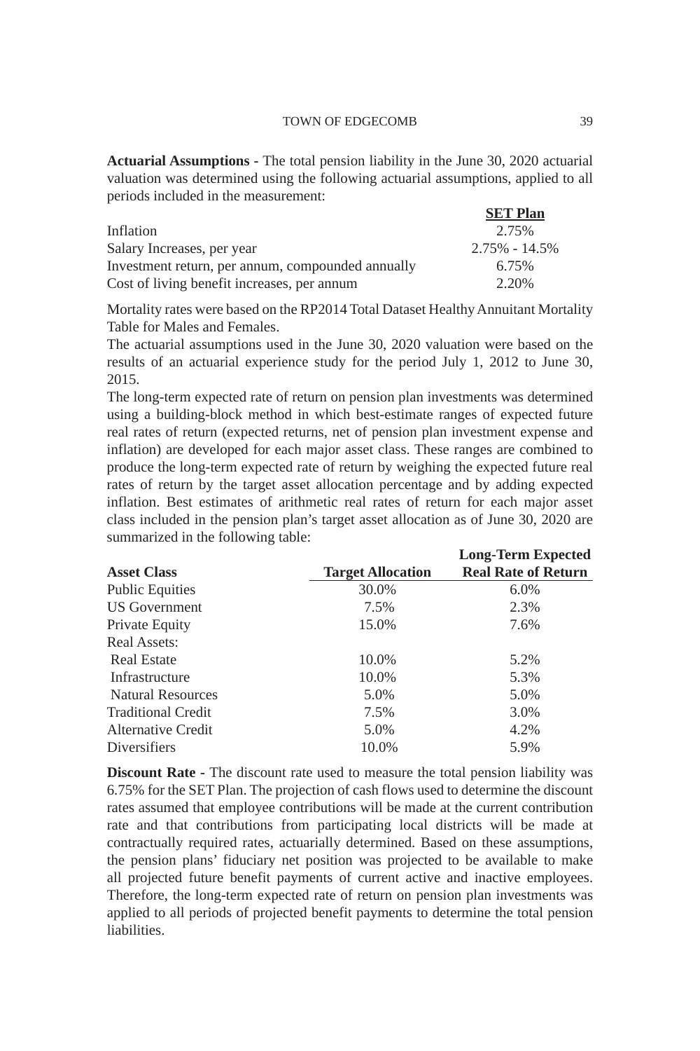**Actuarial Assumptions** - The total pension liability in the June 30, 2020 actuarial valuation was determined using the following actuarial assumptions, applied to all periods included in the measurement:

| | SET Plan |
|---|---|
| Inflation | 2.75% |
| Salary Increases, per year | 2.75% - 14.5% |
| Investment return, per annum, compounded annually | 6.75% |
| Cost of living benefit increases, per annum | 2.20% |

Mortality rates were based on the RP2014 Total Dataset Healthy Annuitant Mortality Table for Males and Females.

The actuarial assumptions used in the June 30, 2020 valuation were based on the results of an actuarial experience study for the period July 1, 2012 to June 30, 2015.

The long-term expected rate of return on pension plan investments was determined using a building-block method in which best-estimate ranges of expected future real rates of return (expected returns, net of pension plan investment expense and inflation) are developed for each major asset class. These ranges are combined to produce the long-term expected rate of return by weighing the expected future real rates of return by the target asset allocation percentage and by adding expected inflation. Best estimates of arithmetic real rates of return for each major asset class included in the pension plan's target asset allocation as of June 30, 2020 are summarized in the following table:

| Asset Class | Target Allocation | Long-Term Expected Real Rate of Return |
|---|---|---|
| Public Equities | 30.0% | 6.0% |
| US Government | 7.5% | 2.3% |
| Private Equity | 15.0% | 7.6% |
| Real Assets: | | |
| Real Estate | 10.0% | 5.2% |
| Infrastructure | 10.0% | 5.3% |
| Natural Resources | 5.0% | 5.0% |
| Traditional Credit | 7.5% | 3.0% |
| Alternative Credit | 5.0% | 4.2% |
| Diversifiers | 10.0% | 5.9% |

**Discount Rate** - The discount rate used to measure the total pension liability was 6.75% for the SET Plan. The projection of cash flows used to determine the discount rates assumed that employee contributions will be made at the current contribution rate and that contributions from participating local districts will be made at contractually required rates, actuarially determined. Based on these assumptions, the pension plans' fiduciary net position was projected to be available to make all projected future benefit payments of current active and inactive employees. Therefore, the long-term expected rate of return on pension plan investments was applied to all periods of projected benefit payments to determine the total pension liabilities.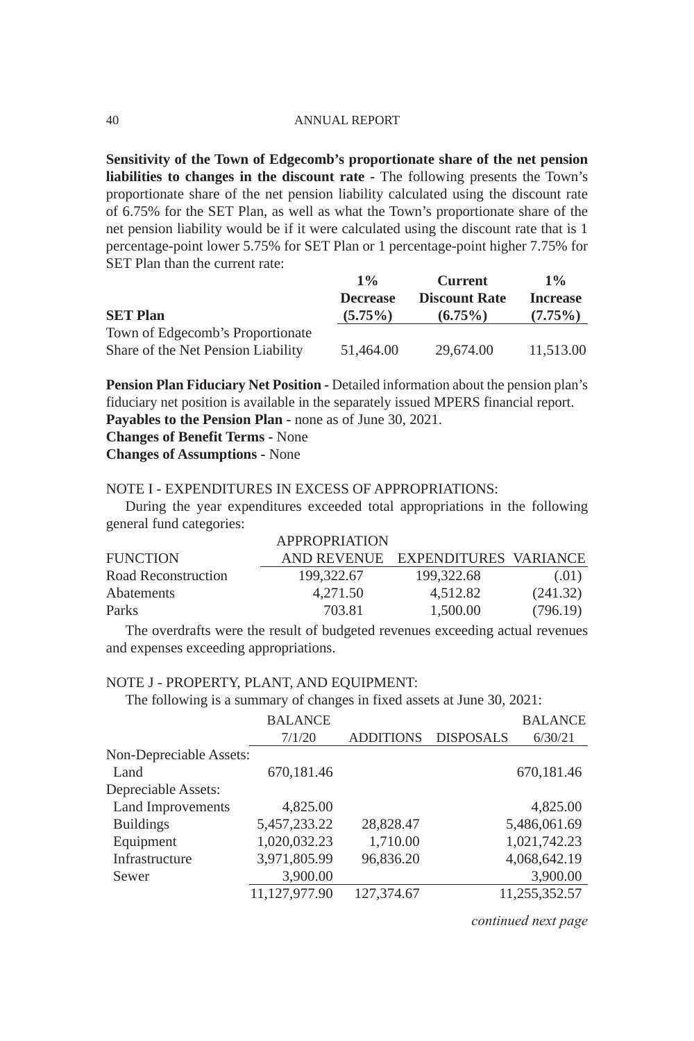**Sensitivity of the Town of Edgecomb's proportionate share of the net pension liabilities to changes in the discount rate** - The following presents the Town's proportionate share of the net pension liability calculated using the discount rate of 6.75% for the SET Plan, as well as what the Town's proportionate share of the net pension liability would be if it were calculated using the discount rate that is 1 percentage-point lower 5.75% for SET Plan or 1 percentage-point higher 7.75% for SET Plan than the current rate:

| SET Plan | 1% Decrease (5.75%) | Current Discount Rate (6.75%) | 1% Increase (7.75%) |
|---|---|---|---|
| Town of Edgecomb's Proportionate Share of the Net Pension Liability | 51,464.00 | 29,674.00 | 11,513.00 |

**Pension Plan Fiduciary Net Position** - Detailed information about the pension plan's fiduciary net position is available in the separately issued MPERS financial report.
**Payables to the Pension Plan** - none as of June 30, 2021.
**Changes of Benefit Terms** - None
**Changes of Assumptions** - None

NOTE I - EXPENDITURES IN EXCESS OF APPROPRIATIONS:

During the year expenditures exceeded total appropriations in the following general fund categories:

| FUNCTION | APPROPRIATION AND REVENUE | EXPENDITURES | VARIANCE |
|---|---|---|---|
| Road Reconstruction | 199,322.67 | 199,322.68 | (.01) |
| Abatements | 4,271.50 | 4,512.82 | (241.32) |
| Parks | 703.81 | 1,500.00 | (796.19) |

The overdrafts were the result of budgeted revenues exceeding actual revenues and expenses exceeding appropriations.

NOTE J - PROPERTY, PLANT, AND EQUIPMENT:

The following is a summary of changes in fixed assets at June 30, 2021:

| | BALANCE 7/1/20 | ADDITIONS | DISPOSALS | BALANCE 6/30/21 |
|---|---|---|---|---|
| Non-Depreciable Assets: | | | | |
| Land | 670,181.46 | | | 670,181.46 |
| Depreciable Assets: | | | | |
| Land Improvements | 4,825.00 | | | 4,825.00 |
| Buildings | 5,457,233.22 | 28,828.47 | | 5,486,061.69 |
| Equipment | 1,020,032.23 | 1,710.00 | | 1,021,742.23 |
| Infrastructure | 3,971,805.99 | 96,836.20 | | 4,068,642.19 |
| Sewer | 3,900.00 | | | 3,900.00 |
| | 11,127,977.90 | 127,374.67 | | 11,255,352.57 |

*continued next page*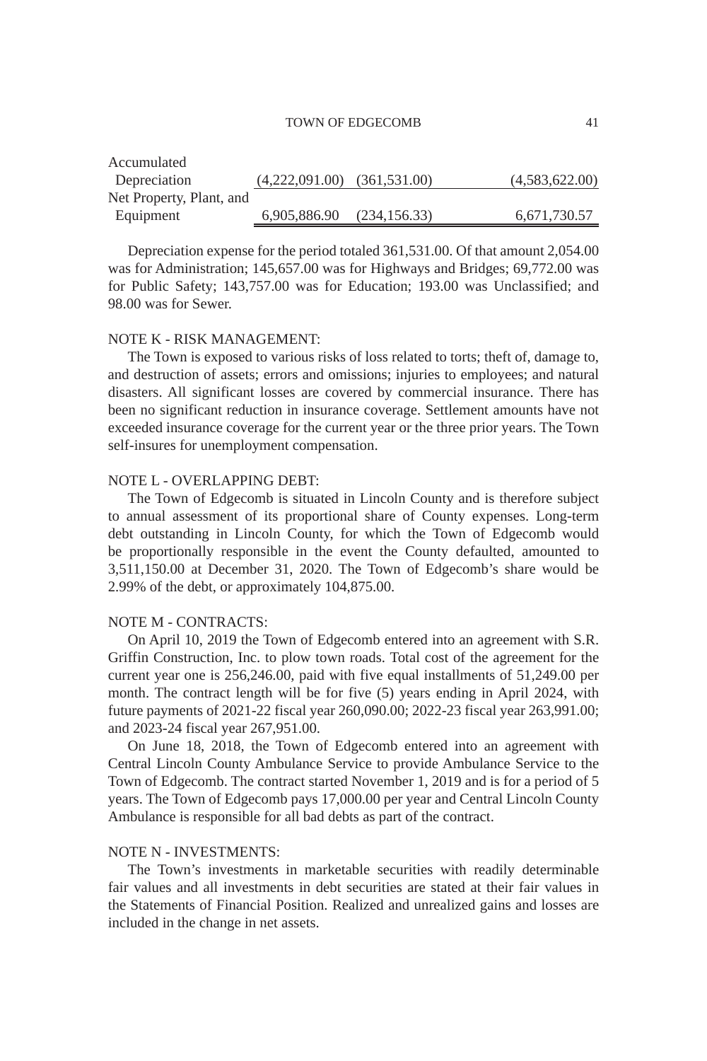| | | | |
|---|---|---|---|
| Accumulated Depreciation | (4,222,091.00) | (361,531.00) | (4,583,622.00) |
| Net Property, Plant, and Equipment | 6,905,886.90 | (234,156.33) | 6,671,730.57 |

Depreciation expense for the period totaled 361,531.00. Of that amount 2,054.00 was for Administration; 145,657.00 was for Highways and Bridges; 69,772.00 was for Public Safety; 143,757.00 was for Education; 193.00 was Unclassified; and 98.00 was for Sewer.

NOTE K - RISK MANAGEMENT:

The Town is exposed to various risks of loss related to torts; theft of, damage to, and destruction of assets; errors and omissions; injuries to employees; and natural disasters. All significant losses are covered by commercial insurance. There has been no significant reduction in insurance coverage. Settlement amounts have not exceeded insurance coverage for the current year or the three prior years. The Town self-insures for unemployment compensation.

NOTE L - OVERLAPPING DEBT:

The Town of Edgecomb is situated in Lincoln County and is therefore subject to annual assessment of its proportional share of County expenses. Long-term debt outstanding in Lincoln County, for which the Town of Edgecomb would be proportionally responsible in the event the County defaulted, amounted to 3,511,150.00 at December 31, 2020. The Town of Edgecomb's share would be 2.99% of the debt, or approximately 104,875.00.

NOTE M - CONTRACTS:

On April 10, 2019 the Town of Edgecomb entered into an agreement with S.R. Griffin Construction, Inc. to plow town roads. Total cost of the agreement for the current year one is 256,246.00, paid with five equal installments of 51,249.00 per month. The contract length will be for five (5) years ending in April 2024, with future payments of 2021-22 fiscal year 260,090.00; 2022-23 fiscal year 263,991.00; and 2023-24 fiscal year 267,951.00.

On June 18, 2018, the Town of Edgecomb entered into an agreement with Central Lincoln County Ambulance Service to provide Ambulance Service to the Town of Edgecomb. The contract started November 1, 2019 and is for a period of 5 years. The Town of Edgecomb pays 17,000.00 per year and Central Lincoln County Ambulance is responsible for all bad debts as part of the contract.

NOTE N - INVESTMENTS:

The Town's investments in marketable securities with readily determinable fair values and all investments in debt securities are stated at their fair values in the Statements of Financial Position. Realized and unrealized gains and losses are included in the change in net assets.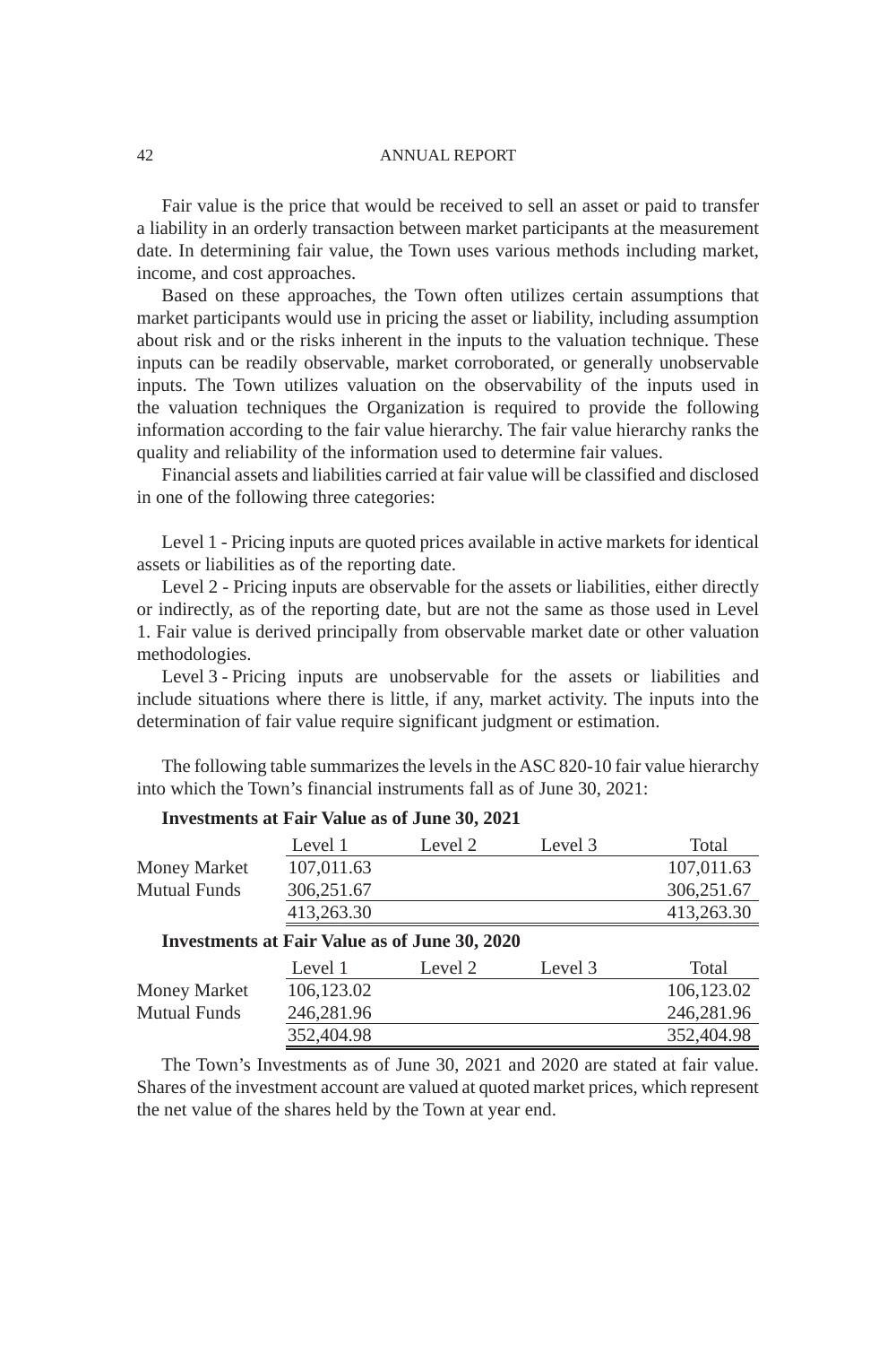Fair value is the price that would be received to sell an asset or paid to transfer a liability in an orderly transaction between market participants at the measurement date. In determining fair value, the Town uses various methods including market, income, and cost approaches.

Based on these approaches, the Town often utilizes certain assumptions that market participants would use in pricing the asset or liability, including assumption about risk and or the risks inherent in the inputs to the valuation technique. These inputs can be readily observable, market corroborated, or generally unobservable inputs. The Town utilizes valuation on the observability of the inputs used in the valuation techniques the Organization is required to provide the following information according to the fair value hierarchy. The fair value hierarchy ranks the quality and reliability of the information used to determine fair values.

Financial assets and liabilities carried at fair value will be classified and disclosed in one of the following three categories:

Level 1 - Pricing inputs are quoted prices available in active markets for identical assets or liabilities as of the reporting date.

Level 2 - Pricing inputs are observable for the assets or liabilities, either directly or indirectly, as of the reporting date, but are not the same as those used in Level 1. Fair value is derived principally from observable market date or other valuation methodologies.

Level 3 - Pricing inputs are unobservable for the assets or liabilities and include situations where there is little, if any, market activity. The inputs into the determination of fair value require significant judgment or estimation.

The following table summarizes the levels in the ASC 820-10 fair value hierarchy into which the Town's financial instruments fall as of June 30, 2021:

**Investments at Fair Value as of June 30, 2021**

| | Level 1 | Level 2 | Level 3 | Total |
|---|---|---|---|---|
| Money Market | 107,011.63 | | | 107,011.63 |
| Mutual Funds | 306,251.67 | | | 306,251.67 |
| | 413,263.30 | | | 413,263.30 |

**Investments at Fair Value as of June 30, 2020**

| | Level 1 | Level 2 | Level 3 | Total |
|---|---|---|---|---|
| Money Market | 106,123.02 | | | 106,123.02 |
| Mutual Funds | 246,281.96 | | | 246,281.96 |
| | 352,404.98 | | | 352,404.98 |

The Town's Investments as of June 30, 2021 and 2020 are stated at fair value. Shares of the investment account are valued at quoted market prices, which represent the net value of the shares held by the Town at year end.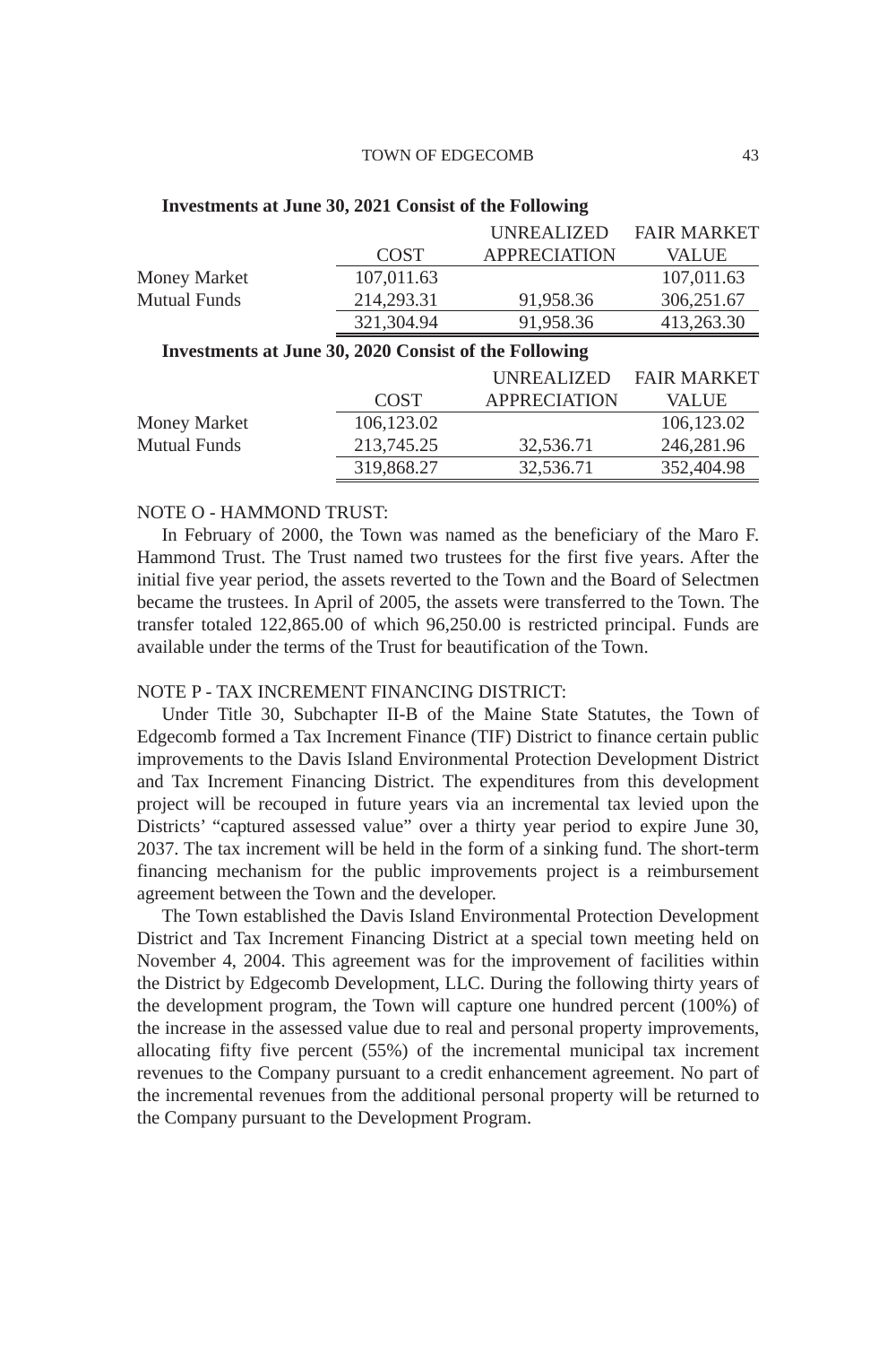**Investments at June 30, 2021 Consist of the Following**

| | COST | UNREALIZED APPRECIATION | FAIR MARKET VALUE |
|---|---|---|---|
| Money Market | 107,011.63 | | 107,011.63 |
| Mutual Funds | 214,293.31 | 91,958.36 | 306,251.67 |
| | 321,304.94 | 91,958.36 | 413,263.30 |

**Investments at June 30, 2020 Consist of the Following**

| | COST | UNREALIZED APPRECIATION | FAIR MARKET VALUE |
|---|---|---|---|
| Money Market | 106,123.02 | | 106,123.02 |
| Mutual Funds | 213,745.25 | 32,536.71 | 246,281.96 |
| | 319,868.27 | 32,536.71 | 352,404.98 |

NOTE O - HAMMOND TRUST:

In February of 2000, the Town was named as the beneficiary of the Maro F. Hammond Trust. The Trust named two trustees for the first five years. After the initial five year period, the assets reverted to the Town and the Board of Selectmen became the trustees. In April of 2005, the assets were transferred to the Town. The transfer totaled 122,865.00 of which 96,250.00 is restricted principal. Funds are available under the terms of the Trust for beautification of the Town.

NOTE P - TAX INCREMENT FINANCING DISTRICT:

Under Title 30, Subchapter II-B of the Maine State Statutes, the Town of Edgecomb formed a Tax Increment Finance (TIF) District to finance certain public improvements to the Davis Island Environmental Protection Development District and Tax Increment Financing District. The expenditures from this development project will be recouped in future years via an incremental tax levied upon the Districts' "captured assessed value" over a thirty year period to expire June 30, 2037. The tax increment will be held in the form of a sinking fund. The short-term financing mechanism for the public improvements project is a reimbursement agreement between the Town and the developer.

The Town established the Davis Island Environmental Protection Development District and Tax Increment Financing District at a special town meeting held on November 4, 2004. This agreement was for the improvement of facilities within the District by Edgecomb Development, LLC. During the following thirty years of the development program, the Town will capture one hundred percent (100%) of the increase in the assessed value due to real and personal property improvements, allocating fifty five percent (55%) of the incremental municipal tax increment revenues to the Company pursuant to a credit enhancement agreement. No part of the incremental revenues from the additional personal property will be returned to the Company pursuant to the Development Program.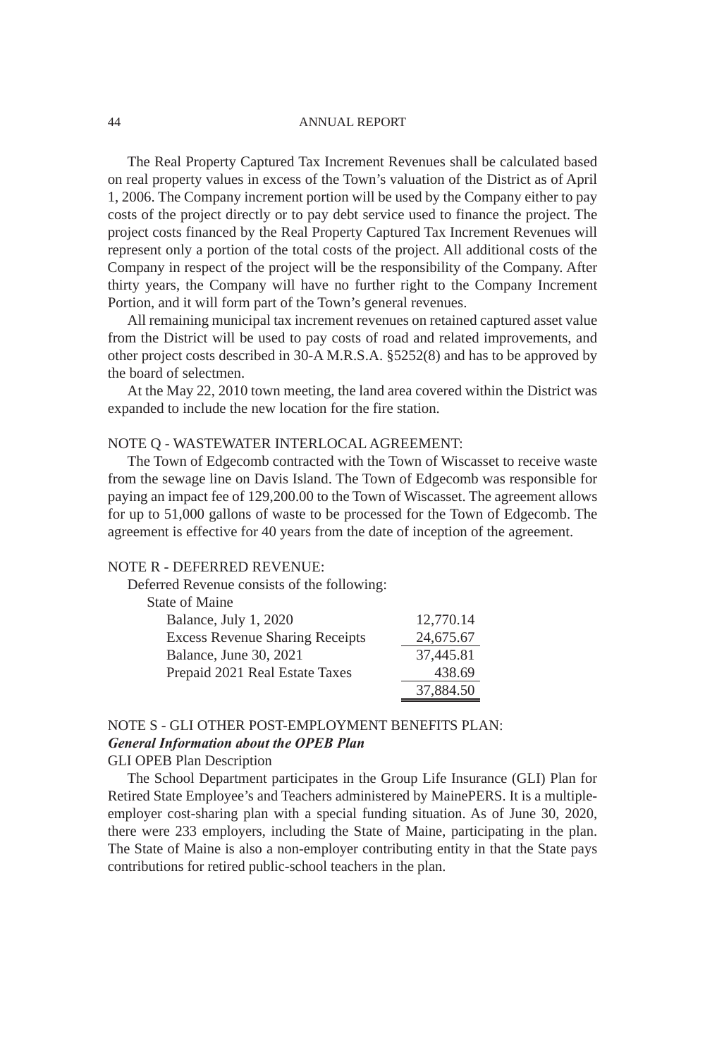The Real Property Captured Tax Increment Revenues shall be calculated based on real property values in excess of the Town's valuation of the District as of April 1, 2006. The Company increment portion will be used by the Company either to pay costs of the project directly or to pay debt service used to finance the project. The project costs financed by the Real Property Captured Tax Increment Revenues will represent only a portion of the total costs of the project. All additional costs of the Company in respect of the project will be the responsibility of the Company. After thirty years, the Company will have no further right to the Company Increment Portion, and it will form part of the Town's general revenues.

All remaining municipal tax increment revenues on retained captured asset value from the District will be used to pay costs of road and related improvements, and other project costs described in 30-A M.R.S.A. §5252(8) and has to be approved by the board of selectmen.

At the May 22, 2010 town meeting, the land area covered within the District was expanded to include the new location for the fire station.

## NOTE Q - WASTEWATER INTERLOCAL AGREEMENT:

The Town of Edgecomb contracted with the Town of Wiscasset to receive waste from the sewage line on Davis Island. The Town of Edgecomb was responsible for paying an impact fee of 129,200.00 to the Town of Wiscasset. The agreement allows for up to 51,000 gallons of waste to be processed for the Town of Edgecomb. The agreement is effective for 40 years from the date of inception of the agreement.

## NOTE R - DEFERRED REVENUE:

Deferred Revenue consists of the following:

| | |
|---|---:|
| State of Maine | |
| Balance, July 1, 2020 | 12,770.14 |
| Excess Revenue Sharing Receipts | 24,675.67 |
| Balance, June 30, 2021 | 37,445.81 |
| Prepaid 2021 Real Estate Taxes | 438.69 |
| | 37,884.50 |

## NOTE S - GLI OTHER POST-EMPLOYMENT BENEFITS PLAN:

### *General Information about the OPEB Plan*

GLI OPEB Plan Description

The School Department participates in the Group Life Insurance (GLI) Plan for Retired State Employee's and Teachers administered by MainePERS. It is a multiple-employer cost-sharing plan with a special funding situation. As of June 30, 2020, there were 233 employers, including the State of Maine, participating in the plan. The State of Maine is also a non-employer contributing entity in that the State pays contributions for retired public-school teachers in the plan.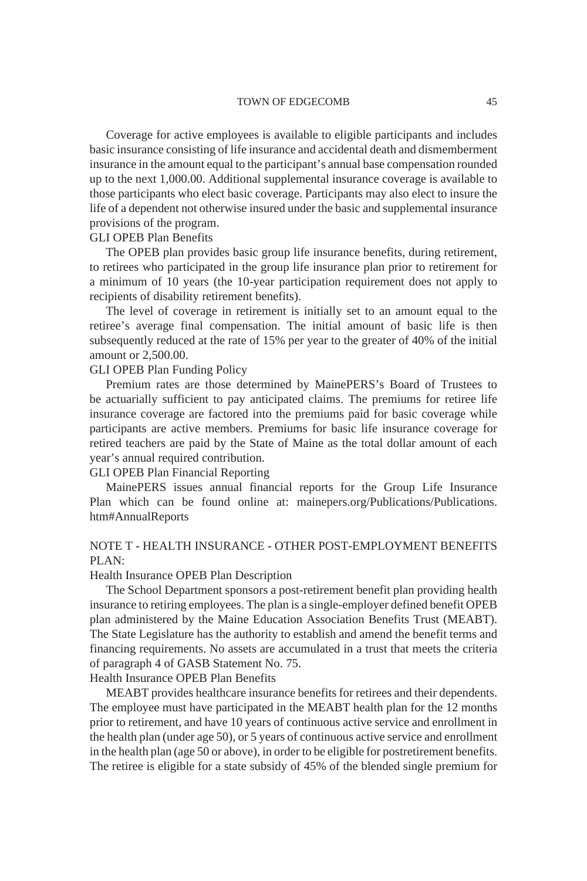Coverage for active employees is available to eligible participants and includes basic insurance consisting of life insurance and accidental death and dismemberment insurance in the amount equal to the participant's annual base compensation rounded up to the next 1,000.00. Additional supplemental insurance coverage is available to those participants who elect basic coverage. Participants may also elect to insure the life of a dependent not otherwise insured under the basic and supplemental insurance provisions of the program.

GLI OPEB Plan Benefits

The OPEB plan provides basic group life insurance benefits, during retirement, to retirees who participated in the group life insurance plan prior to retirement for a minimum of 10 years (the 10-year participation requirement does not apply to recipients of disability retirement benefits).

The level of coverage in retirement is initially set to an amount equal to the retiree's average final compensation. The initial amount of basic life is then subsequently reduced at the rate of 15% per year to the greater of 40% of the initial amount or 2,500.00.

GLI OPEB Plan Funding Policy

Premium rates are those determined by MainePERS's Board of Trustees to be actuarially sufficient to pay anticipated claims. The premiums for retiree life insurance coverage are factored into the premiums paid for basic coverage while participants are active members. Premiums for basic life insurance coverage for retired teachers are paid by the State of Maine as the total dollar amount of each year's annual required contribution.

GLI OPEB Plan Financial Reporting

MainePERS issues annual financial reports for the Group Life Insurance Plan which can be found online at: mainepers.org/Publications/Publications.htm#AnnualReports

## NOTE T - HEALTH INSURANCE - OTHER POST-EMPLOYMENT BENEFITS PLAN:

Health Insurance OPEB Plan Description

The School Department sponsors a post-retirement benefit plan providing health insurance to retiring employees. The plan is a single-employer defined benefit OPEB plan administered by the Maine Education Association Benefits Trust (MEABT). The State Legislature has the authority to establish and amend the benefit terms and financing requirements. No assets are accumulated in a trust that meets the criteria of paragraph 4 of GASB Statement No. 75.

Health Insurance OPEB Plan Benefits

MEABT provides healthcare insurance benefits for retirees and their dependents. The employee must have participated in the MEABT health plan for the 12 months prior to retirement, and have 10 years of continuous active service and enrollment in the health plan (under age 50), or 5 years of continuous active service and enrollment in the health plan (age 50 or above), in order to be eligible for postretirement benefits. The retiree is eligible for a state subsidy of 45% of the blended single premium for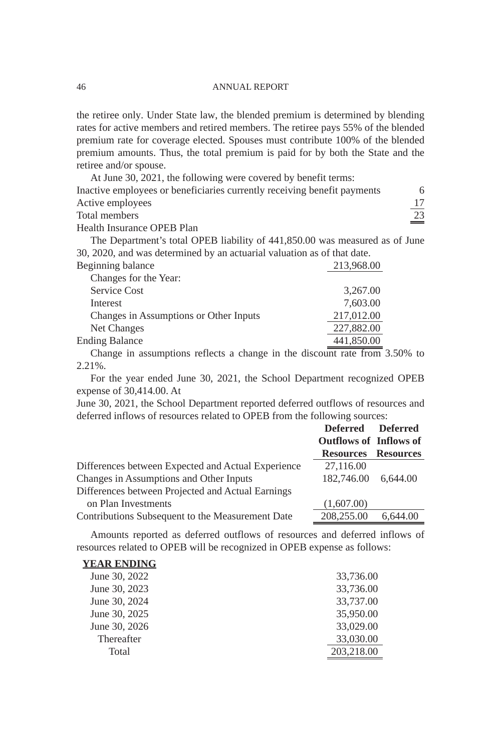the retiree only. Under State law, the blended premium is determined by blending rates for active members and retired members. The retiree pays 55% of the blended premium rate for coverage elected. Spouses must contribute 100% of the blended premium amounts. Thus, the total premium is paid for by both the State and the retiree and/or spouse.

At June 30, 2021, the following were covered by benefit terms:

| | |
|---|---|
| Inactive employees or beneficiaries currently receiving benefit payments | 6 |
| Active employees | 17 |
| Total members | 23 |

Health Insurance OPEB Plan

The Department's total OPEB liability of 441,850.00 was measured as of June 30, 2020, and was determined by an actuarial valuation as of that date.

| | |
|---|---|
| Beginning balance | 213,968.00 |
| Changes for the Year: | |
| Service Cost | 3,267.00 |
| Interest | 7,603.00 |
| Changes in Assumptions or Other Inputs | 217,012.00 |
| Net Changes | 227,882.00 |
| Ending Balance | 441,850.00 |

Change in assumptions reflects a change in the discount rate from 3.50% to 2.21%.

For the year ended June 30, 2021, the School Department recognized OPEB expense of 30,414.00. At

June 30, 2021, the School Department reported deferred outflows of resources and deferred inflows of resources related to OPEB from the following sources:

| | Deferred Outflows of Resources | Deferred Inflows of Resources |
|---|---|---|
| Differences between Expected and Actual Experience | 27,116.00 | |
| Changes in Assumptions and Other Inputs | 182,746.00 | 6,644.00 |
| Differences between Projected and Actual Earnings on Plan Investments | (1,607.00) | |
| Contributions Subsequent to the Measurement Date | 208,255.00 | 6,644.00 |

Amounts reported as deferred outflows of resources and deferred inflows of resources related to OPEB will be recognized in OPEB expense as follows:

| **YEAR ENDING** | |
|---|---|
| June 30, 2022 | 33,736.00 |
| June 30, 2023 | 33,736.00 |
| June 30, 2024 | 33,737.00 |
| June 30, 2025 | 35,950.00 |
| June 30, 2026 | 33,029.00 |
| Thereafter | 33,030.00 |
| Total | 203,218.00 |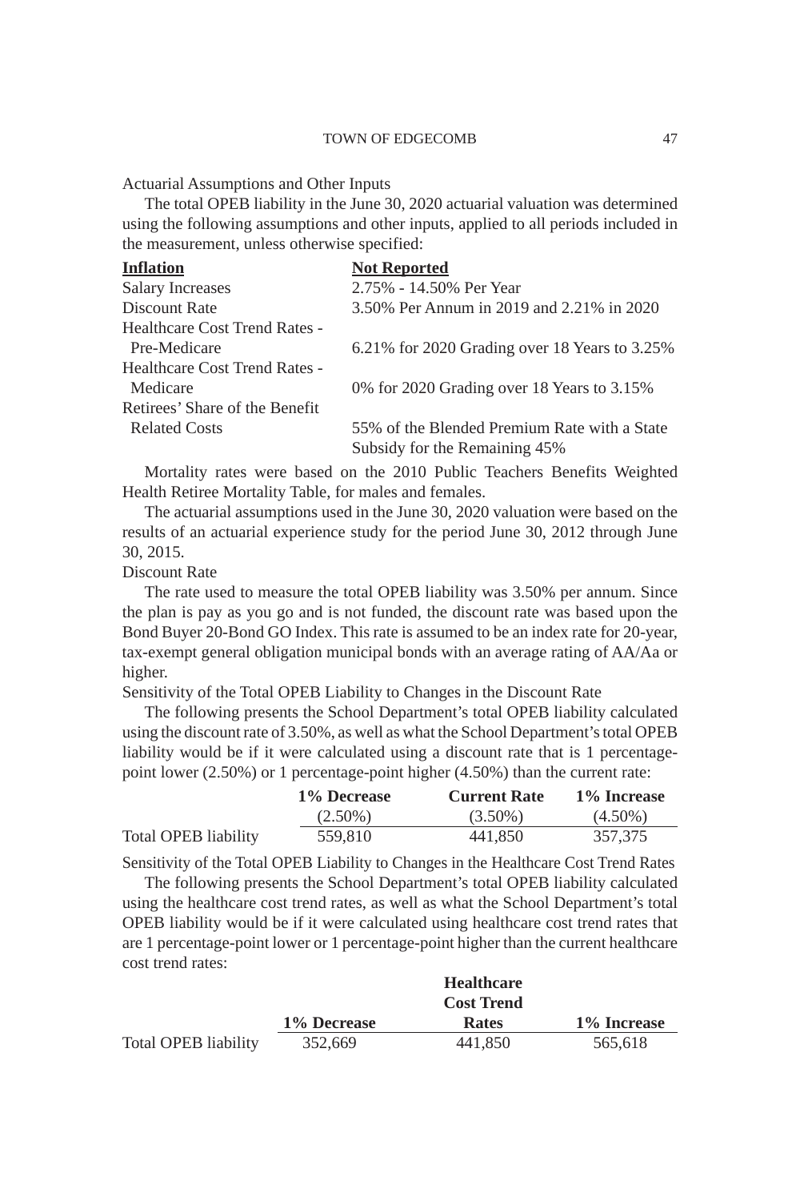Actuarial Assumptions and Other Inputs

The total OPEB liability in the June 30, 2020 actuarial valuation was determined using the following assumptions and other inputs, applied to all periods included in the measurement, unless otherwise specified:

| **Inflation** | **Not Reported** |
|---|---|
| Salary Increases | 2.75% - 14.50% Per Year |
| Discount Rate | 3.50% Per Annum in 2019 and 2.21% in 2020 |
| Healthcare Cost Trend Rates - Pre-Medicare | 6.21% for 2020 Grading over 18 Years to 3.25% |
| Healthcare Cost Trend Rates - Medicare | 0% for 2020 Grading over 18 Years to 3.15% |
| Retirees' Share of the Benefit Related Costs | 55% of the Blended Premium Rate with a State Subsidy for the Remaining 45% |

Mortality rates were based on the 2010 Public Teachers Benefits Weighted Health Retiree Mortality Table, for males and females.

The actuarial assumptions used in the June 30, 2020 valuation were based on the results of an actuarial experience study for the period June 30, 2012 through June 30, 2015.

Discount Rate

The rate used to measure the total OPEB liability was 3.50% per annum. Since the plan is pay as you go and is not funded, the discount rate was based upon the Bond Buyer 20-Bond GO Index. This rate is assumed to be an index rate for 20-year, tax-exempt general obligation municipal bonds with an average rating of AA/Aa or higher.

Sensitivity of the Total OPEB Liability to Changes in the Discount Rate

The following presents the School Department's total OPEB liability calculated using the discount rate of 3.50%, as well as what the School Department's total OPEB liability would be if it were calculated using a discount rate that is 1 percentage-point lower (2.50%) or 1 percentage-point higher (4.50%) than the current rate:

| | **1% Decrease** (2.50%) | **Current Rate** (3.50%) | **1% Increase** (4.50%) |
|---|---|---|---|
| Total OPEB liability | 559,810 | 441,850 | 357,375 |

Sensitivity of the Total OPEB Liability to Changes in the Healthcare Cost Trend Rates

The following presents the School Department's total OPEB liability calculated using the healthcare cost trend rates, as well as what the School Department's total OPEB liability would be if it were calculated using healthcare cost trend rates that are 1 percentage-point lower or 1 percentage-point higher than the current healthcare cost trend rates:

| | **1% Decrease** | **Healthcare Cost Trend Rates** | **1% Increase** |
|---|---|---|---|
| Total OPEB liability | 352,669 | 441,850 | 565,618 |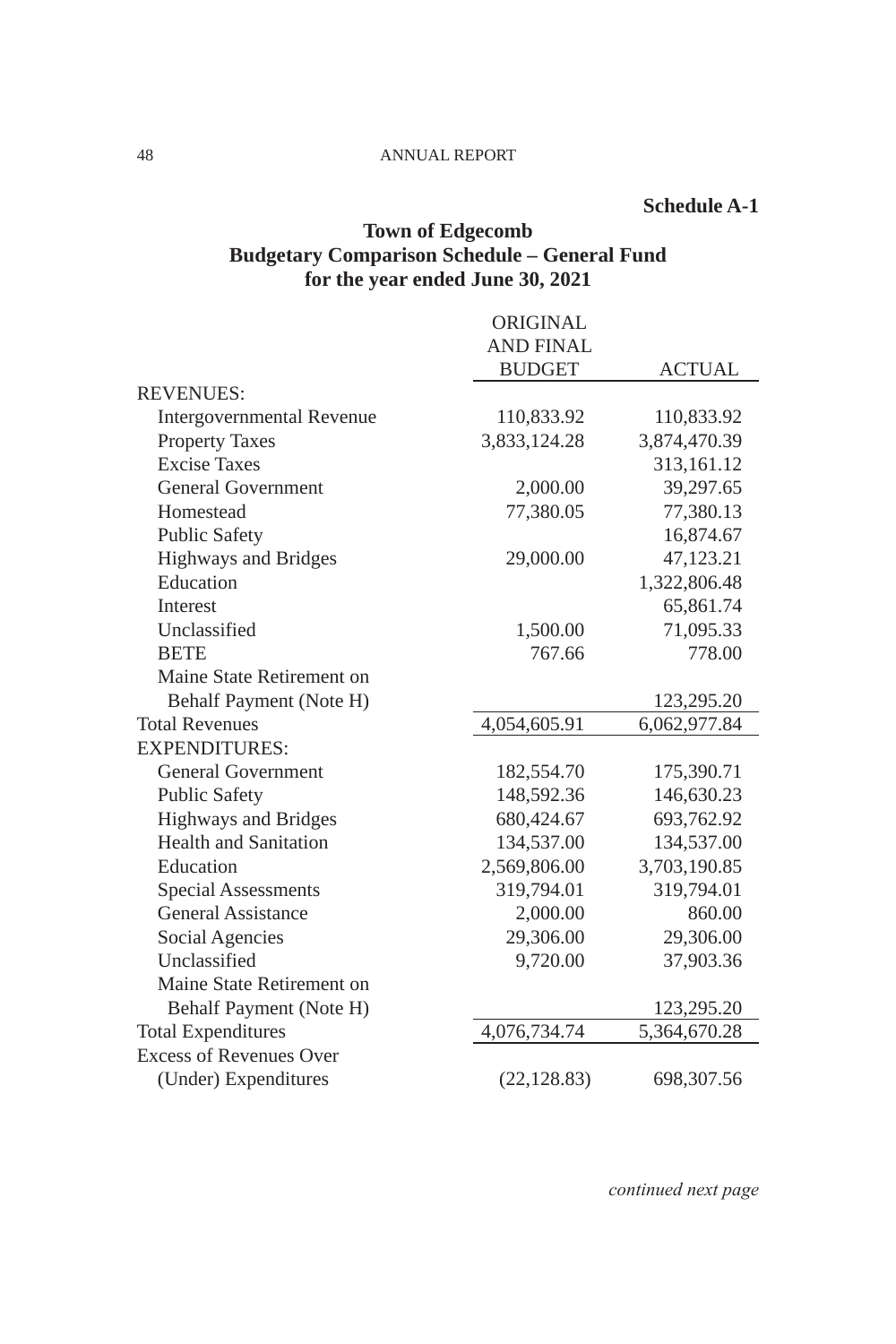**Schedule A-1**

**Town of Edgecomb**
**Budgetary Comparison Schedule – General Fund**
**for the year ended June 30, 2021**

| | ORIGINAL AND FINAL BUDGET | ACTUAL |
|---|---|---|
| REVENUES: | | |
| Intergovernmental Revenue | 110,833.92 | 110,833.92 |
| Property Taxes | 3,833,124.28 | 3,874,470.39 |
| Excise Taxes | | 313,161.12 |
| General Government | 2,000.00 | 39,297.65 |
| Homestead | 77,380.05 | 77,380.13 |
| Public Safety | | 16,874.67 |
| Highways and Bridges | 29,000.00 | 47,123.21 |
| Education | | 1,322,806.48 |
| Interest | | 65,861.74 |
| Unclassified | 1,500.00 | 71,095.33 |
| BETE | 767.66 | 778.00 |
| Maine State Retirement on Behalf Payment (Note H) | | 123,295.20 |
| Total Revenues | 4,054,605.91 | 6,062,977.84 |
| EXPENDITURES: | | |
| General Government | 182,554.70 | 175,390.71 |
| Public Safety | 148,592.36 | 146,630.23 |
| Highways and Bridges | 680,424.67 | 693,762.92 |
| Health and Sanitation | 134,537.00 | 134,537.00 |
| Education | 2,569,806.00 | 3,703,190.85 |
| Special Assessments | 319,794.01 | 319,794.01 |
| General Assistance | 2,000.00 | 860.00 |
| Social Agencies | 29,306.00 | 29,306.00 |
| Unclassified | 9,720.00 | 37,903.36 |
| Maine State Retirement on Behalf Payment (Note H) | | 123,295.20 |
| Total Expenditures | 4,076,734.74 | 5,364,670.28 |
| Excess of Revenues Over (Under) Expenditures | (22,128.83) | 698,307.56 |

*continued next page*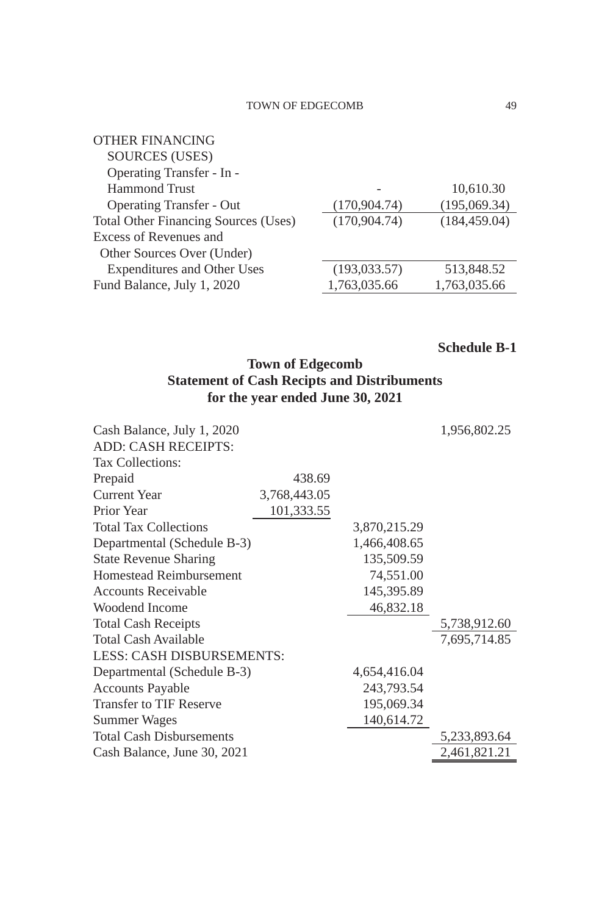| OTHER FINANCING SOURCES (USES) | | |
|---|---|---|
| Operating Transfer - In - Hammond Trust | - | 10,610.30 |
| Operating Transfer - Out | (170,904.74) | (195,069.34) |
| Total Other Financing Sources (Uses) | (170,904.74) | (184,459.04) |
| Excess of Revenues and Other Sources Over (Under) Expenditures and Other Uses | (193,033.57) | 513,848.52 |
| Fund Balance, July 1, 2020 | 1,763,035.66 | 1,763,035.66 |

**Schedule B-1**

**Town of Edgecomb**
**Statement of Cash Recipts and Distribuments**
**for the year ended June 30, 2021**

| | | | |
|---|---|---|---|
| Cash Balance, July 1, 2020 | | | 1,956,802.25 |
| ADD: CASH RECEIPTS: | | | |
| Tax Collections: | | | |
| Prepaid | 438.69 | | |
| Current Year | 3,768,443.05 | | |
| Prior Year | 101,333.55 | | |
| Total Tax Collections | | 3,870,215.29 | |
| Departmental (Schedule B-3) | | 1,466,408.65 | |
| State Revenue Sharing | | 135,509.59 | |
| Homestead Reimbursement | | 74,551.00 | |
| Accounts Receivable | | 145,395.89 | |
| Woodend Income | | 46,832.18 | |
| Total Cash Receipts | | | 5,738,912.60 |
| Total Cash Available | | | 7,695,714.85 |
| LESS: CASH DISBURSEMENTS: | | | |
| Departmental (Schedule B-3) | | 4,654,416.04 | |
| Accounts Payable | | 243,793.54 | |
| Transfer to TIF Reserve | | 195,069.34 | |
| Summer Wages | | 140,614.72 | |
| Total Cash Disbursements | | | 5,233,893.64 |
| Cash Balance, June 30, 2021 | | | 2,461,821.21 |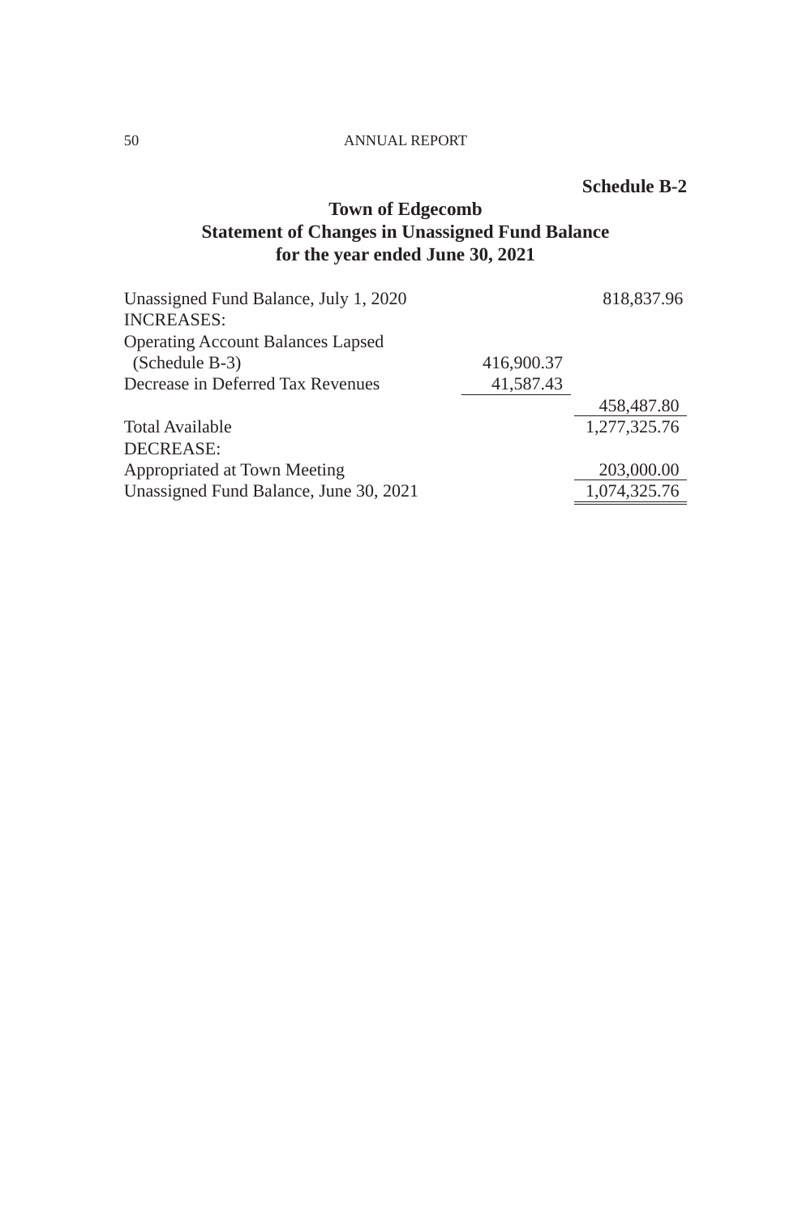**Schedule B-2**

## Town of Edgecomb
## Statement of Changes in Unassigned Fund Balance
## for the year ended June 30, 2021

| | | |
|---|---|---|
| Unassigned Fund Balance, July 1, 2020 | | 818,837.96 |
| INCREASES: | | |
| Operating Account Balances Lapsed | | |
| (Schedule B-3) | 416,900.37 | |
| Decrease in Deferred Tax Revenues | 41,587.43 | |
| | | 458,487.80 |
| Total Available | | 1,277,325.76 |
| DECREASE: | | |
| Appropriated at Town Meeting | | 203,000.00 |
| Unassigned Fund Balance, June 30, 2021 | | 1,074,325.76 |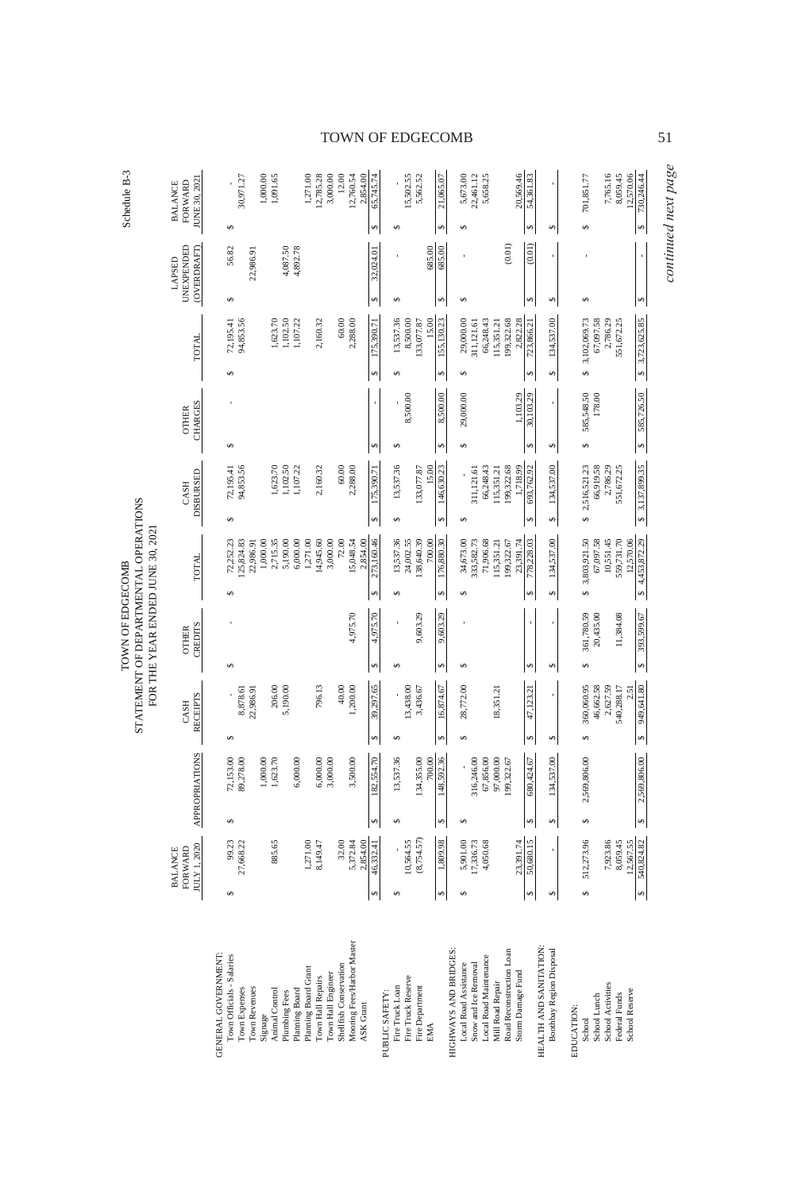Schedule B-3

# TOWN OF EDGECOMB
## STATEMENT OF DEPARTMENTAL OPERATIONS
### FOR THE YEAR ENDED JUNE 30, 2021

| | BALANCE FORWARD JULY 1, 2020 | APPROPRIATIONS | CASH RECEIPTS | OTHER CREDITS | TOTAL | CASH DISBURSED | OTHER CHARGES | TOTAL | LAPSED UNEXPENDED (OVERDRAFT) | BALANCE FORWARD JUNE 30, 2021 |
|---|---|---|---|---|---|---|---|---|---|---|
| **GENERAL GOVERNMENT:** | | | | | | | | | | |
| Town Officials - Salaries | $ 99.23 | $ 72,153.00 | $ - | $ - | $ 72,252.23 | $ 72,195.41 | $ - | $ 72,195.41 | $ 56.82 | $ - |
| Town Expenses | 27,668.22 | 89,278.00 | 8,878.61 | | 125,824.83 | 94,853.56 | | 94,853.56 | | 30,971.27 |
| Town Revenues | | | 22,986.91 | | 22,986.91 | | | | 22,986.91 | |
| Signage | | 1,000.00 | | | 1,000.00 | | | | | 1,000.00 |
| Animal Control | 885.65 | 1,623.70 | 206.00 | | 2,715.35 | 1,623.70 | | 1,623.70 | | 1,091.65 |
| Plumbing Fees | | | 5,190.00 | | 5,190.00 | 1,102.50 | | 1,102.50 | 4,087.50 | |
| Planning Board | | 6,000.00 | | | 6,000.00 | 1,107.22 | | 1,107.22 | 4,892.78 | |
| Planning Board Grant | 1,271.00 | | | | 1,271.00 | | | | | 1,271.00 |
| Town Hall Repairs | 8,149.47 | 6,000.00 | 796.13 | | 14,945.60 | 2,160.32 | | 2,160.32 | | 12,785.28 |
| Town Hall Engineer | | 3,000.00 | | | 3,000.00 | | | | | 3,000.00 |
| Shellfish Conservation | 32.00 | | 40.00 | | 72.00 | 60.00 | | 60.00 | | 12.00 |
| Mooring Fees/Harbor Master | 5,372.84 | 3,500.00 | 1,200.00 | 4,975.70 | 15,048.54 | 2,288.00 | | 2,288.00 | | 12,760.54 |
| ASK Grant | 2,854.00 | | | | 2,854.00 | | | | | 2,854.00 |
| | $ 46,332.41 | $ 182,554.70 | $ 39,297.65 | $ 4,975.70 | $ 273,160.46 | $ 175,390.71 | $ - | $ 175,390.71 | $ 32,024.01 | $ 65,745.74 |
| **PUBLIC SAFETY:** | | | | | | | | | | |
| Fire Truck Loan | $ - | $ 13,537.36 | $ - | $ - | $ 13,537.36 | $ 13,537.36 | $ - | $ 13,537.36 | $ - | $ - |
| Fire Truck Reserve | 10,564.55 | | 13,438.00 | | 24,002.55 | | 8,500.00 | 8,500.00 | | 15,502.55 |
| Fire Department | (8,754.57) | 134,355.00 | 3,436.67 | 9,603.29 | 138,640.39 | 133,077.87 | | 133,077.87 | | 5,562.52 |
| EMA | | 700.00 | | | 700.00 | 15.00 | | 15.00 | 685.00 | |
| | $ 1,809.98 | $ 148,592.36 | $ 16,874.67 | $ 9,603.29 | $ 176,880.30 | $ 146,630.23 | $ 8,500.00 | $ 155,130.23 | $ 685.00 | $ 21,065.07 |
| **HIGHWAYS AND BRIDGES:** | | | | | | | | | | |
| Local Road Assistance | $ 5,901.00 | $ - | $ 28,772.00 | $ - | $ 34,673.00 | $ - | $ 29,000.00 | $ 29,000.00 | $ - | $ 5,673.00 |
| Snow and Ice Removal | 17,336.73 | 316,246.00 | | | 333,582.73 | 311,121.61 | | 311,121.61 | | 22,461.12 |
| Local Road Maintenance | 4,050.68 | 67,856.00 | | | 71,906.68 | 66,248.43 | | 66,248.43 | | 5,658.25 |
| Mill Road Repair | | 97,000.00 | 18,351.21 | | 115,351.21 | 115,351.21 | | 115,351.21 | | |
| Road Reconstruction Loan | | 199,322.67 | | | 199,322.67 | 199,322.68 | | 199,322.68 | (0.01) | |
| Storm Damage Fund | 23,391.74 | | | | 23,391.74 | 1,718.99 | 1,103.29 | 2,822.28 | | 20,569.46 |
| | $ 50,680.15 | $ 680,424.67 | $ 47,123.21 | $ - | $ 778,228.03 | $ 693,762.92 | $ 30,103.29 | $ 723,866.21 | $ (0.01) | $ 54,361.83 |
| **HEALTH AND SANITATION:** | | | | | | | | | | |
| Boothbay Region Disposal | $ - | $ 134,537.00 | $ - | $ - | $ 134,537.00 | $ 134,537.00 | $ - | $ 134,537.00 | $ - | $ - |
| **EDUCATION:** | | | | | | | | | | |
| School | $ 512,273.96 | $ 2,569,806.00 | $ 360,060.95 | $ 361,780.59 | $ 3,803,921.50 | $ 2,516,521.23 | $ 585,548.50 | $ 3,102,069.73 | $ - | $ 701,851.77 |
| School Lunch | | | 46,662.58 | 20,435.00 | 67,097.58 | 66,919.58 | 178.00 | 67,097.58 | | |
| School Activities | 7,923.86 | | 2,627.59 | | 10,551.45 | 2,786.29 | | 2,786.29 | | 7,765.16 |
| Federal Funds | 8,059.45 | | 540,288.17 | 11,384.08 | 559,731.70 | 551,672.25 | | 551,672.25 | | 8,059.45 |
| School Reserve | 12,567.55 | | 2.51 | | 12,570.06 | | | | | 12,570.06 |
| | $ 540,824.82 | $ 2,569,806.00 | $ 949,641.80 | $ 393,599.67 | $ 4,453,872.29 | $ 3,137,899.35 | $ 585,726.50 | $ 3,723,625.85 | $ - | $ 730,246.44 |

*continued next page*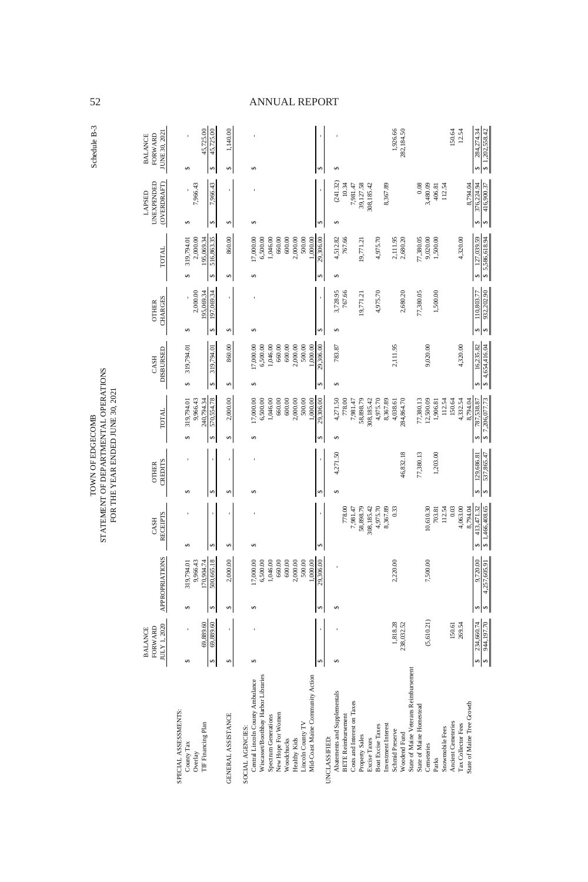Schedule B-3

# TOWN OF EDGECOMB
## STATEMENT OF DEPARTMENTAL OPERATIONS
### FOR THE YEAR ENDED JUNE 30, 2021

| | BALANCE FORWARD JULY 1, 2020 | APPROPRIATIONS | CASH RECEIPTS | OTHER CREDITS | TOTAL | CASH DISBURSED | OTHER CHARGES | TOTAL | LAPSED UNEXPENDED (OVERDRAFT) | BALANCE FORWARD JUNE 30, 2021 |
|---|---|---|---|---|---|---|---|---|---|---|
| SPECIAL ASSESSMENTS: | | | | | | | | | | |
| County Tax | $ - | $ 319,794.01 | $ - | $ - | $ 319,794.01 | $ 319,794.01 | $ - | $ 319,794.01 | $ - | $ - |
| Overlay | | 9,966.43 | | | 9,966.43 | | 2,000.00 | 2,000.00 | 7,966.43 | |
| TIF Financing Plan | 69,889.60 | 170,904.74 | | | 240,794.34 | | 195,069.34 | 195,069.34 | | 45,725.00 |
| | $ 69,889.60 | $ 500,665.18 | $ - | $ - | $ 570,554.78 | $ 319,794.01 | $ 197,069.34 | $ 516,863.35 | $ 7,966.43 | $ 45,725.00 |
| GENERAL ASSISTANCE | $ - | $ 2,000.00 | $ - | $ - | $ 2,000.00 | $ 860.00 | $ - | $ 860.00 | $ - | $ 1,140.00 |
| SOCIAL AGENCIES: | | | | | | | | | | |
| Central Lincoln County Ambulance | $ - | $ 17,000.00 | $ - | $ - | $ 17,000.00 | $ 17,000.00 | $ - | $ 17,000.00 | $ - | $ - |
| Wiscasset/Boothbay Harbor Libraries | | 6,500.00 | | | 6,500.00 | 6,500.00 | | 6,500.00 | | |
| Spectrum Generations | | 1,046.00 | | | 1,046.00 | 1,046.00 | | 1,046.00 | | |
| New Hope For Women | | 660.00 | | | 660.00 | 660.00 | | 660.00 | | |
| Woodchucks | | 600.00 | | | 600.00 | 600.00 | | 600.00 | | |
| Healthy Kids | | 2,000.00 | | | 2,000.00 | 2,000.00 | | 2,000.00 | | |
| Lincoln County TV | | 500.00 | | | 500.00 | 500.00 | | 500.00 | | |
| Mid-Coast Maine Community Action | | 1,000.00 | | | 1,000.00 | 1,000.00 | | 1,000.00 | | |
| | $ - | $ 29,306.00 | $ - | $ - | $ 29,306.00 | $ 29,306.00 | $ - | $ 29,306.00 | $ - | $ - |
| UNCLASSIFIED: | | | | | | | | | | |
| Abatements and Supplementals | $ - | $ - | | $ 4,271.50 | $ 4,271.50 | $ 783.87 | $ 3,728.95 | $ 4,512.82 | $ (241.32) | $ - |
| BETE Reimbursement | | | 778.00 | | 778.00 | | 767.66 | 767.66 | 10.34 | |
| Costs and Interest on Taxes | | | 7,981.47 | | 7,981.47 | | | | 7,981.47 | |
| Property Sales | | | 58,898.79 | | 58,898.79 | | 19,771.21 | 19,771.21 | 39,127.58 | |
| Excise Taxes | | | 308,185.42 | | 308,185.42 | | | | 308,185.42 | |
| Boat Excise Taxes | | | 4,975.70 | | 4,975.70 | | 4,975.70 | 4,975.70 | | |
| Investment Interest | | | 8,367.89 | | 8,367.89 | | | | 8,367.89 | |
| Schmid Preserve | 1,818.28 | 2,220.00 | 0.33 | | 4,038.61 | 2,111.95 | | 2,111.95 | | 1,926.66 |
| Woodend Fund | 238,032.52 | | | 46,832.18 | 284,864.70 | | 2,680.20 | 2,680.20 | | 282,184.50 |
| State of Maine Veterans Reimbursement | | | | | | | | | | |
| State of Maine Homestead | | | | 77,380.13 | 77,380.13 | | 77,380.05 | 77,380.05 | 0.08 | |
| Cemeteries | (5,610.21) | 7,500.00 | 10,610.30 | | 12,500.09 | 9,020.00 | | 9,020.00 | 3,480.09 | |
| Parks | | | 703.81 | 1,203.00 | 1,906.81 | | 1,500.00 | 1,500.00 | 406.81 | |
| Snowmobile Fees | | | 112.54 | | 112.54 | | | | 112.54 | |
| Ancient Cemeteries | 150.61 | | 0.03 | | 150.64 | | | | | 150.64 |
| Tax Collector Fees | 269.54 | | 4,063.00 | | 4,332.54 | 4,320.00 | | 4,320.00 | | 12.54 |
| State of Maine Tree Growth | | | 8,794.04 | | 8,794.04 | | | | 8,794.04 | |
| | $ 234,660.74 | $ 9,720.00 | $ 413,471.32 | $ 129,686.81 | $ 787,538.87 | $ 16,235.82 | $ 110,803.77 | $ 127,039.59 | $ 376,224.94 | $ 284,274.34 |
| | $ 944,197.70 | $ 4,257,605.91 | $ 1,466,408.65 | $ 537,865.47 | $ 7,206,077.73 | $ 4,654,416.04 | $ 932,202.90 | $ 5,586,618.94 | $ 416,900.37 | $ 1,202,558.42 |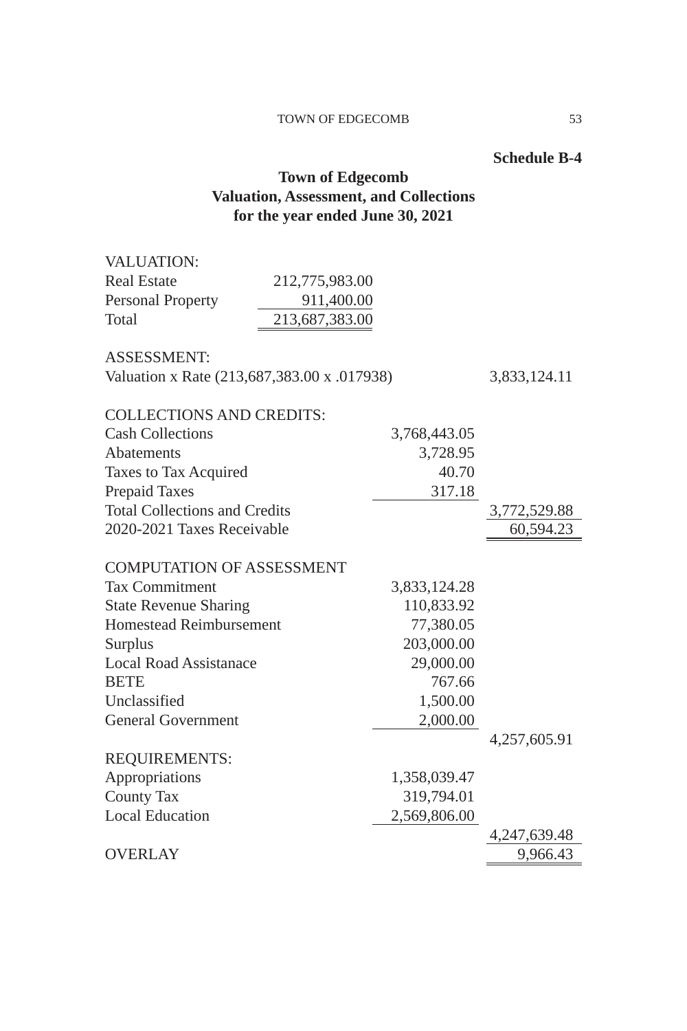**Schedule B-4**

## Town of Edgecomb
## Valuation, Assessment, and Collections
## for the year ended June 30, 2021

| | | | |
|---|---|---|---|
| VALUATION: | | | |
| Real Estate | 212,775,983.00 | | |
| Personal Property | 911,400.00 | | |
| Total | 213,687,383.00 | | |
| | | | |
| ASSESSMENT: | | | |
| Valuation x Rate (213,687,383.00 x .017938) | | | 3,833,124.11 |
| | | | |
| COLLECTIONS AND CREDITS: | | | |
| Cash Collections | | 3,768,443.05 | |
| Abatements | | 3,728.95 | |
| Taxes to Tax Acquired | | 40.70 | |
| Prepaid Taxes | | 317.18 | |
| Total Collections and Credits | | | 3,772,529.88 |
| 2020-2021 Taxes Receivable | | | 60,594.23 |
| | | | |
| COMPUTATION OF ASSESSMENT | | | |
| Tax Commitment | | 3,833,124.28 | |
| State Revenue Sharing | | 110,833.92 | |
| Homestead Reimbursement | | 77,380.05 | |
| Surplus | | 203,000.00 | |
| Local Road Assistanace | | 29,000.00 | |
| BETE | | 767.66 | |
| Unclassified | | 1,500.00 | |
| General Government | | 2,000.00 | |
| | | | 4,257,605.91 |
| REQUIREMENTS: | | | |
| Appropriations | | 1,358,039.47 | |
| County Tax | | 319,794.01 | |
| Local Education | | 2,569,806.00 | |
| | | | 4,247,639.48 |
| OVERLAY | | | 9,966.43 |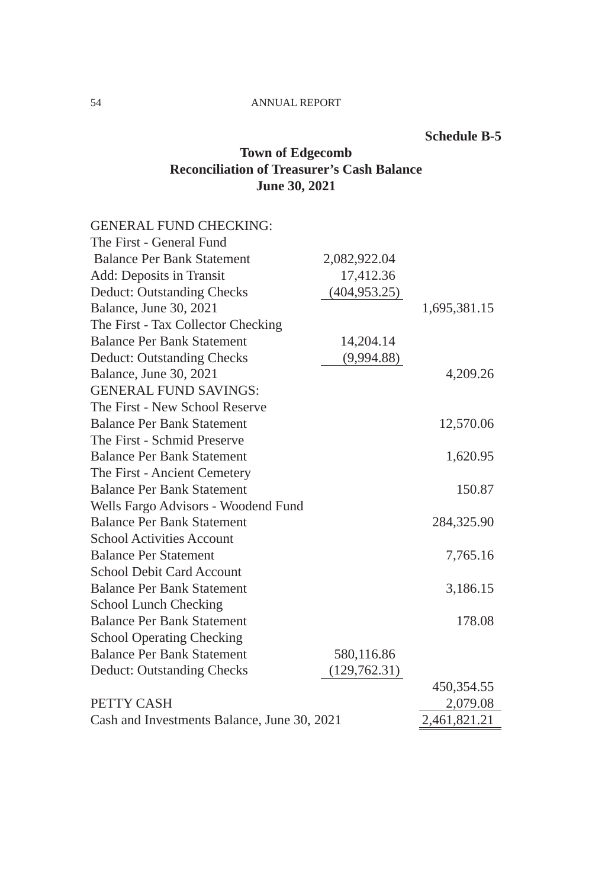**Schedule B-5**

## Town of Edgecomb
## Reconciliation of Treasurer's Cash Balance
## June 30, 2021

| | | |
|---|---|---|
| GENERAL FUND CHECKING: | | |
| The First - General Fund | | |
| Balance Per Bank Statement | 2,082,922.04 | |
| Add: Deposits in Transit | 17,412.36 | |
| Deduct: Outstanding Checks | (404,953.25) | |
| Balance, June 30, 2021 | | 1,695,381.15 |
| The First - Tax Collector Checking | | |
| Balance Per Bank Statement | 14,204.14 | |
| Deduct: Outstanding Checks | (9,994.88) | |
| Balance, June 30, 2021 | | 4,209.26 |
| GENERAL FUND SAVINGS: | | |
| The First - New School Reserve | | |
| Balance Per Bank Statement | | 12,570.06 |
| The First - Schmid Preserve | | |
| Balance Per Bank Statement | | 1,620.95 |
| The First - Ancient Cemetery | | |
| Balance Per Bank Statement | | 150.87 |
| Wells Fargo Advisors - Woodend Fund | | |
| Balance Per Bank Statement | | 284,325.90 |
| School Activities Account | | |
| Balance Per Statement | | 7,765.16 |
| School Debit Card Account | | |
| Balance Per Bank Statement | | 3,186.15 |
| School Lunch Checking | | |
| Balance Per Bank Statement | | 178.08 |
| School Operating Checking | | |
| Balance Per Bank Statement | 580,116.86 | |
| Deduct: Outstanding Checks | (129,762.31) | |
| | | 450,354.55 |
| PETTY CASH | | 2,079.08 |
| Cash and Investments Balance, June 30, 2021 | | 2,461,821.21 |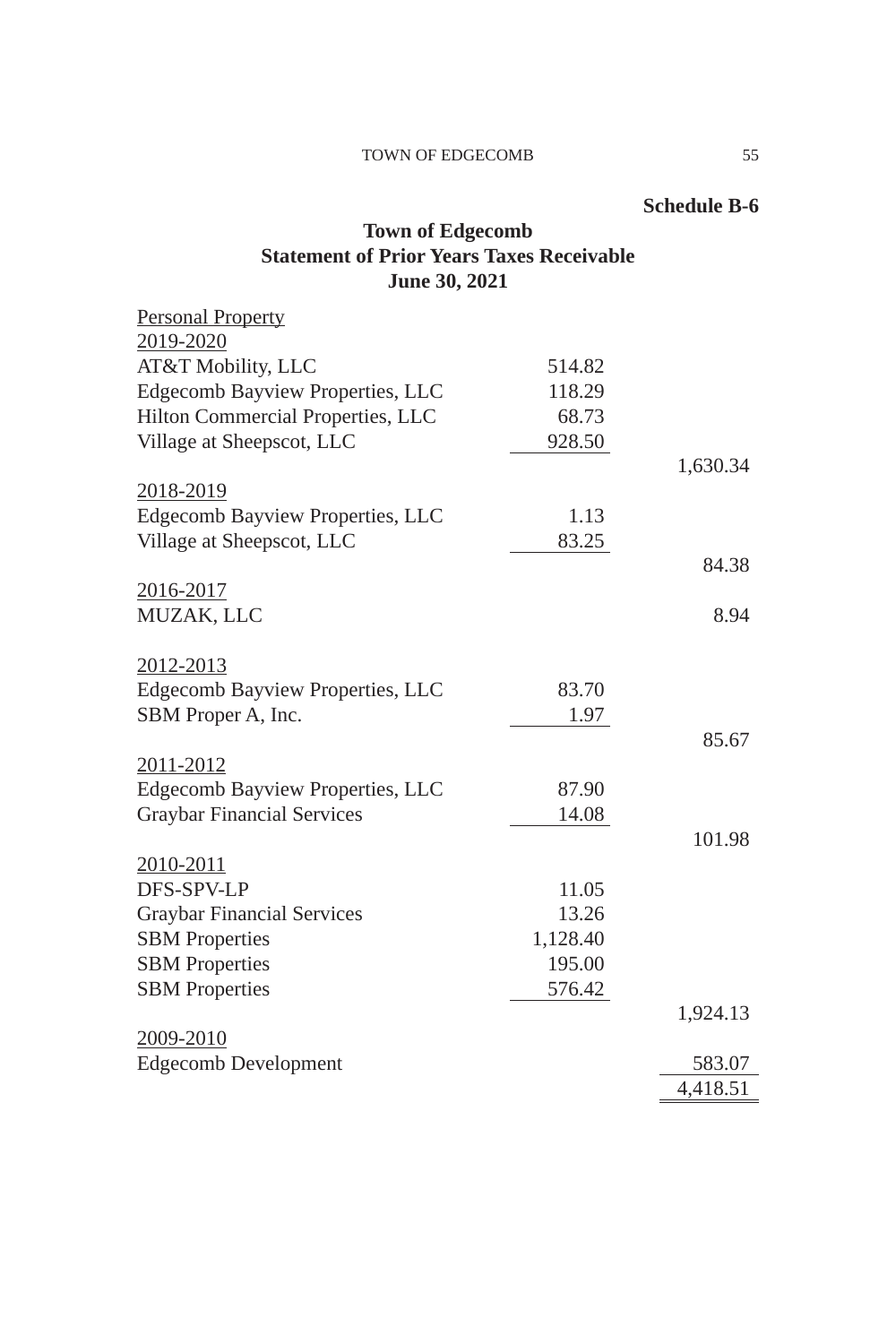Schedule B-6

# Town of Edgecomb
## Statement of Prior Years Taxes Receivable
## June 30, 2021

| | | |
|---|---:|---:|
| Personal Property | | |
| 2019-2020 | | |
| AT&T Mobility, LLC | 514.82 | |
| Edgecomb Bayview Properties, LLC | 118.29 | |
| Hilton Commercial Properties, LLC | 68.73 | |
| Village at Sheepscot, LLC | 928.50 | |
| | | 1,630.34 |
| 2018-2019 | | |
| Edgecomb Bayview Properties, LLC | 1.13 | |
| Village at Sheepscot, LLC | 83.25 | |
| | | 84.38 |
| 2016-2017 | | |
| MUZAK, LLC | | 8.94 |
| 2012-2013 | | |
| Edgecomb Bayview Properties, LLC | 83.70 | |
| SBM Proper A, Inc. | 1.97 | |
| | | 85.67 |
| 2011-2012 | | |
| Edgecomb Bayview Properties, LLC | 87.90 | |
| Graybar Financial Services | 14.08 | |
| | | 101.98 |
| 2010-2011 | | |
| DFS-SPV-LP | 11.05 | |
| Graybar Financial Services | 13.26 | |
| SBM Properties | 1,128.40 | |
| SBM Properties | 195.00 | |
| SBM Properties | 576.42 | |
| | | 1,924.13 |
| 2009-2010 | | |
| Edgecomb Development | | 583.07 |
| | | 4,418.51 |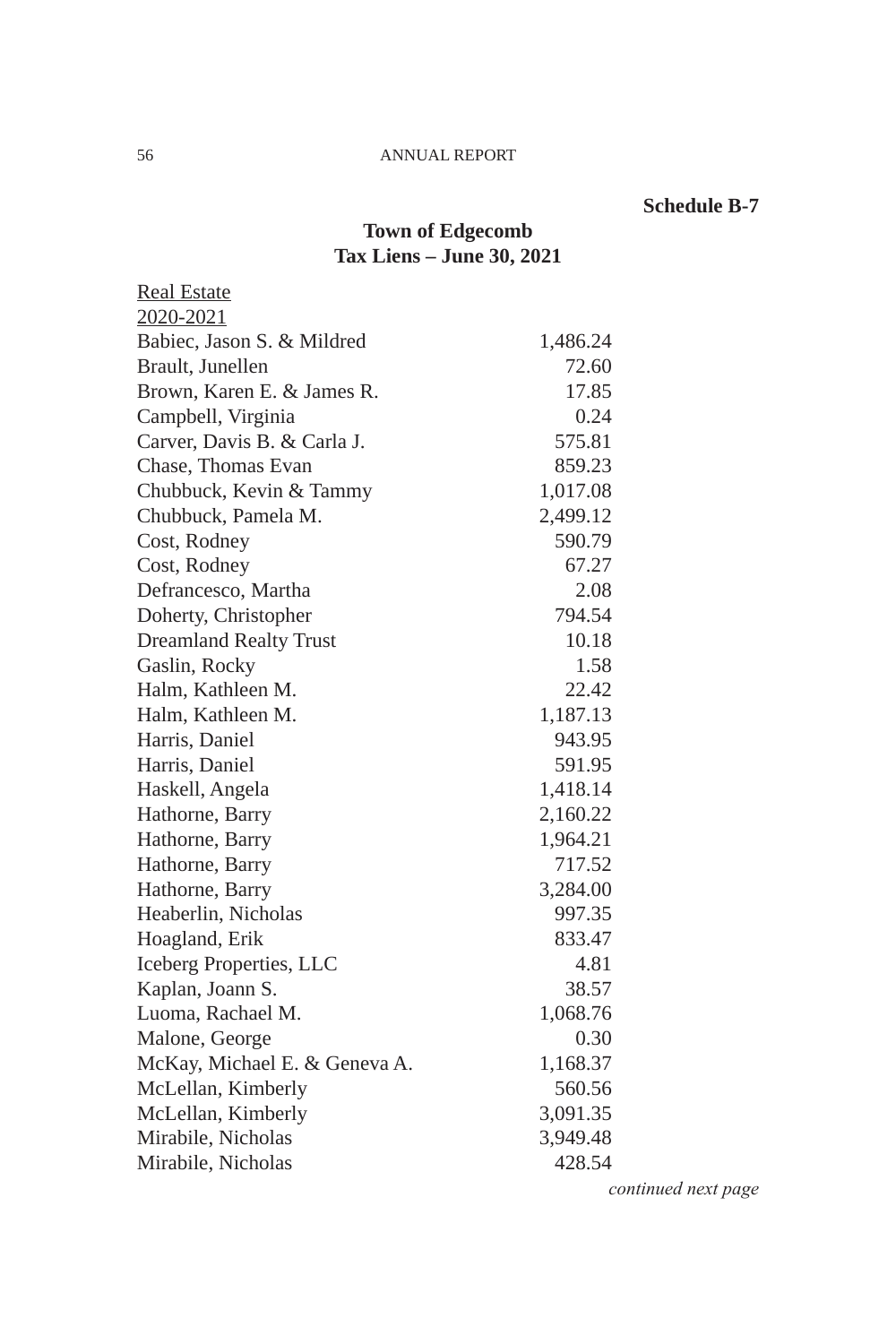**Schedule B-7**

## Town of Edgecomb
## Tax Liens – June 30, 2021

Real Estate

2020-2021

| | |
|---|---:|
| Babiec, Jason S. & Mildred | 1,486.24 |
| Brault, Junellen | 72.60 |
| Brown, Karen E. & James R. | 17.85 |
| Campbell, Virginia | 0.24 |
| Carver, Davis B. & Carla J. | 575.81 |
| Chase, Thomas Evan | 859.23 |
| Chubbuck, Kevin & Tammy | 1,017.08 |
| Chubbuck, Pamela M. | 2,499.12 |
| Cost, Rodney | 590.79 |
| Cost, Rodney | 67.27 |
| Defrancesco, Martha | 2.08 |
| Doherty, Christopher | 794.54 |
| Dreamland Realty Trust | 10.18 |
| Gaslin, Rocky | 1.58 |
| Halm, Kathleen M. | 22.42 |
| Halm, Kathleen M. | 1,187.13 |
| Harris, Daniel | 943.95 |
| Harris, Daniel | 591.95 |
| Haskell, Angela | 1,418.14 |
| Hathorne, Barry | 2,160.22 |
| Hathorne, Barry | 1,964.21 |
| Hathorne, Barry | 717.52 |
| Hathorne, Barry | 3,284.00 |
| Heaberlin, Nicholas | 997.35 |
| Hoagland, Erik | 833.47 |
| Iceberg Properties, LLC | 4.81 |
| Kaplan, Joann S. | 38.57 |
| Luoma, Rachael M. | 1,068.76 |
| Malone, George | 0.30 |
| McKay, Michael E. & Geneva A. | 1,168.37 |
| McLellan, Kimberly | 560.56 |
| McLellan, Kimberly | 3,091.35 |
| Mirabile, Nicholas | 3,949.48 |
| Mirabile, Nicholas | 428.54 |

*continued next page*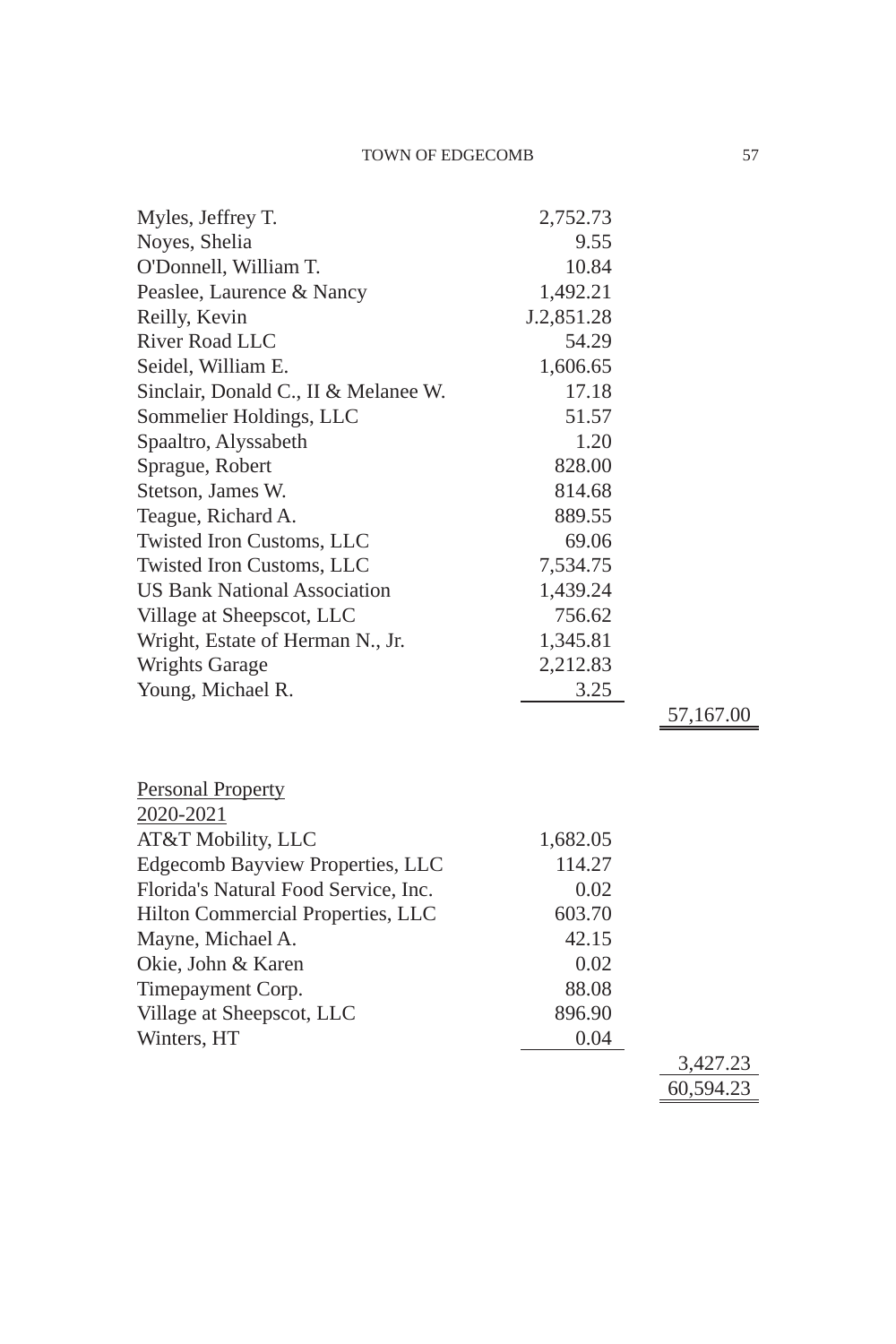| | | |
|---|---|---|
| Myles, Jeffrey T. | 2,752.73 | |
| Noyes, Shelia | 9.55 | |
| O'Donnell, William T. | 10.84 | |
| Peaslee, Laurence & Nancy | 1,492.21 | |
| Reilly, Kevin | J.2,851.28 | |
| River Road LLC | 54.29 | |
| Seidel, William E. | 1,606.65 | |
| Sinclair, Donald C., II & Melanee W. | 17.18 | |
| Sommelier Holdings, LLC | 51.57 | |
| Spaaltro, Alyssabeth | 1.20 | |
| Sprague, Robert | 828.00 | |
| Stetson, James W. | 814.68 | |
| Teague, Richard A. | 889.55 | |
| Twisted Iron Customs, LLC | 69.06 | |
| Twisted Iron Customs, LLC | 7,534.75 | |
| US Bank National Association | 1,439.24 | |
| Village at Sheepscot, LLC | 756.62 | |
| Wright, Estate of Herman N., Jr. | 1,345.81 | |
| Wrights Garage | 2,212.83 | |
| Young, Michael R. | 3.25 | |
| | | 57,167.00 |

| | | |
|---|---|---|
| Personal Property | | |
| 2020-2021 | | |
| AT&T Mobility, LLC | 1,682.05 | |
| Edgecomb Bayview Properties, LLC | 114.27 | |
| Florida's Natural Food Service, Inc. | 0.02 | |
| Hilton Commercial Properties, LLC | 603.70 | |
| Mayne, Michael A. | 42.15 | |
| Okie, John & Karen | 0.02 | |
| Timepayment Corp. | 88.08 | |
| Village at Sheepscot, LLC | 896.90 | |
| Winters, HT | 0.04 | |
| | | 3,427.23 |
| | | 60,594.23 |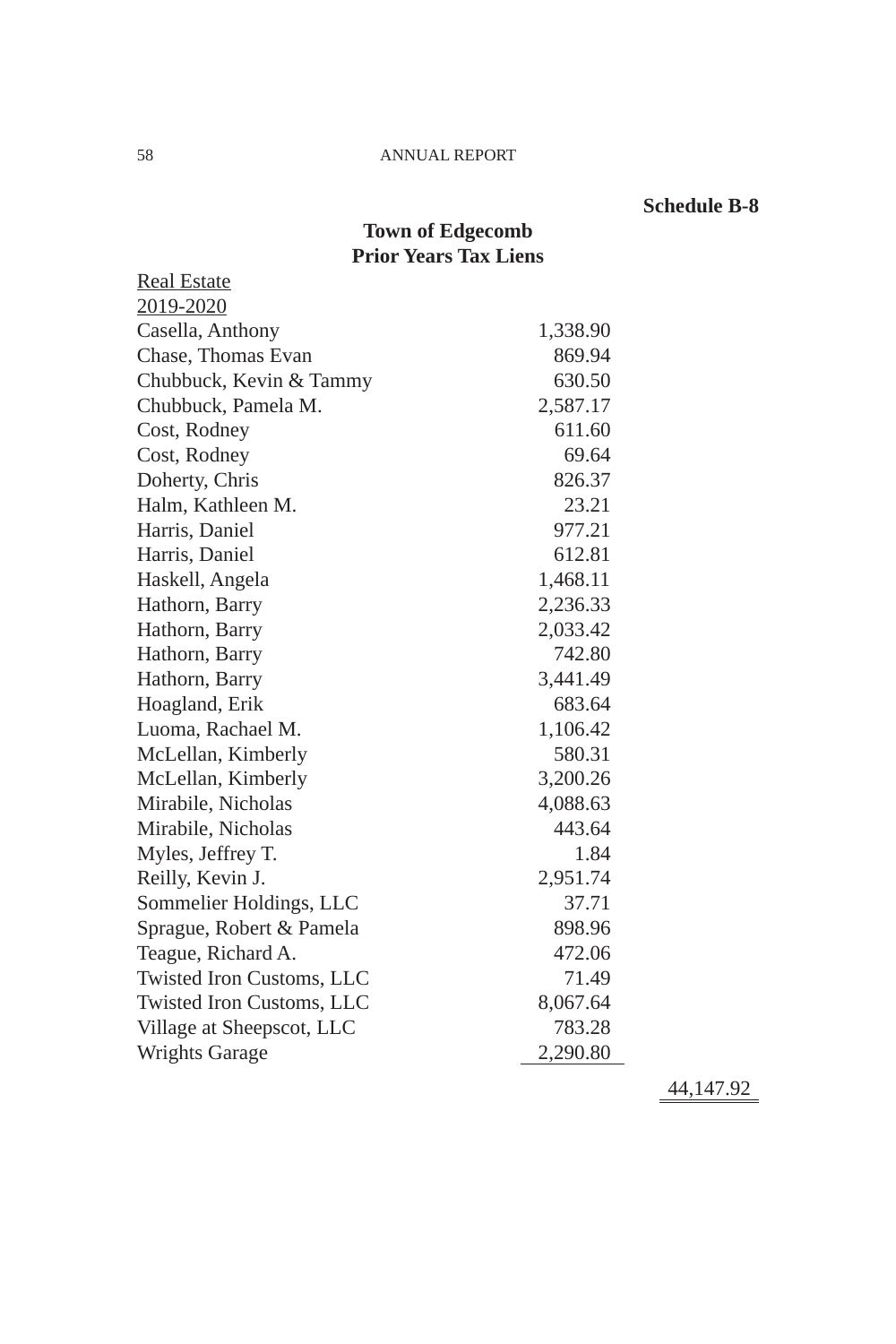**Schedule B-8**

## Town of Edgecomb
## Prior Years Tax Liens

Real Estate

2019-2020

| Name | Amount | Total |
|---|---|---|
| Casella, Anthony | 1,338.90 | |
| Chase, Thomas Evan | 869.94 | |
| Chubbuck, Kevin & Tammy | 630.50 | |
| Chubbuck, Pamela M. | 2,587.17 | |
| Cost, Rodney | 611.60 | |
| Cost, Rodney | 69.64 | |
| Doherty, Chris | 826.37 | |
| Halm, Kathleen M. | 23.21 | |
| Harris, Daniel | 977.21 | |
| Harris, Daniel | 612.81 | |
| Haskell, Angela | 1,468.11 | |
| Hathorn, Barry | 2,236.33 | |
| Hathorn, Barry | 2,033.42 | |
| Hathorn, Barry | 742.80 | |
| Hathorn, Barry | 3,441.49 | |
| Hoagland, Erik | 683.64 | |
| Luoma, Rachael M. | 1,106.42 | |
| McLellan, Kimberly | 580.31 | |
| McLellan, Kimberly | 3,200.26 | |
| Mirabile, Nicholas | 4,088.63 | |
| Mirabile, Nicholas | 443.64 | |
| Myles, Jeffrey T. | 1.84 | |
| Reilly, Kevin J. | 2,951.74 | |
| Sommelier Holdings, LLC | 37.71 | |
| Sprague, Robert & Pamela | 898.96 | |
| Teague, Richard A. | 472.06 | |
| Twisted Iron Customs, LLC | 71.49 | |
| Twisted Iron Customs, LLC | 8,067.64 | |
| Village at Sheepscot, LLC | 783.28 | |
| Wrights Garage | 2,290.80 | |
| | | 44,147.92 |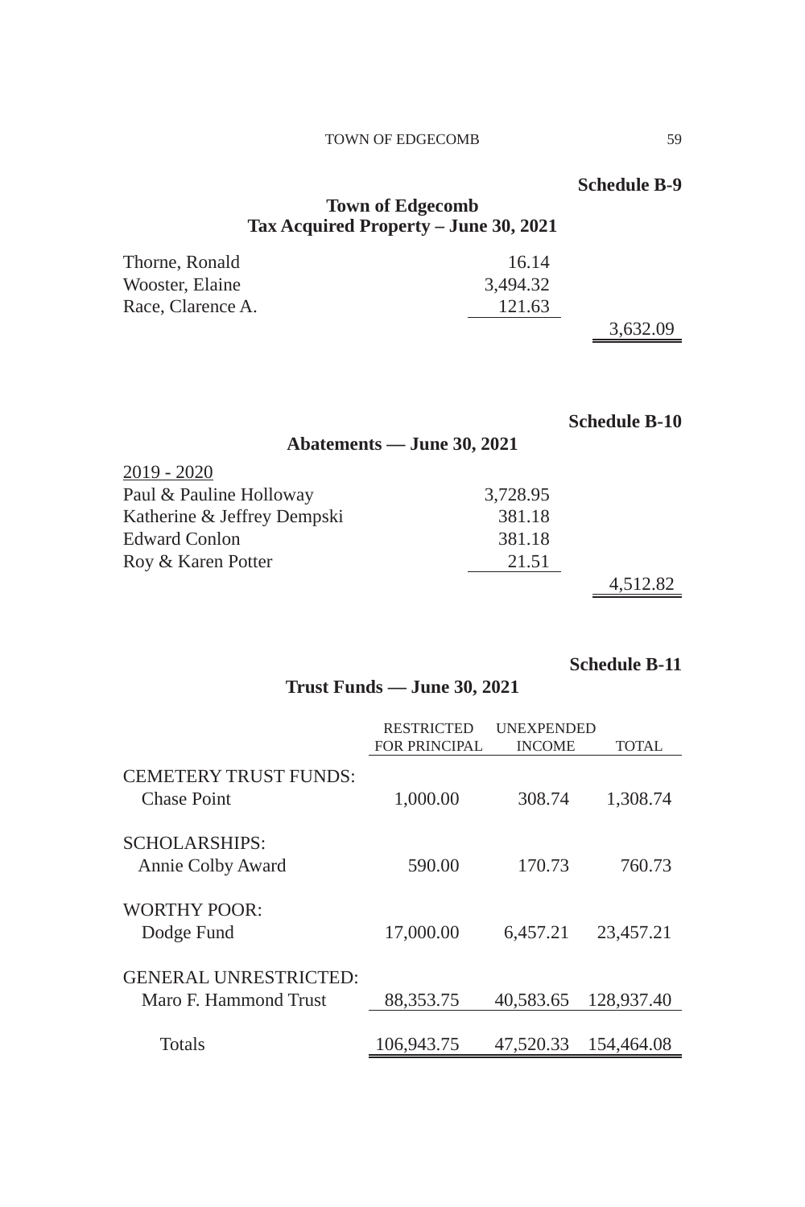**Schedule B-9**

## Town of Edgecomb
## Tax Acquired Property – June 30, 2021

| | | |
|---|---|---|
| Thorne, Ronald | 16.14 | |
| Wooster, Elaine | 3,494.32 | |
| Race, Clarence A. | 121.63 | |
| | | 3,632.09 |

**Schedule B-10**

## Abatements — June 30, 2021

| | | |
|---|---|---|
| 2019 - 2020 | | |
| Paul & Pauline Holloway | 3,728.95 | |
| Katherine & Jeffrey Dempski | 381.18 | |
| Edward Conlon | 381.18 | |
| Roy & Karen Potter | 21.51 | |
| | | 4,512.82 |

**Schedule B-11**

## Trust Funds — June 30, 2021

| | RESTRICTED FOR PRINCIPAL | UNEXPENDED INCOME | TOTAL |
|---|---|---|---|
| CEMETERY TRUST FUNDS: | | | |
| Chase Point | 1,000.00 | 308.74 | 1,308.74 |
| SCHOLARSHIPS: | | | |
| Annie Colby Award | 590.00 | 170.73 | 760.73 |
| WORTHY POOR: | | | |
| Dodge Fund | 17,000.00 | 6,457.21 | 23,457.21 |
| GENERAL UNRESTRICTED: | | | |
| Maro F. Hammond Trust | 88,353.75 | 40,583.65 | 128,937.40 |
| Totals | 106,943.75 | 47,520.33 | 154,464.08 |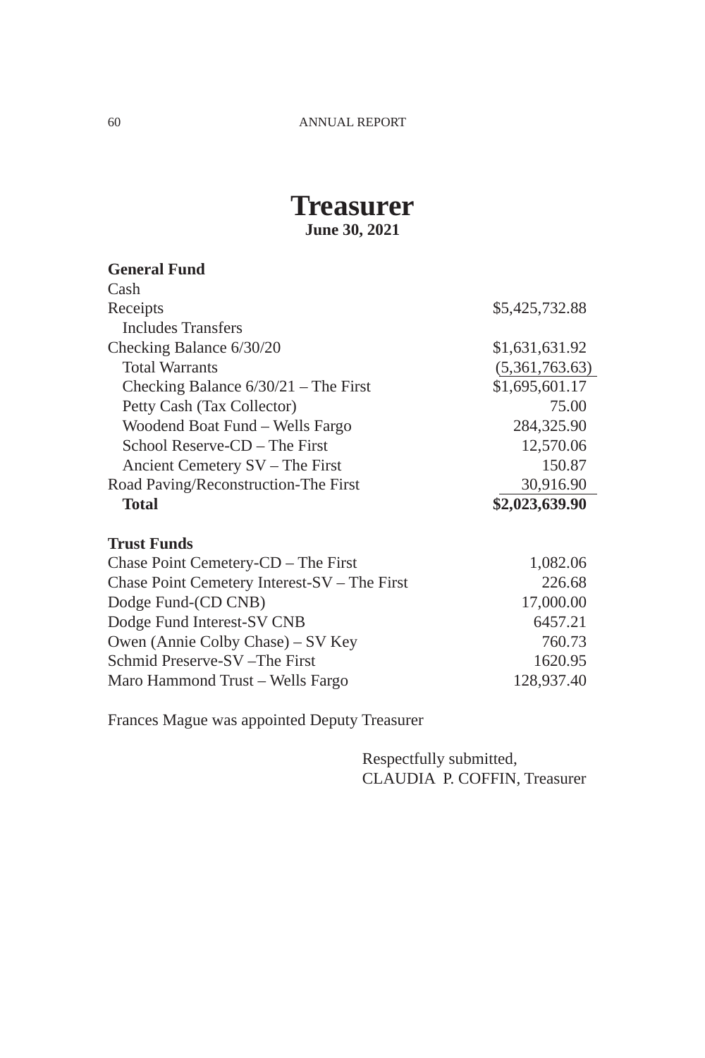# Treasurer

**June 30, 2021**

| **General Fund** | |
|---|---|
| Cash | |
| Receipts | $5,425,732.88 |
| Includes Transfers | |
| Checking Balance 6/30/20 | $1,631,631.92 |
| Total Warrants | (5,361,763.63) |
| Checking Balance 6/30/21 – The First | $1,695,601.17 |
| Petty Cash (Tax Collector) | 75.00 |
| Woodend Boat Fund – Wells Fargo | 284,325.90 |
| School Reserve-CD – The First | 12,570.06 |
| Ancient Cemetery SV – The First | 150.87 |
| Road Paving/Reconstruction-The First | 30,916.90 |
| **Total** | **$2,023,639.90** |

| **Trust Funds** | |
|---|---|
| Chase Point Cemetery-CD – The First | 1,082.06 |
| Chase Point Cemetery Interest-SV – The First | 226.68 |
| Dodge Fund-(CD CNB) | 17,000.00 |
| Dodge Fund Interest-SV CNB | 6457.21 |
| Owen (Annie Colby Chase) – SV Key | 760.73 |
| Schmid Preserve-SV –The First | 1620.95 |
| Maro Hammond Trust – Wells Fargo | 128,937.40 |

Frances Mague was appointed Deputy Treasurer

Respectfully submitted,
CLAUDIA P. COFFIN, Treasurer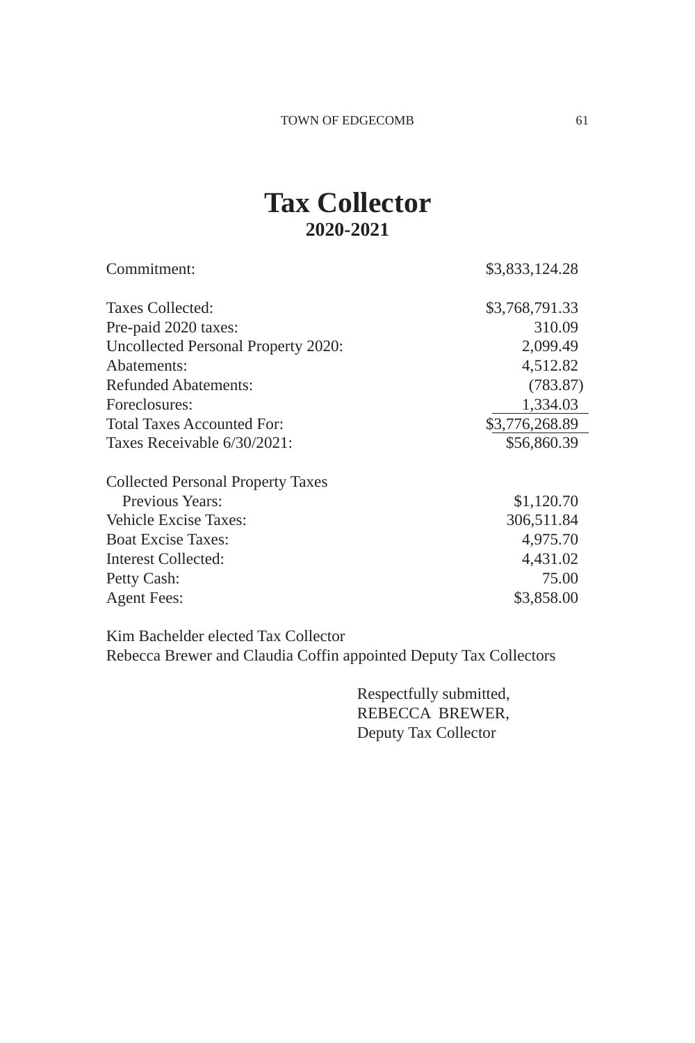# Tax Collector

## 2020-2021

| | |
|---|---|
| Commitment: | $3,833,124.28 |
| | |
| Taxes Collected: | $3,768,791.33 |
| Pre-paid 2020 taxes: | 310.09 |
| Uncollected Personal Property 2020: | 2,099.49 |
| Abatements: | 4,512.82 |
| Refunded Abatements: | (783.87) |
| Foreclosures: | 1,334.03 |
| Total Taxes Accounted For: | $3,776,268.89 |
| Taxes Receivable 6/30/2021: | $56,860.39 |
| | |
| Collected Personal Property Taxes Previous Years: | $1,120.70 |
| Vehicle Excise Taxes: | 306,511.84 |
| Boat Excise Taxes: | 4,975.70 |
| Interest Collected: | 4,431.02 |
| Petty Cash: | 75.00 |
| Agent Fees: | $3,858.00 |

Kim Bachelder elected Tax Collector
Rebecca Brewer and Claudia Coffin appointed Deputy Tax Collectors

Respectfully submitted,
REBECCA BREWER,
Deputy Tax Collector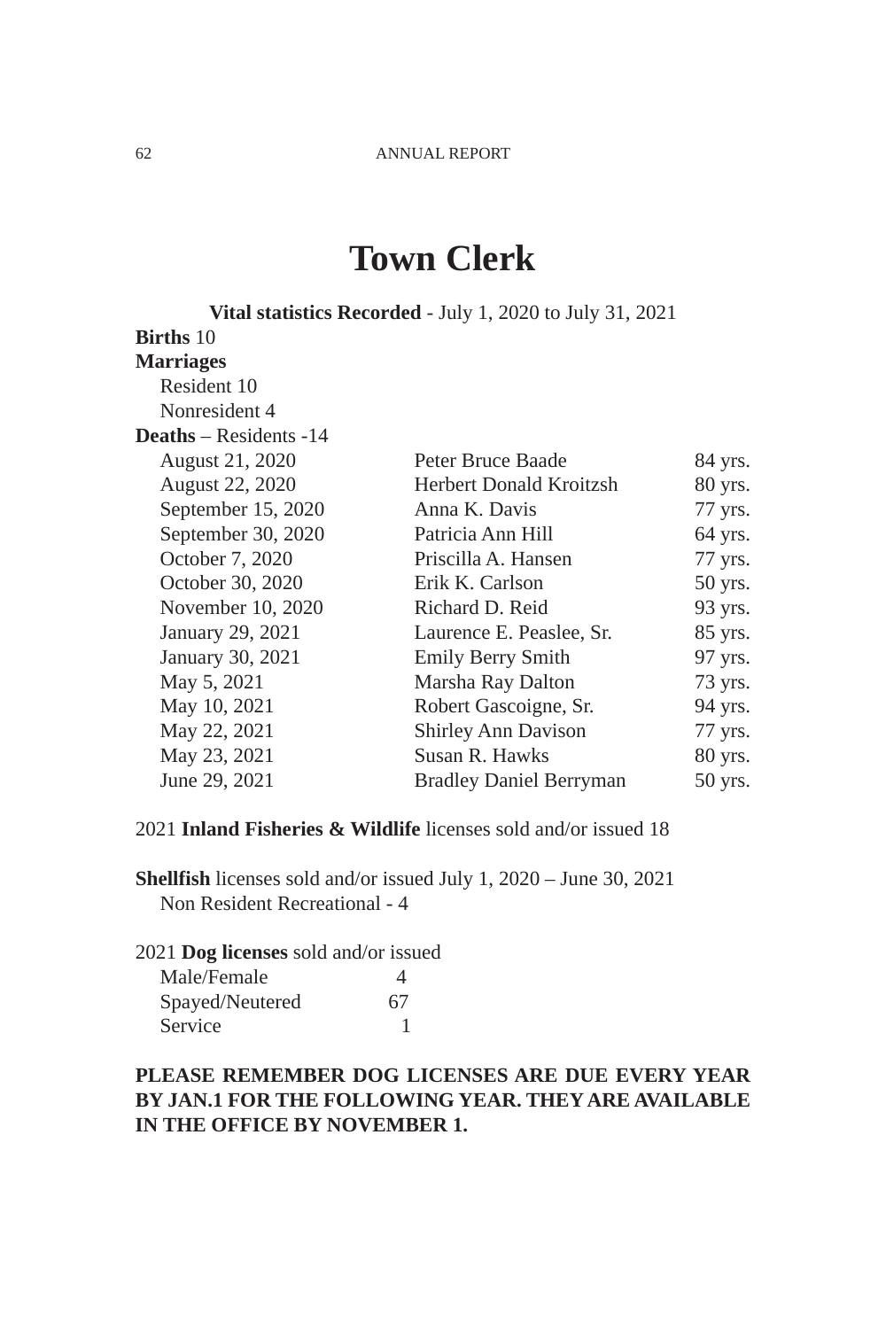# Town Clerk

**Vital statistics Recorded** - July 1, 2020 to July 31, 2021

**Births** 10

**Marriages**

Resident 10

Nonresident 4

**Deaths** – Residents -14

| | | |
|---|---|---|
| August 21, 2020 | Peter Bruce Baade | 84 yrs. |
| August 22, 2020 | Herbert Donald Kroitzsh | 80 yrs. |
| September 15, 2020 | Anna K. Davis | 77 yrs. |
| September 30, 2020 | Patricia Ann Hill | 64 yrs. |
| October 7, 2020 | Priscilla A. Hansen | 77 yrs. |
| October 30, 2020 | Erik K. Carlson | 50 yrs. |
| November 10, 2020 | Richard D. Reid | 93 yrs. |
| January 29, 2021 | Laurence E. Peaslee, Sr. | 85 yrs. |
| January 30, 2021 | Emily Berry Smith | 97 yrs. |
| May 5, 2021 | Marsha Ray Dalton | 73 yrs. |
| May 10, 2021 | Robert Gascoigne, Sr. | 94 yrs. |
| May 22, 2021 | Shirley Ann Davison | 77 yrs. |
| May 23, 2021 | Susan R. Hawks | 80 yrs. |
| June 29, 2021 | Bradley Daniel Berryman | 50 yrs. |

2021 **Inland Fisheries & Wildlife** licenses sold and/or issued 18

**Shellfish** licenses sold and/or issued July 1, 2020 – June 30, 2021

Non Resident Recreational - 4

2021 **Dog licenses** sold and/or issued

| | |
|---|---|
| Male/Female | 4 |
| Spayed/Neutered | 67 |
| Service | 1 |

**PLEASE REMEMBER DOG LICENSES ARE DUE EVERY YEAR BY JAN.1 FOR THE FOLLOWING YEAR. THEY ARE AVAILABLE IN THE OFFICE BY NOVEMBER 1.**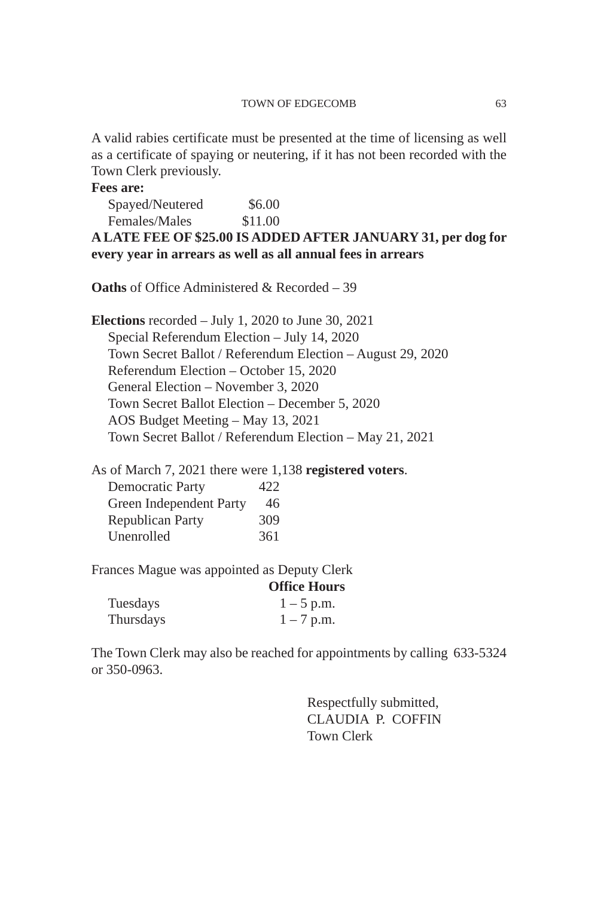A valid rabies certificate must be presented at the time of licensing as well as a certificate of spaying or neutering, if it has not been recorded with the Town Clerk previously.

**Fees are:**

| | |
|---|---|
| Spayed/Neutered | $6.00 |
| Females/Males | $11.00 |

**A LATE FEE OF $25.00 IS ADDED AFTER JANUARY 31, per dog for every year in arrears as well as all annual fees in arrears**

**Oaths** of Office Administered & Recorded – 39

**Elections** recorded – July 1, 2020 to June 30, 2021

- Special Referendum Election – July 14, 2020
- Town Secret Ballot / Referendum Election – August 29, 2020
- Referendum Election – October 15, 2020
- General Election – November 3, 2020
- Town Secret Ballot Election – December 5, 2020
- AOS Budget Meeting – May 13, 2021
- Town Secret Ballot / Referendum Election – May 21, 2021

As of March 7, 2021 there were 1,138 **registered voters**.

| | |
|---|---|
| Democratic Party | 422 |
| Green Independent Party | 46 |
| Republican Party | 309 |
| Unenrolled | 361 |

Frances Mague was appointed as Deputy Clerk

| | **Office Hours** |
|---|---|
| Tuesdays | 1 – 5 p.m. |
| Thursdays | 1 – 7 p.m. |

The Town Clerk may also be reached for appointments by calling 633-5324 or 350-0963.

Respectfully submitted,
CLAUDIA P. COFFIN
Town Clerk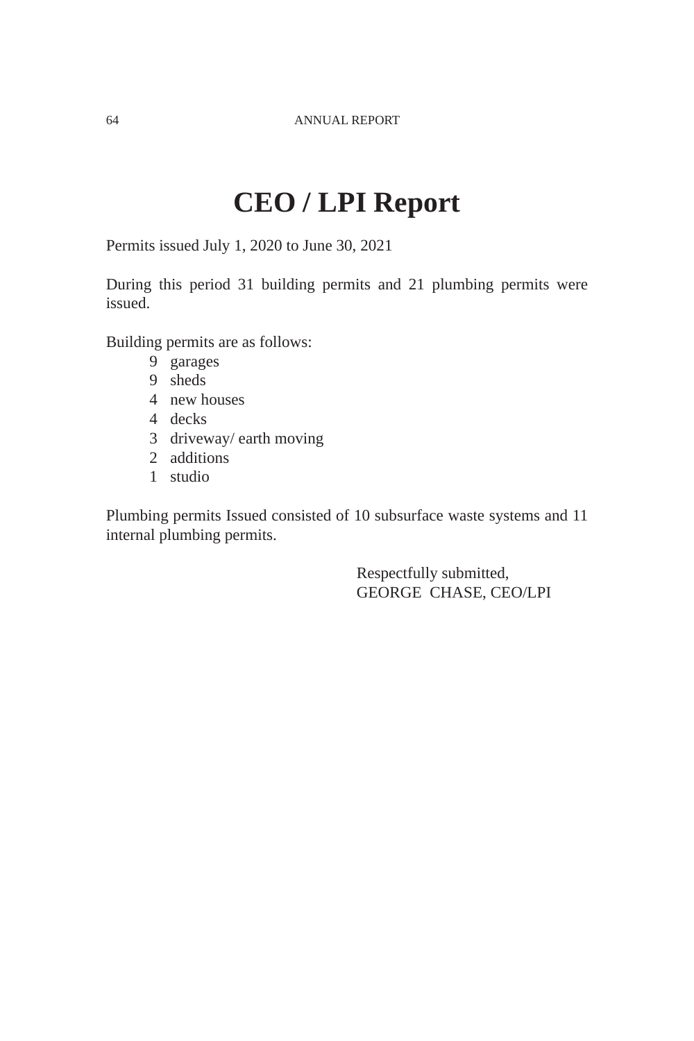# CEO / LPI Report

Permits issued July 1, 2020 to June 30, 2021

During this period 31 building permits and 21 plumbing permits were issued.

Building permits are as follows:

- 9 garages
- 9 sheds
- 4 new houses
- 4 decks
- 3 driveway/ earth moving
- 2 additions
- 1 studio

Plumbing permits Issued consisted of 10 subsurface waste systems and 11 internal plumbing permits.

Respectfully submitted,
GEORGE CHASE, CEO/LPI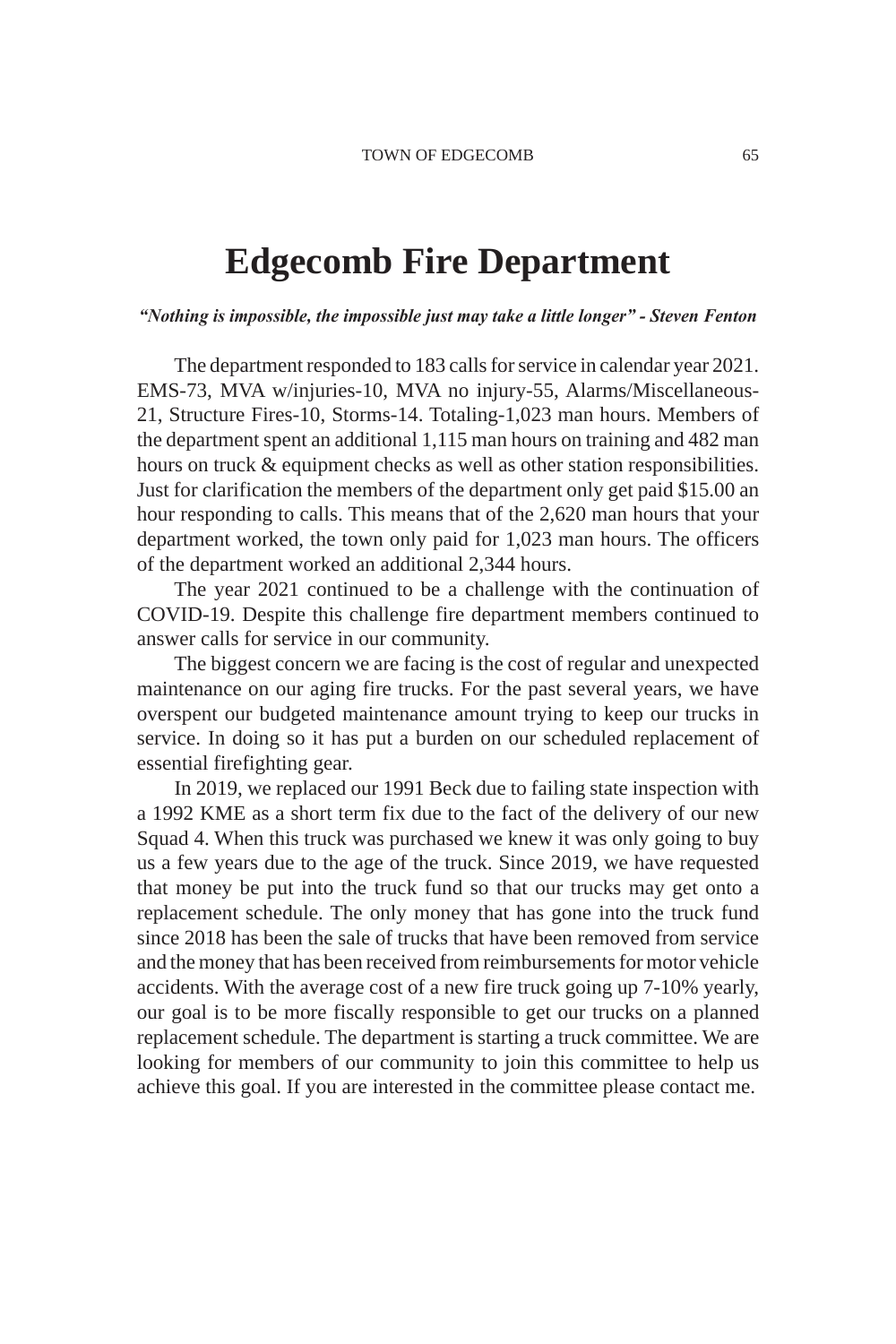# Edgecomb Fire Department

***"Nothing is impossible, the impossible just may take a little longer" - Steven Fenton***

The department responded to 183 calls for service in calendar year 2021. EMS-73, MVA w/injuries-10, MVA no injury-55, Alarms/Miscellaneous-21, Structure Fires-10, Storms-14. Totaling-1,023 man hours. Members of the department spent an additional 1,115 man hours on training and 482 man hours on truck & equipment checks as well as other station responsibilities. Just for clarification the members of the department only get paid $15.00 an hour responding to calls. This means that of the 2,620 man hours that your department worked, the town only paid for 1,023 man hours. The officers of the department worked an additional 2,344 hours.

The year 2021 continued to be a challenge with the continuation of COVID-19. Despite this challenge fire department members continued to answer calls for service in our community.

The biggest concern we are facing is the cost of regular and unexpected maintenance on our aging fire trucks. For the past several years, we have overspent our budgeted maintenance amount trying to keep our trucks in service. In doing so it has put a burden on our scheduled replacement of essential firefighting gear.

In 2019, we replaced our 1991 Beck due to failing state inspection with a 1992 KME as a short term fix due to the fact of the delivery of our new Squad 4. When this truck was purchased we knew it was only going to buy us a few years due to the age of the truck. Since 2019, we have requested that money be put into the truck fund so that our trucks may get onto a replacement schedule. The only money that has gone into the truck fund since 2018 has been the sale of trucks that have been removed from service and the money that has been received from reimbursements for motor vehicle accidents. With the average cost of a new fire truck going up 7-10% yearly, our goal is to be more fiscally responsible to get our trucks on a planned replacement schedule. The department is starting a truck committee. We are looking for members of our community to join this committee to help us achieve this goal. If you are interested in the committee please contact me.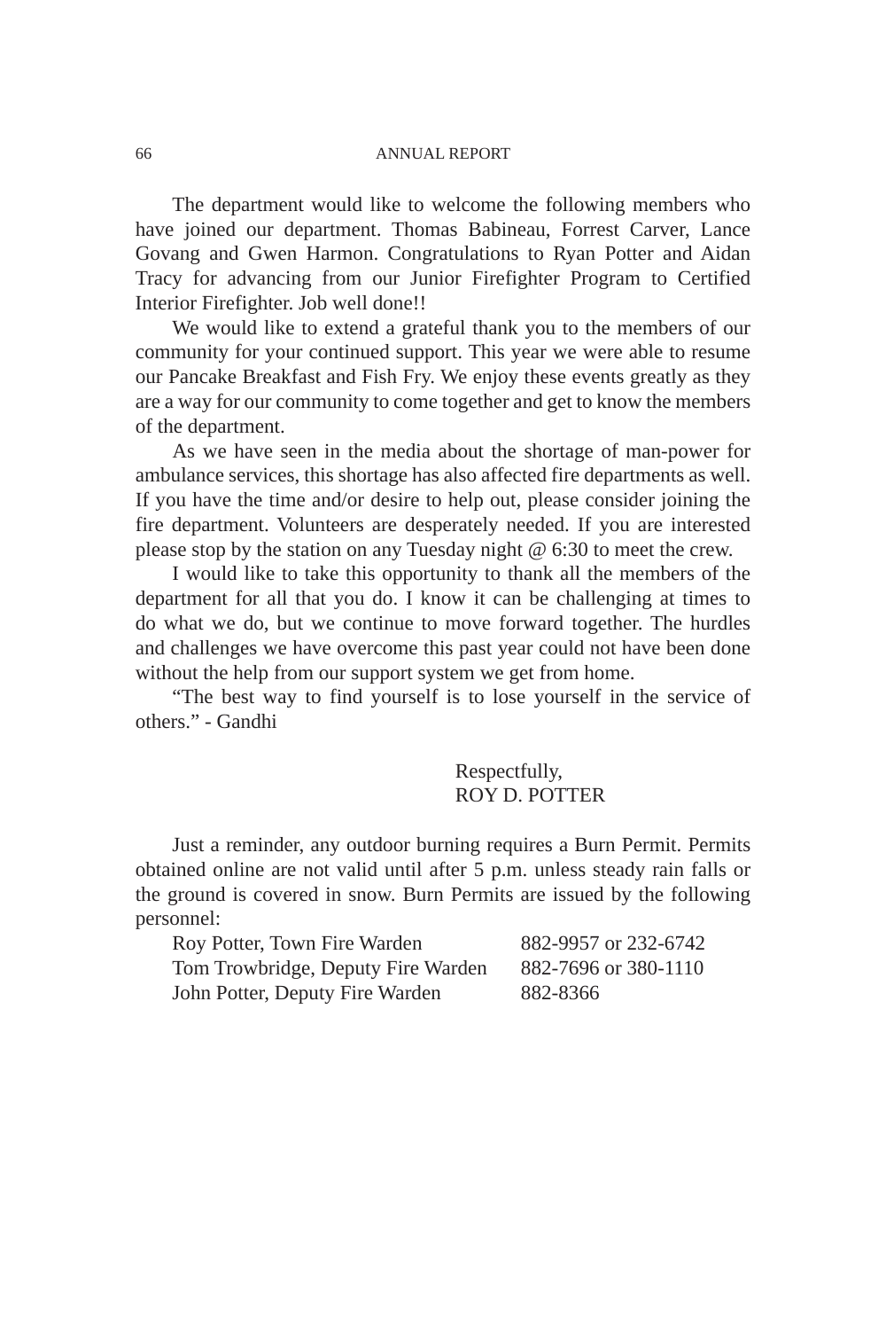The department would like to welcome the following members who have joined our department. Thomas Babineau, Forrest Carver, Lance Govang and Gwen Harmon. Congratulations to Ryan Potter and Aidan Tracy for advancing from our Junior Firefighter Program to Certified Interior Firefighter. Job well done!!

We would like to extend a grateful thank you to the members of our community for your continued support. This year we were able to resume our Pancake Breakfast and Fish Fry. We enjoy these events greatly as they are a way for our community to come together and get to know the members of the department.

As we have seen in the media about the shortage of man-power for ambulance services, this shortage has also affected fire departments as well. If you have the time and/or desire to help out, please consider joining the fire department. Volunteers are desperately needed. If you are interested please stop by the station on any Tuesday night @ 6:30 to meet the crew.

I would like to take this opportunity to thank all the members of the department for all that you do. I know it can be challenging at times to do what we do, but we continue to move forward together. The hurdles and challenges we have overcome this past year could not have been done without the help from our support system we get from home.

"The best way to find yourself is to lose yourself in the service of others." - Gandhi

Respectfully,
ROY D. POTTER

Just a reminder, any outdoor burning requires a Burn Permit. Permits obtained online are not valid until after 5 p.m. unless steady rain falls or the ground is covered in snow. Burn Permits are issued by the following personnel:

| | |
|---|---|
| Roy Potter, Town Fire Warden | 882-9957 or 232-6742 |
| Tom Trowbridge, Deputy Fire Warden | 882-7696 or 380-1110 |
| John Potter, Deputy Fire Warden | 882-8366 |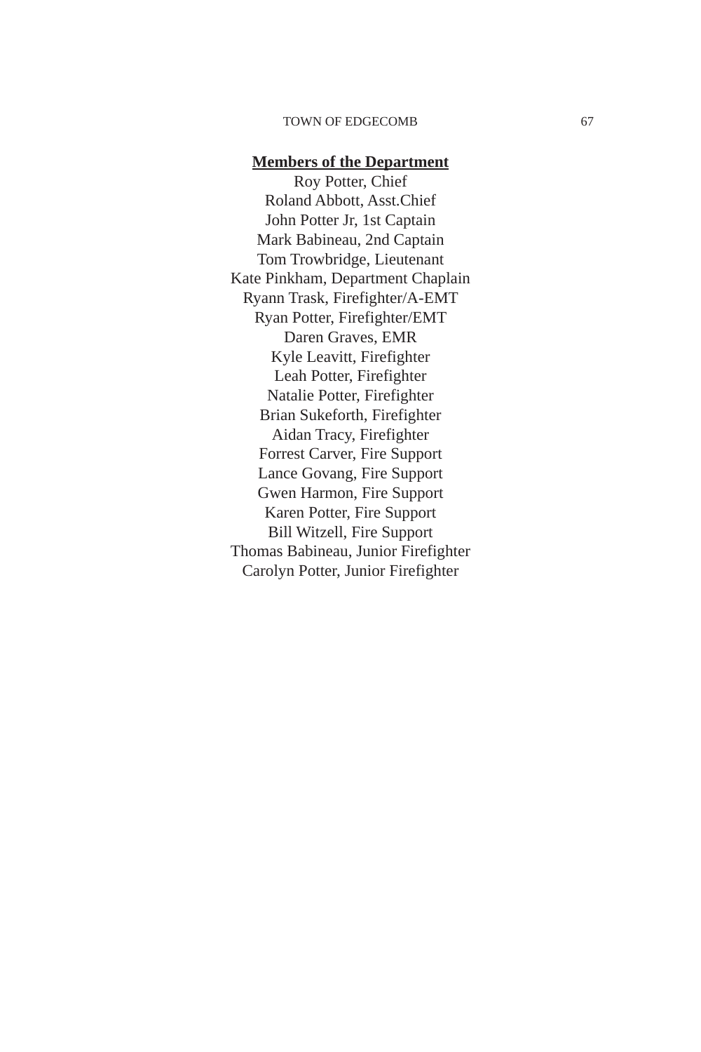**Members of the Department**

Roy Potter, Chief
Roland Abbott, Asst.Chief
John Potter Jr, 1st Captain
Mark Babineau, 2nd Captain
Tom Trowbridge, Lieutenant
Kate Pinkham, Department Chaplain
Ryann Trask, Firefighter/A-EMT
Ryan Potter, Firefighter/EMT
Daren Graves, EMR
Kyle Leavitt, Firefighter
Leah Potter, Firefighter
Natalie Potter, Firefighter
Brian Sukeforth, Firefighter
Aidan Tracy, Firefighter
Forrest Carver, Fire Support
Lance Govang, Fire Support
Gwen Harmon, Fire Support
Karen Potter, Fire Support
Bill Witzell, Fire Support
Thomas Babineau, Junior Firefighter
Carolyn Potter, Junior Firefighter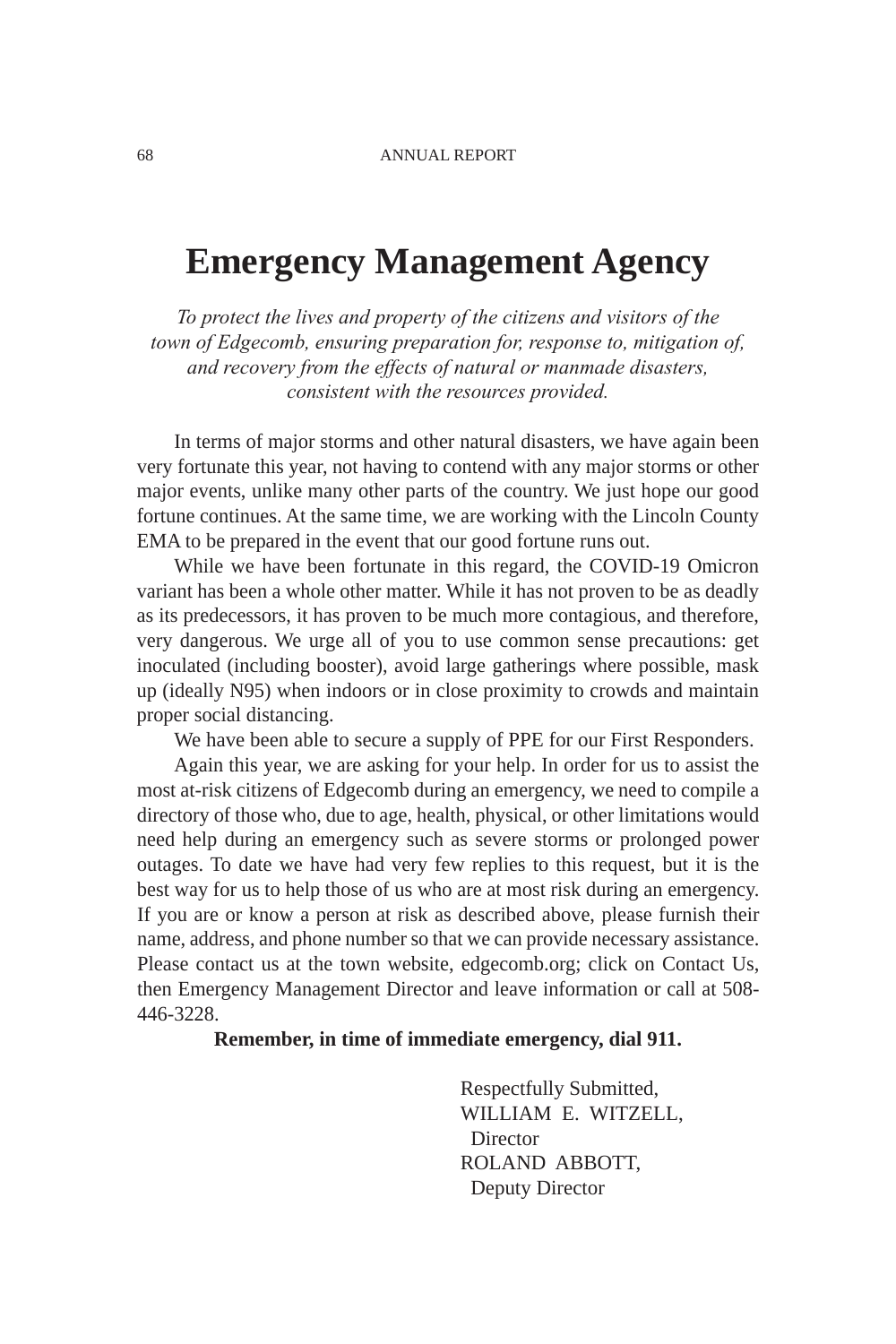# Emergency Management Agency

*To protect the lives and property of the citizens and visitors of the town of Edgecomb, ensuring preparation for, response to, mitigation of, and recovery from the effects of natural or manmade disasters, consistent with the resources provided.*

In terms of major storms and other natural disasters, we have again been very fortunate this year, not having to contend with any major storms or other major events, unlike many other parts of the country. We just hope our good fortune continues. At the same time, we are working with the Lincoln County EMA to be prepared in the event that our good fortune runs out.

While we have been fortunate in this regard, the COVID-19 Omicron variant has been a whole other matter. While it has not proven to be as deadly as its predecessors, it has proven to be much more contagious, and therefore, very dangerous. We urge all of you to use common sense precautions: get inoculated (including booster), avoid large gatherings where possible, mask up (ideally N95) when indoors or in close proximity to crowds and maintain proper social distancing.

We have been able to secure a supply of PPE for our First Responders.

Again this year, we are asking for your help. In order for us to assist the most at-risk citizens of Edgecomb during an emergency, we need to compile a directory of those who, due to age, health, physical, or other limitations would need help during an emergency such as severe storms or prolonged power outages. To date we have had very few replies to this request, but it is the best way for us to help those of us who are at most risk during an emergency. If you are or know a person at risk as described above, please furnish their name, address, and phone number so that we can provide necessary assistance. Please contact us at the town website, edgecomb.org; click on Contact Us, then Emergency Management Director and leave information or call at 508-446-3228.

**Remember, in time of immediate emergency, dial 911.**

Respectfully Submitted,
WILLIAM E. WITZELL,
Director
ROLAND ABBOTT,
Deputy Director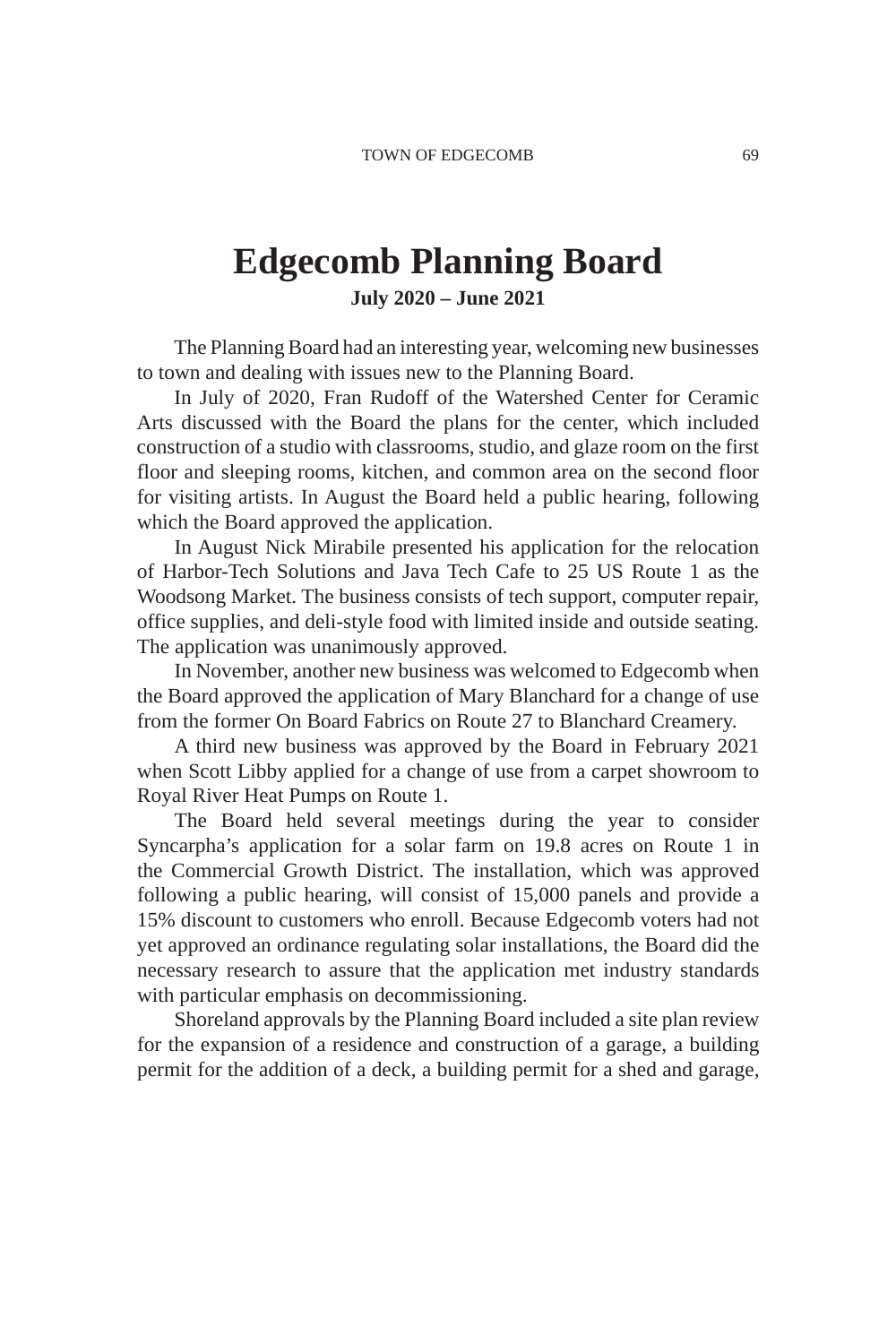# Edgecomb Planning Board

**July 2020 – June 2021**

The Planning Board had an interesting year, welcoming new businesses to town and dealing with issues new to the Planning Board.

In July of 2020, Fran Rudoff of the Watershed Center for Ceramic Arts discussed with the Board the plans for the center, which included construction of a studio with classrooms, studio, and glaze room on the first floor and sleeping rooms, kitchen, and common area on the second floor for visiting artists. In August the Board held a public hearing, following which the Board approved the application.

In August Nick Mirabile presented his application for the relocation of Harbor-Tech Solutions and Java Tech Cafe to 25 US Route 1 as the Woodsong Market. The business consists of tech support, computer repair, office supplies, and deli-style food with limited inside and outside seating. The application was unanimously approved.

In November, another new business was welcomed to Edgecomb when the Board approved the application of Mary Blanchard for a change of use from the former On Board Fabrics on Route 27 to Blanchard Creamery.

A third new business was approved by the Board in February 2021 when Scott Libby applied for a change of use from a carpet showroom to Royal River Heat Pumps on Route 1.

The Board held several meetings during the year to consider Syncarpha's application for a solar farm on 19.8 acres on Route 1 in the Commercial Growth District. The installation, which was approved following a public hearing, will consist of 15,000 panels and provide a 15% discount to customers who enroll. Because Edgecomb voters had not yet approved an ordinance regulating solar installations, the Board did the necessary research to assure that the application met industry standards with particular emphasis on decommissioning.

Shoreland approvals by the Planning Board included a site plan review for the expansion of a residence and construction of a garage, a building permit for the addition of a deck, a building permit for a shed and garage,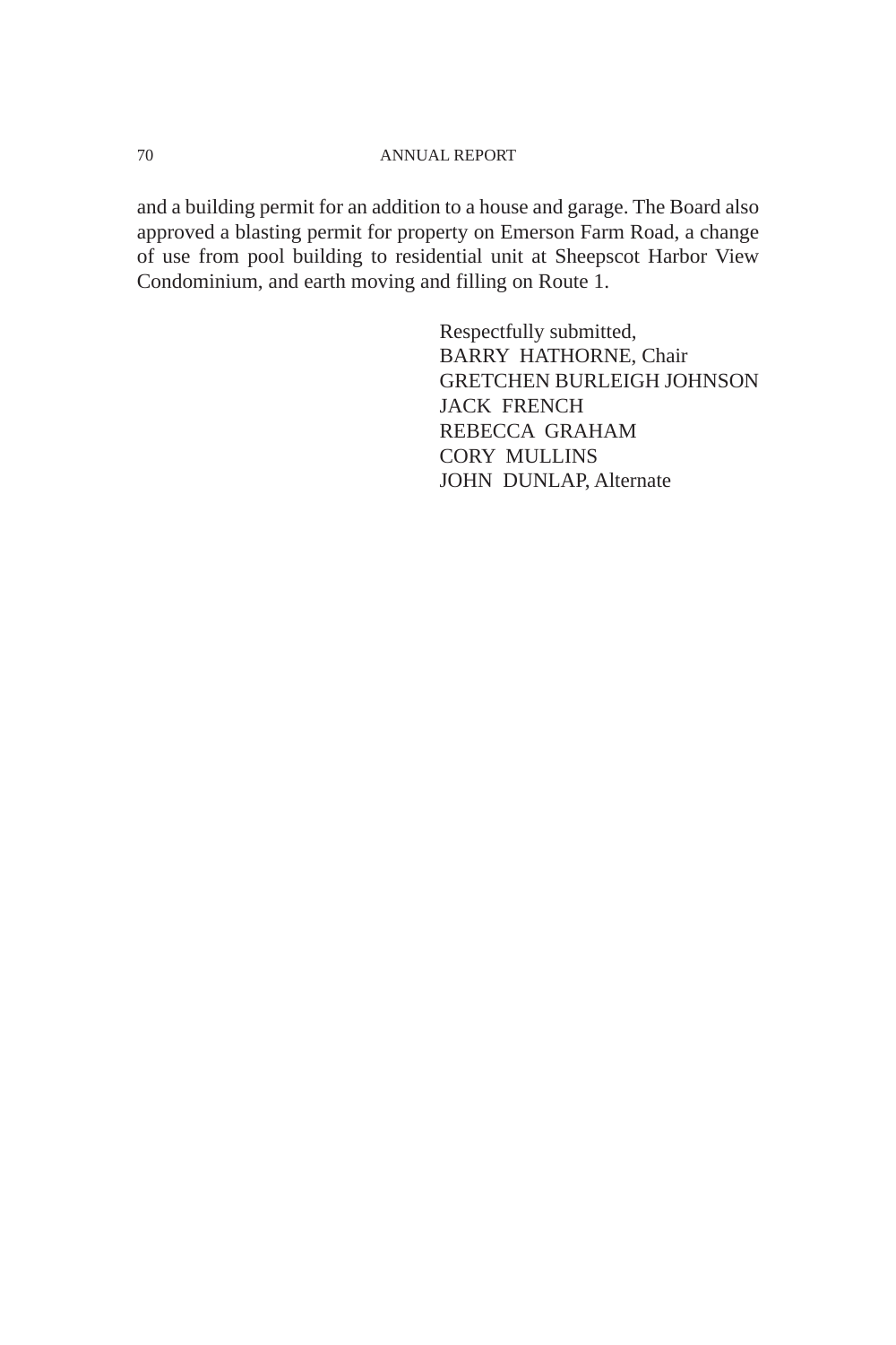and a building permit for an addition to a house and garage. The Board also approved a blasting permit for property on Emerson Farm Road, a change of use from pool building to residential unit at Sheepscot Harbor View Condominium, and earth moving and filling on Route 1.

Respectfully submitted,  
BARRY HATHORNE, Chair  
GRETCHEN BURLEIGH JOHNSON  
JACK FRENCH  
REBECCA GRAHAM  
CORY MULLINS  
JOHN DUNLAP, Alternate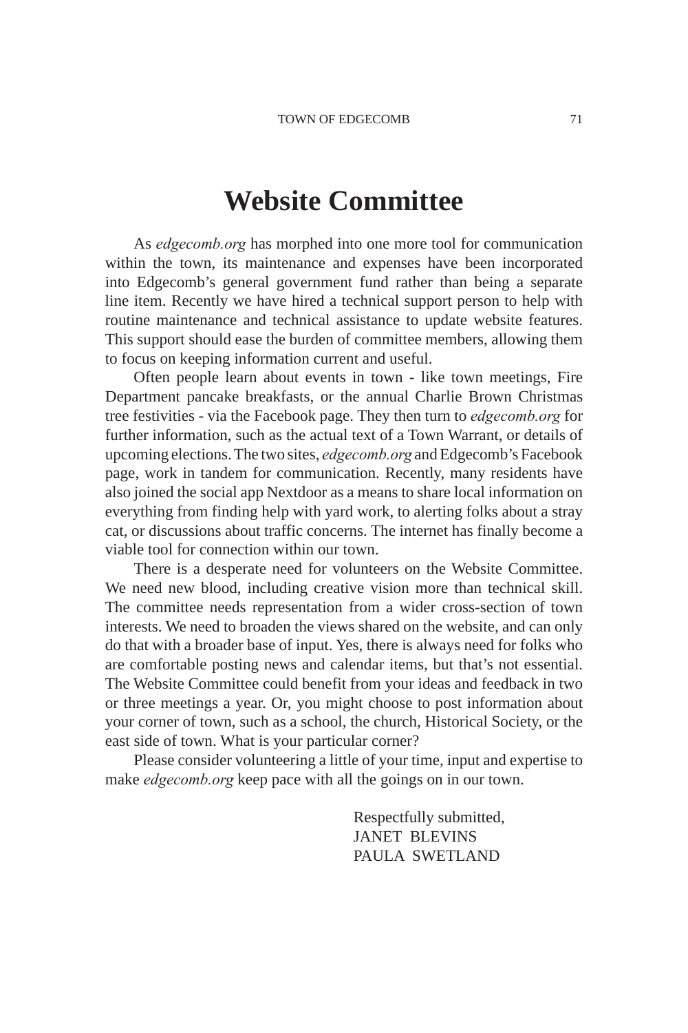# Website Committee

As *edgecomb.org* has morphed into one more tool for communication within the town, its maintenance and expenses have been incorporated into Edgecomb's general government fund rather than being a separate line item. Recently we have hired a technical support person to help with routine maintenance and technical assistance to update website features. This support should ease the burden of committee members, allowing them to focus on keeping information current and useful.

Often people learn about events in town - like town meetings, Fire Department pancake breakfasts, or the annual Charlie Brown Christmas tree festivities - via the Facebook page. They then turn to *edgecomb.org* for further information, such as the actual text of a Town Warrant, or details of upcoming elections. The two sites, *edgecomb.org* and Edgecomb's Facebook page, work in tandem for communication. Recently, many residents have also joined the social app Nextdoor as a means to share local information on everything from finding help with yard work, to alerting folks about a stray cat, or discussions about traffic concerns. The internet has finally become a viable tool for connection within our town.

There is a desperate need for volunteers on the Website Committee. We need new blood, including creative vision more than technical skill. The committee needs representation from a wider cross-section of town interests. We need to broaden the views shared on the website, and can only do that with a broader base of input. Yes, there is always need for folks who are comfortable posting news and calendar items, but that's not essential. The Website Committee could benefit from your ideas and feedback in two or three meetings a year. Or, you might choose to post information about your corner of town, such as a school, the church, Historical Society, or the east side of town. What is your particular corner?

Please consider volunteering a little of your time, input and expertise to make *edgecomb.org* keep pace with all the goings on in our town.

Respectfully submitted,
JANET BLEVINS
PAULA SWETLAND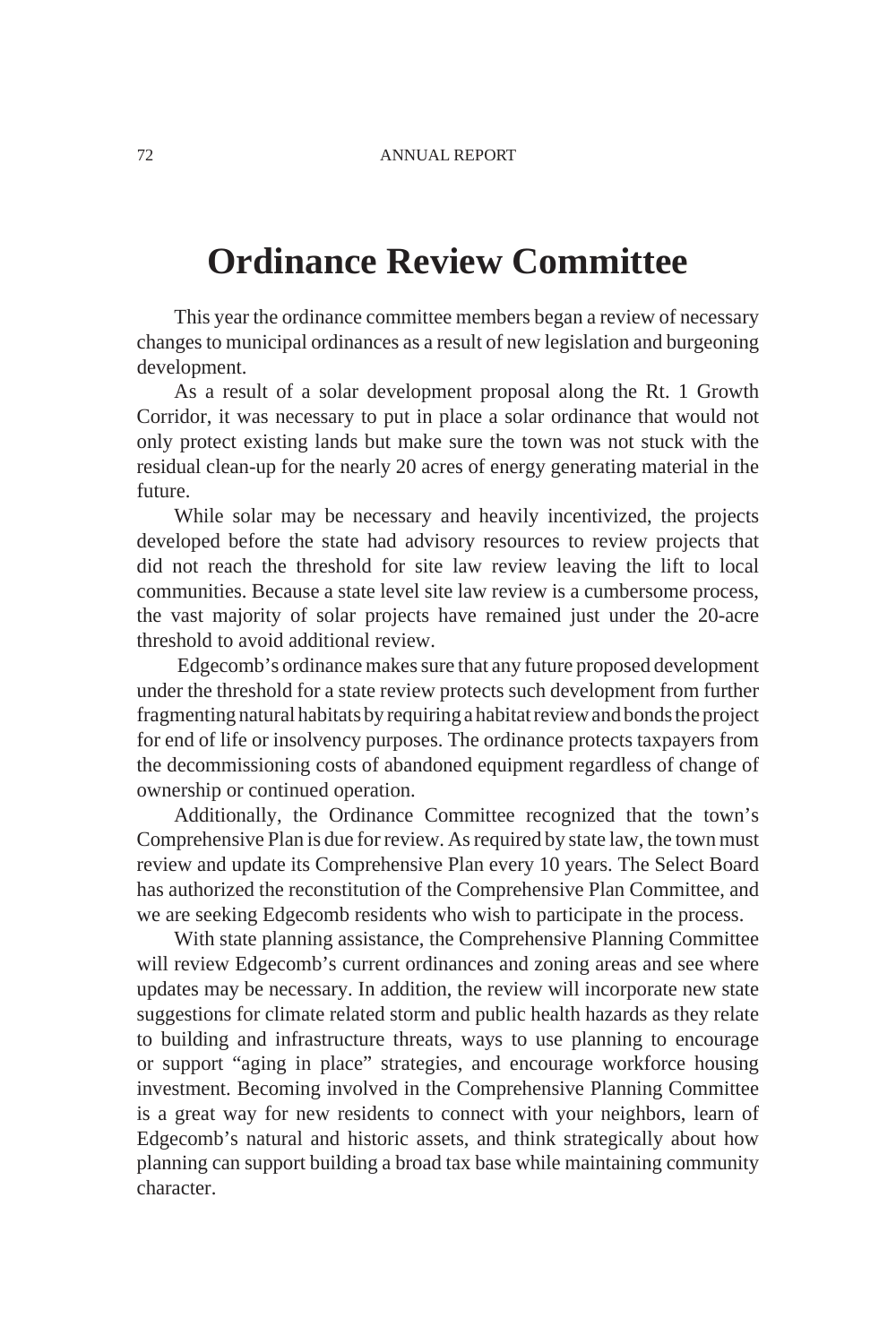# Ordinance Review Committee

This year the ordinance committee members began a review of necessary changes to municipal ordinances as a result of new legislation and burgeoning development.

As a result of a solar development proposal along the Rt. 1 Growth Corridor, it was necessary to put in place a solar ordinance that would not only protect existing lands but make sure the town was not stuck with the residual clean-up for the nearly 20 acres of energy generating material in the future.

While solar may be necessary and heavily incentivized, the projects developed before the state had advisory resources to review projects that did not reach the threshold for site law review leaving the lift to local communities. Because a state level site law review is a cumbersome process, the vast majority of solar projects have remained just under the 20-acre threshold to avoid additional review.

Edgecomb's ordinance makes sure that any future proposed development under the threshold for a state review protects such development from further fragmenting natural habitats by requiring a habitat review and bonds the project for end of life or insolvency purposes. The ordinance protects taxpayers from the decommissioning costs of abandoned equipment regardless of change of ownership or continued operation.

Additionally, the Ordinance Committee recognized that the town's Comprehensive Plan is due for review. As required by state law, the town must review and update its Comprehensive Plan every 10 years. The Select Board has authorized the reconstitution of the Comprehensive Plan Committee, and we are seeking Edgecomb residents who wish to participate in the process.

With state planning assistance, the Comprehensive Planning Committee will review Edgecomb's current ordinances and zoning areas and see where updates may be necessary. In addition, the review will incorporate new state suggestions for climate related storm and public health hazards as they relate to building and infrastructure threats, ways to use planning to encourage or support "aging in place" strategies, and encourage workforce housing investment. Becoming involved in the Comprehensive Planning Committee is a great way for new residents to connect with your neighbors, learn of Edgecomb's natural and historic assets, and think strategically about how planning can support building a broad tax base while maintaining community character.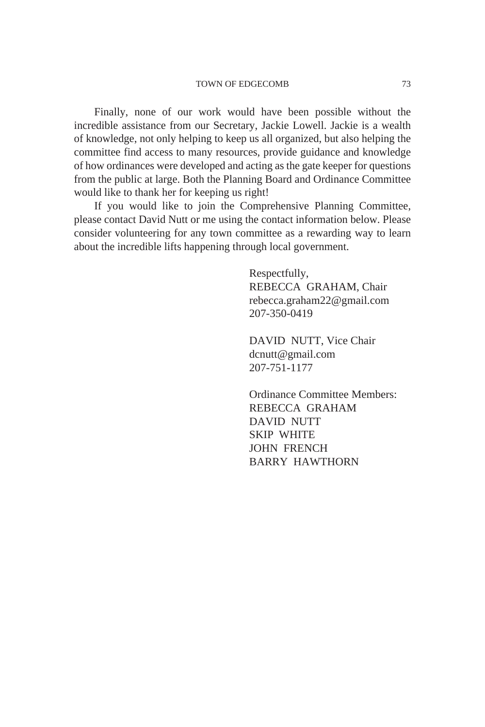Finally, none of our work would have been possible without the incredible assistance from our Secretary, Jackie Lowell. Jackie is a wealth of knowledge, not only helping to keep us all organized, but also helping the committee find access to many resources, provide guidance and knowledge of how ordinances were developed and acting as the gate keeper for questions from the public at large. Both the Planning Board and Ordinance Committee would like to thank her for keeping us right!

If you would like to join the Comprehensive Planning Committee, please contact David Nutt or me using the contact information below. Please consider volunteering for any town committee as a rewarding way to learn about the incredible lifts happening through local government.

Respectfully,
REBECCA GRAHAM, Chair
rebecca.graham22@gmail.com
207-350-0419

DAVID NUTT, Vice Chair
dcnutt@gmail.com
207-751-1177

Ordinance Committee Members:
REBECCA GRAHAM
DAVID NUTT
SKIP WHITE
JOHN FRENCH
BARRY HAWTHORN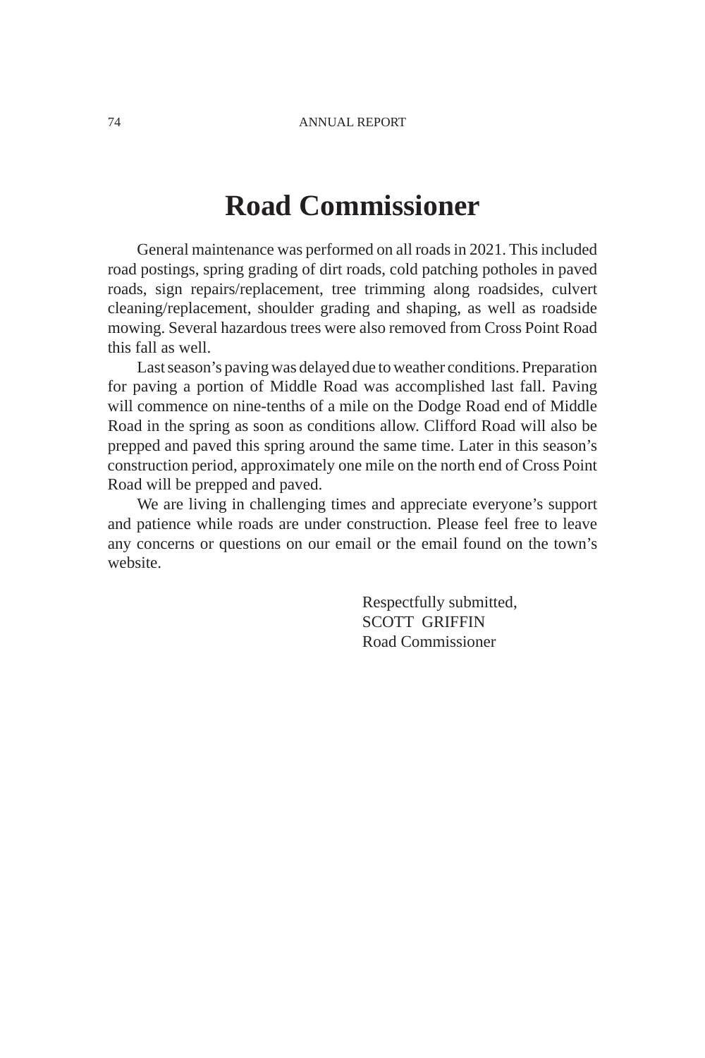# Road Commissioner

General maintenance was performed on all roads in 2021. This included road postings, spring grading of dirt roads, cold patching potholes in paved roads, sign repairs/replacement, tree trimming along roadsides, culvert cleaning/replacement, shoulder grading and shaping, as well as roadside mowing. Several hazardous trees were also removed from Cross Point Road this fall as well.

Last season's paving was delayed due to weather conditions. Preparation for paving a portion of Middle Road was accomplished last fall. Paving will commence on nine-tenths of a mile on the Dodge Road end of Middle Road in the spring as soon as conditions allow. Clifford Road will also be prepped and paved this spring around the same time. Later in this season's construction period, approximately one mile on the north end of Cross Point Road will be prepped and paved.

We are living in challenging times and appreciate everyone's support and patience while roads are under construction. Please feel free to leave any concerns or questions on our email or the email found on the town's website.

Respectfully submitted,
SCOTT GRIFFIN
Road Commissioner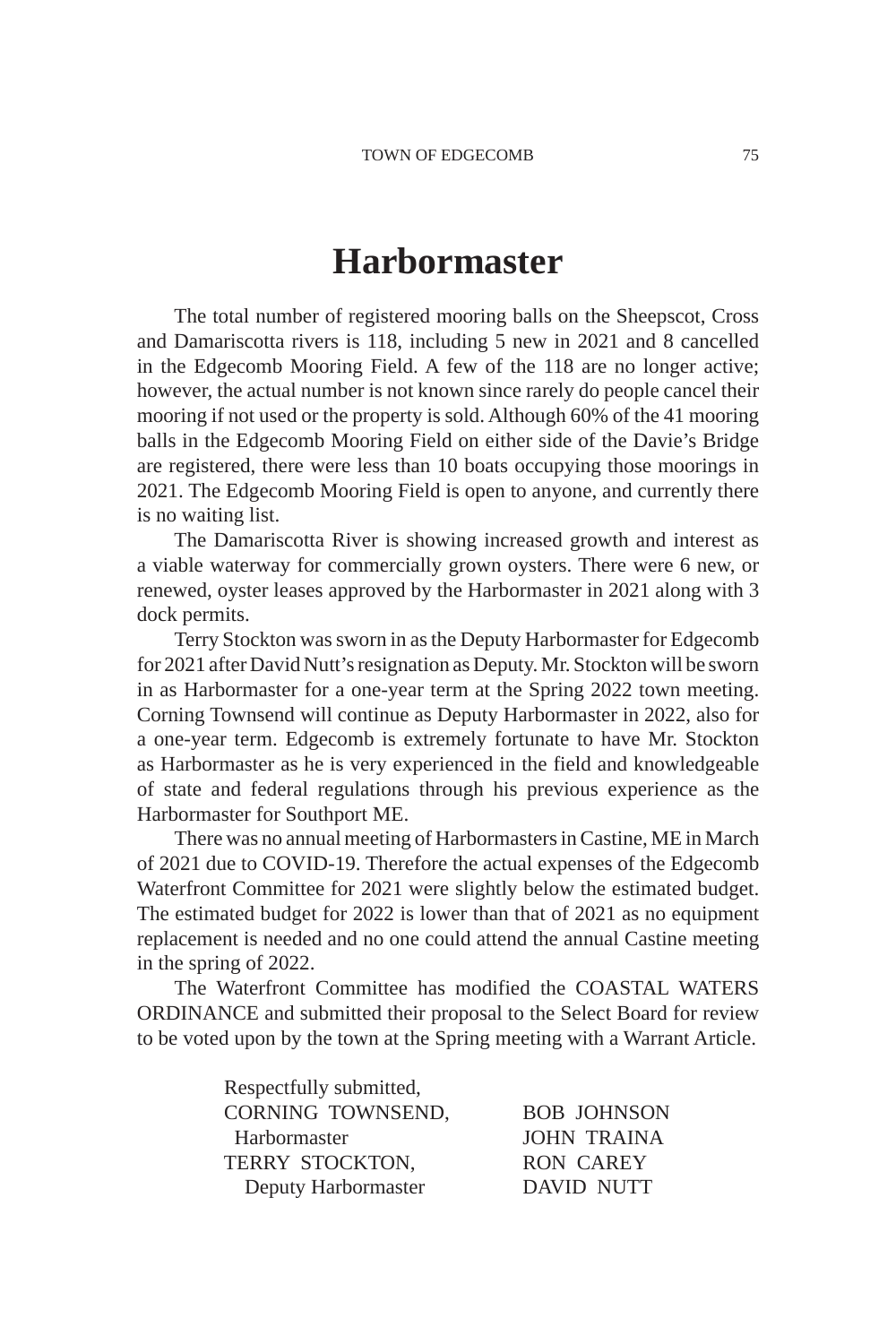# Harbormaster

The total number of registered mooring balls on the Sheepscot, Cross and Damariscotta rivers is 118, including 5 new in 2021 and 8 cancelled in the Edgecomb Mooring Field. A few of the 118 are no longer active; however, the actual number is not known since rarely do people cancel their mooring if not used or the property is sold. Although 60% of the 41 mooring balls in the Edgecomb Mooring Field on either side of the Davie's Bridge are registered, there were less than 10 boats occupying those moorings in 2021. The Edgecomb Mooring Field is open to anyone, and currently there is no waiting list.

The Damariscotta River is showing increased growth and interest as a viable waterway for commercially grown oysters. There were 6 new, or renewed, oyster leases approved by the Harbormaster in 2021 along with 3 dock permits.

Terry Stockton was sworn in as the Deputy Harbormaster for Edgecomb for 2021 after David Nutt's resignation as Deputy. Mr. Stockton will be sworn in as Harbormaster for a one-year term at the Spring 2022 town meeting. Corning Townsend will continue as Deputy Harbormaster in 2022, also for a one-year term. Edgecomb is extremely fortunate to have Mr. Stockton as Harbormaster as he is very experienced in the field and knowledgeable of state and federal regulations through his previous experience as the Harbormaster for Southport ME.

There was no annual meeting of Harbormasters in Castine, ME in March of 2021 due to COVID-19. Therefore the actual expenses of the Edgecomb Waterfront Committee for 2021 were slightly below the estimated budget. The estimated budget for 2022 is lower than that of 2021 as no equipment replacement is needed and no one could attend the annual Castine meeting in the spring of 2022.

The Waterfront Committee has modified the COASTAL WATERS ORDINANCE and submitted their proposal to the Select Board for review to be voted upon by the town at the Spring meeting with a Warrant Article.

Respectfully submitted,

CORNING TOWNSEND,
Harbormaster

TERRY STOCKTON,
Deputy Harbormaster

BOB JOHNSON
JOHN TRAINA
RON CAREY
DAVID NUTT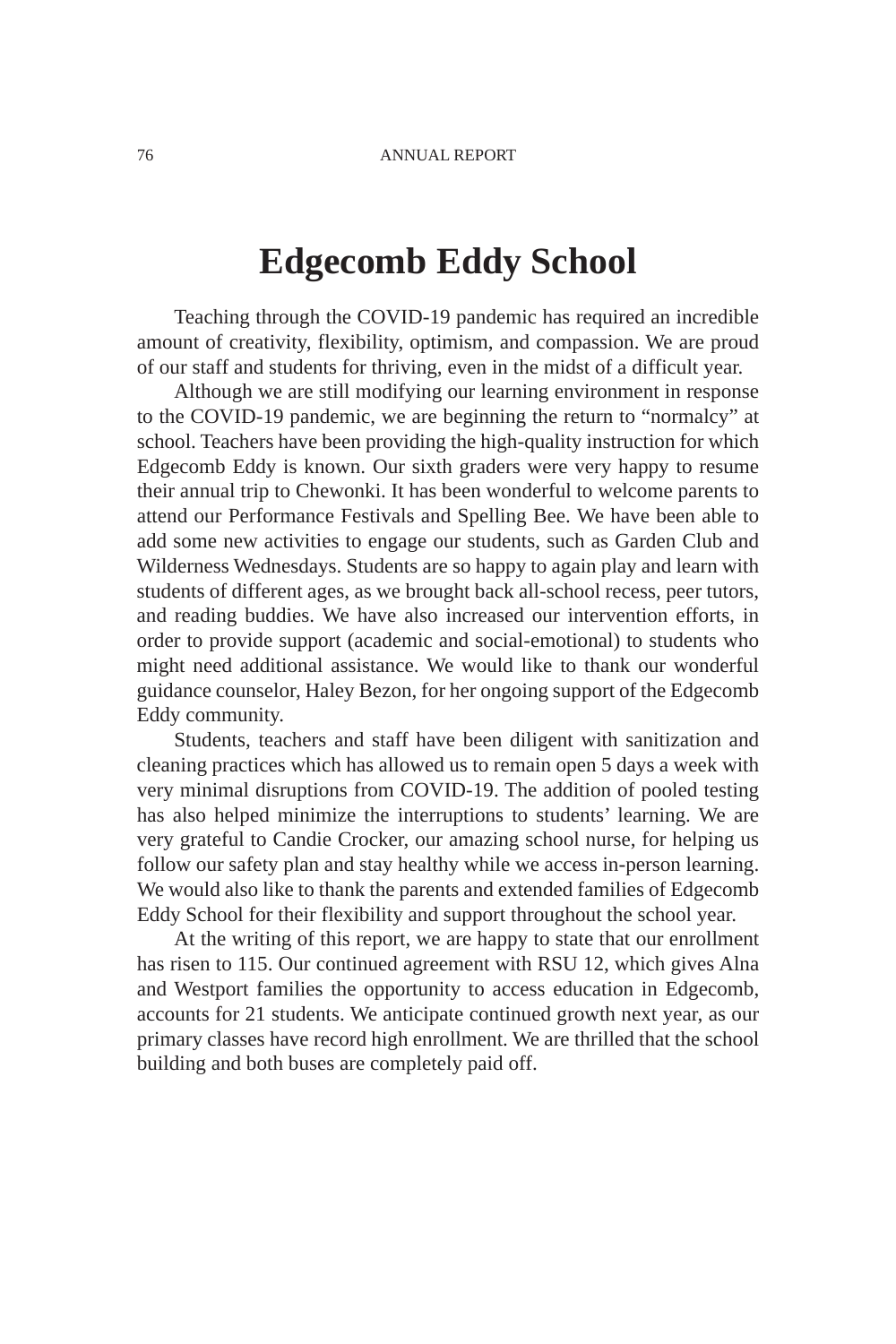# Edgecomb Eddy School

Teaching through the COVID-19 pandemic has required an incredible amount of creativity, flexibility, optimism, and compassion. We are proud of our staff and students for thriving, even in the midst of a difficult year.

Although we are still modifying our learning environment in response to the COVID-19 pandemic, we are beginning the return to "normalcy" at school. Teachers have been providing the high-quality instruction for which Edgecomb Eddy is known. Our sixth graders were very happy to resume their annual trip to Chewonki. It has been wonderful to welcome parents to attend our Performance Festivals and Spelling Bee. We have been able to add some new activities to engage our students, such as Garden Club and Wilderness Wednesdays. Students are so happy to again play and learn with students of different ages, as we brought back all-school recess, peer tutors, and reading buddies. We have also increased our intervention efforts, in order to provide support (academic and social-emotional) to students who might need additional assistance. We would like to thank our wonderful guidance counselor, Haley Bezon, for her ongoing support of the Edgecomb Eddy community.

Students, teachers and staff have been diligent with sanitization and cleaning practices which has allowed us to remain open 5 days a week with very minimal disruptions from COVID-19. The addition of pooled testing has also helped minimize the interruptions to students' learning. We are very grateful to Candie Crocker, our amazing school nurse, for helping us follow our safety plan and stay healthy while we access in-person learning. We would also like to thank the parents and extended families of Edgecomb Eddy School for their flexibility and support throughout the school year.

At the writing of this report, we are happy to state that our enrollment has risen to 115. Our continued agreement with RSU 12, which gives Alna and Westport families the opportunity to access education in Edgecomb, accounts for 21 students. We anticipate continued growth next year, as our primary classes have record high enrollment. We are thrilled that the school building and both buses are completely paid off.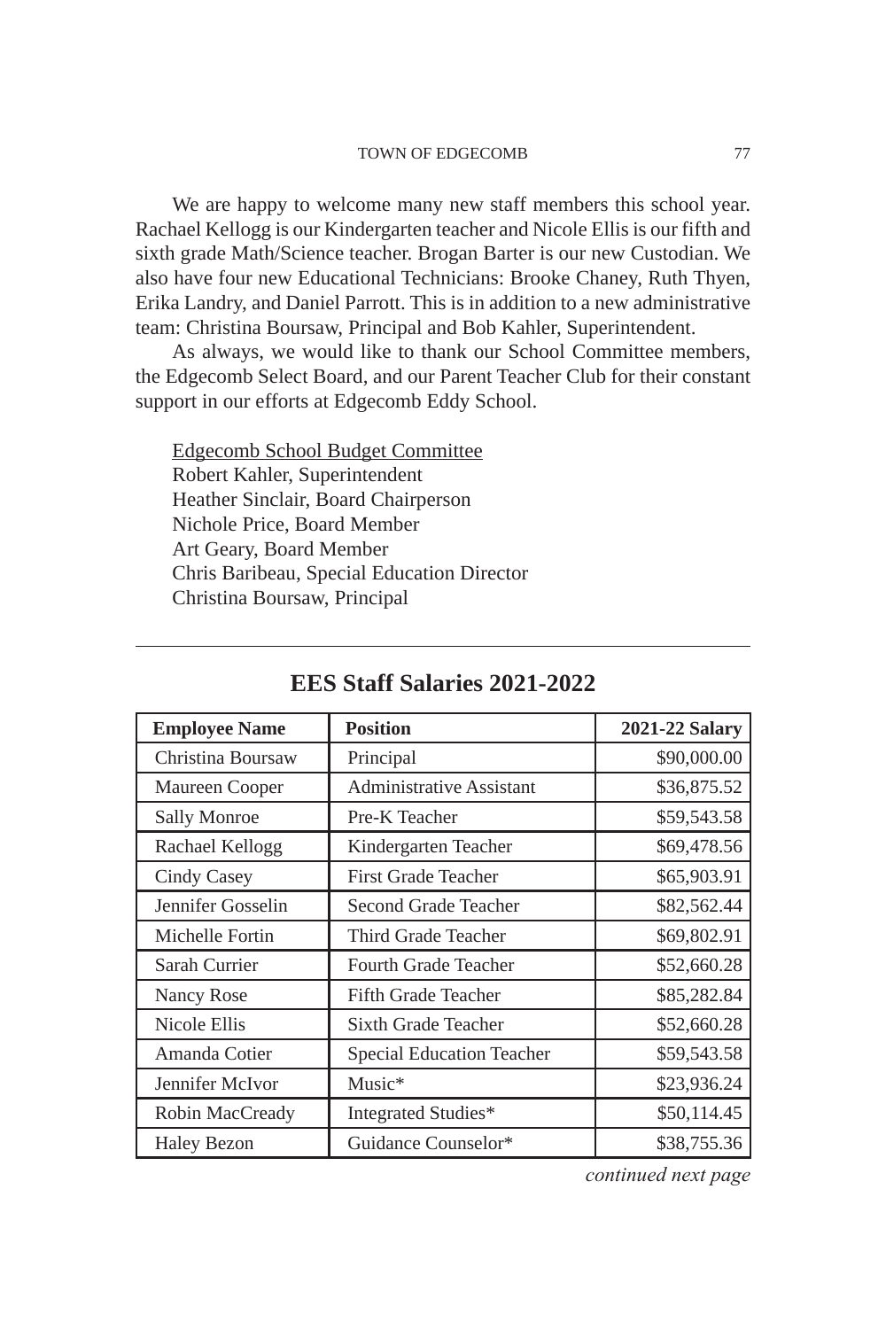We are happy to welcome many new staff members this school year. Rachael Kellogg is our Kindergarten teacher and Nicole Ellis is our fifth and sixth grade Math/Science teacher. Brogan Barter is our new Custodian. We also have four new Educational Technicians: Brooke Chaney, Ruth Thyen, Erika Landry, and Daniel Parrott. This is in addition to a new administrative team: Christina Boursaw, Principal and Bob Kahler, Superintendent.

As always, we would like to thank our School Committee members, the Edgecomb Select Board, and our Parent Teacher Club for their constant support in our efforts at Edgecomb Eddy School.

<u>Edgecomb School Budget Committee</u>
Robert Kahler, Superintendent
Heather Sinclair, Board Chairperson
Nichole Price, Board Member
Art Geary, Board Member
Chris Baribeau, Special Education Director
Christina Boursaw, Principal

---

## EES Staff Salaries 2021-2022

| Employee Name | Position | 2021-22 Salary |
|---|---|---|
| Christina Boursaw | Principal | $90,000.00 |
| Maureen Cooper | Administrative Assistant | $36,875.52 |
| Sally Monroe | Pre-K Teacher | $59,543.58 |
| Rachael Kellogg | Kindergarten Teacher | $69,478.56 |
| Cindy Casey | First Grade Teacher | $65,903.91 |
| Jennifer Gosselin | Second Grade Teacher | $82,562.44 |
| Michelle Fortin | Third Grade Teacher | $69,802.91 |
| Sarah Currier | Fourth Grade Teacher | $52,660.28 |
| Nancy Rose | Fifth Grade Teacher | $85,282.84 |
| Nicole Ellis | Sixth Grade Teacher | $52,660.28 |
| Amanda Cotier | Special Education Teacher | $59,543.58 |
| Jennifer McIvor | Music* | $23,936.24 |
| Robin MacCready | Integrated Studies* | $50,114.45 |
| Haley Bezon | Guidance Counselor* | $38,755.36 |

*continued next page*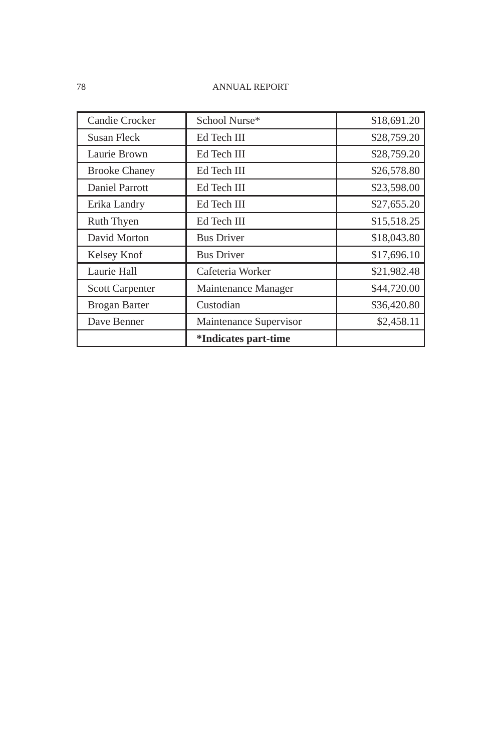| Candie Crocker | School Nurse* | $18,691.20 |
|---|---|---|
| Susan Fleck | Ed Tech III | $28,759.20 |
| Laurie Brown | Ed Tech III | $28,759.20 |
| Brooke Chaney | Ed Tech III | $26,578.80 |
| Daniel Parrott | Ed Tech III | $23,598.00 |
| Erika Landry | Ed Tech III | $27,655.20 |
| Ruth Thyen | Ed Tech III | $15,518.25 |
| David Morton | Bus Driver | $18,043.80 |
| Kelsey Knof | Bus Driver | $17,696.10 |
| Laurie Hall | Cafeteria Worker | $21,982.48 |
| Scott Carpenter | Maintenance Manager | $44,720.00 |
| Brogan Barter | Custodian | $36,420.80 |
| Dave Benner | Maintenance Supervisor | $2,458.11 |
| | **\*Indicates part-time** | |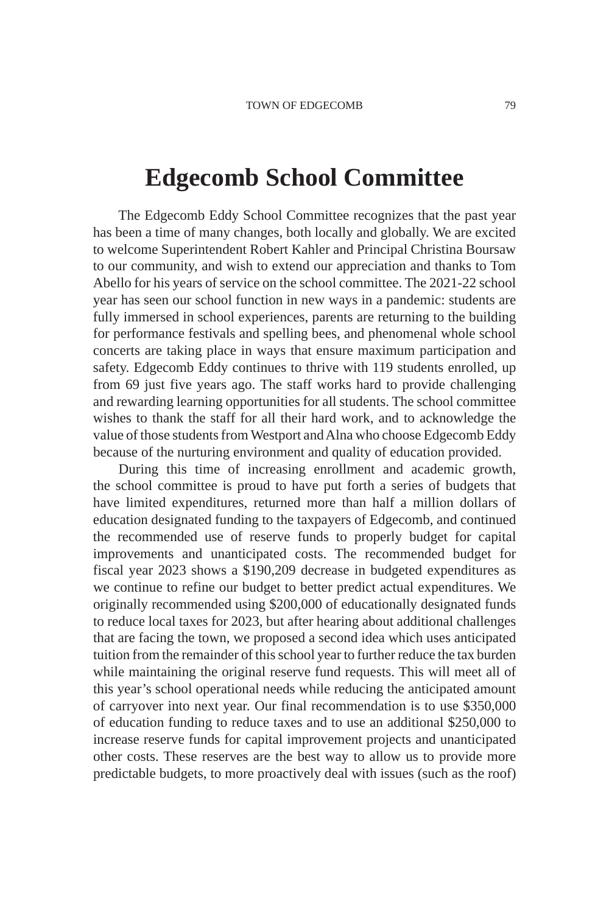# Edgecomb School Committee

The Edgecomb Eddy School Committee recognizes that the past year has been a time of many changes, both locally and globally. We are excited to welcome Superintendent Robert Kahler and Principal Christina Boursaw to our community, and wish to extend our appreciation and thanks to Tom Abello for his years of service on the school committee. The 2021-22 school year has seen our school function in new ways in a pandemic: students are fully immersed in school experiences, parents are returning to the building for performance festivals and spelling bees, and phenomenal whole school concerts are taking place in ways that ensure maximum participation and safety. Edgecomb Eddy continues to thrive with 119 students enrolled, up from 69 just five years ago. The staff works hard to provide challenging and rewarding learning opportunities for all students. The school committee wishes to thank the staff for all their hard work, and to acknowledge the value of those students from Westport and Alna who choose Edgecomb Eddy because of the nurturing environment and quality of education provided.

During this time of increasing enrollment and academic growth, the school committee is proud to have put forth a series of budgets that have limited expenditures, returned more than half a million dollars of education designated funding to the taxpayers of Edgecomb, and continued the recommended use of reserve funds to properly budget for capital improvements and unanticipated costs. The recommended budget for fiscal year 2023 shows a $190,209 decrease in budgeted expenditures as we continue to refine our budget to better predict actual expenditures. We originally recommended using $200,000 of educationally designated funds to reduce local taxes for 2023, but after hearing about additional challenges that are facing the town, we proposed a second idea which uses anticipated tuition from the remainder of this school year to further reduce the tax burden while maintaining the original reserve fund requests. This will meet all of this year's school operational needs while reducing the anticipated amount of carryover into next year. Our final recommendation is to use $350,000 of education funding to reduce taxes and to use an additional $250,000 to increase reserve funds for capital improvement projects and unanticipated other costs. These reserves are the best way to allow us to provide more predictable budgets, to more proactively deal with issues (such as the roof)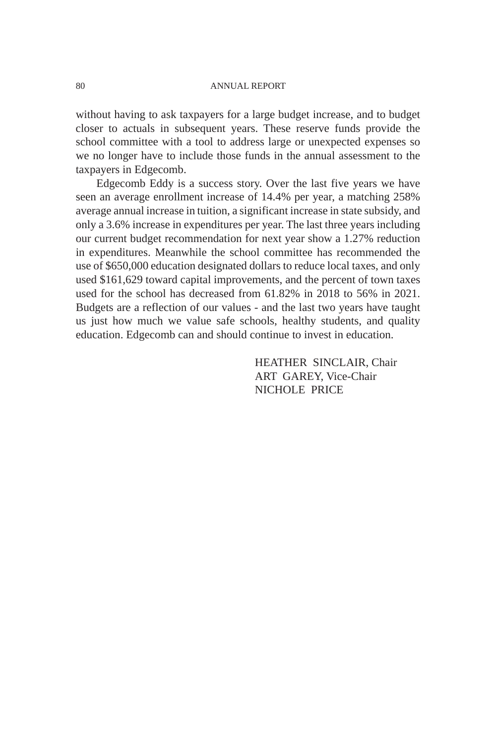without having to ask taxpayers for a large budget increase, and to budget closer to actuals in subsequent years. These reserve funds provide the school committee with a tool to address large or unexpected expenses so we no longer have to include those funds in the annual assessment to the taxpayers in Edgecomb.

Edgecomb Eddy is a success story. Over the last five years we have seen an average enrollment increase of 14.4% per year, a matching 258% average annual increase in tuition, a significant increase in state subsidy, and only a 3.6% increase in expenditures per year. The last three years including our current budget recommendation for next year show a 1.27% reduction in expenditures. Meanwhile the school committee has recommended the use of $650,000 education designated dollars to reduce local taxes, and only used $161,629 toward capital improvements, and the percent of town taxes used for the school has decreased from 61.82% in 2018 to 56% in 2021. Budgets are a reflection of our values - and the last two years have taught us just how much we value safe schools, healthy students, and quality education. Edgecomb can and should continue to invest in education.

HEATHER SINCLAIR, Chair
ART GAREY, Vice-Chair
NICHOLE PRICE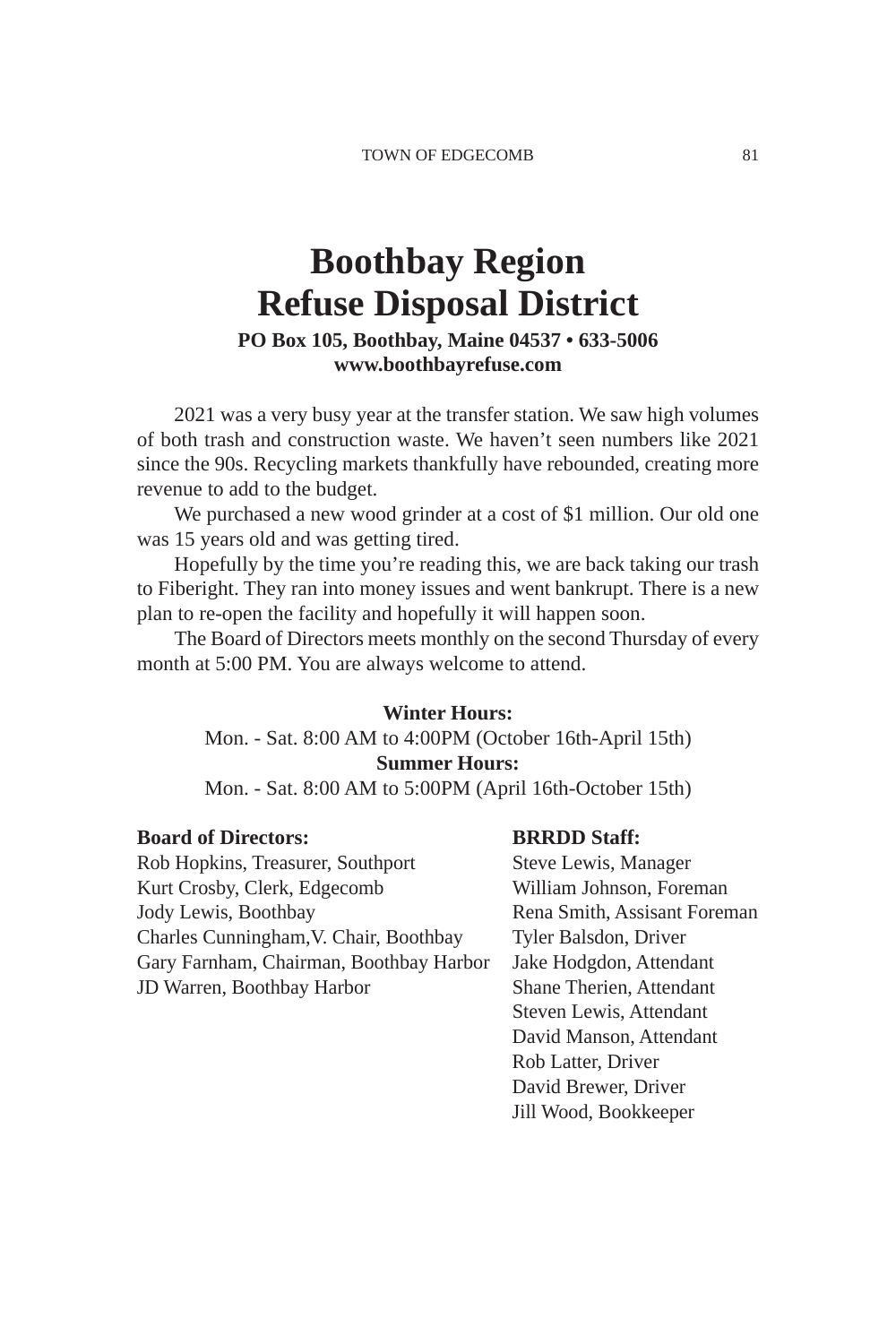# Boothbay Region Refuse Disposal District

**PO Box 105, Boothbay, Maine 04537 • 633-5006**
**www.boothbayrefuse.com**

2021 was a very busy year at the transfer station. We saw high volumes of both trash and construction waste. We haven't seen numbers like 2021 since the 90s. Recycling markets thankfully have rebounded, creating more revenue to add to the budget.

We purchased a new wood grinder at a cost of $1 million. Our old one was 15 years old and was getting tired.

Hopefully by the time you're reading this, we are back taking our trash to Fiberight. They ran into money issues and went bankrupt. There is a new plan to re-open the facility and hopefully it will happen soon.

The Board of Directors meets monthly on the second Thursday of every month at 5:00 PM. You are always welcome to attend.

**Winter Hours:**
Mon. - Sat. 8:00 AM to 4:00PM (October 16th-April 15th)
**Summer Hours:**
Mon. - Sat. 8:00 AM to 5:00PM (April 16th-October 15th)

**Board of Directors:**
Rob Hopkins, Treasurer, Southport
Kurt Crosby, Clerk, Edgecomb
Jody Lewis, Boothbay
Charles Cunningham,V. Chair, Boothbay
Gary Farnham, Chairman, Boothbay Harbor
JD Warren, Boothbay Harbor

**BRRDD Staff:**
Steve Lewis, Manager
William Johnson, Foreman
Rena Smith, Assisant Foreman
Tyler Balsdon, Driver
Jake Hodgdon, Attendant
Shane Therien, Attendant
Steven Lewis, Attendant
David Manson, Attendant
Rob Latter, Driver
David Brewer, Driver
Jill Wood, Bookkeeper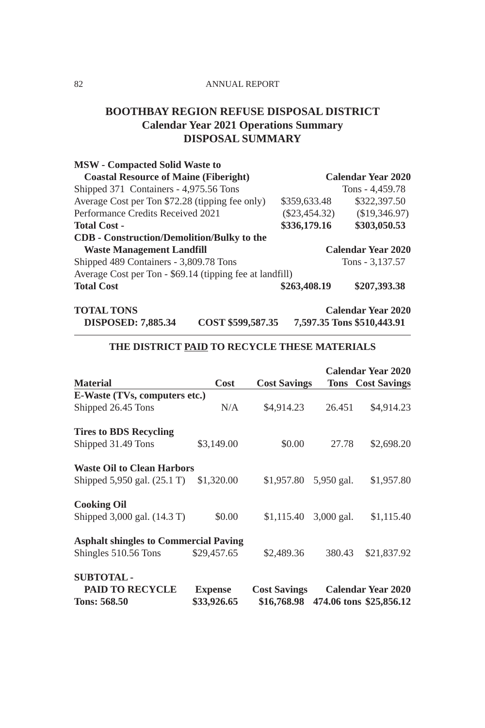# BOOTHBAY REGION REFUSE DISPOSAL DISTRICT
## Calendar Year 2021 Operations Summary
## DISPOSAL SUMMARY

| | | |
|---|---|---|
| **MSW - Compacted Solid Waste to Coastal Resource of Maine (Fiberight)** | | **Calendar Year 2020** |
| Shipped 371 Containers - 4,975.56 Tons | | Tons - 4,459.78 |
| Average Cost per Ton $72.28 (tipping fee only) | $359,633.48 | $322,397.50 |
| Performance Credits Received 2021 | ($23,454.32) | ($19,346.97) |
| **Total Cost -** | **$336,179.16** | **$303,050.53** |
| **CDB - Construction/Demolition/Bulky to the Waste Management Landfill** | | **Calendar Year 2020** |
| Shipped 489 Containers - 3,809.78 Tons | | Tons - 3,137.57 |
| Average Cost per Ton - $69.14 (tipping fee at landfill) | | |
| **Total Cost** | **$263,408.19** | **$207,393.38** |

| | | |
|---|---|---|
| **TOTAL TONS** | | **Calendar Year 2020** |
| **DISPOSED: 7,885.34** | **COST $599,587.35** | **7,597.35 Tons $510,443.91** |

### THE DISTRICT PAID TO RECYCLE THESE MATERIALS

| | | | **Calendar Year 2020** | |
|---|---|---|---|---|
| **Material** | **Cost** | **Cost Savings** | **Tons** | **Cost Savings** |
| **E-Waste (TVs, computers etc.)** | | | | |
| Shipped 26.45 Tons | N/A | $4,914.23 | 26.451 | $4,914.23 |
| **Tires to BDS Recycling** | | | | |
| Shipped 31.49 Tons | $3,149.00 | $0.00 | 27.78 | $2,698.20 |
| **Waste Oil to Clean Harbors** | | | | |
| Shipped 5,950 gal. (25.1 T) | $1,320.00 | $1,957.80 | 5,950 gal. | $1,957.80 |
| **Cooking Oil** | | | | |
| Shipped 3,000 gal. (14.3 T) | $0.00 | $1,115.40 | 3,000 gal. | $1,115.40 |
| **Asphalt shingles to Commercial Paving** | | | | |
| Shingles 510.56 Tons | $29,457.65 | $2,489.36 | 380.43 | $21,837.92 |
| **SUBTOTAL - PAID TO RECYCLE** | **Expense** | **Cost Savings** | **Calendar Year 2020** | |
| **Tons: 568.50** | **$33,926.65** | **$16,768.98** | **474.06 tons** | **$25,856.12** |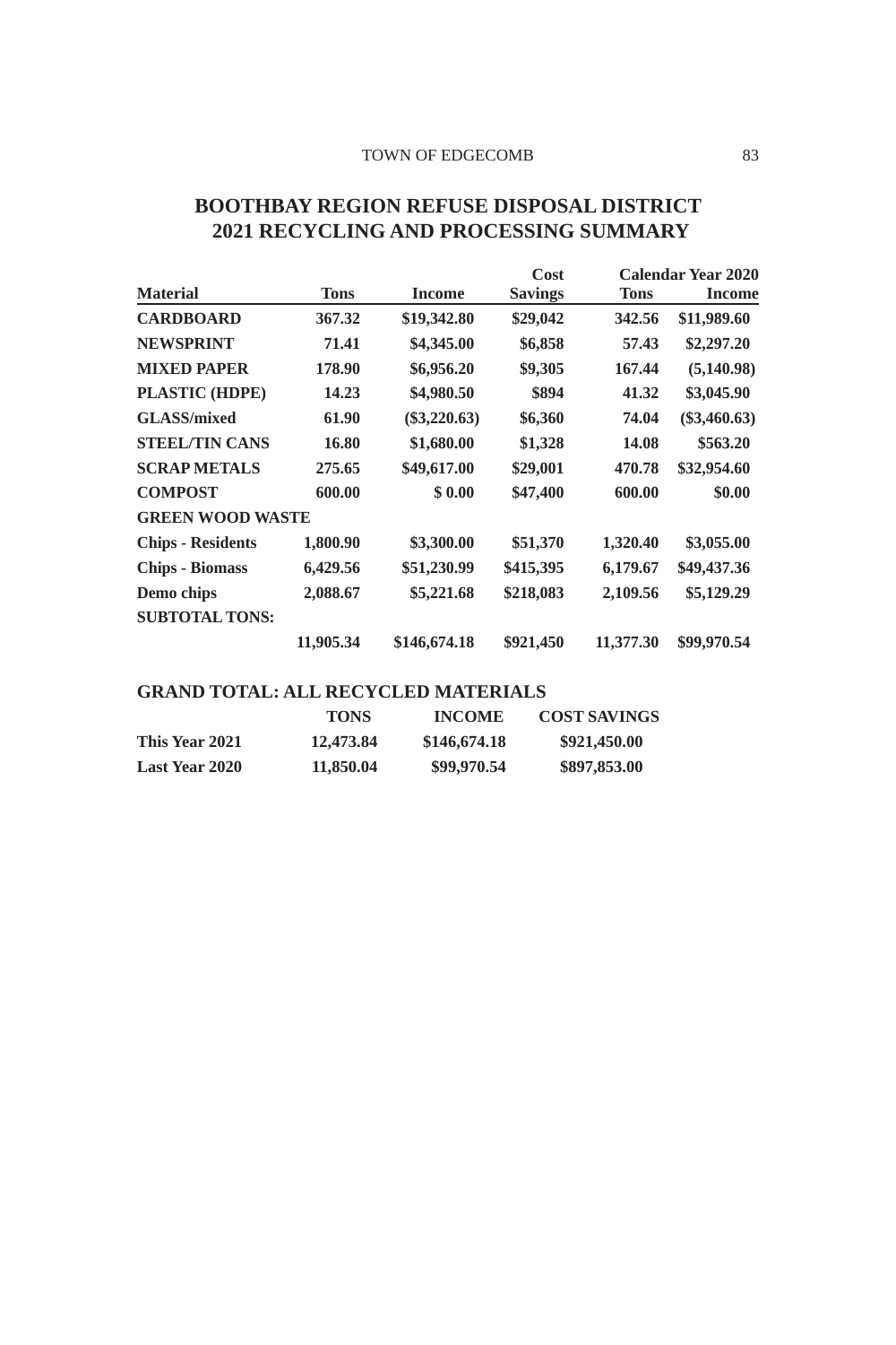# BOOTHBAY REGION REFUSE DISPOSAL DISTRICT
# 2021 RECYCLING AND PROCESSING SUMMARY

| Material | Tons | Income | Cost Savings | Calendar Year 2020 Tons | Calendar Year 2020 Income |
|---|---|---|---|---|---|
| **CARDBOARD** | **367.32** | **$19,342.80** | **$29,042** | **342.56** | **$11,989.60** |
| **NEWSPRINT** | **71.41** | **$4,345.00** | **$6,858** | **57.43** | **$2,297.20** |
| **MIXED PAPER** | **178.90** | **$6,956.20** | **$9,305** | **167.44** | **(5,140.98)** |
| **PLASTIC (HDPE)** | **14.23** | **$4,980.50** | **$894** | **41.32** | **$3,045.90** |
| **GLASS/mixed** | **61.90** | **($3,220.63)** | **$6,360** | **74.04** | **($3,460.63)** |
| **STEEL/TIN CANS** | **16.80** | **$1,680.00** | **$1,328** | **14.08** | **$563.20** |
| **SCRAP METALS** | **275.65** | **$49,617.00** | **$29,001** | **470.78** | **$32,954.60** |
| **COMPOST** | **600.00** | **$ 0.00** | **$47,400** | **600.00** | **$0.00** |
| **GREEN WOOD WASTE** | | | | | |
| **Chips - Residents** | **1,800.90** | **$3,300.00** | **$51,370** | **1,320.40** | **$3,055.00** |
| **Chips - Biomass** | **6,429.56** | **$51,230.99** | **$415,395** | **6,179.67** | **$49,437.36** |
| **Demo chips** | **2,088.67** | **$5,221.68** | **$218,083** | **2,109.56** | **$5,129.29** |
| **SUBTOTAL TONS:** | | | | | |
| | **11,905.34** | **$146,674.18** | **$921,450** | **11,377.30** | **$99,970.54** |

## GRAND TOTAL: ALL RECYCLED MATERIALS

| | TONS | INCOME | COST SAVINGS |
|---|---|---|---|
| **This Year 2021** | **12,473.84** | **$146,674.18** | **$921,450.00** |
| **Last Year 2020** | **11,850.04** | **$99,970.54** | **$897,853.00** |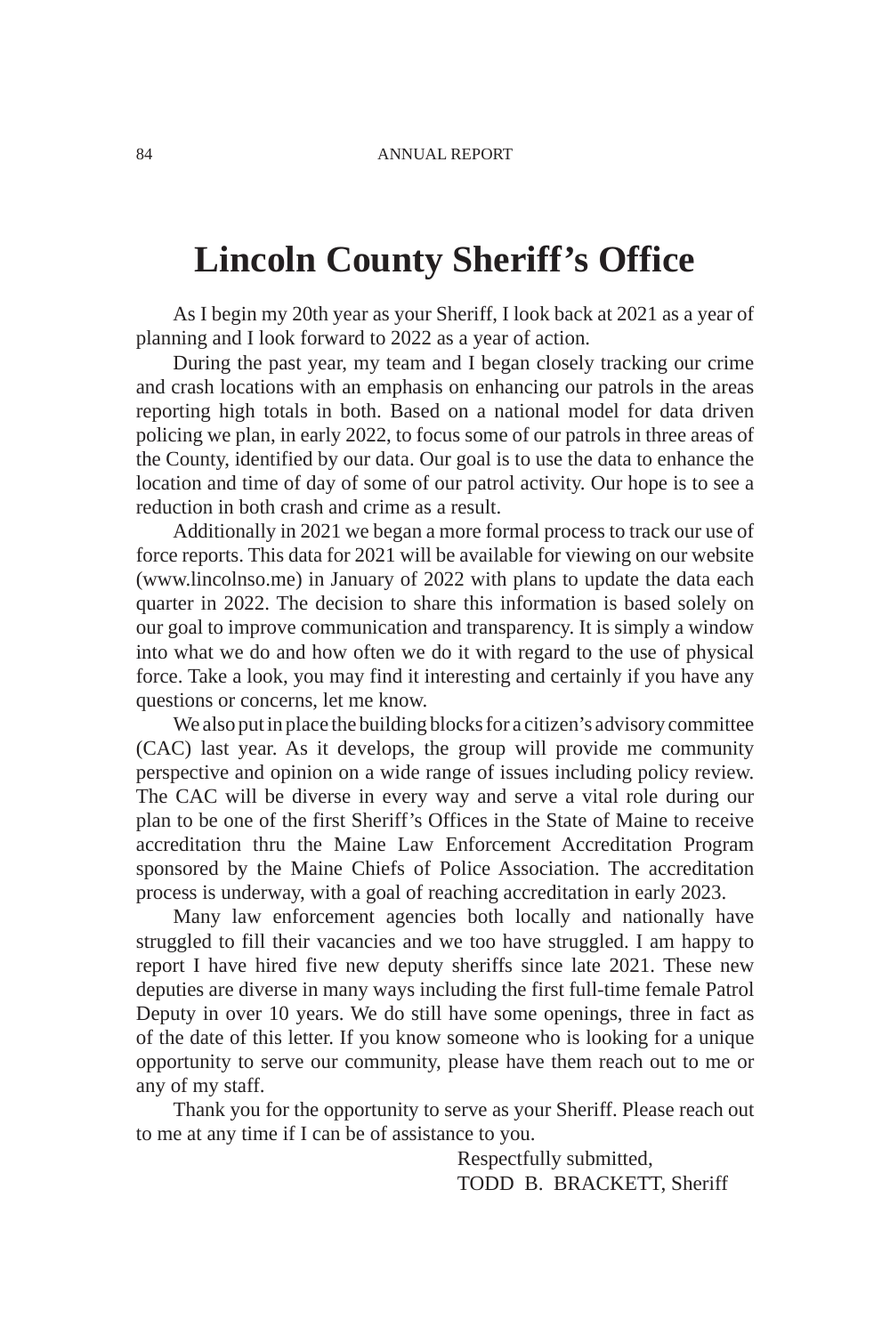# Lincoln County Sheriff's Office

As I begin my 20th year as your Sheriff, I look back at 2021 as a year of planning and I look forward to 2022 as a year of action.

During the past year, my team and I began closely tracking our crime and crash locations with an emphasis on enhancing our patrols in the areas reporting high totals in both. Based on a national model for data driven policing we plan, in early 2022, to focus some of our patrols in three areas of the County, identified by our data. Our goal is to use the data to enhance the location and time of day of some of our patrol activity. Our hope is to see a reduction in both crash and crime as a result.

Additionally in 2021 we began a more formal process to track our use of force reports. This data for 2021 will be available for viewing on our website (www.lincolnso.me) in January of 2022 with plans to update the data each quarter in 2022. The decision to share this information is based solely on our goal to improve communication and transparency. It is simply a window into what we do and how often we do it with regard to the use of physical force. Take a look, you may find it interesting and certainly if you have any questions or concerns, let me know.

We also put in place the building blocks for a citizen's advisory committee (CAC) last year. As it develops, the group will provide me community perspective and opinion on a wide range of issues including policy review. The CAC will be diverse in every way and serve a vital role during our plan to be one of the first Sheriff's Offices in the State of Maine to receive accreditation thru the Maine Law Enforcement Accreditation Program sponsored by the Maine Chiefs of Police Association. The accreditation process is underway, with a goal of reaching accreditation in early 2023.

Many law enforcement agencies both locally and nationally have struggled to fill their vacancies and we too have struggled. I am happy to report I have hired five new deputy sheriffs since late 2021. These new deputies are diverse in many ways including the first full-time female Patrol Deputy in over 10 years. We do still have some openings, three in fact as of the date of this letter. If you know someone who is looking for a unique opportunity to serve our community, please have them reach out to me or any of my staff.

Thank you for the opportunity to serve as your Sheriff. Please reach out to me at any time if I can be of assistance to you.

Respectfully submitted,
TODD B. BRACKETT, Sheriff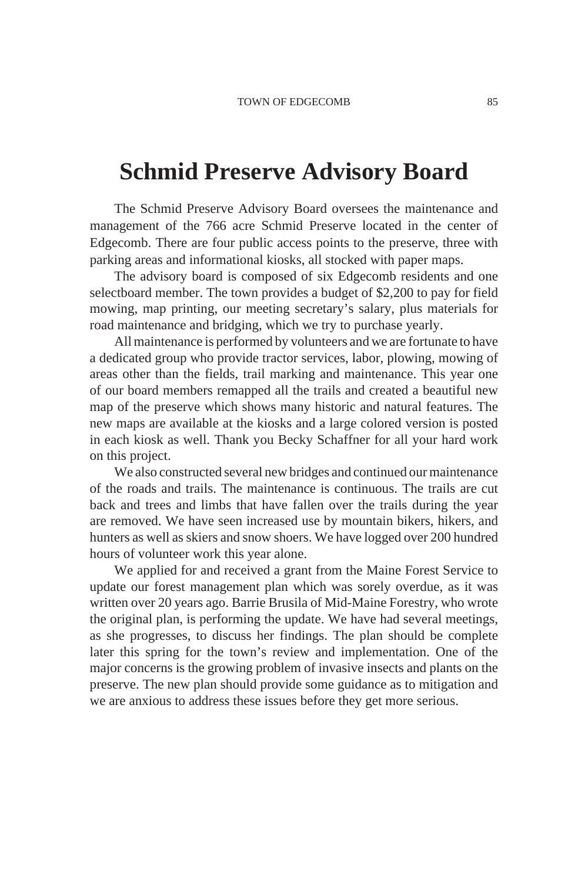# Schmid Preserve Advisory Board

The Schmid Preserve Advisory Board oversees the maintenance and management of the 766 acre Schmid Preserve located in the center of Edgecomb. There are four public access points to the preserve, three with parking areas and informational kiosks, all stocked with paper maps.

The advisory board is composed of six Edgecomb residents and one selectboard member. The town provides a budget of $2,200 to pay for field mowing, map printing, our meeting secretary's salary, plus materials for road maintenance and bridging, which we try to purchase yearly.

All maintenance is performed by volunteers and we are fortunate to have a dedicated group who provide tractor services, labor, plowing, mowing of areas other than the fields, trail marking and maintenance. This year one of our board members remapped all the trails and created a beautiful new map of the preserve which shows many historic and natural features. The new maps are available at the kiosks and a large colored version is posted in each kiosk as well. Thank you Becky Schaffner for all your hard work on this project.

We also constructed several new bridges and continued our maintenance of the roads and trails. The maintenance is continuous. The trails are cut back and trees and limbs that have fallen over the trails during the year are removed. We have seen increased use by mountain bikers, hikers, and hunters as well as skiers and snow shoers. We have logged over 200 hundred hours of volunteer work this year alone.

We applied for and received a grant from the Maine Forest Service to update our forest management plan which was sorely overdue, as it was written over 20 years ago. Barrie Brusila of Mid-Maine Forestry, who wrote the original plan, is performing the update. We have had several meetings, as she progresses, to discuss her findings. The plan should be complete later this spring for the town's review and implementation. One of the major concerns is the growing problem of invasive insects and plants on the preserve. The new plan should provide some guidance as to mitigation and we are anxious to address these issues before they get more serious.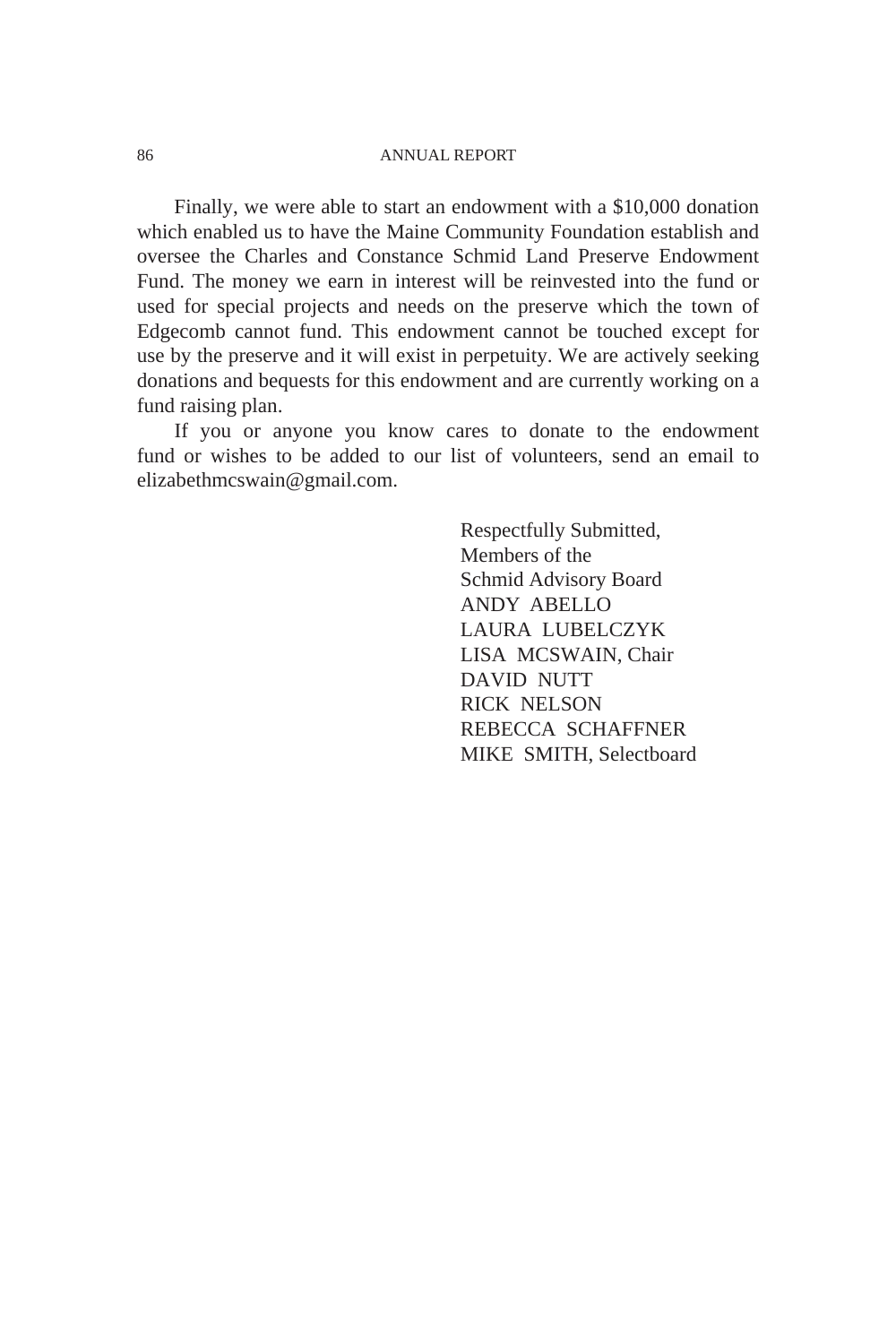Finally, we were able to start an endowment with a $10,000 donation which enabled us to have the Maine Community Foundation establish and oversee the Charles and Constance Schmid Land Preserve Endowment Fund. The money we earn in interest will be reinvested into the fund or used for special projects and needs on the preserve which the town of Edgecomb cannot fund. This endowment cannot be touched except for use by the preserve and it will exist in perpetuity. We are actively seeking donations and bequests for this endowment and are currently working on a fund raising plan.

If you or anyone you know cares to donate to the endowment fund or wishes to be added to our list of volunteers, send an email to elizabethmcswain@gmail.com.

Respectfully Submitted,
Members of the
Schmid Advisory Board
ANDY ABELLO
LAURA LUBELCZYK
LISA MCSWAIN, Chair
DAVID NUTT
RICK NELSON
REBECCA SCHAFFNER
MIKE SMITH, Selectboard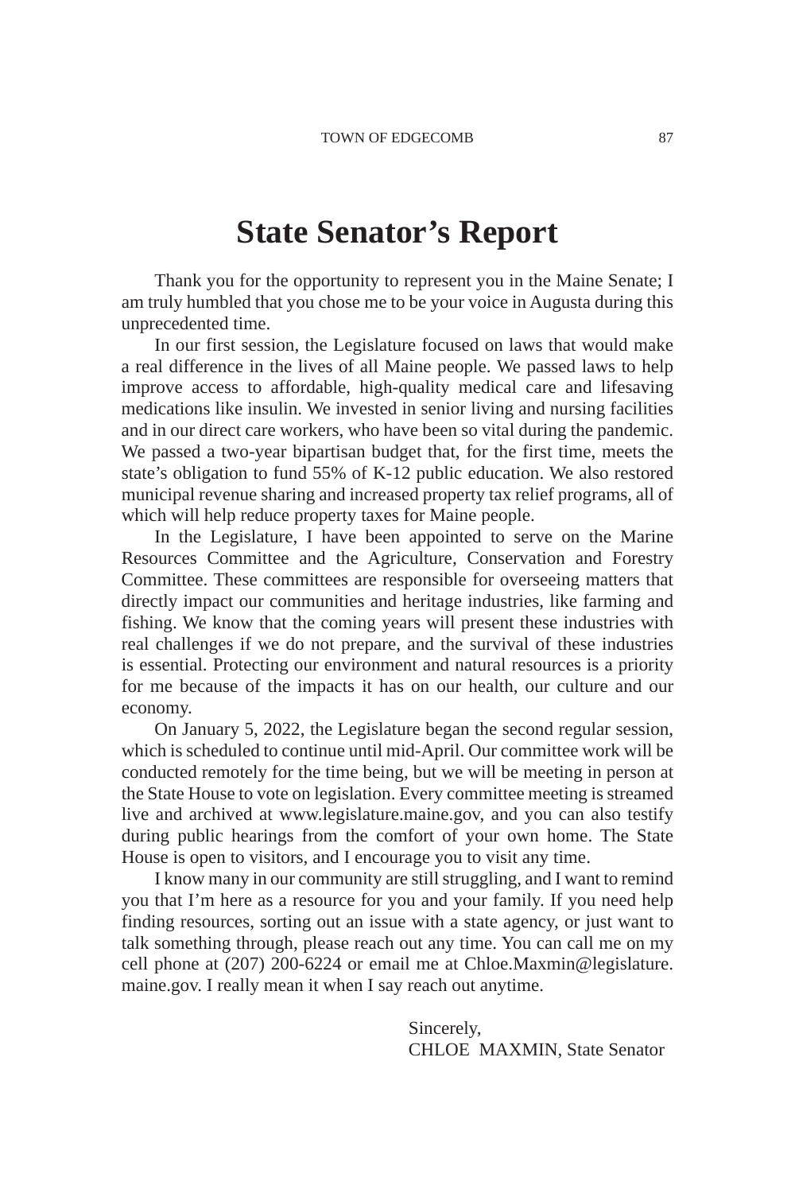# State Senator's Report

Thank you for the opportunity to represent you in the Maine Senate; I am truly humbled that you chose me to be your voice in Augusta during this unprecedented time.

In our first session, the Legislature focused on laws that would make a real difference in the lives of all Maine people. We passed laws to help improve access to affordable, high-quality medical care and lifesaving medications like insulin. We invested in senior living and nursing facilities and in our direct care workers, who have been so vital during the pandemic. We passed a two-year bipartisan budget that, for the first time, meets the state's obligation to fund 55% of K-12 public education. We also restored municipal revenue sharing and increased property tax relief programs, all of which will help reduce property taxes for Maine people.

In the Legislature, I have been appointed to serve on the Marine Resources Committee and the Agriculture, Conservation and Forestry Committee. These committees are responsible for overseeing matters that directly impact our communities and heritage industries, like farming and fishing. We know that the coming years will present these industries with real challenges if we do not prepare, and the survival of these industries is essential. Protecting our environment and natural resources is a priority for me because of the impacts it has on our health, our culture and our economy.

On January 5, 2022, the Legislature began the second regular session, which is scheduled to continue until mid-April. Our committee work will be conducted remotely for the time being, but we will be meeting in person at the State House to vote on legislation. Every committee meeting is streamed live and archived at www.legislature.maine.gov, and you can also testify during public hearings from the comfort of your own home. The State House is open to visitors, and I encourage you to visit any time.

I know many in our community are still struggling, and I want to remind you that I'm here as a resource for you and your family. If you need help finding resources, sorting out an issue with a state agency, or just want to talk something through, please reach out any time. You can call me on my cell phone at (207) 200-6224 or email me at Chloe.Maxmin@legislature.maine.gov. I really mean it when I say reach out anytime.

Sincerely,
CHLOE MAXMIN, State Senator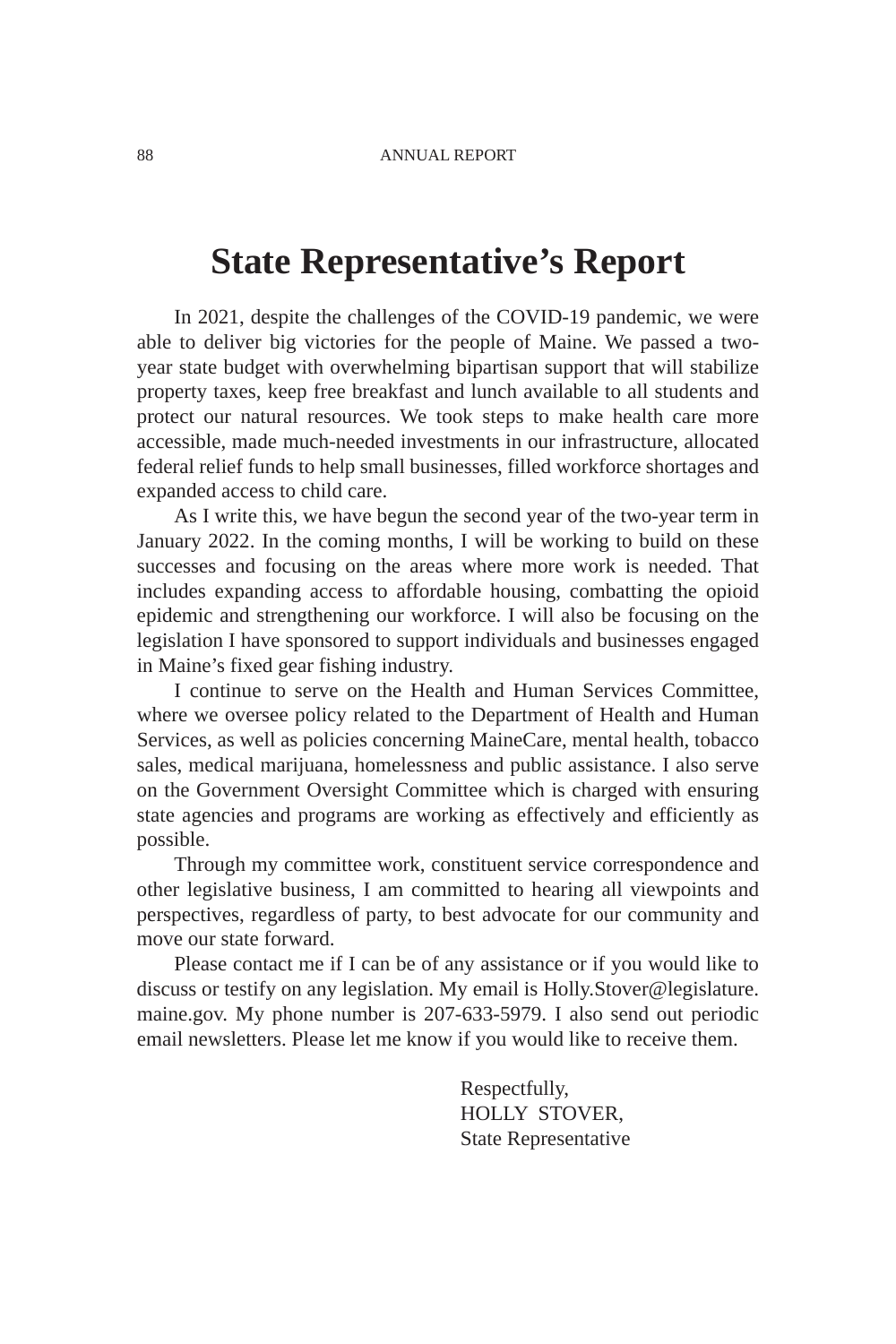# State Representative's Report

In 2021, despite the challenges of the COVID-19 pandemic, we were able to deliver big victories for the people of Maine. We passed a two-year state budget with overwhelming bipartisan support that will stabilize property taxes, keep free breakfast and lunch available to all students and protect our natural resources. We took steps to make health care more accessible, made much-needed investments in our infrastructure, allocated federal relief funds to help small businesses, filled workforce shortages and expanded access to child care.

As I write this, we have begun the second year of the two-year term in January 2022. In the coming months, I will be working to build on these successes and focusing on the areas where more work is needed. That includes expanding access to affordable housing, combatting the opioid epidemic and strengthening our workforce. I will also be focusing on the legislation I have sponsored to support individuals and businesses engaged in Maine's fixed gear fishing industry.

I continue to serve on the Health and Human Services Committee, where we oversee policy related to the Department of Health and Human Services, as well as policies concerning MaineCare, mental health, tobacco sales, medical marijuana, homelessness and public assistance. I also serve on the Government Oversight Committee which is charged with ensuring state agencies and programs are working as effectively and efficiently as possible.

Through my committee work, constituent service correspondence and other legislative business, I am committed to hearing all viewpoints and perspectives, regardless of party, to best advocate for our community and move our state forward.

Please contact me if I can be of any assistance or if you would like to discuss or testify on any legislation. My email is Holly.Stover@legislature.maine.gov. My phone number is 207-633-5979. I also send out periodic email newsletters. Please let me know if you would like to receive them.

Respectfully,
HOLLY STOVER,
State Representative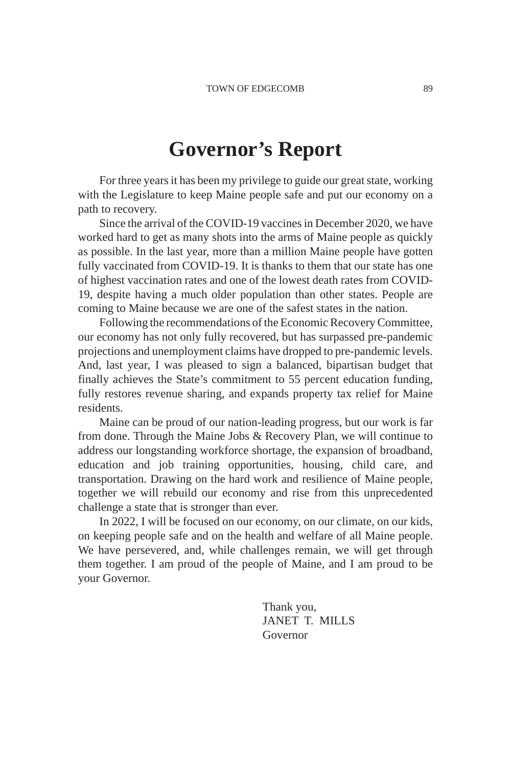# Governor's Report

For three years it has been my privilege to guide our great state, working with the Legislature to keep Maine people safe and put our economy on a path to recovery.

Since the arrival of the COVID-19 vaccines in December 2020, we have worked hard to get as many shots into the arms of Maine people as quickly as possible. In the last year, more than a million Maine people have gotten fully vaccinated from COVID-19. It is thanks to them that our state has one of highest vaccination rates and one of the lowest death rates from COVID-19, despite having a much older population than other states. People are coming to Maine because we are one of the safest states in the nation.

Following the recommendations of the Economic Recovery Committee, our economy has not only fully recovered, but has surpassed pre-pandemic projections and unemployment claims have dropped to pre-pandemic levels. And, last year, I was pleased to sign a balanced, bipartisan budget that finally achieves the State's commitment to 55 percent education funding, fully restores revenue sharing, and expands property tax relief for Maine residents.

Maine can be proud of our nation-leading progress, but our work is far from done. Through the Maine Jobs & Recovery Plan, we will continue to address our longstanding workforce shortage, the expansion of broadband, education and job training opportunities, housing, child care, and transportation. Drawing on the hard work and resilience of Maine people, together we will rebuild our economy and rise from this unprecedented challenge a state that is stronger than ever.

In 2022, I will be focused on our economy, on our climate, on our kids, on keeping people safe and on the health and welfare of all Maine people. We have persevered, and, while challenges remain, we will get through them together. I am proud of the people of Maine, and I am proud to be your Governor.

Thank you,
JANET T. MILLS
Governor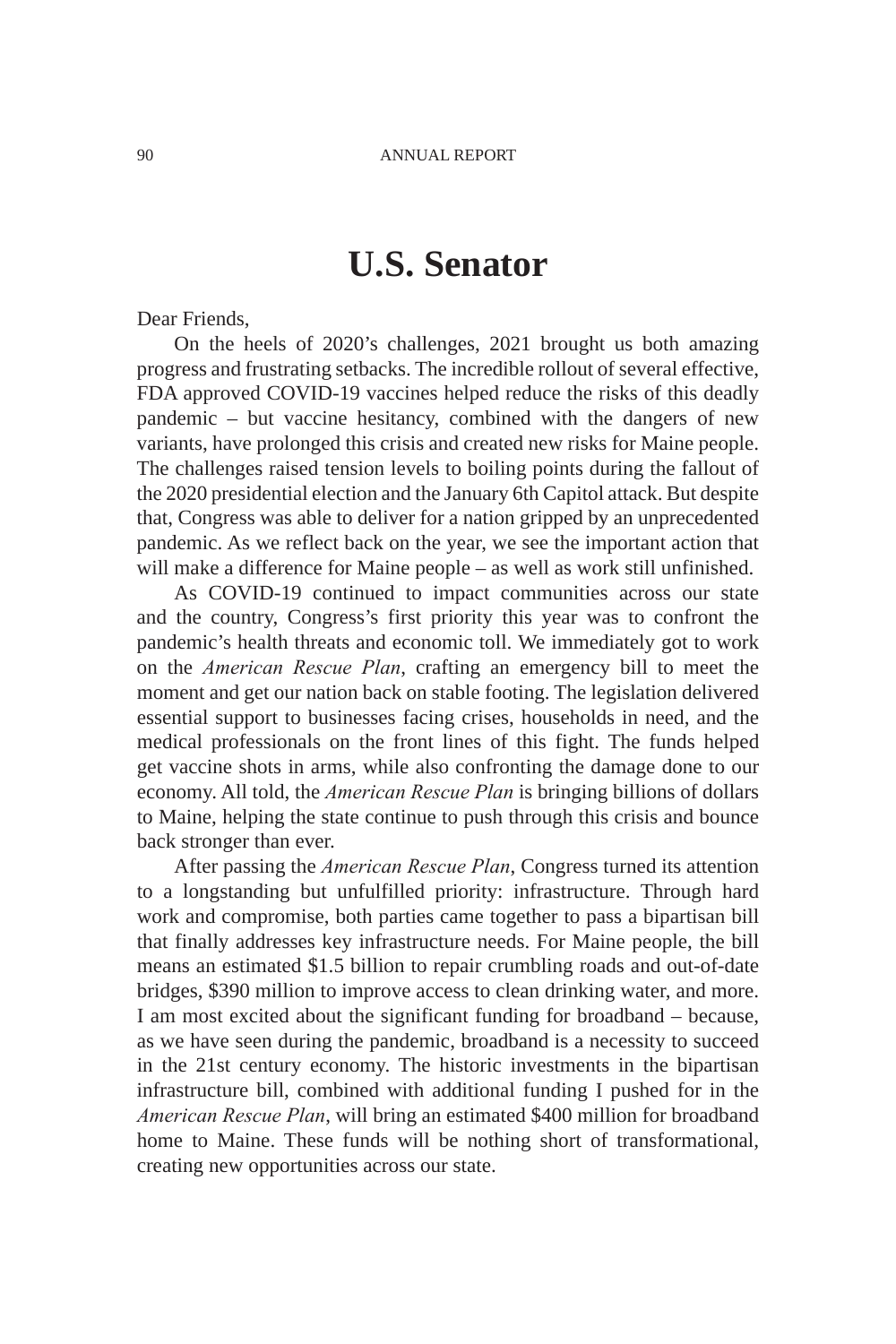# U.S. Senator

Dear Friends,

On the heels of 2020's challenges, 2021 brought us both amazing progress and frustrating setbacks. The incredible rollout of several effective, FDA approved COVID-19 vaccines helped reduce the risks of this deadly pandemic – but vaccine hesitancy, combined with the dangers of new variants, have prolonged this crisis and created new risks for Maine people. The challenges raised tension levels to boiling points during the fallout of the 2020 presidential election and the January 6th Capitol attack. But despite that, Congress was able to deliver for a nation gripped by an unprecedented pandemic. As we reflect back on the year, we see the important action that will make a difference for Maine people – as well as work still unfinished.

As COVID-19 continued to impact communities across our state and the country, Congress's first priority this year was to confront the pandemic's health threats and economic toll. We immediately got to work on the *American Rescue Plan*, crafting an emergency bill to meet the moment and get our nation back on stable footing. The legislation delivered essential support to businesses facing crises, households in need, and the medical professionals on the front lines of this fight. The funds helped get vaccine shots in arms, while also confronting the damage done to our economy. All told, the *American Rescue Plan* is bringing billions of dollars to Maine, helping the state continue to push through this crisis and bounce back stronger than ever.

After passing the *American Rescue Plan*, Congress turned its attention to a longstanding but unfulfilled priority: infrastructure. Through hard work and compromise, both parties came together to pass a bipartisan bill that finally addresses key infrastructure needs. For Maine people, the bill means an estimated $1.5 billion to repair crumbling roads and out-of-date bridges, $390 million to improve access to clean drinking water, and more. I am most excited about the significant funding for broadband – because, as we have seen during the pandemic, broadband is a necessity to succeed in the 21st century economy. The historic investments in the bipartisan infrastructure bill, combined with additional funding I pushed for in the *American Rescue Plan*, will bring an estimated $400 million for broadband home to Maine. These funds will be nothing short of transformational, creating new opportunities across our state.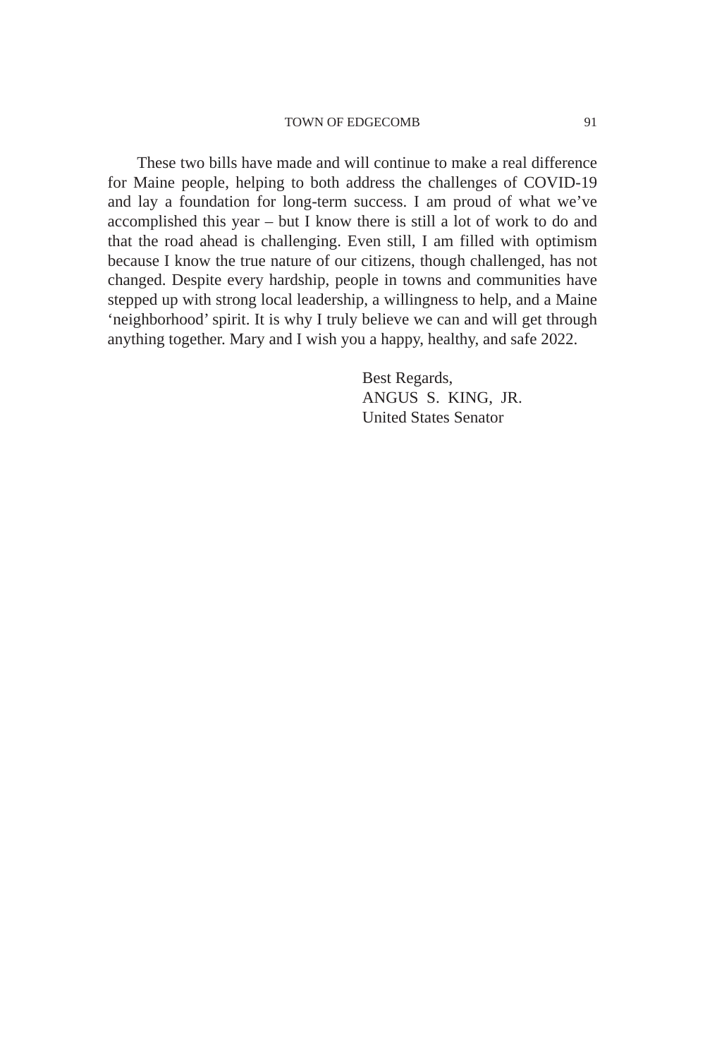These two bills have made and will continue to make a real difference for Maine people, helping to both address the challenges of COVID-19 and lay a foundation for long-term success. I am proud of what we've accomplished this year – but I know there is still a lot of work to do and that the road ahead is challenging. Even still, I am filled with optimism because I know the true nature of our citizens, though challenged, has not changed. Despite every hardship, people in towns and communities have stepped up with strong local leadership, a willingness to help, and a Maine 'neighborhood' spirit. It is why I truly believe we can and will get through anything together. Mary and I wish you a happy, healthy, and safe 2022.

Best Regards,
ANGUS S. KING, JR.
United States Senator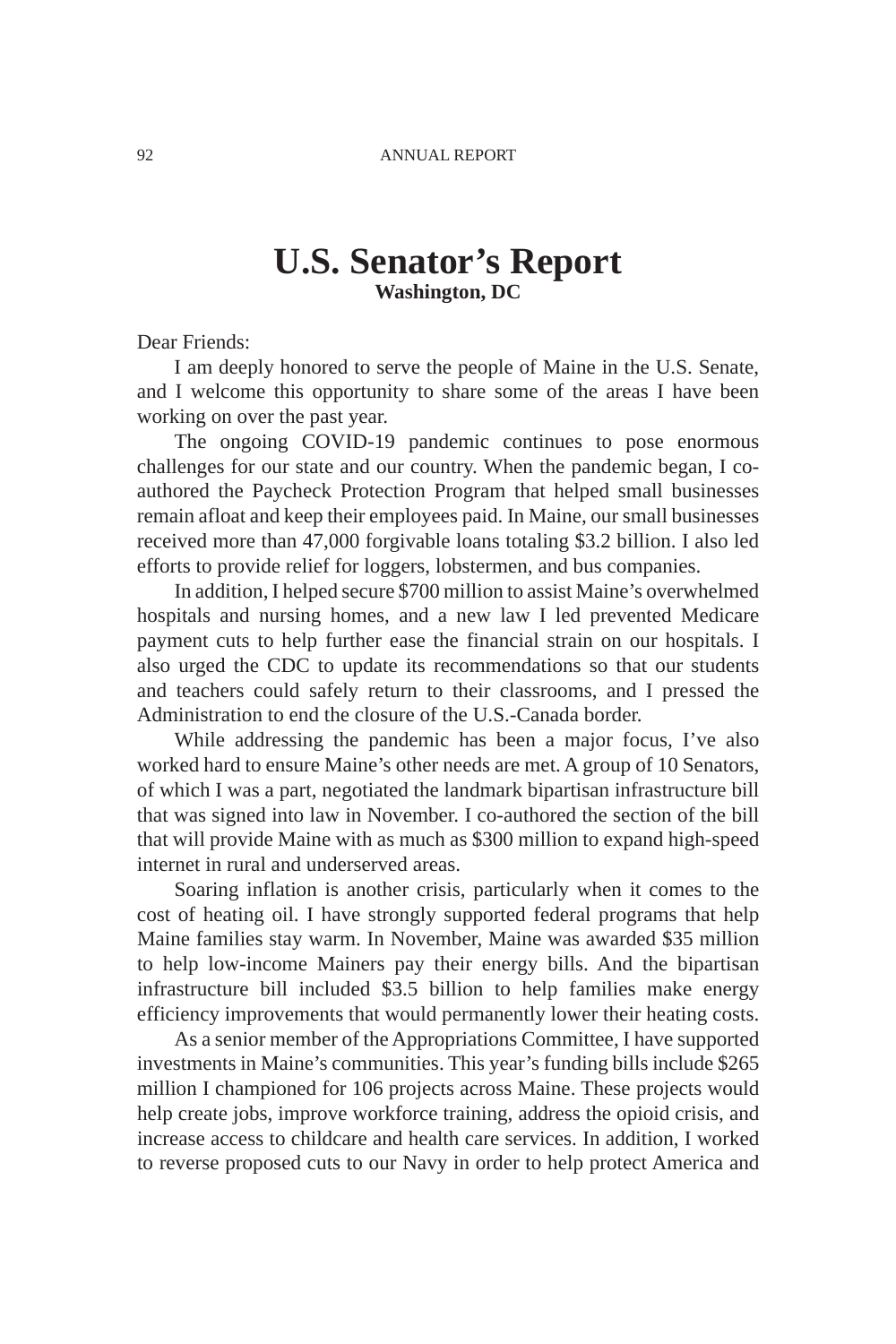# U.S. Senator's Report

**Washington, DC**

Dear Friends:

I am deeply honored to serve the people of Maine in the U.S. Senate, and I welcome this opportunity to share some of the areas I have been working on over the past year.

The ongoing COVID-19 pandemic continues to pose enormous challenges for our state and our country. When the pandemic began, I co-authored the Paycheck Protection Program that helped small businesses remain afloat and keep their employees paid. In Maine, our small businesses received more than 47,000 forgivable loans totaling $3.2 billion. I also led efforts to provide relief for loggers, lobstermen, and bus companies.

In addition, I helped secure $700 million to assist Maine's overwhelmed hospitals and nursing homes, and a new law I led prevented Medicare payment cuts to help further ease the financial strain on our hospitals. I also urged the CDC to update its recommendations so that our students and teachers could safely return to their classrooms, and I pressed the Administration to end the closure of the U.S.-Canada border.

While addressing the pandemic has been a major focus, I've also worked hard to ensure Maine's other needs are met. A group of 10 Senators, of which I was a part, negotiated the landmark bipartisan infrastructure bill that was signed into law in November. I co-authored the section of the bill that will provide Maine with as much as $300 million to expand high-speed internet in rural and underserved areas.

Soaring inflation is another crisis, particularly when it comes to the cost of heating oil. I have strongly supported federal programs that help Maine families stay warm. In November, Maine was awarded $35 million to help low-income Mainers pay their energy bills. And the bipartisan infrastructure bill included $3.5 billion to help families make energy efficiency improvements that would permanently lower their heating costs.

As a senior member of the Appropriations Committee, I have supported investments in Maine's communities. This year's funding bills include $265 million I championed for 106 projects across Maine. These projects would help create jobs, improve workforce training, address the opioid crisis, and increase access to childcare and health care services. In addition, I worked to reverse proposed cuts to our Navy in order to help protect America and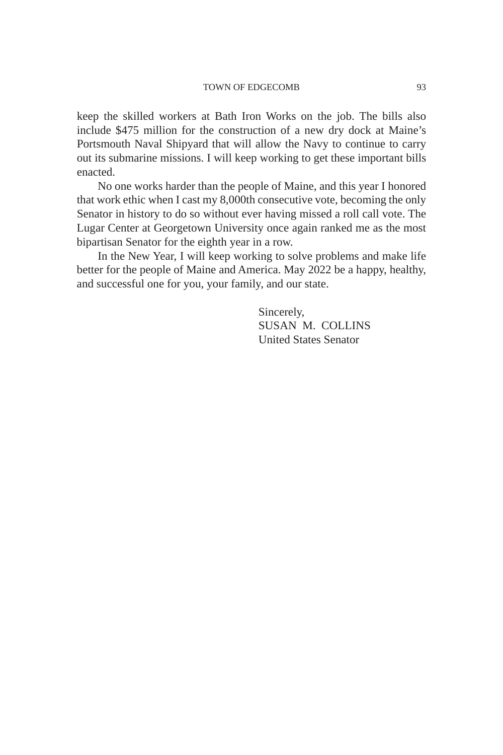keep the skilled workers at Bath Iron Works on the job. The bills also include $475 million for the construction of a new dry dock at Maine's Portsmouth Naval Shipyard that will allow the Navy to continue to carry out its submarine missions. I will keep working to get these important bills enacted.

No one works harder than the people of Maine, and this year I honored that work ethic when I cast my 8,000th consecutive vote, becoming the only Senator in history to do so without ever having missed a roll call vote. The Lugar Center at Georgetown University once again ranked me as the most bipartisan Senator for the eighth year in a row.

In the New Year, I will keep working to solve problems and make life better for the people of Maine and America. May 2022 be a happy, healthy, and successful one for you, your family, and our state.

Sincerely,
SUSAN M. COLLINS
United States Senator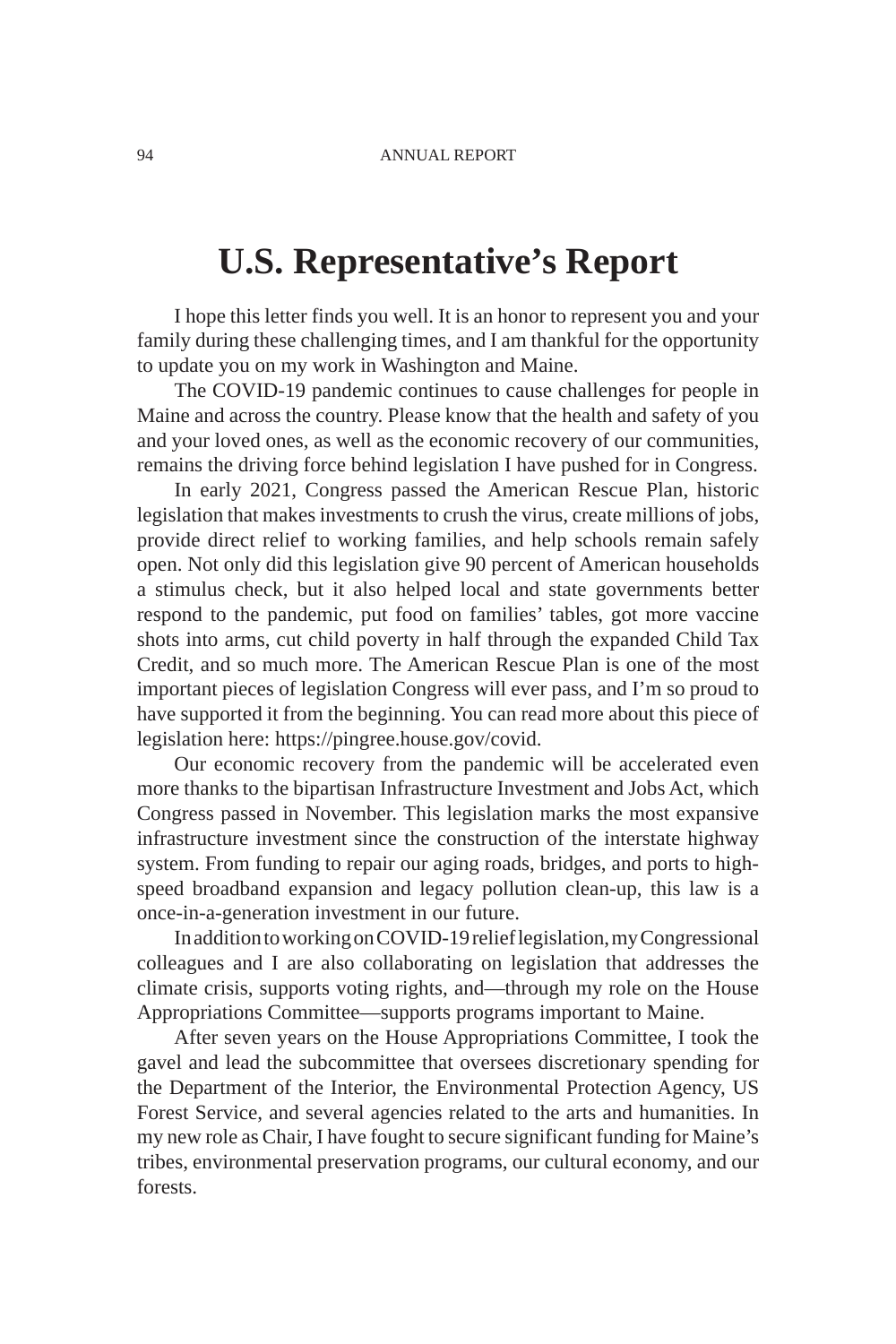# U.S. Representative's Report

I hope this letter finds you well. It is an honor to represent you and your family during these challenging times, and I am thankful for the opportunity to update you on my work in Washington and Maine.

The COVID-19 pandemic continues to cause challenges for people in Maine and across the country. Please know that the health and safety of you and your loved ones, as well as the economic recovery of our communities, remains the driving force behind legislation I have pushed for in Congress.

In early 2021, Congress passed the American Rescue Plan, historic legislation that makes investments to crush the virus, create millions of jobs, provide direct relief to working families, and help schools remain safely open. Not only did this legislation give 90 percent of American households a stimulus check, but it also helped local and state governments better respond to the pandemic, put food on families' tables, got more vaccine shots into arms, cut child poverty in half through the expanded Child Tax Credit, and so much more. The American Rescue Plan is one of the most important pieces of legislation Congress will ever pass, and I'm so proud to have supported it from the beginning. You can read more about this piece of legislation here: https://pingree.house.gov/covid.

Our economic recovery from the pandemic will be accelerated even more thanks to the bipartisan Infrastructure Investment and Jobs Act, which Congress passed in November. This legislation marks the most expansive infrastructure investment since the construction of the interstate highway system. From funding to repair our aging roads, bridges, and ports to high-speed broadband expansion and legacy pollution clean-up, this law is a once-in-a-generation investment in our future.

In addition to working on COVID-19 relief legislation, my Congressional colleagues and I are also collaborating on legislation that addresses the climate crisis, supports voting rights, and—through my role on the House Appropriations Committee—supports programs important to Maine.

After seven years on the House Appropriations Committee, I took the gavel and lead the subcommittee that oversees discretionary spending for the Department of the Interior, the Environmental Protection Agency, US Forest Service, and several agencies related to the arts and humanities. In my new role as Chair, I have fought to secure significant funding for Maine's tribes, environmental preservation programs, our cultural economy, and our forests.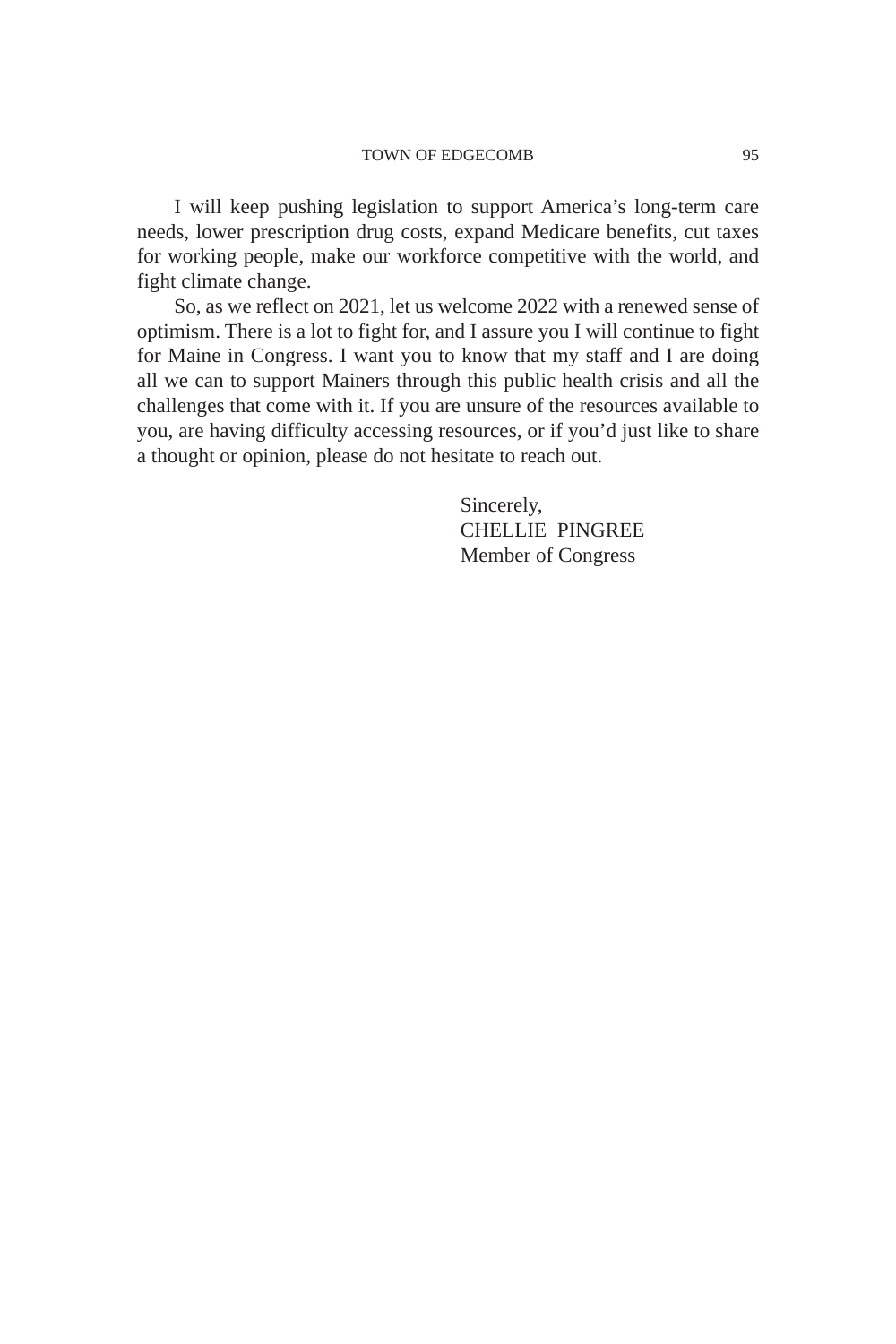I will keep pushing legislation to support America's long-term care needs, lower prescription drug costs, expand Medicare benefits, cut taxes for working people, make our workforce competitive with the world, and fight climate change.

So, as we reflect on 2021, let us welcome 2022 with a renewed sense of optimism. There is a lot to fight for, and I assure you I will continue to fight for Maine in Congress. I want you to know that my staff and I are doing all we can to support Mainers through this public health crisis and all the challenges that come with it. If you are unsure of the resources available to you, are having difficulty accessing resources, or if you'd just like to share a thought or opinion, please do not hesitate to reach out.

Sincerely,  
CHELLIE PINGREE  
Member of Congress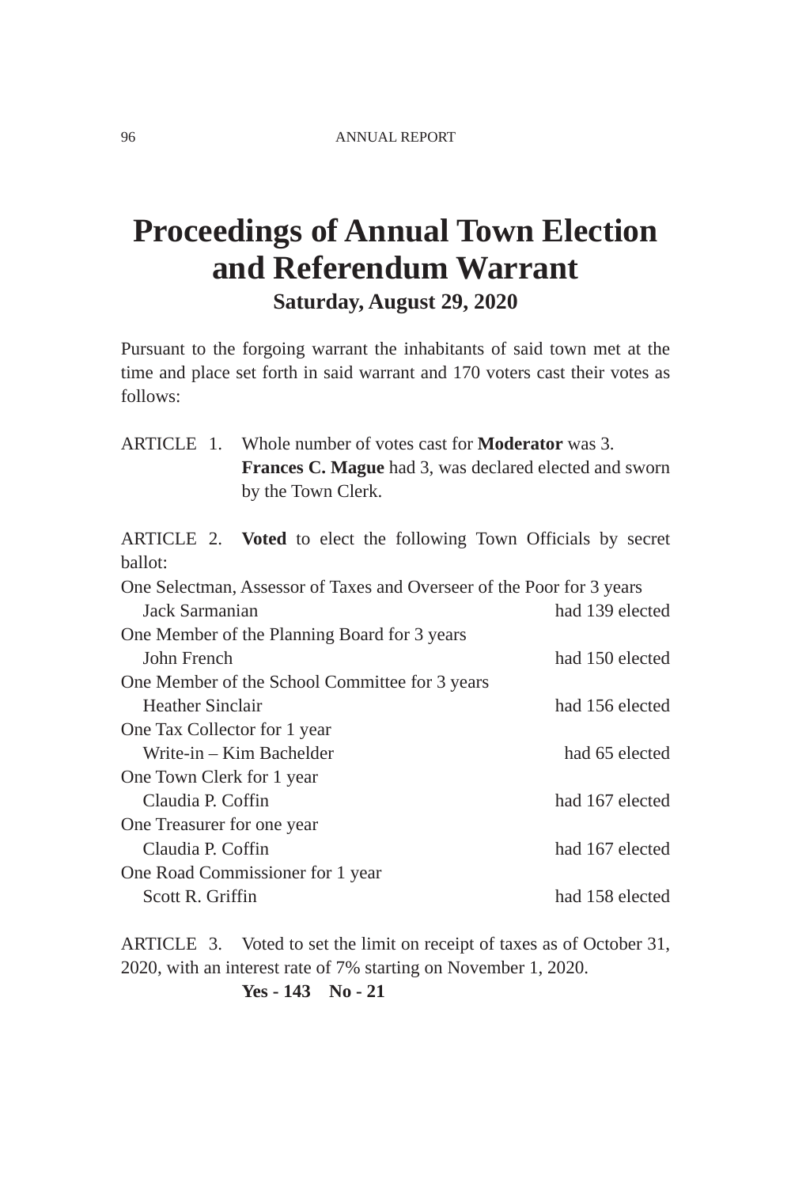# Proceedings of Annual Town Election and Referendum Warrant

### Saturday, August 29, 2020

Pursuant to the forgoing warrant the inhabitants of said town met at the time and place set forth in said warrant and 170 voters cast their votes as follows:

ARTICLE 1. Whole number of votes cast for **Moderator** was 3. **Frances C. Mague** had 3, was declared elected and sworn by the Town Clerk.

ARTICLE 2. **Voted** to elect the following Town Officials by secret ballot:

One Selectman, Assessor of Taxes and Overseer of the Poor for 3 years
Jack Sarmanian had 139 elected

One Member of the Planning Board for 3 years
John French had 150 elected

One Member of the School Committee for 3 years
Heather Sinclair had 156 elected

One Tax Collector for 1 year
Write-in – Kim Bachelder had 65 elected

One Town Clerk for 1 year
Claudia P. Coffin had 167 elected

One Treasurer for one year
Claudia P. Coffin had 167 elected

One Road Commissioner for 1 year
Scott R. Griffin had 158 elected

ARTICLE 3. Voted to set the limit on receipt of taxes as of October 31, 2020, with an interest rate of 7% starting on November 1, 2020.

**Yes - 143 No - 21**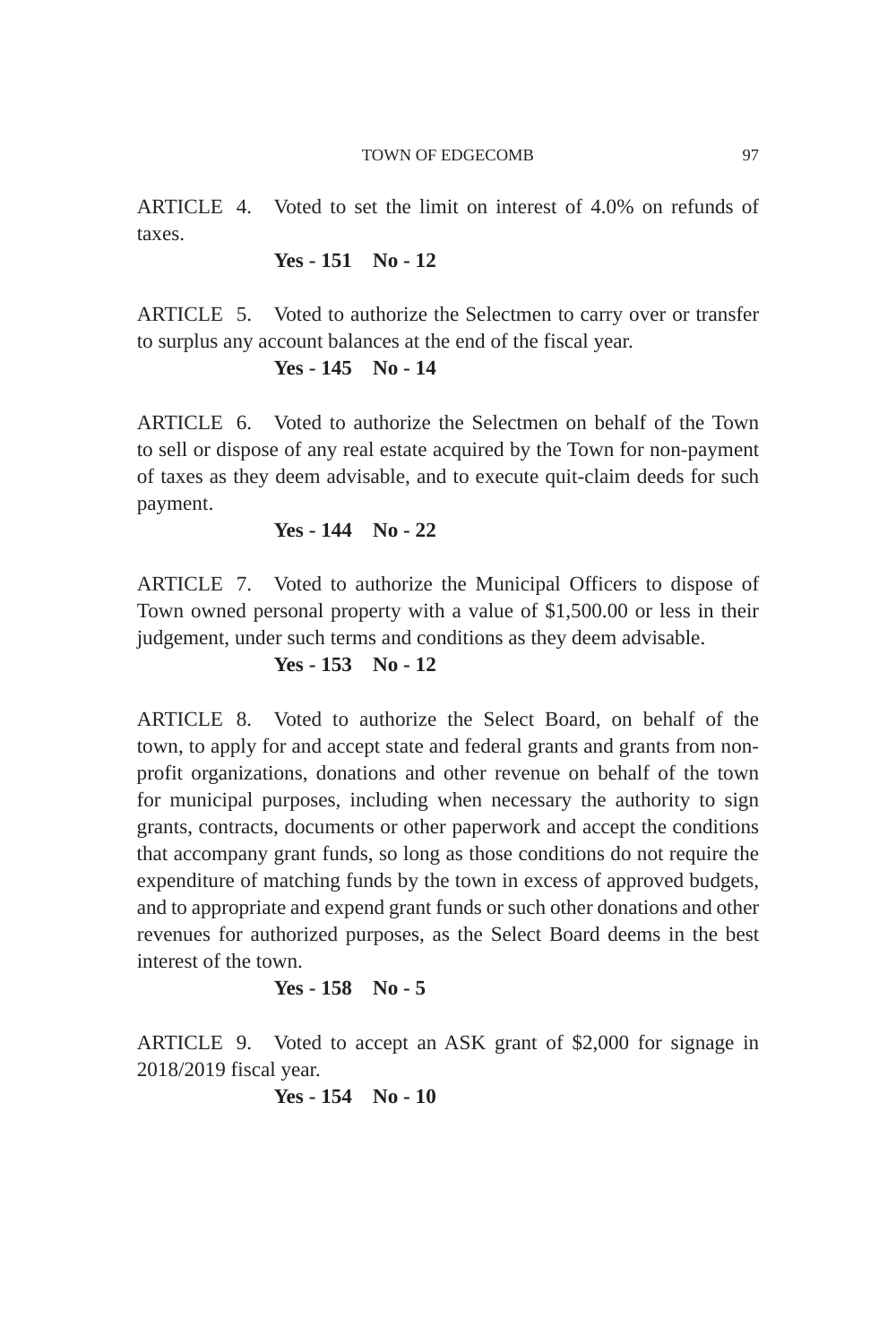ARTICLE 4. Voted to set the limit on interest of 4.0% on refunds of taxes.

**Yes - 151 No - 12**

ARTICLE 5. Voted to authorize the Selectmen to carry over or transfer to surplus any account balances at the end of the fiscal year.

**Yes - 145 No - 14**

ARTICLE 6. Voted to authorize the Selectmen on behalf of the Town to sell or dispose of any real estate acquired by the Town for non-payment of taxes as they deem advisable, and to execute quit-claim deeds for such payment.

**Yes - 144 No - 22**

ARTICLE 7. Voted to authorize the Municipal Officers to dispose of Town owned personal property with a value of $1,500.00 or less in their judgement, under such terms and conditions as they deem advisable.

**Yes - 153 No - 12**

ARTICLE 8. Voted to authorize the Select Board, on behalf of the town, to apply for and accept state and federal grants and grants from non-profit organizations, donations and other revenue on behalf of the town for municipal purposes, including when necessary the authority to sign grants, contracts, documents or other paperwork and accept the conditions that accompany grant funds, so long as those conditions do not require the expenditure of matching funds by the town in excess of approved budgets, and to appropriate and expend grant funds or such other donations and other revenues for authorized purposes, as the Select Board deems in the best interest of the town.

**Yes - 158 No - 5**

ARTICLE 9. Voted to accept an ASK grant of $2,000 for signage in 2018/2019 fiscal year.

**Yes - 154 No - 10**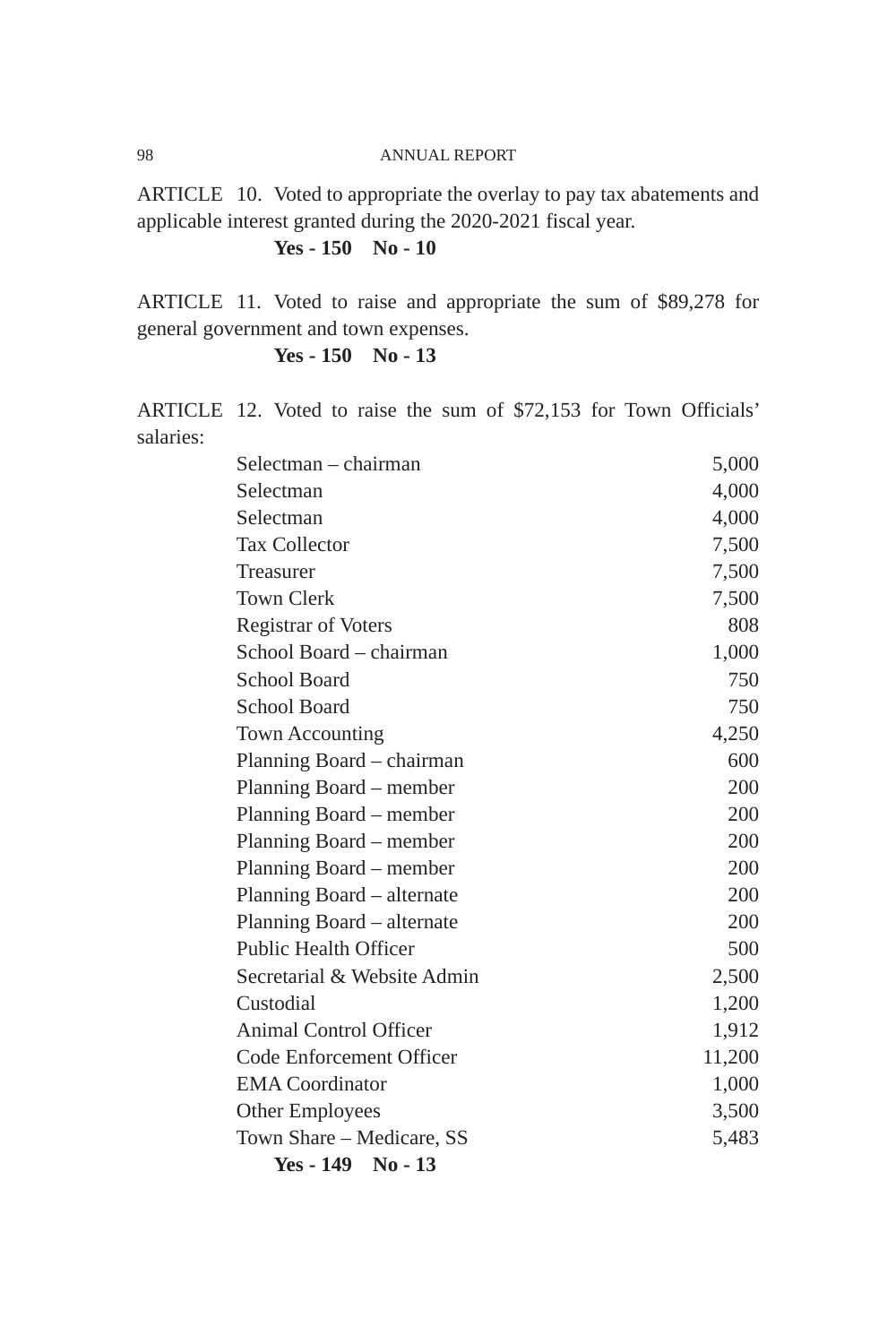ARTICLE 10. Voted to appropriate the overlay to pay tax abatements and applicable interest granted during the 2020-2021 fiscal year.

**Yes - 150 No - 10**

ARTICLE 11. Voted to raise and appropriate the sum of $89,278 for general government and town expenses.

**Yes - 150 No - 13**

ARTICLE 12. Voted to raise the sum of $72,153 for Town Officials' salaries:

| | |
|---|---|
| Selectman – chairman | 5,000 |
| Selectman | 4,000 |
| Selectman | 4,000 |
| Tax Collector | 7,500 |
| Treasurer | 7,500 |
| Town Clerk | 7,500 |
| Registrar of Voters | 808 |
| School Board – chairman | 1,000 |
| School Board | 750 |
| School Board | 750 |
| Town Accounting | 4,250 |
| Planning Board – chairman | 600 |
| Planning Board – member | 200 |
| Planning Board – member | 200 |
| Planning Board – member | 200 |
| Planning Board – member | 200 |
| Planning Board – alternate | 200 |
| Planning Board – alternate | 200 |
| Public Health Officer | 500 |
| Secretarial & Website Admin | 2,500 |
| Custodial | 1,200 |
| Animal Control Officer | 1,912 |
| Code Enforcement Officer | 11,200 |
| EMA Coordinator | 1,000 |
| Other Employees | 3,500 |
| Town Share – Medicare, SS | 5,483 |

**Yes - 149 No - 13**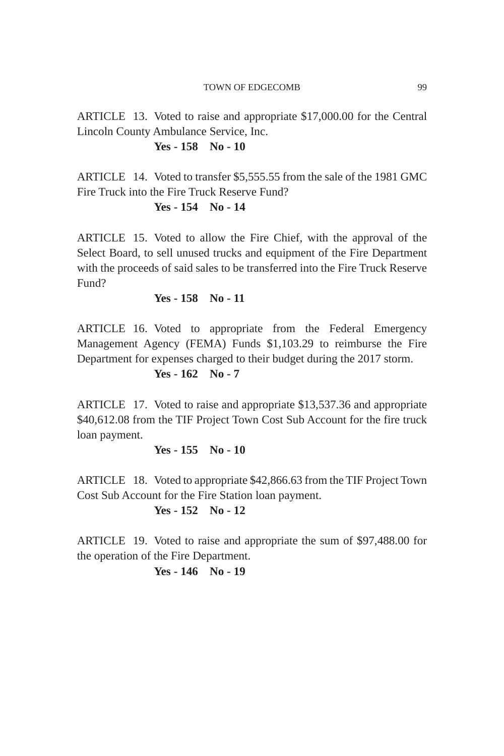ARTICLE 13. Voted to raise and appropriate $17,000.00 for the Central Lincoln County Ambulance Service, Inc.

**Yes - 158 No - 10**

ARTICLE 14. Voted to transfer $5,555.55 from the sale of the 1981 GMC Fire Truck into the Fire Truck Reserve Fund?

**Yes - 154 No - 14**

ARTICLE 15. Voted to allow the Fire Chief, with the approval of the Select Board, to sell unused trucks and equipment of the Fire Department with the proceeds of said sales to be transferred into the Fire Truck Reserve Fund?

**Yes - 158 No - 11**

ARTICLE 16. Voted to appropriate from the Federal Emergency Management Agency (FEMA) Funds $1,103.29 to reimburse the Fire Department for expenses charged to their budget during the 2017 storm.

**Yes - 162 No - 7**

ARTICLE 17. Voted to raise and appropriate $13,537.36 and appropriate $40,612.08 from the TIF Project Town Cost Sub Account for the fire truck loan payment.

**Yes - 155 No - 10**

ARTICLE 18. Voted to appropriate $42,866.63 from the TIF Project Town Cost Sub Account for the Fire Station loan payment.

**Yes - 152 No - 12**

ARTICLE 19. Voted to raise and appropriate the sum of $97,488.00 for the operation of the Fire Department.

**Yes - 146 No - 19**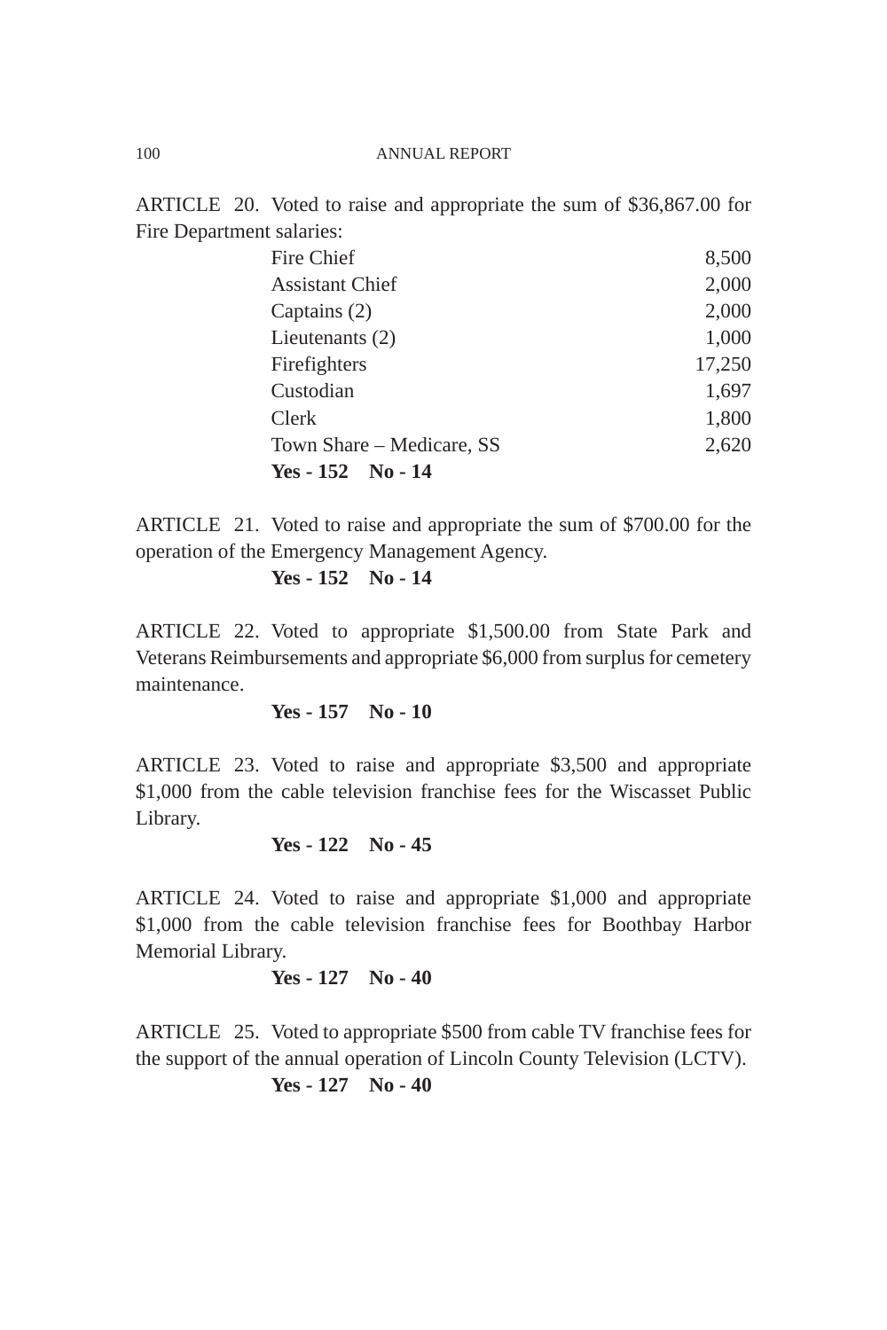ARTICLE 20. Voted to raise and appropriate the sum of $36,867.00 for Fire Department salaries:

| | |
|---|---|
| Fire Chief | 8,500 |
| Assistant Chief | 2,000 |
| Captains (2) | 2,000 |
| Lieutenants (2) | 1,000 |
| Firefighters | 17,250 |
| Custodian | 1,697 |
| Clerk | 1,800 |
| Town Share – Medicare, SS | 2,620 |

**Yes - 152 No - 14**

ARTICLE 21. Voted to raise and appropriate the sum of $700.00 for the operation of the Emergency Management Agency.

**Yes - 152 No - 14**

ARTICLE 22. Voted to appropriate $1,500.00 from State Park and Veterans Reimbursements and appropriate $6,000 from surplus for cemetery maintenance.

**Yes - 157 No - 10**

ARTICLE 23. Voted to raise and appropriate $3,500 and appropriate $1,000 from the cable television franchise fees for the Wiscasset Public Library.

**Yes - 122 No - 45**

ARTICLE 24. Voted to raise and appropriate $1,000 and appropriate $1,000 from the cable television franchise fees for Boothbay Harbor Memorial Library.

**Yes - 127 No - 40**

ARTICLE 25. Voted to appropriate $500 from cable TV franchise fees for the support of the annual operation of Lincoln County Television (LCTV).

**Yes - 127 No - 40**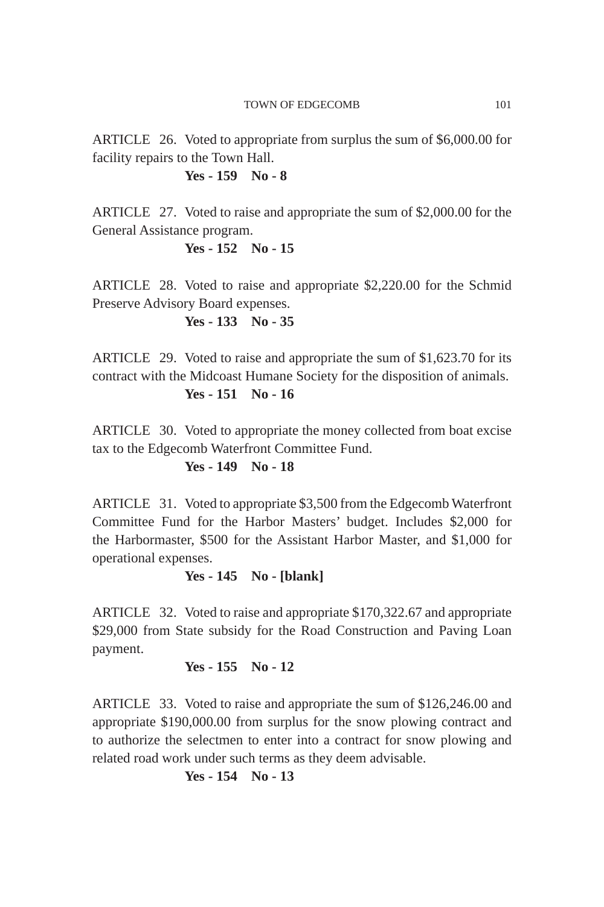ARTICLE 26. Voted to appropriate from surplus the sum of $6,000.00 for facility repairs to the Town Hall.

**Yes - 159 No - 8**

ARTICLE 27. Voted to raise and appropriate the sum of $2,000.00 for the General Assistance program.

**Yes - 152 No - 15**

ARTICLE 28. Voted to raise and appropriate $2,220.00 for the Schmid Preserve Advisory Board expenses.

**Yes - 133 No - 35**

ARTICLE 29. Voted to raise and appropriate the sum of $1,623.70 for its contract with the Midcoast Humane Society for the disposition of animals.

**Yes - 151 No - 16**

ARTICLE 30. Voted to appropriate the money collected from boat excise tax to the Edgecomb Waterfront Committee Fund.

**Yes - 149 No - 18**

ARTICLE 31. Voted to appropriate $3,500 from the Edgecomb Waterfront Committee Fund for the Harbor Masters' budget. Includes $2,000 for the Harbormaster, $500 for the Assistant Harbor Master, and $1,000 for operational expenses.

**Yes - 145 No - [blank]**

ARTICLE 32. Voted to raise and appropriate $170,322.67 and appropriate $29,000 from State subsidy for the Road Construction and Paving Loan payment.

**Yes - 155 No - 12**

ARTICLE 33. Voted to raise and appropriate the sum of $126,246.00 and appropriate $190,000.00 from surplus for the snow plowing contract and to authorize the selectmen to enter into a contract for snow plowing and related road work under such terms as they deem advisable.

**Yes - 154 No - 13**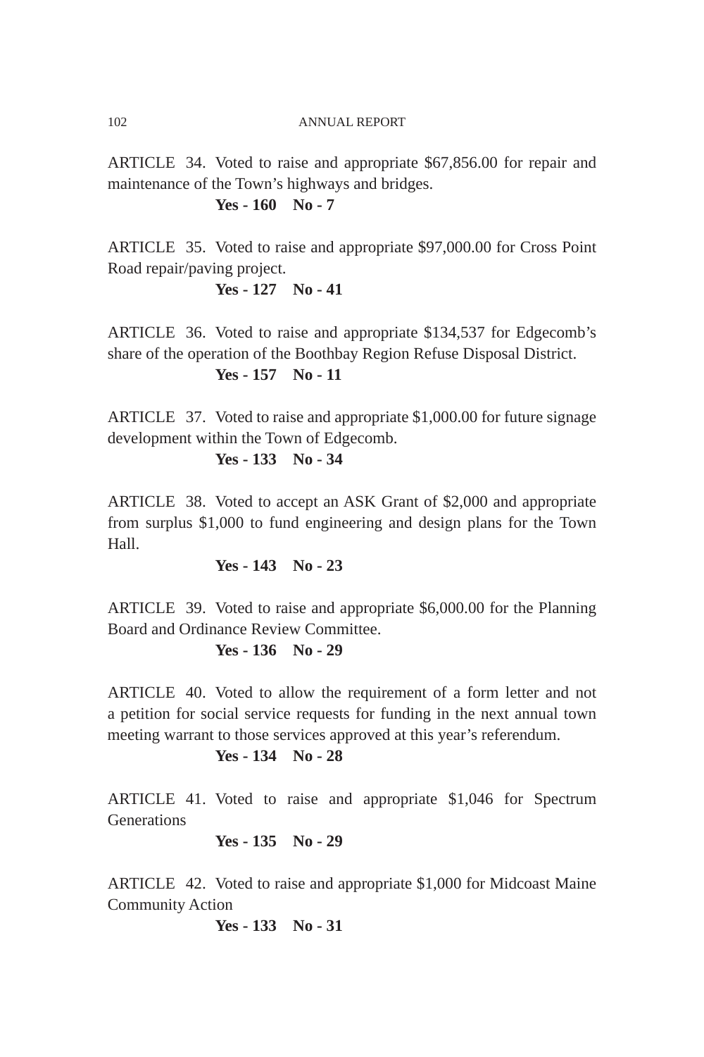ARTICLE 34. Voted to raise and appropriate $67,856.00 for repair and maintenance of the Town's highways and bridges.

**Yes - 160 No - 7**

ARTICLE 35. Voted to raise and appropriate $97,000.00 for Cross Point Road repair/paving project.

**Yes - 127 No - 41**

ARTICLE 36. Voted to raise and appropriate $134,537 for Edgecomb's share of the operation of the Boothbay Region Refuse Disposal District.

**Yes - 157 No - 11**

ARTICLE 37. Voted to raise and appropriate $1,000.00 for future signage development within the Town of Edgecomb.

**Yes - 133 No - 34**

ARTICLE 38. Voted to accept an ASK Grant of $2,000 and appropriate from surplus $1,000 to fund engineering and design plans for the Town Hall.

**Yes - 143 No - 23**

ARTICLE 39. Voted to raise and appropriate $6,000.00 for the Planning Board and Ordinance Review Committee.

**Yes - 136 No - 29**

ARTICLE 40. Voted to allow the requirement of a form letter and not a petition for social service requests for funding in the next annual town meeting warrant to those services approved at this year's referendum.

**Yes - 134 No - 28**

ARTICLE 41. Voted to raise and appropriate $1,046 for Spectrum Generations

**Yes - 135 No - 29**

ARTICLE 42. Voted to raise and appropriate $1,000 for Midcoast Maine Community Action

**Yes - 133 No - 31**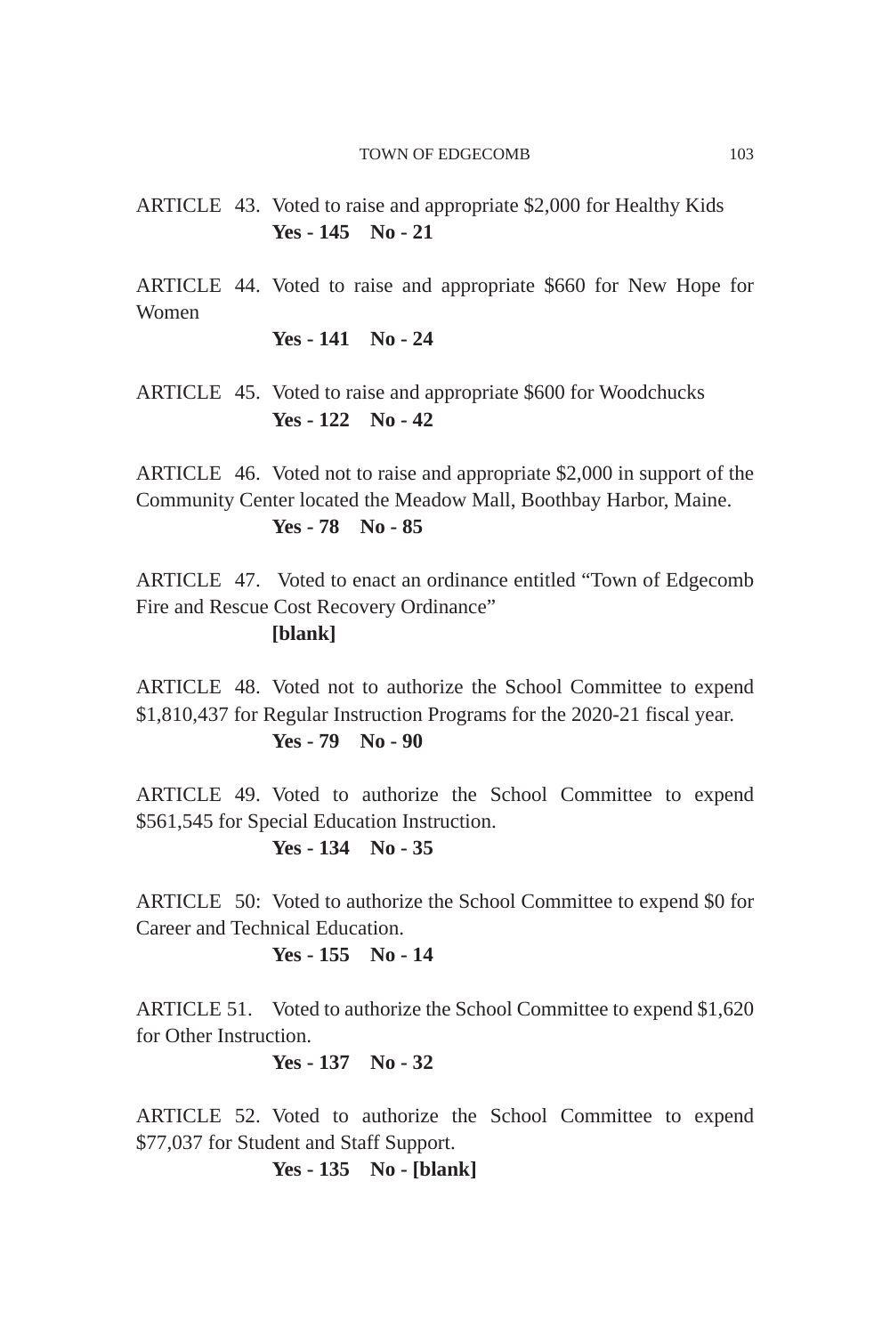ARTICLE 43. Voted to raise and appropriate $2,000 for Healthy Kids
**Yes - 145 No - 21**

ARTICLE 44. Voted to raise and appropriate $660 for New Hope for Women
**Yes - 141 No - 24**

ARTICLE 45. Voted to raise and appropriate $600 for Woodchucks
**Yes - 122 No - 42**

ARTICLE 46. Voted not to raise and appropriate $2,000 in support of the Community Center located the Meadow Mall, Boothbay Harbor, Maine.
**Yes - 78 No - 85**

ARTICLE 47. Voted to enact an ordinance entitled "Town of Edgecomb Fire and Rescue Cost Recovery Ordinance"
**[blank]**

ARTICLE 48. Voted not to authorize the School Committee to expend $1,810,437 for Regular Instruction Programs for the 2020-21 fiscal year.
**Yes - 79 No - 90**

ARTICLE 49. Voted to authorize the School Committee to expend $561,545 for Special Education Instruction.
**Yes - 134 No - 35**

ARTICLE 50: Voted to authorize the School Committee to expend $0 for Career and Technical Education.
**Yes - 155 No - 14**

ARTICLE 51. Voted to authorize the School Committee to expend $1,620 for Other Instruction.
**Yes - 137 No - 32**

ARTICLE 52. Voted to authorize the School Committee to expend $77,037 for Student and Staff Support.
**Yes - 135 No - [blank]**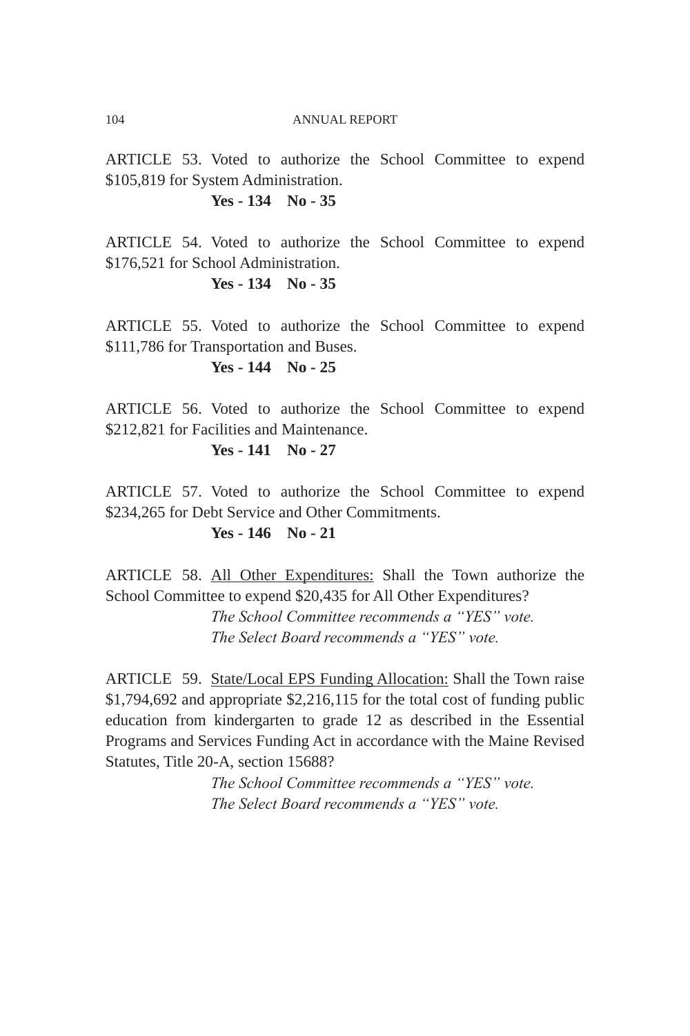ARTICLE 53. Voted to authorize the School Committee to expend $105,819 for System Administration.

**Yes - 134  No - 35**

ARTICLE 54. Voted to authorize the School Committee to expend $176,521 for School Administration.

**Yes - 134  No - 35**

ARTICLE 55. Voted to authorize the School Committee to expend $111,786 for Transportation and Buses.

**Yes - 144  No - 25**

ARTICLE 56. Voted to authorize the School Committee to expend $212,821 for Facilities and Maintenance.

**Yes - 141  No - 27**

ARTICLE 57. Voted to authorize the School Committee to expend $234,265 for Debt Service and Other Commitments.

**Yes - 146  No - 21**

ARTICLE 58. <u>All Other Expenditures:</u> Shall the Town authorize the School Committee to expend $20,435 for All Other Expenditures?

*The School Committee recommends a "YES" vote.*
*The Select Board recommends a "YES" vote.*

ARTICLE 59. <u>State/Local EPS Funding Allocation:</u> Shall the Town raise $1,794,692 and appropriate $2,216,115 for the total cost of funding public education from kindergarten to grade 12 as described in the Essential Programs and Services Funding Act in accordance with the Maine Revised Statutes, Title 20-A, section 15688?

*The School Committee recommends a "YES" vote.*
*The Select Board recommends a "YES" vote.*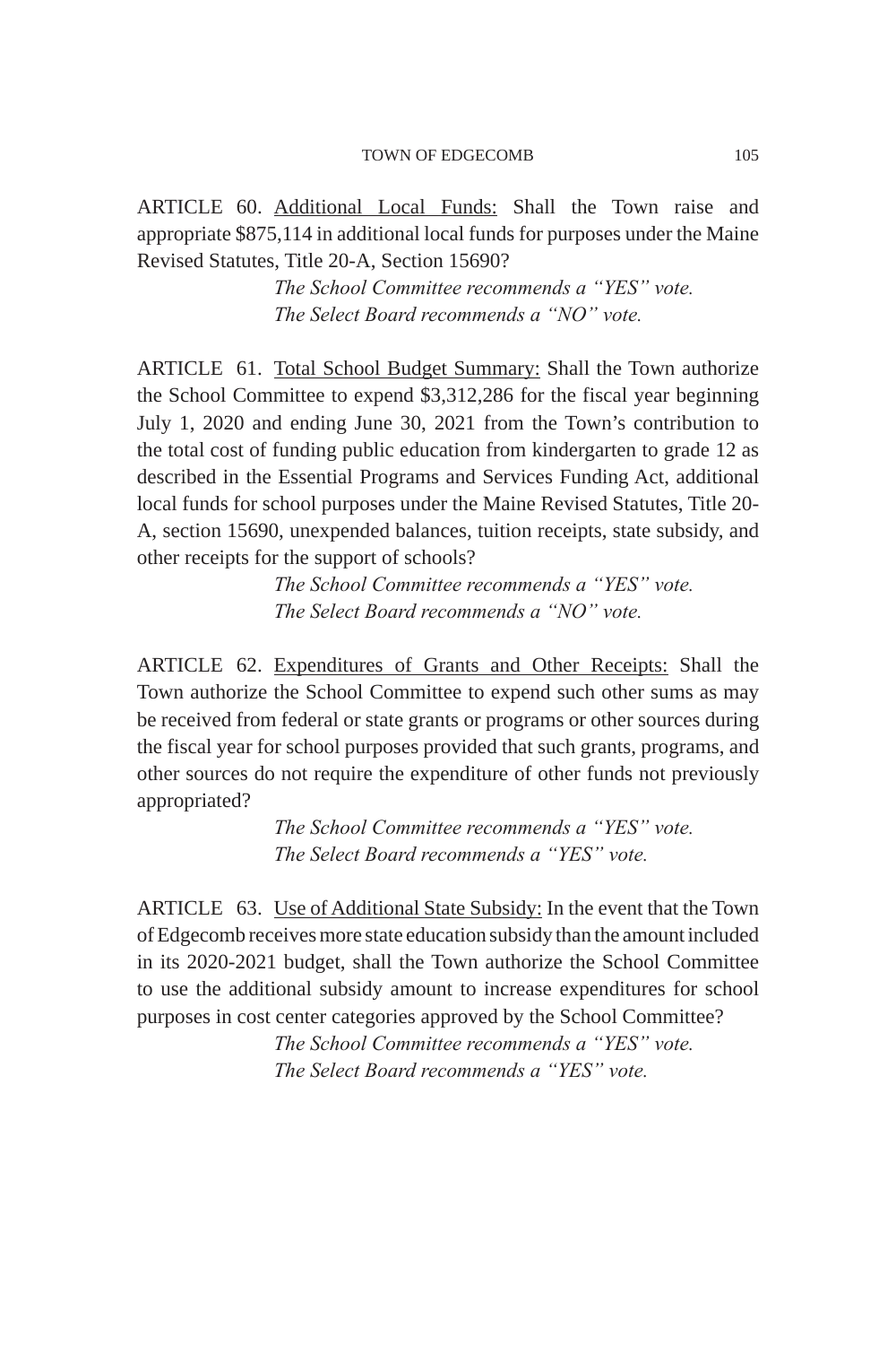ARTICLE 60. Additional Local Funds: Shall the Town raise and appropriate $875,114 in additional local funds for purposes under the Maine Revised Statutes, Title 20-A, Section 15690?

*The School Committee recommends a "YES" vote.*
*The Select Board recommends a "NO" vote.*

ARTICLE 61. Total School Budget Summary: Shall the Town authorize the School Committee to expend $3,312,286 for the fiscal year beginning July 1, 2020 and ending June 30, 2021 from the Town's contribution to the total cost of funding public education from kindergarten to grade 12 as described in the Essential Programs and Services Funding Act, additional local funds for school purposes under the Maine Revised Statutes, Title 20-A, section 15690, unexpended balances, tuition receipts, state subsidy, and other receipts for the support of schools?

*The School Committee recommends a "YES" vote.*
*The Select Board recommends a "NO" vote.*

ARTICLE 62. Expenditures of Grants and Other Receipts: Shall the Town authorize the School Committee to expend such other sums as may be received from federal or state grants or programs or other sources during the fiscal year for school purposes provided that such grants, programs, and other sources do not require the expenditure of other funds not previously appropriated?

*The School Committee recommends a "YES" vote.*
*The Select Board recommends a "YES" vote.*

ARTICLE 63. Use of Additional State Subsidy: In the event that the Town of Edgecomb receives more state education subsidy than the amount included in its 2020-2021 budget, shall the Town authorize the School Committee to use the additional subsidy amount to increase expenditures for school purposes in cost center categories approved by the School Committee?

*The School Committee recommends a "YES" vote.*
*The Select Board recommends a "YES" vote.*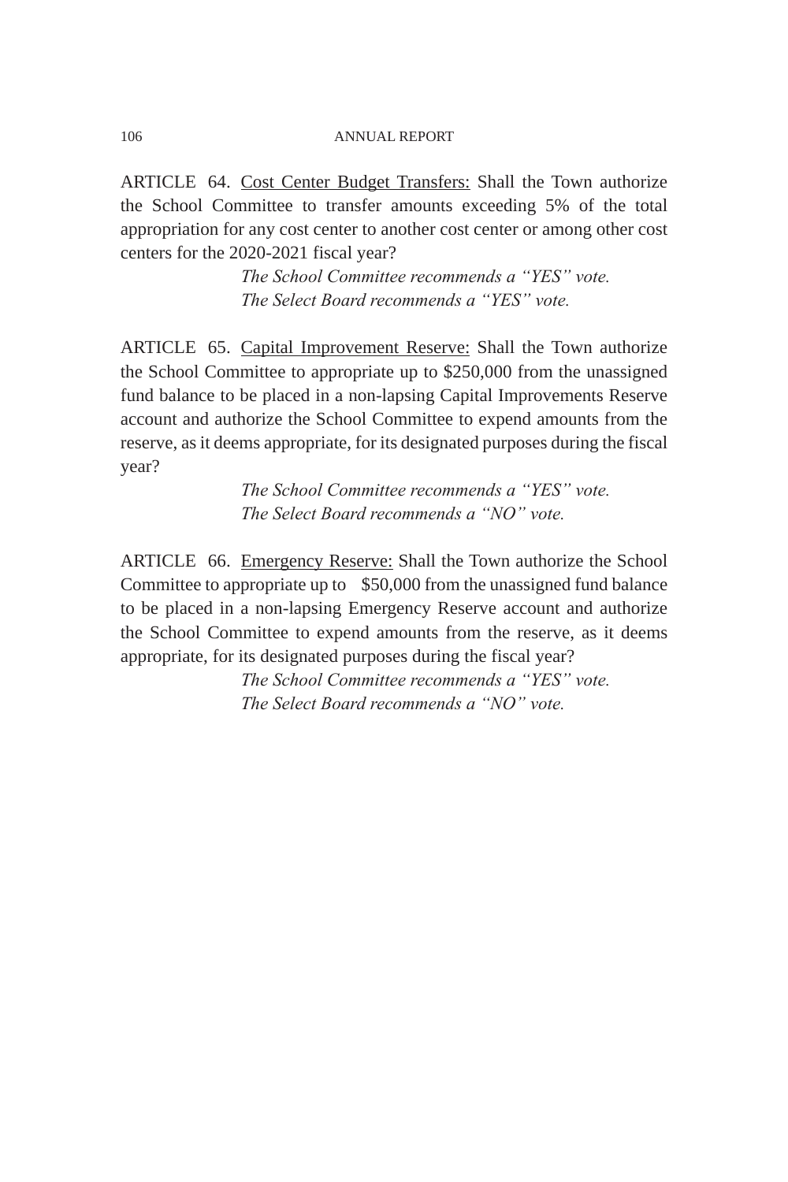ARTICLE 64. Cost Center Budget Transfers: Shall the Town authorize the School Committee to transfer amounts exceeding 5% of the total appropriation for any cost center to another cost center or among other cost centers for the 2020-2021 fiscal year?

*The School Committee recommends a "YES" vote.*
*The Select Board recommends a "YES" vote.*

ARTICLE 65. Capital Improvement Reserve: Shall the Town authorize the School Committee to appropriate up to $250,000 from the unassigned fund balance to be placed in a non-lapsing Capital Improvements Reserve account and authorize the School Committee to expend amounts from the reserve, as it deems appropriate, for its designated purposes during the fiscal year?

*The School Committee recommends a "YES" vote.*
*The Select Board recommends a "NO" vote.*

ARTICLE 66. Emergency Reserve: Shall the Town authorize the School Committee to appropriate up to $50,000 from the unassigned fund balance to be placed in a non-lapsing Emergency Reserve account and authorize the School Committee to expend amounts from the reserve, as it deems appropriate, for its designated purposes during the fiscal year?

*The School Committee recommends a "YES" vote.*
*The Select Board recommends a "NO" vote.*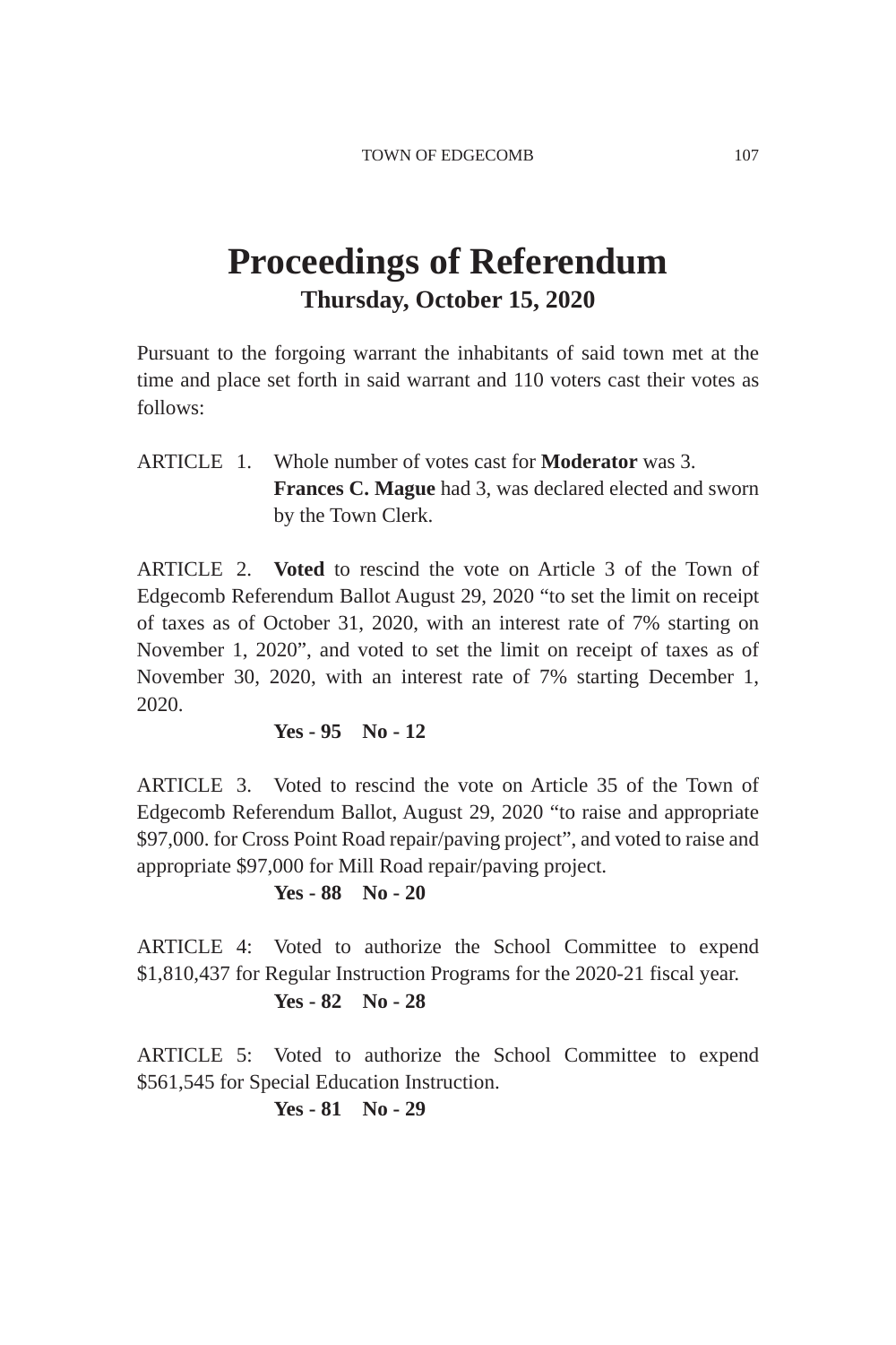# Proceedings of Referendum

## Thursday, October 15, 2020

Pursuant to the forgoing warrant the inhabitants of said town met at the time and place set forth in said warrant and 110 voters cast their votes as follows:

ARTICLE 1. Whole number of votes cast for **Moderator** was 3. **Frances C. Mague** had 3, was declared elected and sworn by the Town Clerk.

ARTICLE 2. **Voted** to rescind the vote on Article 3 of the Town of Edgecomb Referendum Ballot August 29, 2020 "to set the limit on receipt of taxes as of October 31, 2020, with an interest rate of 7% starting on November 1, 2020", and voted to set the limit on receipt of taxes as of November 30, 2020, with an interest rate of 7% starting December 1, 2020.

**Yes - 95 No - 12**

ARTICLE 3. Voted to rescind the vote on Article 35 of the Town of Edgecomb Referendum Ballot, August 29, 2020 "to raise and appropriate $97,000. for Cross Point Road repair/paving project", and voted to raise and appropriate $97,000 for Mill Road repair/paving project.

**Yes - 88 No - 20**

ARTICLE 4: Voted to authorize the School Committee to expend $1,810,437 for Regular Instruction Programs for the 2020-21 fiscal year.

**Yes - 82 No - 28**

ARTICLE 5: Voted to authorize the School Committee to expend $561,545 for Special Education Instruction.

**Yes - 81 No - 29**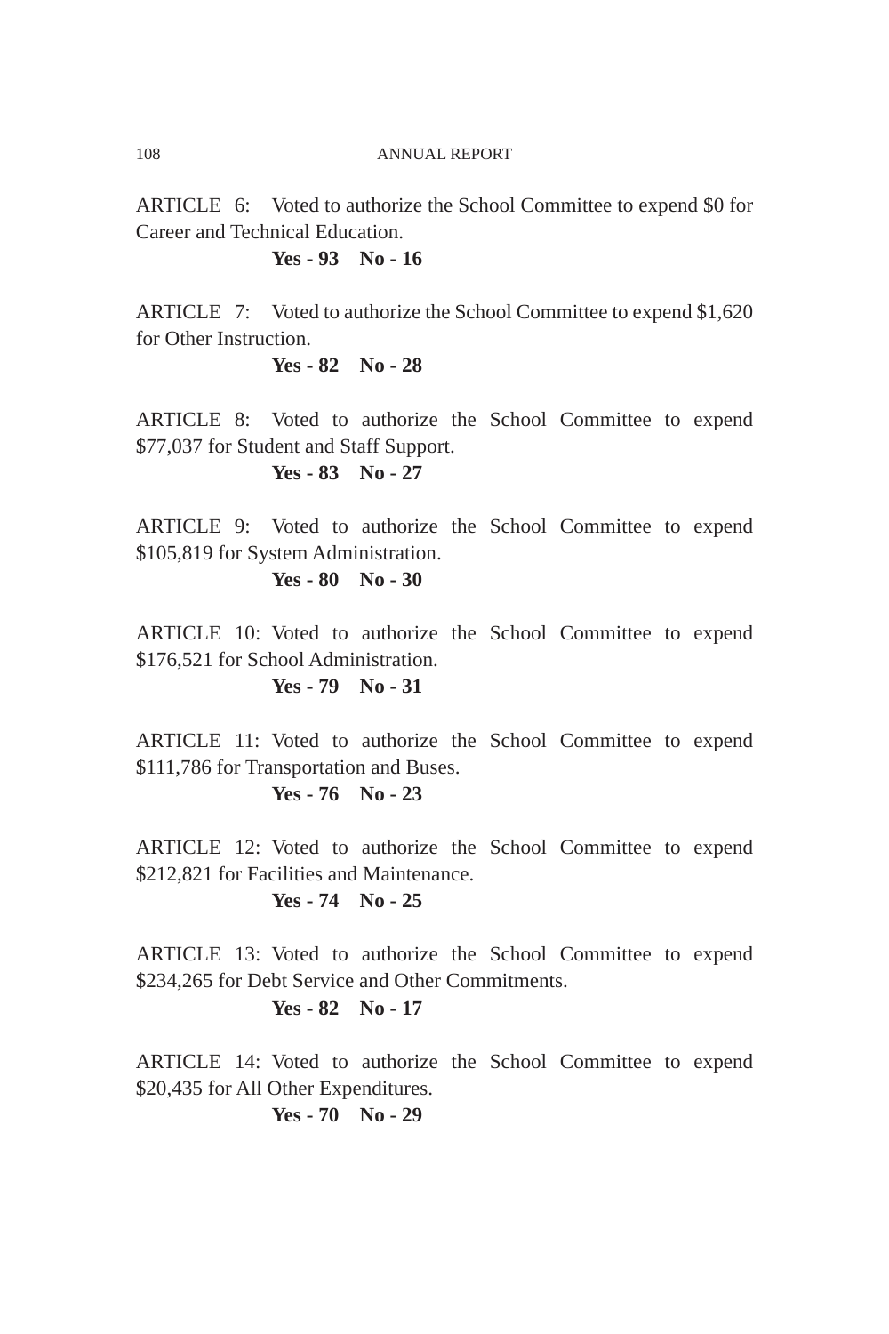ARTICLE 6: Voted to authorize the School Committee to expend $0 for Career and Technical Education.

**Yes - 93 No - 16**

ARTICLE 7: Voted to authorize the School Committee to expend $1,620 for Other Instruction.

**Yes - 82 No - 28**

ARTICLE 8: Voted to authorize the School Committee to expend $77,037 for Student and Staff Support.

**Yes - 83 No - 27**

ARTICLE 9: Voted to authorize the School Committee to expend $105,819 for System Administration.

**Yes - 80 No - 30**

ARTICLE 10: Voted to authorize the School Committee to expend $176,521 for School Administration.

**Yes - 79 No - 31**

ARTICLE 11: Voted to authorize the School Committee to expend $111,786 for Transportation and Buses.

**Yes - 76 No - 23**

ARTICLE 12: Voted to authorize the School Committee to expend $212,821 for Facilities and Maintenance.

**Yes - 74 No - 25**

ARTICLE 13: Voted to authorize the School Committee to expend $234,265 for Debt Service and Other Commitments.

**Yes - 82 No - 17**

ARTICLE 14: Voted to authorize the School Committee to expend $20,435 for All Other Expenditures.

**Yes - 70 No - 29**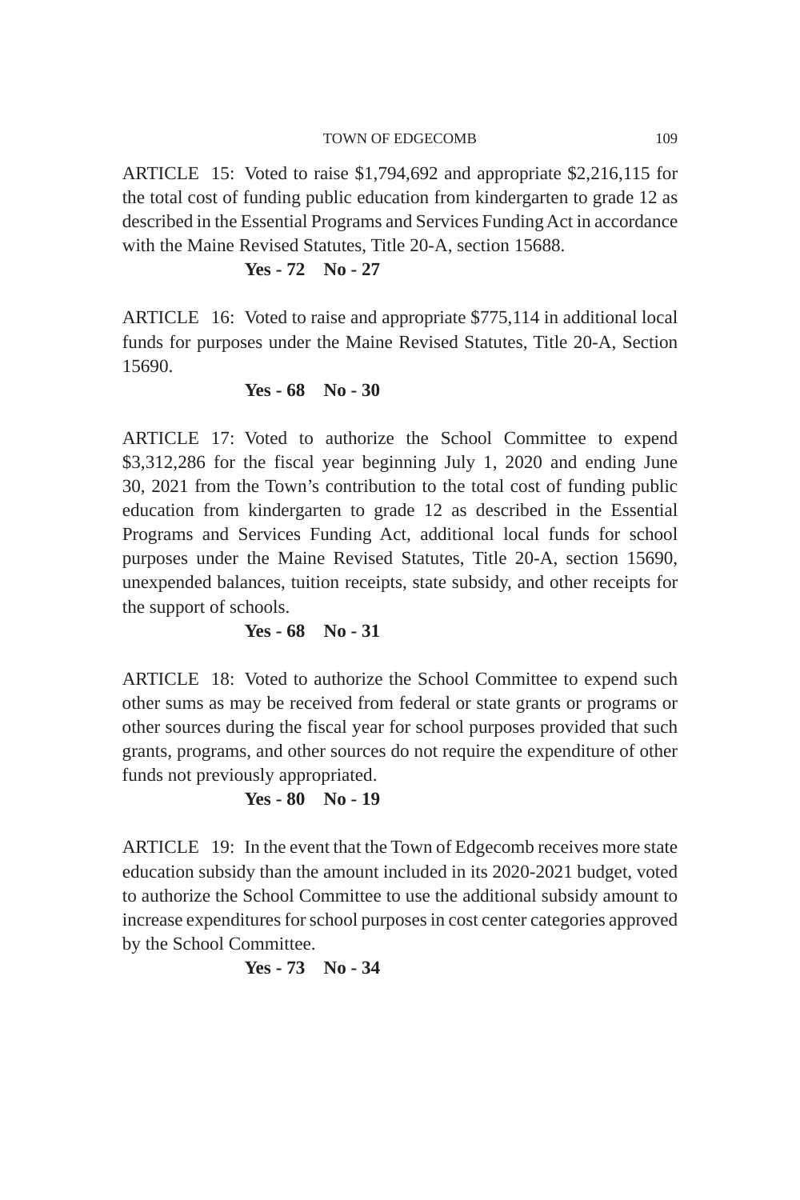ARTICLE 15: Voted to raise $1,794,692 and appropriate $2,216,115 for the total cost of funding public education from kindergarten to grade 12 as described in the Essential Programs and Services Funding Act in accordance with the Maine Revised Statutes, Title 20-A, section 15688.

**Yes - 72 No - 27**

ARTICLE 16: Voted to raise and appropriate $775,114 in additional local funds for purposes under the Maine Revised Statutes, Title 20-A, Section 15690.

**Yes - 68 No - 30**

ARTICLE 17: Voted to authorize the School Committee to expend $3,312,286 for the fiscal year beginning July 1, 2020 and ending June 30, 2021 from the Town's contribution to the total cost of funding public education from kindergarten to grade 12 as described in the Essential Programs and Services Funding Act, additional local funds for school purposes under the Maine Revised Statutes, Title 20-A, section 15690, unexpended balances, tuition receipts, state subsidy, and other receipts for the support of schools.

**Yes - 68 No - 31**

ARTICLE 18: Voted to authorize the School Committee to expend such other sums as may be received from federal or state grants or programs or other sources during the fiscal year for school purposes provided that such grants, programs, and other sources do not require the expenditure of other funds not previously appropriated.

**Yes - 80 No - 19**

ARTICLE 19: In the event that the Town of Edgecomb receives more state education subsidy than the amount included in its 2020-2021 budget, voted to authorize the School Committee to use the additional subsidy amount to increase expenditures for school purposes in cost center categories approved by the School Committee.

**Yes - 73 No - 34**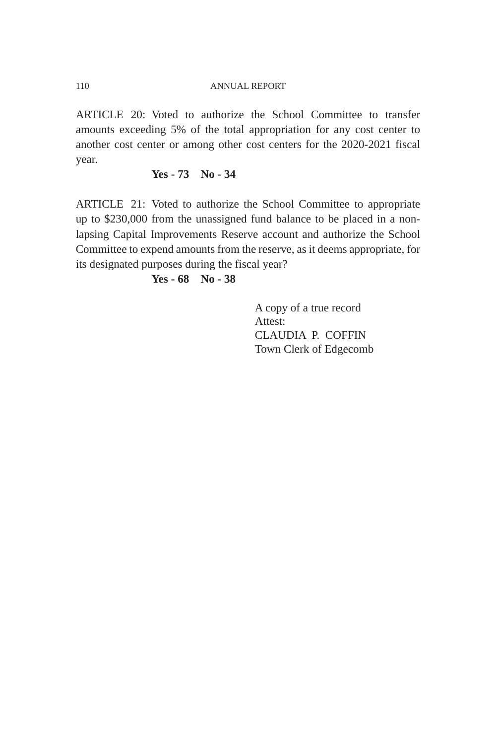ARTICLE 20: Voted to authorize the School Committee to transfer amounts exceeding 5% of the total appropriation for any cost center to another cost center or among other cost centers for the 2020-2021 fiscal year.

**Yes - 73 No - 34**

ARTICLE 21: Voted to authorize the School Committee to appropriate up to $230,000 from the unassigned fund balance to be placed in a non-lapsing Capital Improvements Reserve account and authorize the School Committee to expend amounts from the reserve, as it deems appropriate, for its designated purposes during the fiscal year?

**Yes - 68 No - 38**

A copy of a true record
Attest:
CLAUDIA P. COFFIN
Town Clerk of Edgecomb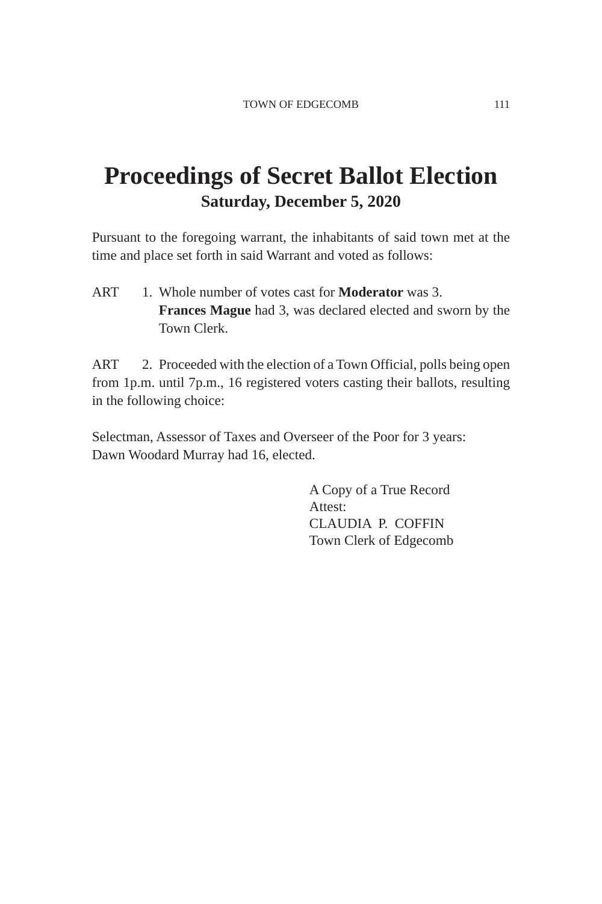# Proceedings of Secret Ballot Election

## Saturday, December 5, 2020

Pursuant to the foregoing warrant, the inhabitants of said town met at the time and place set forth in said Warrant and voted as follows:

ART 1. Whole number of votes cast for **Moderator** was 3.
**Frances Mague** had 3, was declared elected and sworn by the Town Clerk.

ART 2. Proceeded with the election of a Town Official, polls being open from 1p.m. until 7p.m., 16 registered voters casting their ballots, resulting in the following choice:

Selectman, Assessor of Taxes and Overseer of the Poor for 3 years:
Dawn Woodard Murray had 16, elected.

A Copy of a True Record
Attest:
CLAUDIA P. COFFIN
Town Clerk of Edgecomb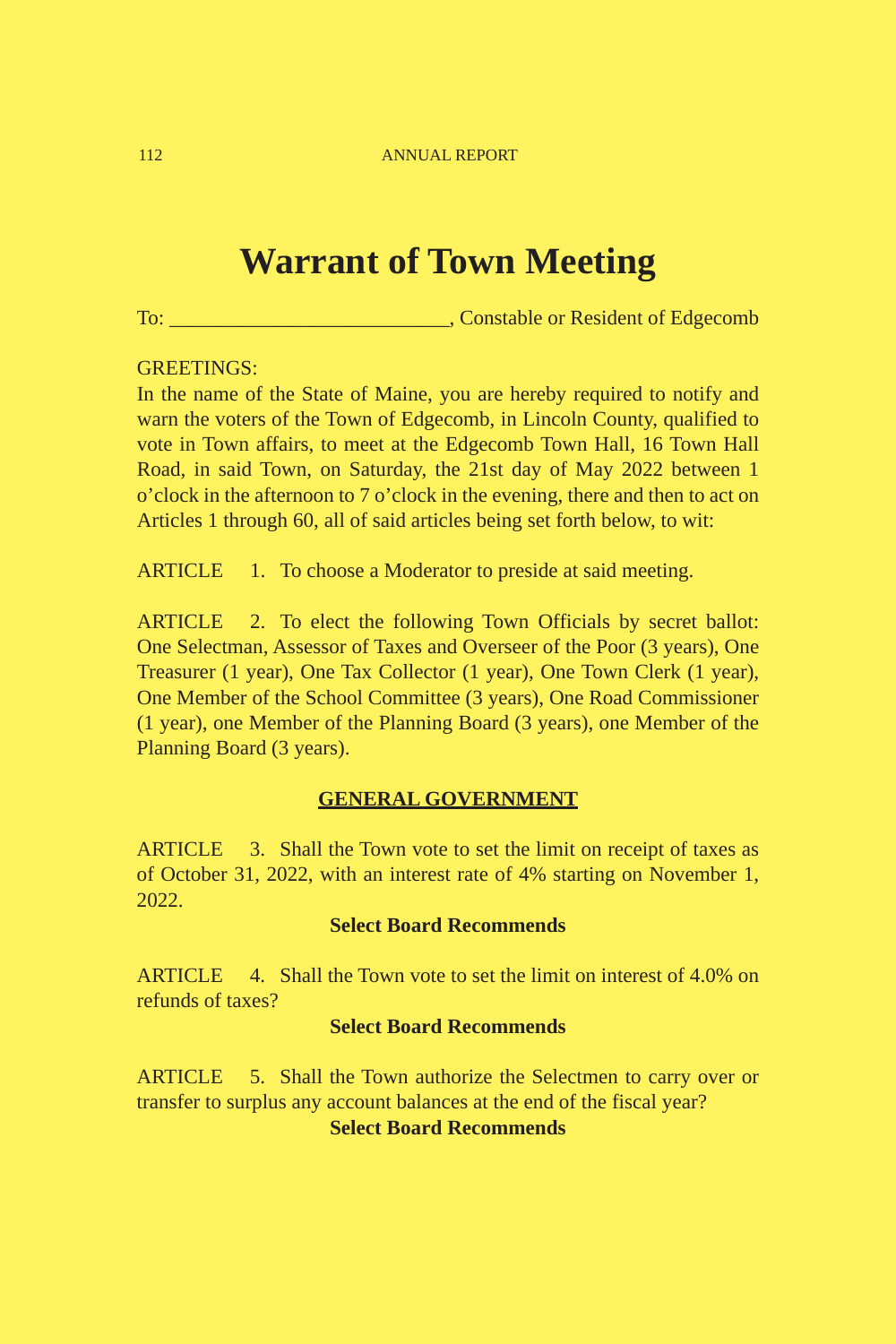# Warrant of Town Meeting

To: ___________________________, Constable or Resident of Edgecomb

GREETINGS:

In the name of the State of Maine, you are hereby required to notify and warn the voters of the Town of Edgecomb, in Lincoln County, qualified to vote in Town affairs, to meet at the Edgecomb Town Hall, 16 Town Hall Road, in said Town, on Saturday, the 21st day of May 2022 between 1 o'clock in the afternoon to 7 o'clock in the evening, there and then to act on Articles 1 through 60, all of said articles being set forth below, to wit:

ARTICLE 1. To choose a Moderator to preside at said meeting.

ARTICLE 2. To elect the following Town Officials by secret ballot: One Selectman, Assessor of Taxes and Overseer of the Poor (3 years), One Treasurer (1 year), One Tax Collector (1 year), One Town Clerk (1 year), One Member of the School Committee (3 years), One Road Commissioner (1 year), one Member of the Planning Board (3 years), one Member of the Planning Board (3 years).

## GENERAL GOVERNMENT

ARTICLE 3. Shall the Town vote to set the limit on receipt of taxes as of October 31, 2022, with an interest rate of 4% starting on November 1, 2022.

**Select Board Recommends**

ARTICLE 4. Shall the Town vote to set the limit on interest of 4.0% on refunds of taxes?

**Select Board Recommends**

ARTICLE 5. Shall the Town authorize the Selectmen to carry over or transfer to surplus any account balances at the end of the fiscal year?

**Select Board Recommends**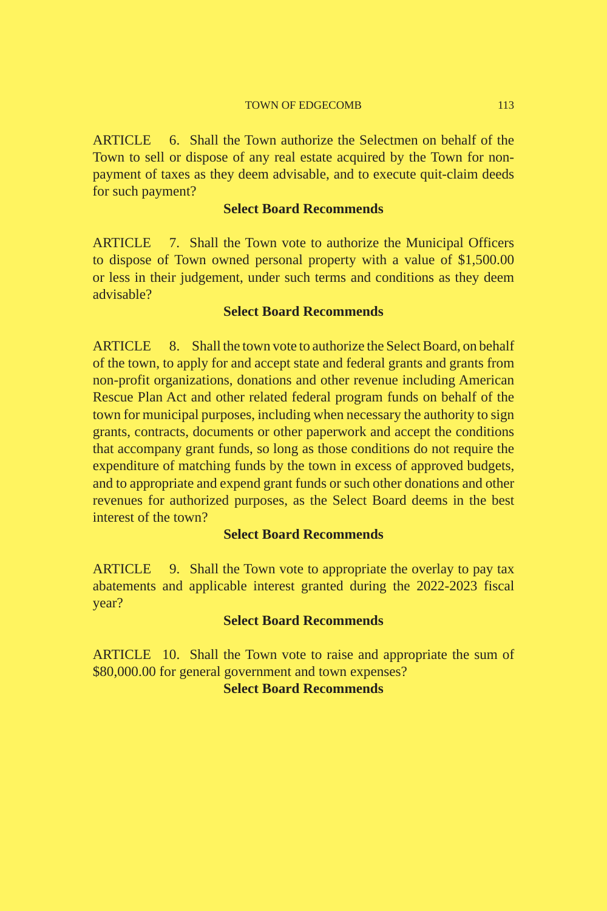ARTICLE 6. Shall the Town authorize the Selectmen on behalf of the Town to sell or dispose of any real estate acquired by the Town for non-payment of taxes as they deem advisable, and to execute quit-claim deeds for such payment?

**Select Board Recommends**

ARTICLE 7. Shall the Town vote to authorize the Municipal Officers to dispose of Town owned personal property with a value of $1,500.00 or less in their judgement, under such terms and conditions as they deem advisable?

**Select Board Recommends**

ARTICLE 8. Shall the town vote to authorize the Select Board, on behalf of the town, to apply for and accept state and federal grants and grants from non-profit organizations, donations and other revenue including American Rescue Plan Act and other related federal program funds on behalf of the town for municipal purposes, including when necessary the authority to sign grants, contracts, documents or other paperwork and accept the conditions that accompany grant funds, so long as those conditions do not require the expenditure of matching funds by the town in excess of approved budgets, and to appropriate and expend grant funds or such other donations and other revenues for authorized purposes, as the Select Board deems in the best interest of the town?

**Select Board Recommends**

ARTICLE 9. Shall the Town vote to appropriate the overlay to pay tax abatements and applicable interest granted during the 2022-2023 fiscal year?

**Select Board Recommends**

ARTICLE 10. Shall the Town vote to raise and appropriate the sum of $80,000.00 for general government and town expenses?

**Select Board Recommends**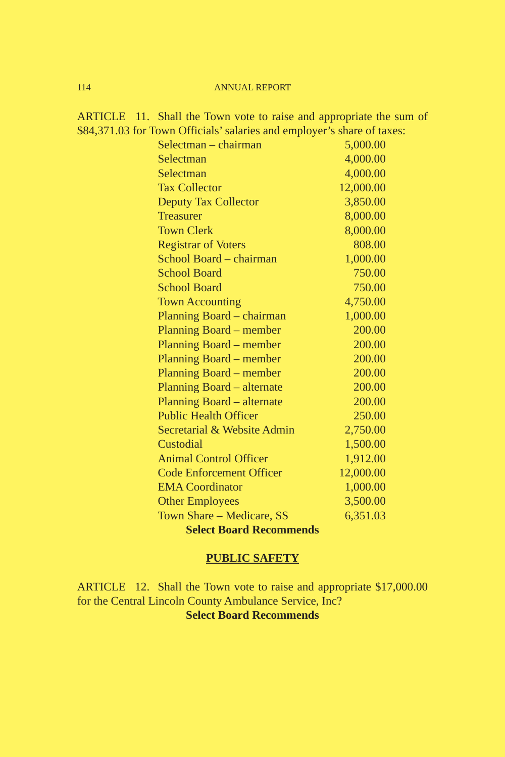ARTICLE 11. Shall the Town vote to raise and appropriate the sum of $84,371.03 for Town Officials' salaries and employer's share of taxes:

| | |
|---|---|
| Selectman – chairman | 5,000.00 |
| Selectman | 4,000.00 |
| Selectman | 4,000.00 |
| Tax Collector | 12,000.00 |
| Deputy Tax Collector | 3,850.00 |
| Treasurer | 8,000.00 |
| Town Clerk | 8,000.00 |
| Registrar of Voters | 808.00 |
| School Board – chairman | 1,000.00 |
| School Board | 750.00 |
| School Board | 750.00 |
| Town Accounting | 4,750.00 |
| Planning Board – chairman | 1,000.00 |
| Planning Board – member | 200.00 |
| Planning Board – member | 200.00 |
| Planning Board – member | 200.00 |
| Planning Board – member | 200.00 |
| Planning Board – alternate | 200.00 |
| Planning Board – alternate | 200.00 |
| Public Health Officer | 250.00 |
| Secretarial & Website Admin | 2,750.00 |
| Custodial | 1,500.00 |
| Animal Control Officer | 1,912.00 |
| Code Enforcement Officer | 12,000.00 |
| EMA Coordinator | 1,000.00 |
| Other Employees | 3,500.00 |
| Town Share – Medicare, SS | 6,351.03 |

**Select Board Recommends**

## PUBLIC SAFETY

ARTICLE 12. Shall the Town vote to raise and appropriate $17,000.00 for the Central Lincoln County Ambulance Service, Inc?

**Select Board Recommends**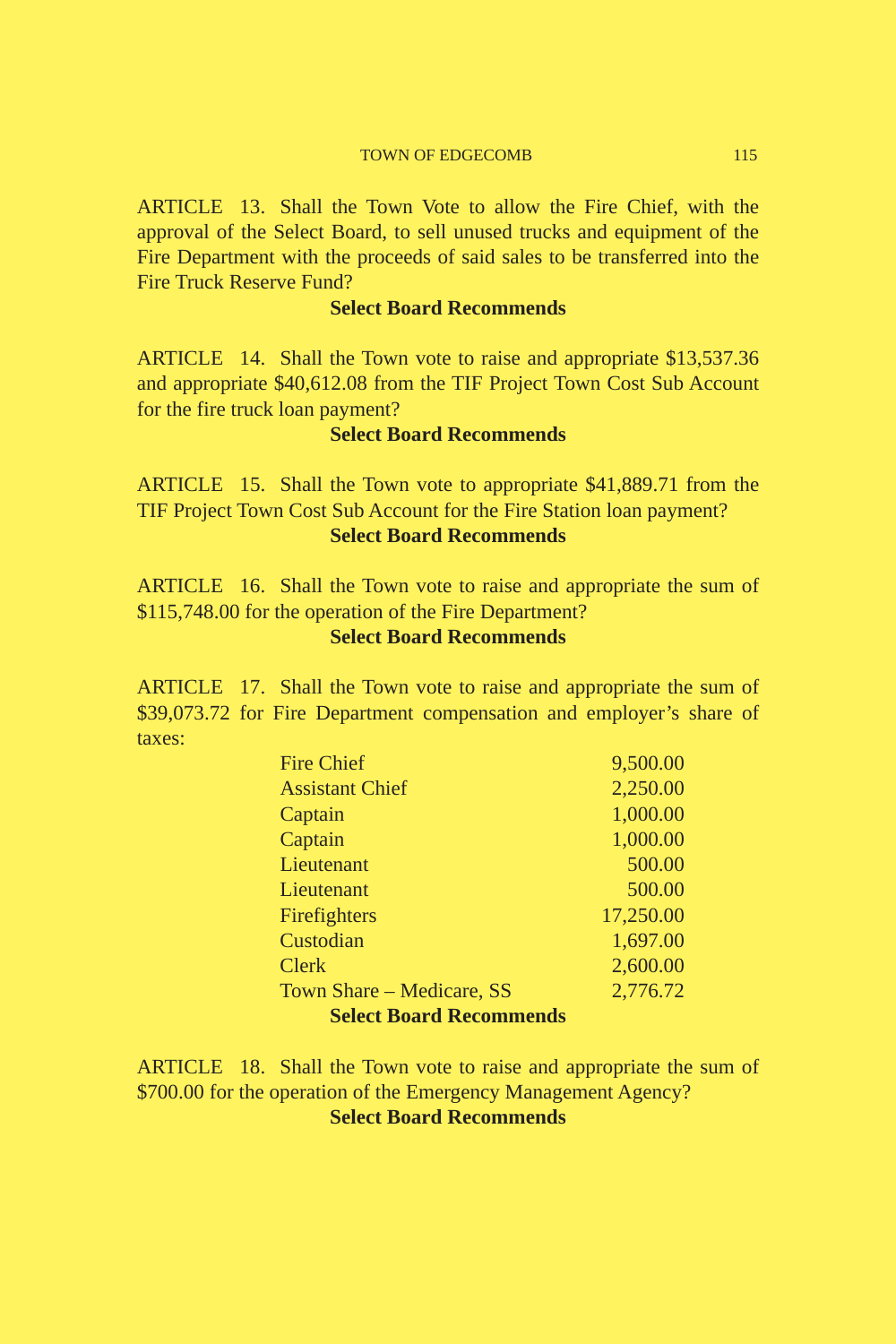ARTICLE 13. Shall the Town Vote to allow the Fire Chief, with the approval of the Select Board, to sell unused trucks and equipment of the Fire Department with the proceeds of said sales to be transferred into the Fire Truck Reserve Fund?

**Select Board Recommends**

ARTICLE 14. Shall the Town vote to raise and appropriate $13,537.36 and appropriate $40,612.08 from the TIF Project Town Cost Sub Account for the fire truck loan payment?

**Select Board Recommends**

ARTICLE 15. Shall the Town vote to appropriate $41,889.71 from the TIF Project Town Cost Sub Account for the Fire Station loan payment?

**Select Board Recommends**

ARTICLE 16. Shall the Town vote to raise and appropriate the sum of $115,748.00 for the operation of the Fire Department?

**Select Board Recommends**

ARTICLE 17. Shall the Town vote to raise and appropriate the sum of $39,073.72 for Fire Department compensation and employer's share of taxes:

| | |
|---|---:|
| Fire Chief | 9,500.00 |
| Assistant Chief | 2,250.00 |
| Captain | 1,000.00 |
| Captain | 1,000.00 |
| Lieutenant | 500.00 |
| Lieutenant | 500.00 |
| Firefighters | 17,250.00 |
| Custodian | 1,697.00 |
| Clerk | 2,600.00 |
| Town Share – Medicare, SS | 2,776.72 |

**Select Board Recommends**

ARTICLE 18. Shall the Town vote to raise and appropriate the sum of $700.00 for the operation of the Emergency Management Agency?

**Select Board Recommends**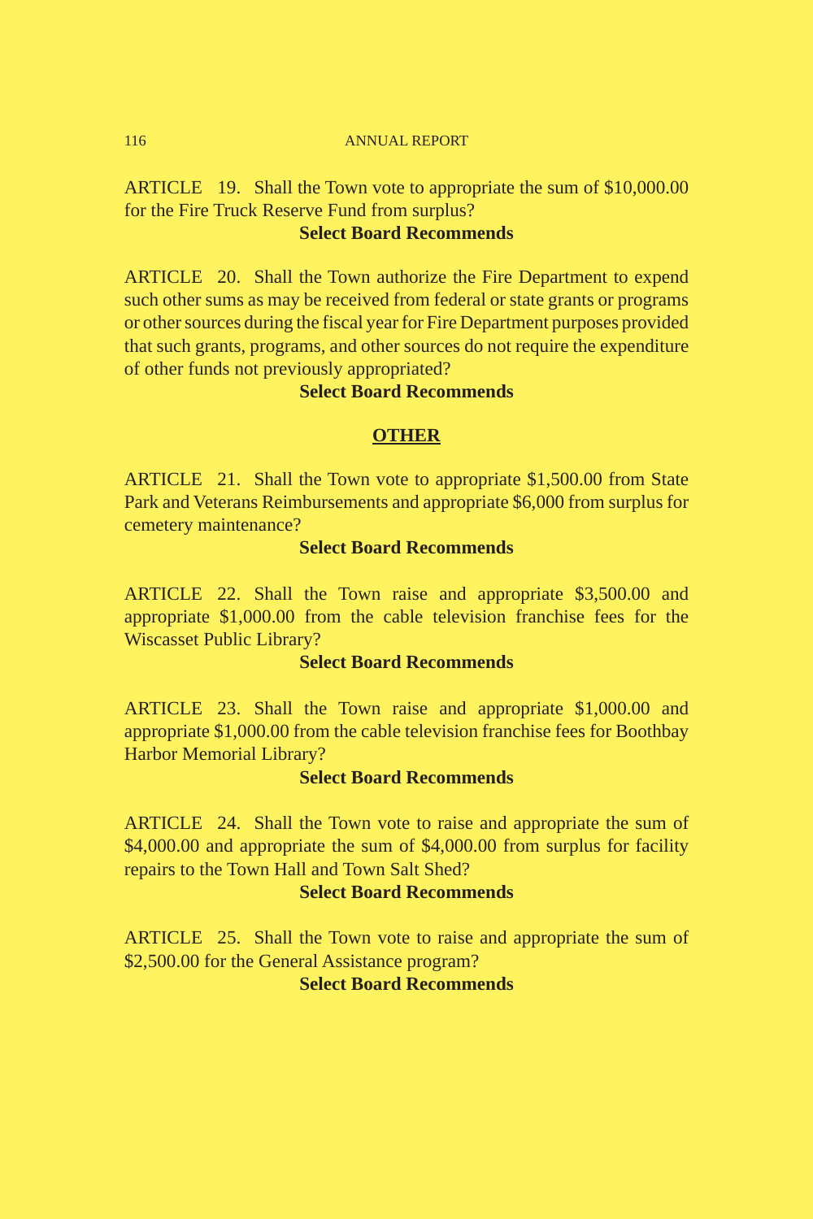ARTICLE 19. Shall the Town vote to appropriate the sum of $10,000.00 for the Fire Truck Reserve Fund from surplus?

**Select Board Recommends**

ARTICLE 20. Shall the Town authorize the Fire Department to expend such other sums as may be received from federal or state grants or programs or other sources during the fiscal year for Fire Department purposes provided that such grants, programs, and other sources do not require the expenditure of other funds not previously appropriated?

**Select Board Recommends**

## OTHER

ARTICLE 21. Shall the Town vote to appropriate $1,500.00 from State Park and Veterans Reimbursements and appropriate $6,000 from surplus for cemetery maintenance?

**Select Board Recommends**

ARTICLE 22. Shall the Town raise and appropriate $3,500.00 and appropriate $1,000.00 from the cable television franchise fees for the Wiscasset Public Library?

**Select Board Recommends**

ARTICLE 23. Shall the Town raise and appropriate $1,000.00 and appropriate $1,000.00 from the cable television franchise fees for Boothbay Harbor Memorial Library?

**Select Board Recommends**

ARTICLE 24. Shall the Town vote to raise and appropriate the sum of $4,000.00 and appropriate the sum of $4,000.00 from surplus for facility repairs to the Town Hall and Town Salt Shed?

**Select Board Recommends**

ARTICLE 25. Shall the Town vote to raise and appropriate the sum of $2,500.00 for the General Assistance program?

**Select Board Recommends**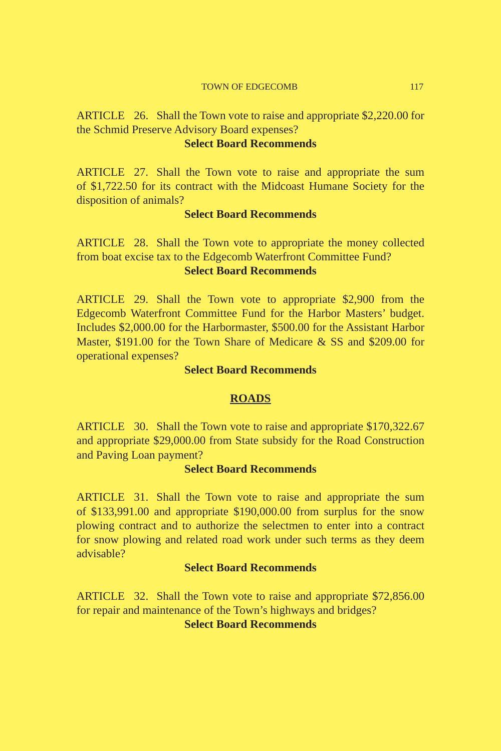ARTICLE 26. Shall the Town vote to raise and appropriate $2,220.00 for the Schmid Preserve Advisory Board expenses?

**Select Board Recommends**

ARTICLE 27. Shall the Town vote to raise and appropriate the sum of $1,722.50 for its contract with the Midcoast Humane Society for the disposition of animals?

**Select Board Recommends**

ARTICLE 28. Shall the Town vote to appropriate the money collected from boat excise tax to the Edgecomb Waterfront Committee Fund?

**Select Board Recommends**

ARTICLE 29. Shall the Town vote to appropriate $2,900 from the Edgecomb Waterfront Committee Fund for the Harbor Masters' budget. Includes $2,000.00 for the Harbormaster, $500.00 for the Assistant Harbor Master, $191.00 for the Town Share of Medicare & SS and $209.00 for operational expenses?

**Select Board Recommends**

## ROADS

ARTICLE 30. Shall the Town vote to raise and appropriate $170,322.67 and appropriate $29,000.00 from State subsidy for the Road Construction and Paving Loan payment?

**Select Board Recommends**

ARTICLE 31. Shall the Town vote to raise and appropriate the sum of $133,991.00 and appropriate $190,000.00 from surplus for the snow plowing contract and to authorize the selectmen to enter into a contract for snow plowing and related road work under such terms as they deem advisable?

**Select Board Recommends**

ARTICLE 32. Shall the Town vote to raise and appropriate $72,856.00 for repair and maintenance of the Town's highways and bridges?

**Select Board Recommends**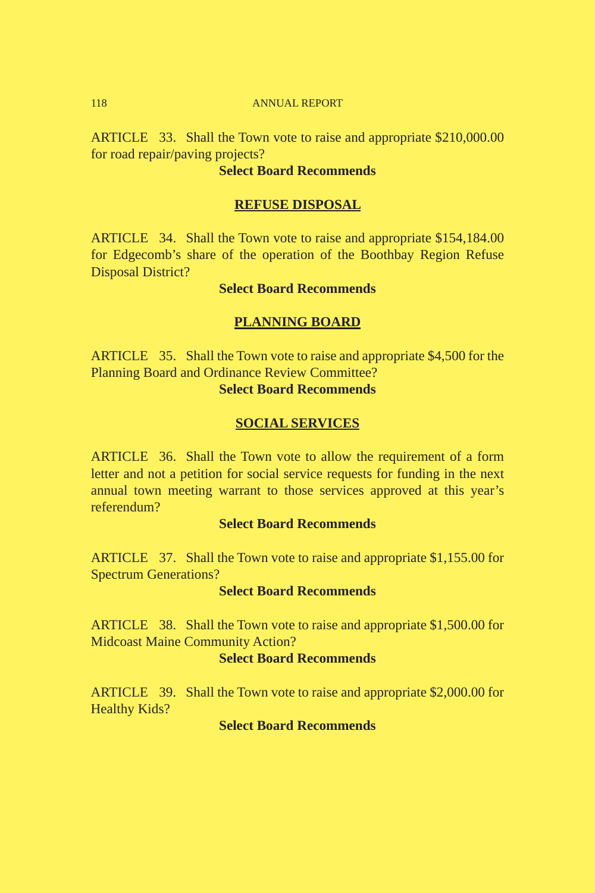ARTICLE 33. Shall the Town vote to raise and appropriate $210,000.00 for road repair/paving projects?

**Select Board Recommends**

## REFUSE DISPOSAL

ARTICLE 34. Shall the Town vote to raise and appropriate $154,184.00 for Edgecomb's share of the operation of the Boothbay Region Refuse Disposal District?

**Select Board Recommends**

## PLANNING BOARD

ARTICLE 35. Shall the Town vote to raise and appropriate $4,500 for the Planning Board and Ordinance Review Committee?

**Select Board Recommends**

## SOCIAL SERVICES

ARTICLE 36. Shall the Town vote to allow the requirement of a form letter and not a petition for social service requests for funding in the next annual town meeting warrant to those services approved at this year's referendum?

**Select Board Recommends**

ARTICLE 37. Shall the Town vote to raise and appropriate $1,155.00 for Spectrum Generations?

**Select Board Recommends**

ARTICLE 38. Shall the Town vote to raise and appropriate $1,500.00 for Midcoast Maine Community Action?

**Select Board Recommends**

ARTICLE 39. Shall the Town vote to raise and appropriate $2,000.00 for Healthy Kids?

**Select Board Recommends**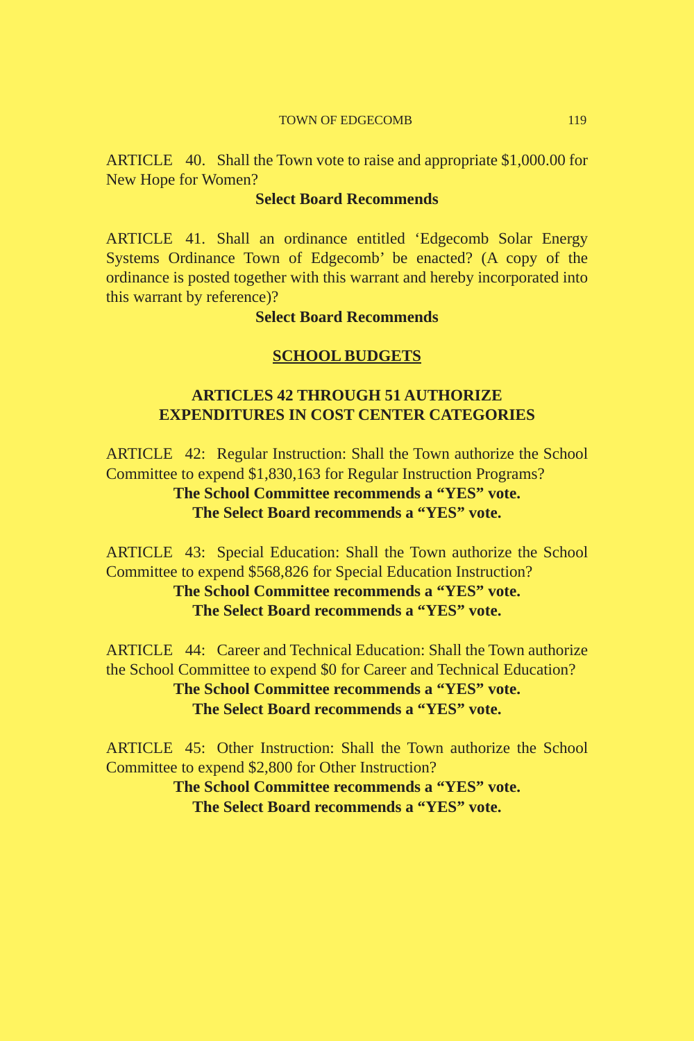ARTICLE 40. Shall the Town vote to raise and appropriate $1,000.00 for New Hope for Women?

**Select Board Recommends**

ARTICLE 41. Shall an ordinance entitled 'Edgecomb Solar Energy Systems Ordinance Town of Edgecomb' be enacted? (A copy of the ordinance is posted together with this warrant and hereby incorporated into this warrant by reference)?

**Select Board Recommends**

## <u>SCHOOL BUDGETS</u>

### ARTICLES 42 THROUGH 51 AUTHORIZE EXPENDITURES IN COST CENTER CATEGORIES

ARTICLE 42: Regular Instruction: Shall the Town authorize the School Committee to expend $1,830,163 for Regular Instruction Programs?

**The School Committee recommends a "YES" vote.**
**The Select Board recommends a "YES" vote.**

ARTICLE 43: Special Education: Shall the Town authorize the School Committee to expend $568,826 for Special Education Instruction?

**The School Committee recommends a "YES" vote.**
**The Select Board recommends a "YES" vote.**

ARTICLE 44: Career and Technical Education: Shall the Town authorize the School Committee to expend $0 for Career and Technical Education?

**The School Committee recommends a "YES" vote.**
**The Select Board recommends a "YES" vote.**

ARTICLE 45: Other Instruction: Shall the Town authorize the School Committee to expend $2,800 for Other Instruction?

**The School Committee recommends a "YES" vote.**
**The Select Board recommends a "YES" vote.**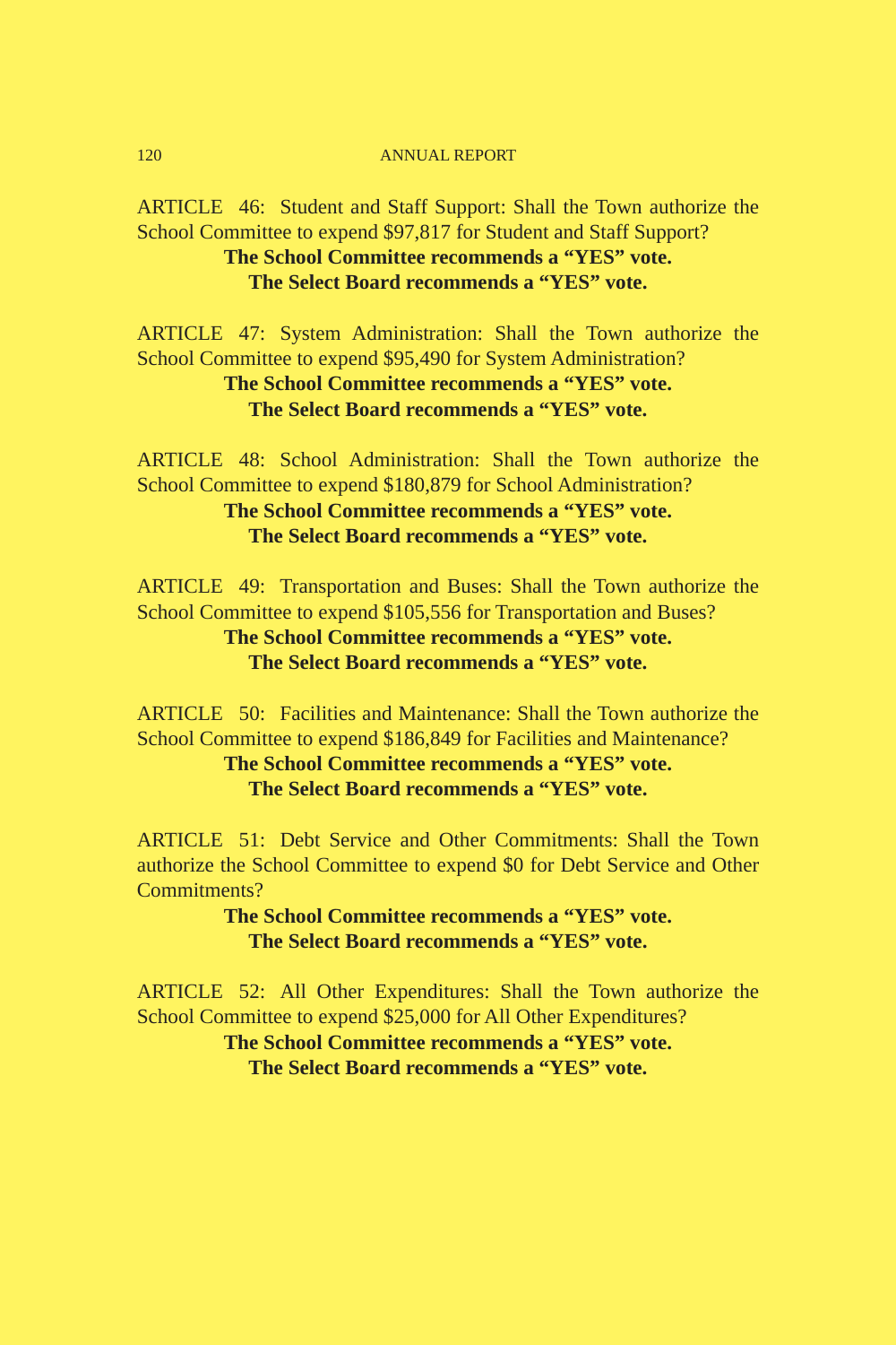ARTICLE 46: Student and Staff Support: Shall the Town authorize the School Committee to expend $97,817 for Student and Staff Support?

**The School Committee recommends a "YES" vote.**
**The Select Board recommends a "YES" vote.**

ARTICLE 47: System Administration: Shall the Town authorize the School Committee to expend $95,490 for System Administration?

**The School Committee recommends a "YES" vote.**
**The Select Board recommends a "YES" vote.**

ARTICLE 48: School Administration: Shall the Town authorize the School Committee to expend $180,879 for School Administration?

**The School Committee recommends a "YES" vote.**
**The Select Board recommends a "YES" vote.**

ARTICLE 49: Transportation and Buses: Shall the Town authorize the School Committee to expend $105,556 for Transportation and Buses?

**The School Committee recommends a "YES" vote.**
**The Select Board recommends a "YES" vote.**

ARTICLE 50: Facilities and Maintenance: Shall the Town authorize the School Committee to expend $186,849 for Facilities and Maintenance?

**The School Committee recommends a "YES" vote.**
**The Select Board recommends a "YES" vote.**

ARTICLE 51: Debt Service and Other Commitments: Shall the Town authorize the School Committee to expend $0 for Debt Service and Other Commitments?

**The School Committee recommends a "YES" vote.**
**The Select Board recommends a "YES" vote.**

ARTICLE 52: All Other Expenditures: Shall the Town authorize the School Committee to expend $25,000 for All Other Expenditures?

**The School Committee recommends a "YES" vote.**
**The Select Board recommends a "YES" vote.**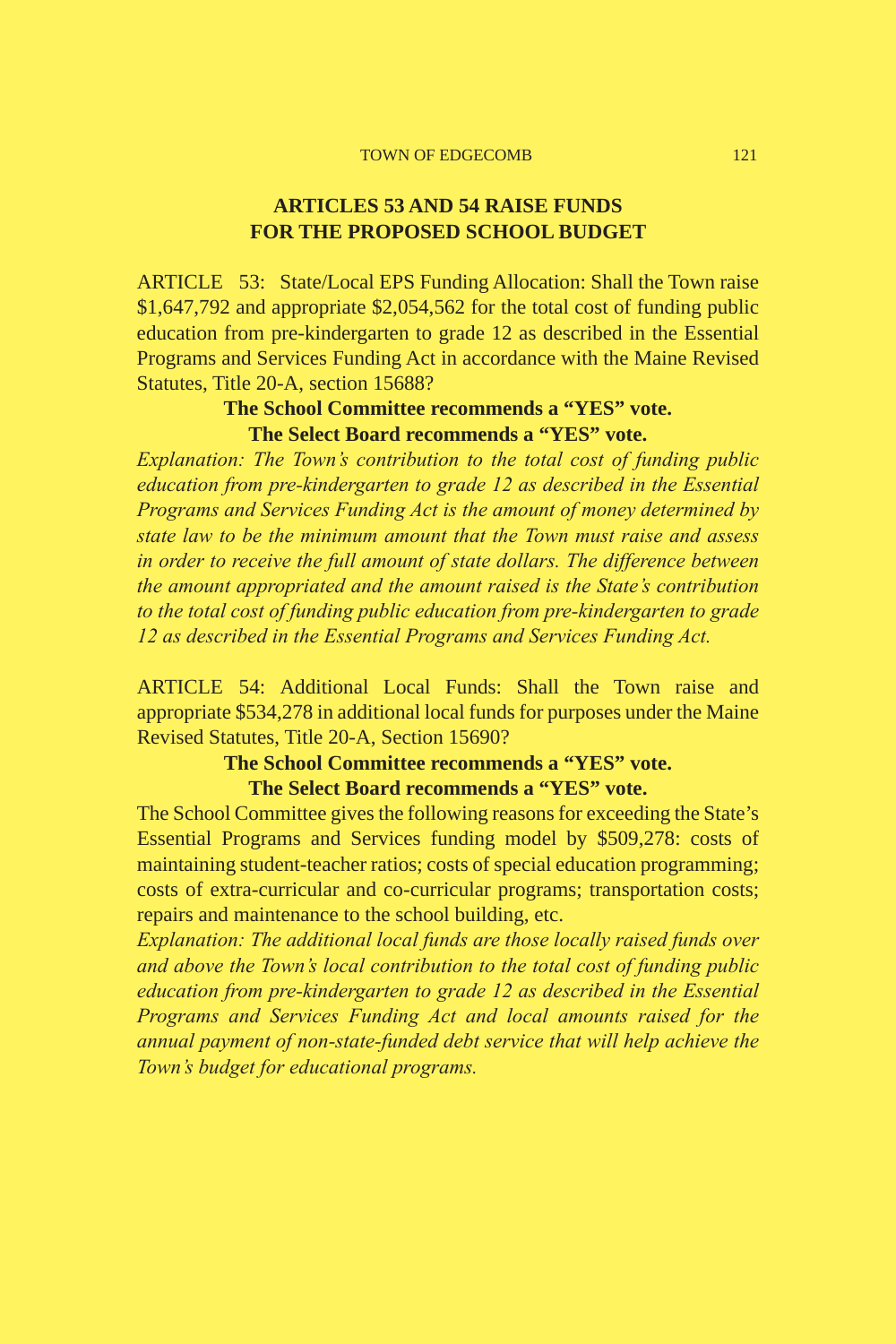## ARTICLES 53 AND 54 RAISE FUNDS FOR THE PROPOSED SCHOOL BUDGET

ARTICLE 53: State/Local EPS Funding Allocation: Shall the Town raise $1,647,792 and appropriate $2,054,562 for the total cost of funding public education from pre-kindergarten to grade 12 as described in the Essential Programs and Services Funding Act in accordance with the Maine Revised Statutes, Title 20-A, section 15688?

**The School Committee recommends a "YES" vote.**
**The Select Board recommends a "YES" vote.**

*Explanation: The Town's contribution to the total cost of funding public education from pre-kindergarten to grade 12 as described in the Essential Programs and Services Funding Act is the amount of money determined by state law to be the minimum amount that the Town must raise and assess in order to receive the full amount of state dollars. The difference between the amount appropriated and the amount raised is the State's contribution to the total cost of funding public education from pre-kindergarten to grade 12 as described in the Essential Programs and Services Funding Act.*

ARTICLE 54: Additional Local Funds: Shall the Town raise and appropriate $534,278 in additional local funds for purposes under the Maine Revised Statutes, Title 20-A, Section 15690?

**The School Committee recommends a "YES" vote.**
**The Select Board recommends a "YES" vote.**

The School Committee gives the following reasons for exceeding the State's Essential Programs and Services funding model by $509,278: costs of maintaining student-teacher ratios; costs of special education programming; costs of extra-curricular and co-curricular programs; transportation costs; repairs and maintenance to the school building, etc.

*Explanation: The additional local funds are those locally raised funds over and above the Town's local contribution to the total cost of funding public education from pre-kindergarten to grade 12 as described in the Essential Programs and Services Funding Act and local amounts raised for the annual payment of non-state-funded debt service that will help achieve the Town's budget for educational programs.*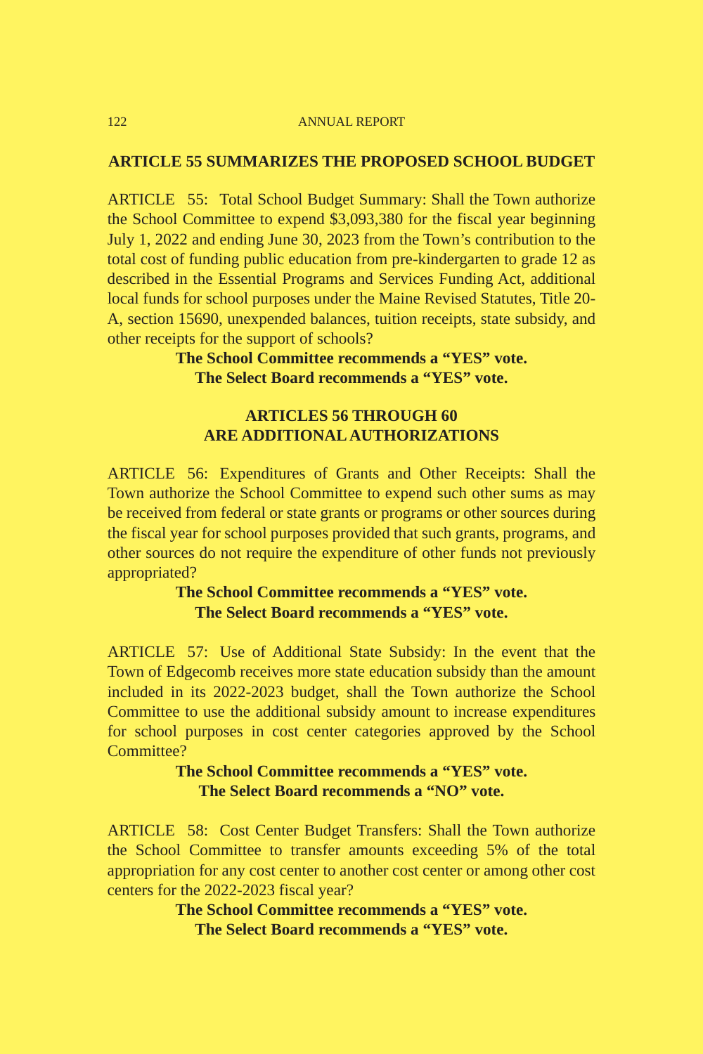**ARTICLE 55 SUMMARIZES THE PROPOSED SCHOOL BUDGET**

ARTICLE 55: Total School Budget Summary: Shall the Town authorize the School Committee to expend $3,093,380 for the fiscal year beginning July 1, 2022 and ending June 30, 2023 from the Town's contribution to the total cost of funding public education from pre-kindergarten to grade 12 as described in the Essential Programs and Services Funding Act, additional local funds for school purposes under the Maine Revised Statutes, Title 20-A, section 15690, unexpended balances, tuition receipts, state subsidy, and other receipts for the support of schools?

**The School Committee recommends a "YES" vote.**
**The Select Board recommends a "YES" vote.**

**ARTICLES 56 THROUGH 60**
**ARE ADDITIONAL AUTHORIZATIONS**

ARTICLE 56: Expenditures of Grants and Other Receipts: Shall the Town authorize the School Committee to expend such other sums as may be received from federal or state grants or programs or other sources during the fiscal year for school purposes provided that such grants, programs, and other sources do not require the expenditure of other funds not previously appropriated?

**The School Committee recommends a "YES" vote.**
**The Select Board recommends a "YES" vote.**

ARTICLE 57: Use of Additional State Subsidy: In the event that the Town of Edgecomb receives more state education subsidy than the amount included in its 2022-2023 budget, shall the Town authorize the School Committee to use the additional subsidy amount to increase expenditures for school purposes in cost center categories approved by the School Committee?

**The School Committee recommends a "YES" vote.**
**The Select Board recommends a "NO" vote.**

ARTICLE 58: Cost Center Budget Transfers: Shall the Town authorize the School Committee to transfer amounts exceeding 5% of the total appropriation for any cost center to another cost center or among other cost centers for the 2022-2023 fiscal year?

**The School Committee recommends a "YES" vote.**
**The Select Board recommends a "YES" vote.**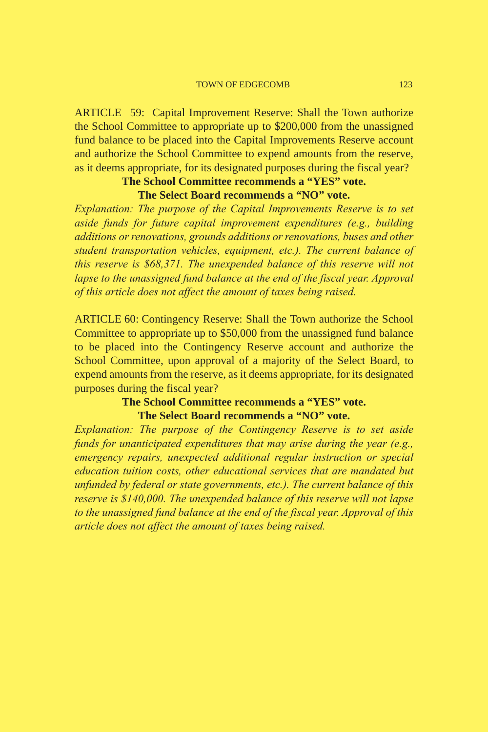ARTICLE 59: Capital Improvement Reserve: Shall the Town authorize the School Committee to appropriate up to $200,000 from the unassigned fund balance to be placed into the Capital Improvements Reserve account and authorize the School Committee to expend amounts from the reserve, as it deems appropriate, for its designated purposes during the fiscal year?

**The School Committee recommends a "YES" vote.**
**The Select Board recommends a "NO" vote.**

*Explanation: The purpose of the Capital Improvements Reserve is to set aside funds for future capital improvement expenditures (e.g., building additions or renovations, grounds additions or renovations, buses and other student transportation vehicles, equipment, etc.). The current balance of this reserve is $68,371. The unexpended balance of this reserve will not lapse to the unassigned fund balance at the end of the fiscal year. Approval of this article does not affect the amount of taxes being raised.*

ARTICLE 60: Contingency Reserve: Shall the Town authorize the School Committee to appropriate up to $50,000 from the unassigned fund balance to be placed into the Contingency Reserve account and authorize the School Committee, upon approval of a majority of the Select Board, to expend amounts from the reserve, as it deems appropriate, for its designated purposes during the fiscal year?

**The School Committee recommends a "YES" vote.**
**The Select Board recommends a "NO" vote.**

*Explanation: The purpose of the Contingency Reserve is to set aside funds for unanticipated expenditures that may arise during the year (e.g., emergency repairs, unexpected additional regular instruction or special education tuition costs, other educational services that are mandated but unfunded by federal or state governments, etc.). The current balance of this reserve is $140,000. The unexpended balance of this reserve will not lapse to the unassigned fund balance at the end of the fiscal year. Approval of this article does not affect the amount of taxes being raised.*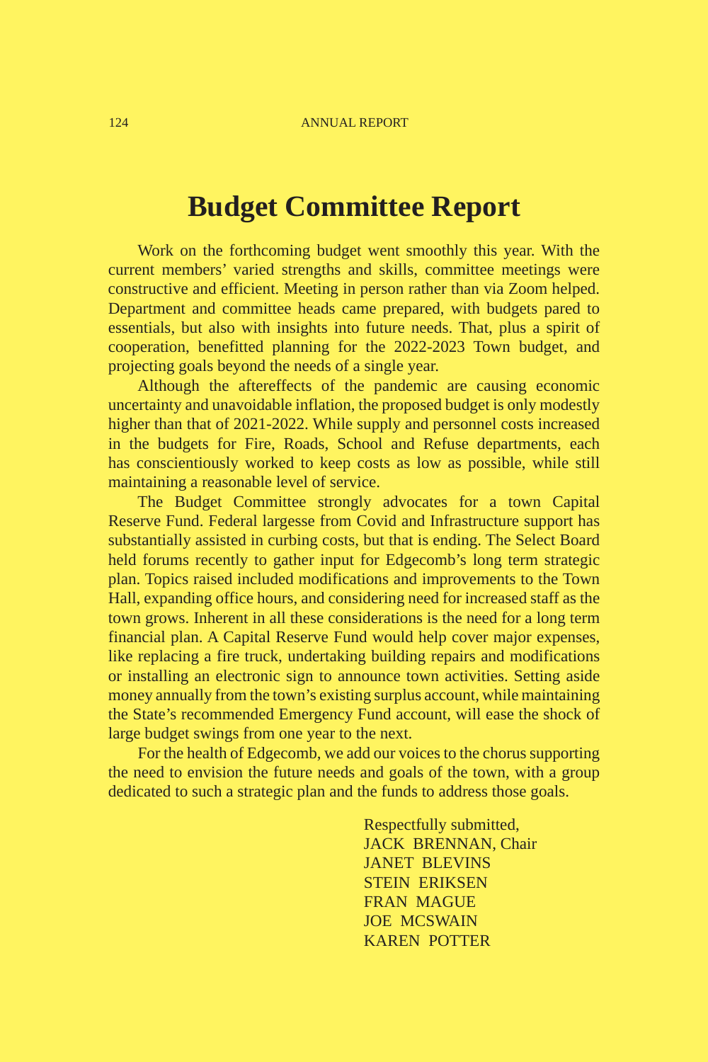# Budget Committee Report

Work on the forthcoming budget went smoothly this year. With the current members' varied strengths and skills, committee meetings were constructive and efficient. Meeting in person rather than via Zoom helped. Department and committee heads came prepared, with budgets pared to essentials, but also with insights into future needs. That, plus a spirit of cooperation, benefitted planning for the 2022-2023 Town budget, and projecting goals beyond the needs of a single year.

Although the aftereffects of the pandemic are causing economic uncertainty and unavoidable inflation, the proposed budget is only modestly higher than that of 2021-2022. While supply and personnel costs increased in the budgets for Fire, Roads, School and Refuse departments, each has conscientiously worked to keep costs as low as possible, while still maintaining a reasonable level of service.

The Budget Committee strongly advocates for a town Capital Reserve Fund. Federal largesse from Covid and Infrastructure support has substantially assisted in curbing costs, but that is ending. The Select Board held forums recently to gather input for Edgecomb's long term strategic plan. Topics raised included modifications and improvements to the Town Hall, expanding office hours, and considering need for increased staff as the town grows. Inherent in all these considerations is the need for a long term financial plan. A Capital Reserve Fund would help cover major expenses, like replacing a fire truck, undertaking building repairs and modifications or installing an electronic sign to announce town activities. Setting aside money annually from the town's existing surplus account, while maintaining the State's recommended Emergency Fund account, will ease the shock of large budget swings from one year to the next.

For the health of Edgecomb, we add our voices to the chorus supporting the need to envision the future needs and goals of the town, with a group dedicated to such a strategic plan and the funds to address those goals.

Respectfully submitted,
JACK BRENNAN, Chair
JANET BLEVINS
STEIN ERIKSEN
FRAN MAGUE
JOE MCSWAIN
KAREN POTTER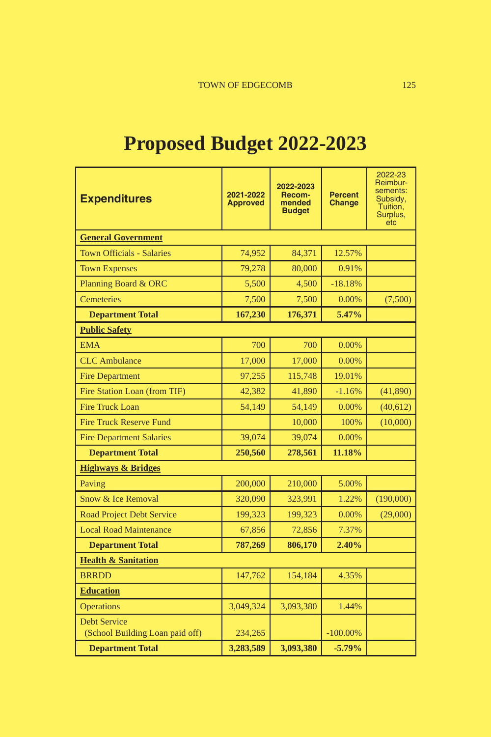# Proposed Budget 2022-2023

| Expenditures | 2021-2022 Approved | 2022-2023 Recom-mended Budget | Percent Change | 2022-23 Reimbur-sements: Subsidy, Tuition, Surplus, etc |
|---|---|---|---|---|
| **General Government** | | | | |
| Town Officials - Salaries | 74,952 | 84,371 | 12.57% | |
| Town Expenses | 79,278 | 80,000 | 0.91% | |
| Planning Board & ORC | 5,500 | 4,500 | -18.18% | |
| Cemeteries | 7,500 | 7,500 | 0.00% | (7,500) |
| **Department Total** | **167,230** | **176,371** | **5.47%** | |
| **Public Safety** | | | | |
| EMA | 700 | 700 | 0.00% | |
| CLC Ambulance | 17,000 | 17,000 | 0.00% | |
| Fire Department | 97,255 | 115,748 | 19.01% | |
| Fire Station Loan (from TIF) | 42,382 | 41,890 | -1.16% | (41,890) |
| Fire Truck Loan | 54,149 | 54,149 | 0.00% | (40,612) |
| Fire Truck Reserve Fund | | 10,000 | 100% | (10,000) |
| Fire Department Salaries | 39,074 | 39,074 | 0.00% | |
| **Department Total** | **250,560** | **278,561** | **11.18%** | |
| **Highways & Bridges** | | | | |
| Paving | 200,000 | 210,000 | 5.00% | |
| Snow & Ice Removal | 320,090 | 323,991 | 1.22% | (190,000) |
| Road Project Debt Service | 199,323 | 199,323 | 0.00% | (29,000) |
| Local Road Maintenance | 67,856 | 72,856 | 7.37% | |
| **Department Total** | **787,269** | **806,170** | **2.40%** | |
| **Health & Sanitation** | | | | |
| BRRDD | 147,762 | 154,184 | 4.35% | |
| **Education** | | | | |
| Operations | 3,049,324 | 3,093,380 | 1.44% | |
| Debt Service (School Building Loan paid off) | 234,265 | | -100.00% | |
| **Department Total** | **3,283,589** | **3,093,380** | **-5.79%** | |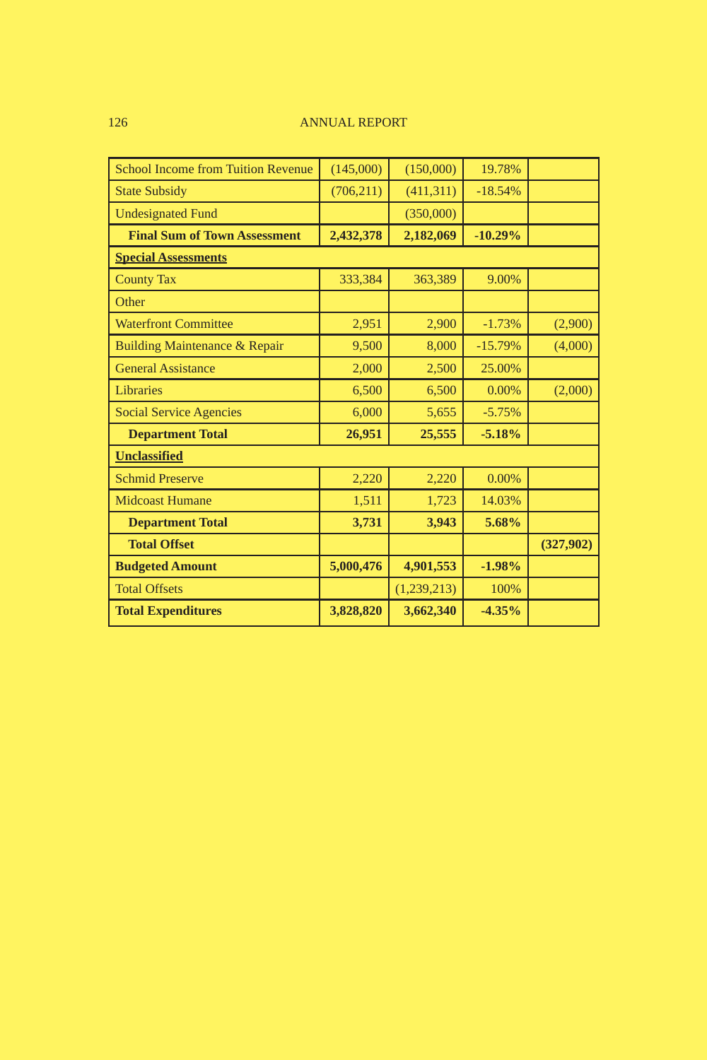| | | | | |
|---|---|---|---|---|
| School Income from Tuition Revenue | (145,000) | (150,000) | 19.78% | |
| State Subsidy | (706,211) | (411,311) | -18.54% | |
| Undesignated Fund | | (350,000) | | |
| **Final Sum of Town Assessment** | **2,432,378** | **2,182,069** | **-10.29%** | |
| **Special Assessments** | | | | |
| County Tax | 333,384 | 363,389 | 9.00% | |
| Other | | | | |
| Waterfront Committee | 2,951 | 2,900 | -1.73% | (2,900) |
| Building Maintenance & Repair | 9,500 | 8,000 | -15.79% | (4,000) |
| General Assistance | 2,000 | 2,500 | 25.00% | |
| Libraries | 6,500 | 6,500 | 0.00% | (2,000) |
| Social Service Agencies | 6,000 | 5,655 | -5.75% | |
| **Department Total** | **26,951** | **25,555** | **-5.18%** | |
| **Unclassified** | | | | |
| Schmid Preserve | 2,220 | 2,220 | 0.00% | |
| Midcoast Humane | 1,511 | 1,723 | 14.03% | |
| **Department Total** | **3,731** | **3,943** | **5.68%** | |
| **Total Offset** | | | | **(327,902)** |
| **Budgeted Amount** | **5,000,476** | **4,901,553** | **-1.98%** | |
| Total Offsets | | (1,239,213) | 100% | |
| **Total Expenditures** | **3,828,820** | **3,662,340** | **-4.35%** | |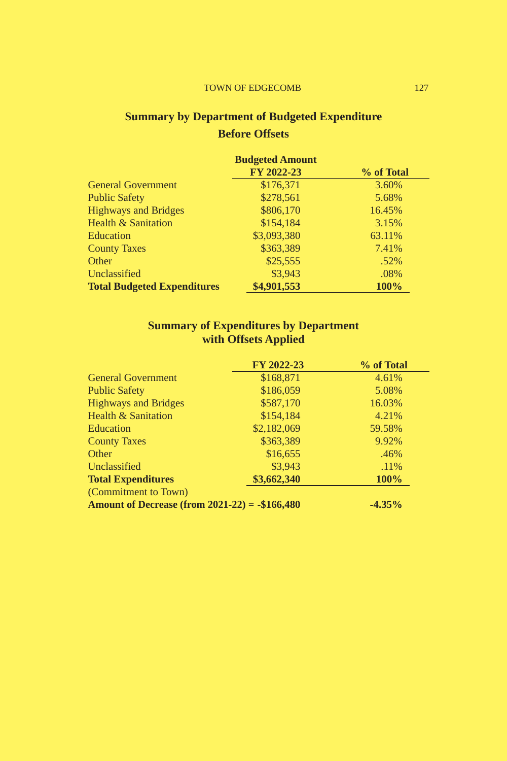## Summary by Department of Budgeted Expenditure
## Before Offsets

| | Budgeted Amount FY 2022-23 | % of Total |
|---|---|---|
| General Government | $176,371 | 3.60% |
| Public Safety | $278,561 | 5.68% |
| Highways and Bridges | $806,170 | 16.45% |
| Health & Sanitation | $154,184 | 3.15% |
| Education | $3,093,380 | 63.11% |
| County Taxes | $363,389 | 7.41% |
| Other | $25,555 | .52% |
| Unclassified | $3,943 | .08% |
| **Total Budgeted Expenditures** | **$4,901,553** | **100%** |

## Summary of Expenditures by Department with Offsets Applied

| | FY 2022-23 | % of Total |
|---|---|---|
| General Government | $168,871 | 4.61% |
| Public Safety | $186,059 | 5.08% |
| Highways and Bridges | $587,170 | 16.03% |
| Health & Sanitation | $154,184 | 4.21% |
| Education | $2,182,069 | 59.58% |
| County Taxes | $363,389 | 9.92% |
| Other | $16,655 | .46% |
| Unclassified | $3,943 | .11% |
| **Total Expenditures** | **$3,662,340** | **100%** |
| (Commitment to Town) | | |
| **Amount of Decrease (from 2021-22) = -$166,480** | | **-4.35%** |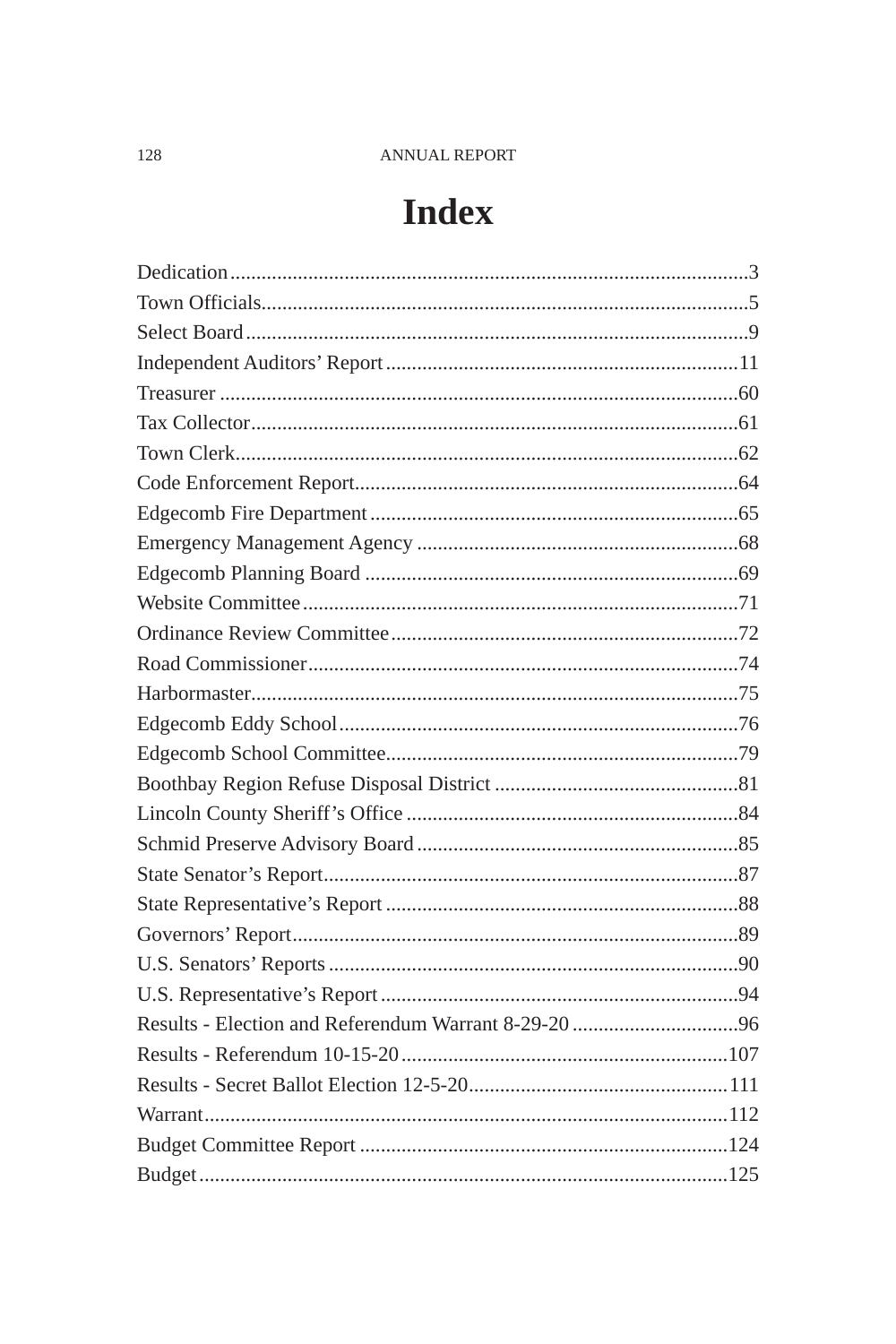# Index

| | |
|---|---|
| Dedication | 3 |
| Town Officials | 5 |
| Select Board | 9 |
| Independent Auditors' Report | 11 |
| Treasurer | 60 |
| Tax Collector | 61 |
| Town Clerk | 62 |
| Code Enforcement Report | 64 |
| Edgecomb Fire Department | 65 |
| Emergency Management Agency | 68 |
| Edgecomb Planning Board | 69 |
| Website Committee | 71 |
| Ordinance Review Committee | 72 |
| Road Commissioner | 74 |
| Harbormaster | 75 |
| Edgecomb Eddy School | 76 |
| Edgecomb School Committee | 79 |
| Boothbay Region Refuse Disposal District | 81 |
| Lincoln County Sheriff's Office | 84 |
| Schmid Preserve Advisory Board | 85 |
| State Senator's Report | 87 |
| State Representative's Report | 88 |
| Governors' Report | 89 |
| U.S. Senators' Reports | 90 |
| U.S. Representative's Report | 94 |
| Results - Election and Referendum Warrant 8-29-20 | 96 |
| Results - Referendum 10-15-20 | 107 |
| Results - Secret Ballot Election 12-5-20 | 111 |
| Warrant | 112 |
| Budget Committee Report | 124 |
| Budget | 125 |